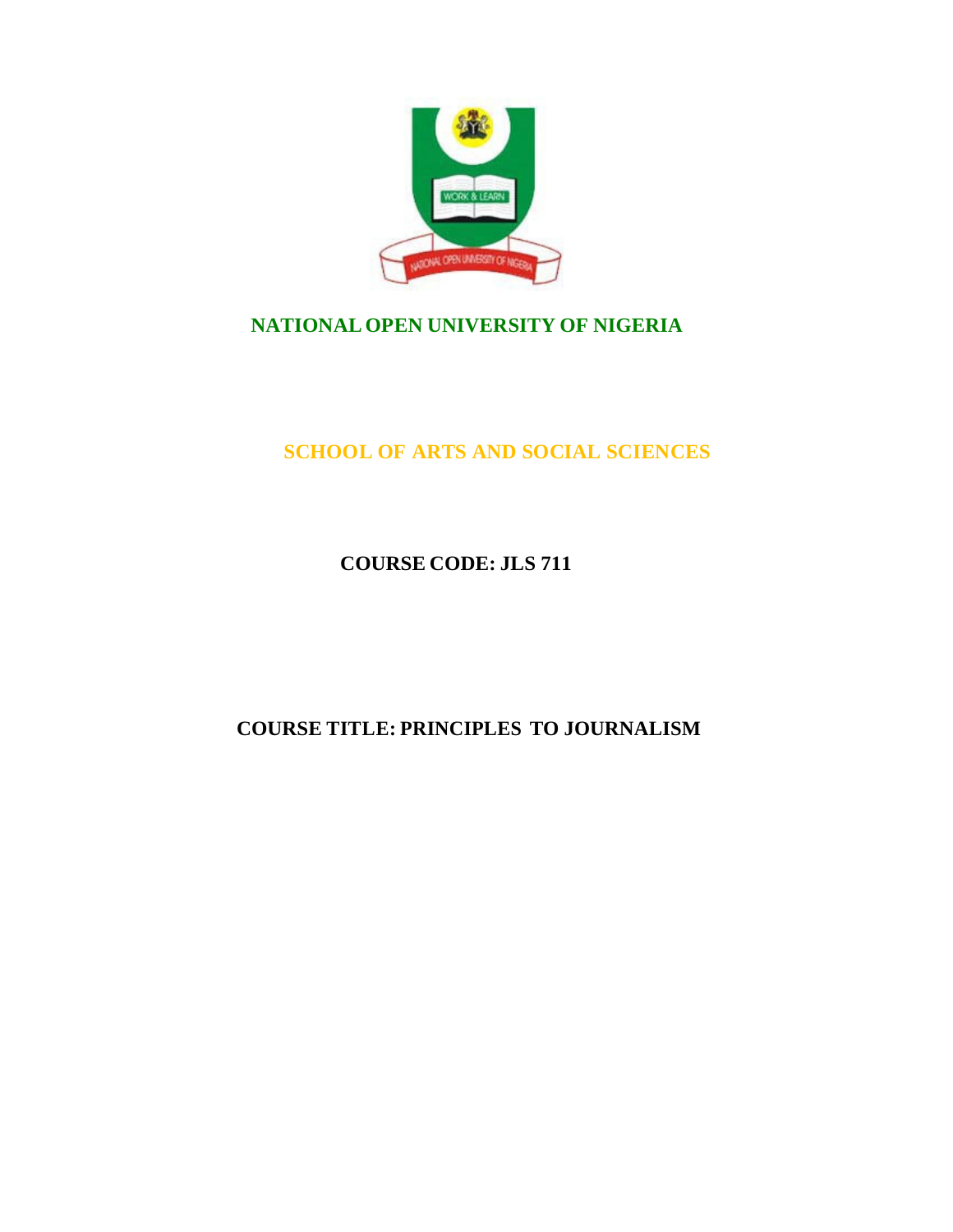# NATIONAL OPEN UNIVERSITY OF NIGERIA

## SCHOOL OF ARTS AND SOCIAL SCIENCES

**COURSE CODE: JLS 711**

**COURSE TITLE: PRINCIPLES TO JOURNALISM**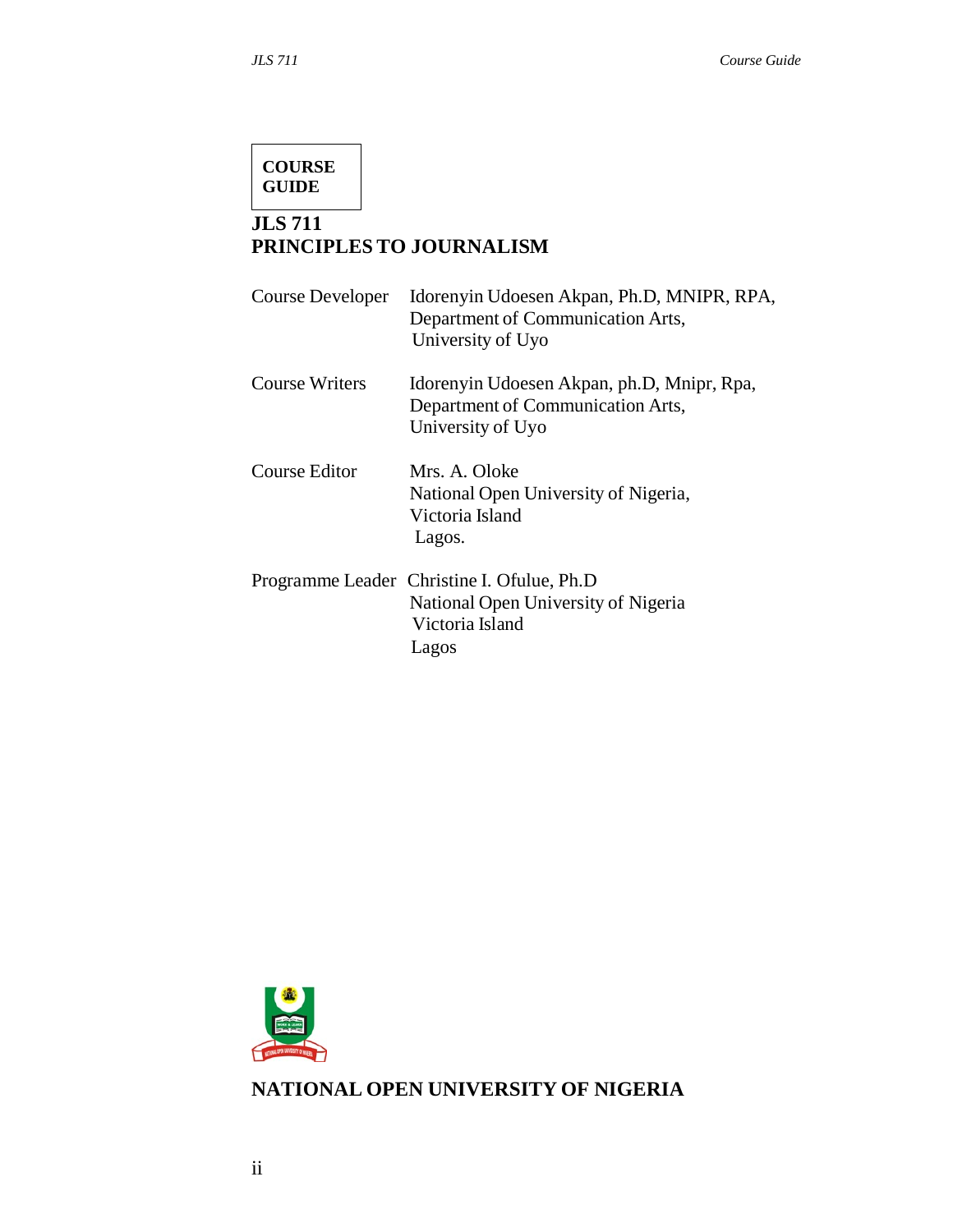**COURSE GUIDE**

# JLS 711
# PRINCIPLES TO JOURNALISM

Course Developer    Idorenyin Udoesen Akpan, Ph.D, MNIPR, RPA,
Department of Communication Arts,
University of Uyo

Course Writers    Idorenyin Udoesen Akpan, ph.D, Mnipr, Rpa,
Department of Communication Arts,
University of Uyo

Course Editor    Mrs. A. Oloke
National Open University of Nigeria,
Victoria Island
Lagos.

Programme Leader    Christine I. Ofulue, Ph.D
National Open University of Nigeria
Victoria Island
Lagos

**NATIONAL OPEN UNIVERSITY OF NIGERIA**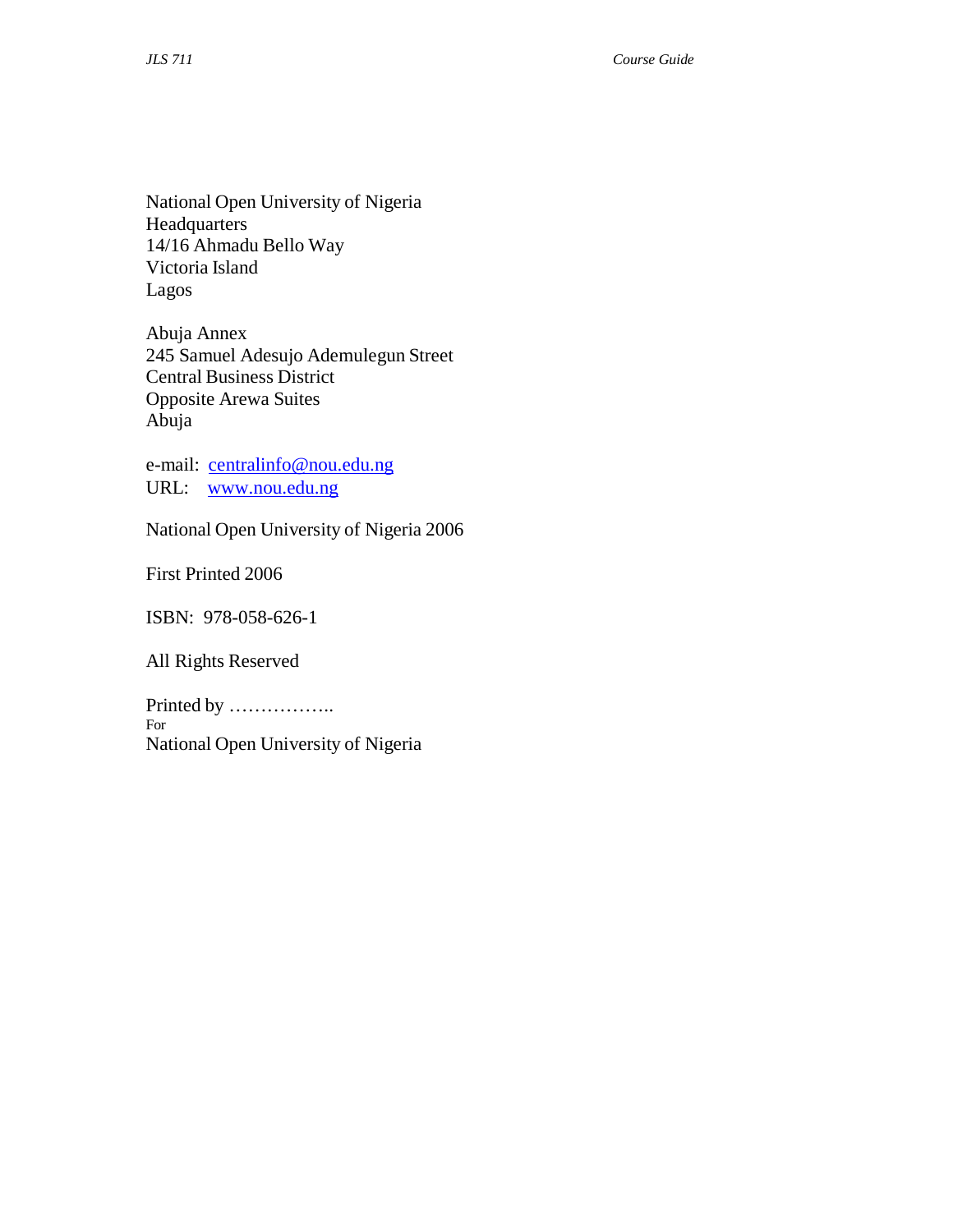National Open University of Nigeria
Headquarters
14/16 Ahmadu Bello Way
Victoria Island
Lagos

Abuja Annex
245 Samuel Adesujo Ademulegun Street
Central Business District
Opposite Arewa Suites
Abuja

e-mail: centralinfo@nou.edu.ng
URL: www.nou.edu.ng

National Open University of Nigeria 2006

First Printed 2006

ISBN: 978-058-626-1

All Rights Reserved

Printed by ……………..
For
National Open University of Nigeria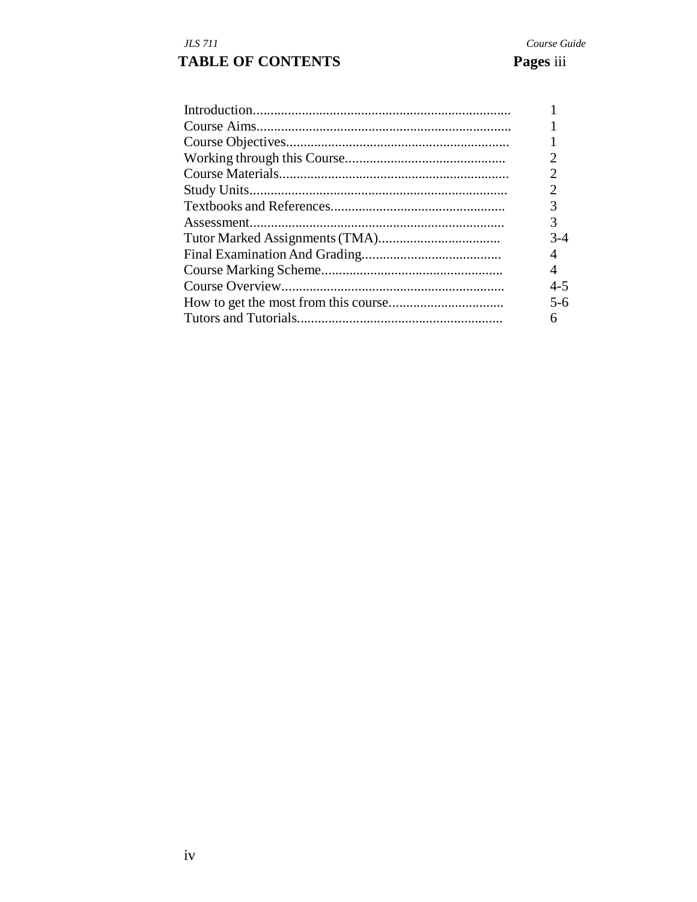## TABLE OF CONTENTS

| | Pages iii |
|---|---|
| Introduction | 1 |
| Course Aims | 1 |
| Course Objectives | 1 |
| Working through this Course | 2 |
| Course Materials | 2 |
| Study Units | 2 |
| Textbooks and References | 3 |
| Assessment | 3 |
| Tutor Marked Assignments (TMA) | 3-4 |
| Final Examination And Grading | 4 |
| Course Marking Scheme | 4 |
| Course Overview | 4-5 |
| How to get the most from this course | 5-6 |
| Tutors and Tutorials | 6 |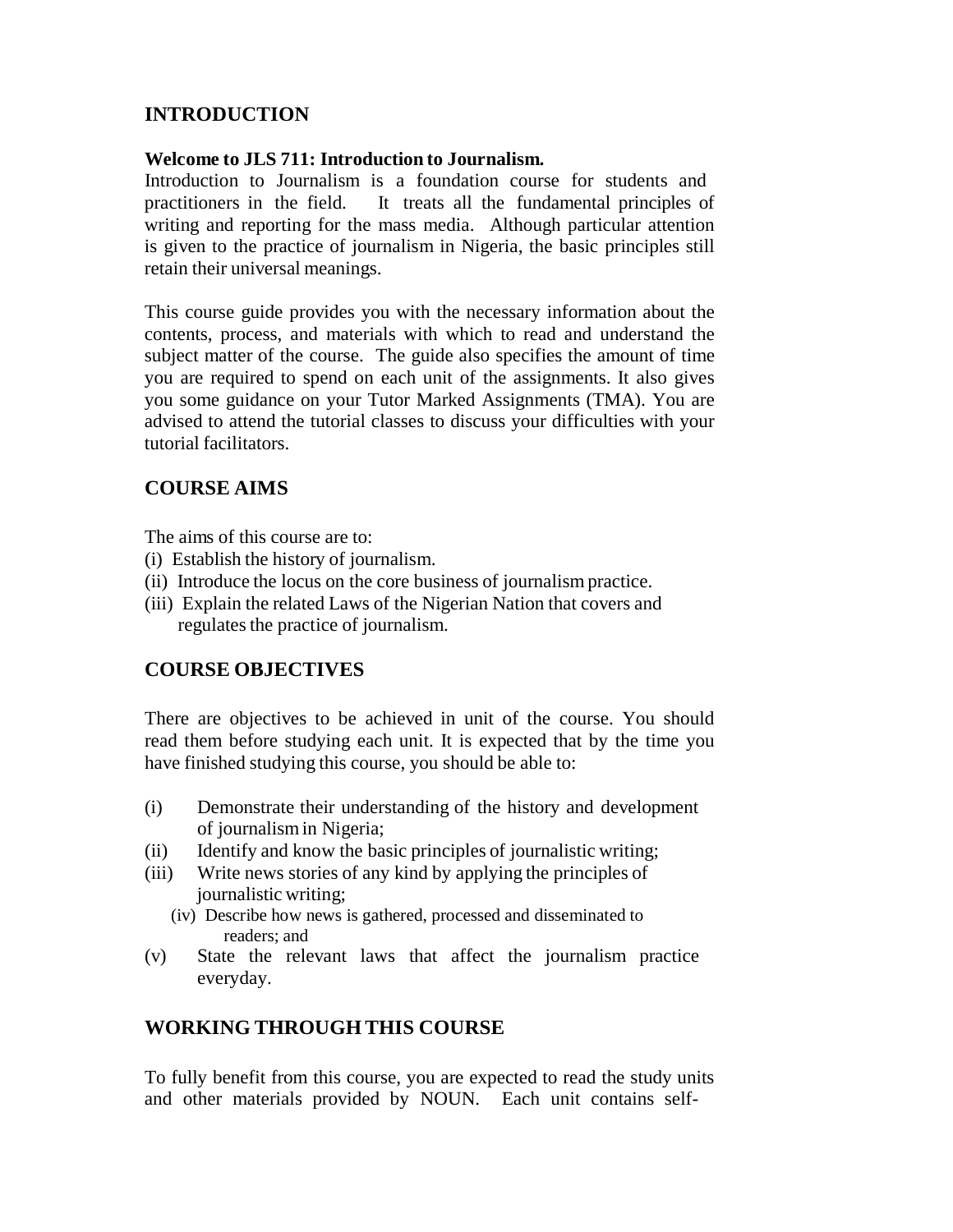## INTRODUCTION

**Welcome to JLS 711: Introduction to Journalism.**

Introduction to Journalism is a foundation course for students and practitioners in the field. It treats all the fundamental principles of writing and reporting for the mass media. Although particular attention is given to the practice of journalism in Nigeria, the basic principles still retain their universal meanings.

This course guide provides you with the necessary information about the contents, process, and materials with which to read and understand the subject matter of the course. The guide also specifies the amount of time you are required to spend on each unit of the assignments. It also gives you some guidance on your Tutor Marked Assignments (TMA). You are advised to attend the tutorial classes to discuss your difficulties with your tutorial facilitators.

## COURSE AIMS

The aims of this course are to:

(i) Establish the history of journalism.
(ii) Introduce the locus on the core business of journalism practice.
(iii) Explain the related Laws of the Nigerian Nation that covers and regulates the practice of journalism.

## COURSE OBJECTIVES

There are objectives to be achieved in unit of the course. You should read them before studying each unit. It is expected that by the time you have finished studying this course, you should be able to:

(i) Demonstrate their understanding of the history and development of journalism in Nigeria;
(ii) Identify and know the basic principles of journalistic writing;
(iii) Write news stories of any kind by applying the principles of journalistic writing;
(iv) Describe how news is gathered, processed and disseminated to readers; and
(v) State the relevant laws that affect the journalism practice everyday.

## WORKING THROUGH THIS COURSE

To fully benefit from this course, you are expected to read the study units and other materials provided by NOUN. Each unit contains self-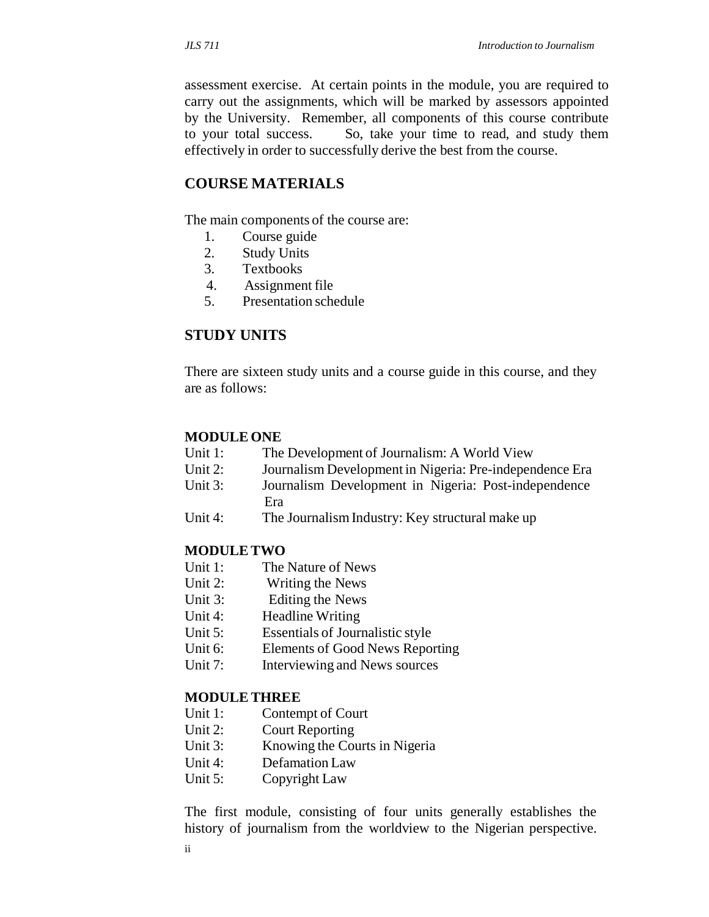assessment exercise. At certain points in the module, you are required to carry out the assignments, which will be marked by assessors appointed by the University. Remember, all components of this course contribute to your total success. So, take your time to read, and study them effectively in order to successfully derive the best from the course.

## COURSE MATERIALS

The main components of the course are:

1. Course guide
2. Study Units
3. Textbooks
4. Assignment file
5. Presentation schedule

## STUDY UNITS

There are sixteen study units and a course guide in this course, and they are as follows:

**MODULE ONE**

Unit 1: The Development of Journalism: A World View
Unit 2: Journalism Development in Nigeria: Pre-independence Era
Unit 3: Journalism Development in Nigeria: Post-independence Era
Unit 4: The Journalism Industry: Key structural make up

**MODULE TWO**

Unit 1: The Nature of News
Unit 2: Writing the News
Unit 3: Editing the News
Unit 4: Headline Writing
Unit 5: Essentials of Journalistic style
Unit 6: Elements of Good News Reporting
Unit 7: Interviewing and News sources

**MODULE THREE**

Unit 1: Contempt of Court
Unit 2: Court Reporting
Unit 3: Knowing the Courts in Nigeria
Unit 4: Defamation Law
Unit 5: Copyright Law

The first module, consisting of four units generally establishes the history of journalism from the worldview to the Nigerian perspective.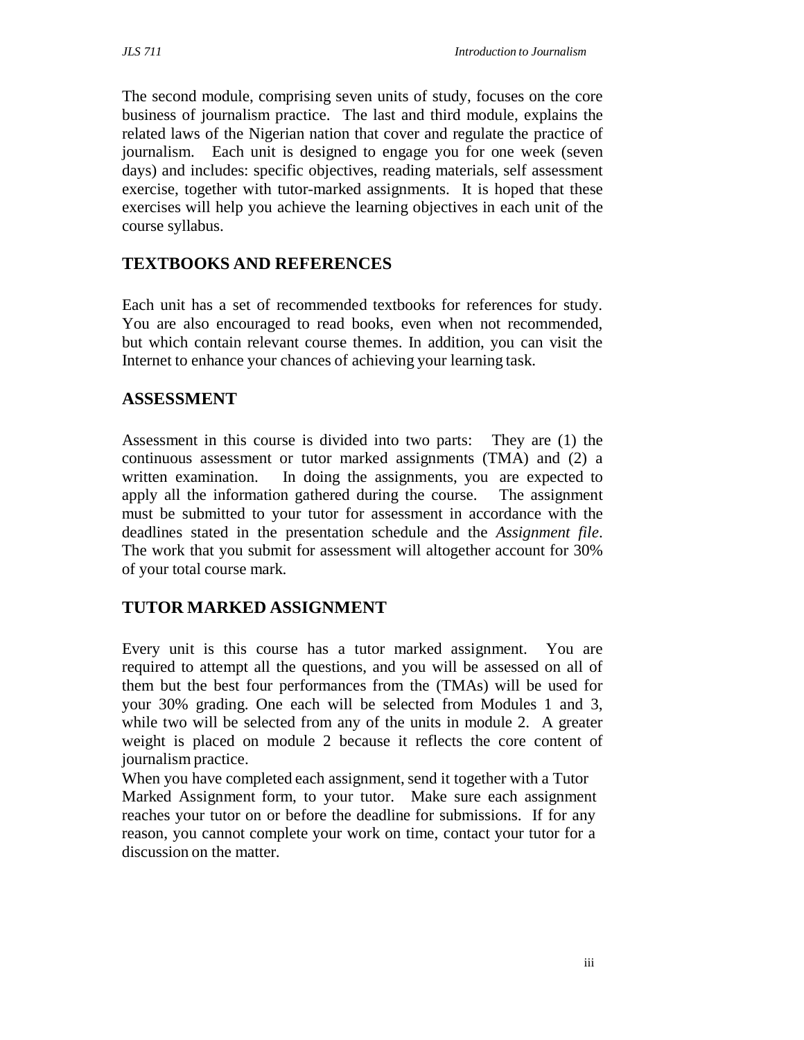The second module, comprising seven units of study, focuses on the core business of journalism practice. The last and third module, explains the related laws of the Nigerian nation that cover and regulate the practice of journalism. Each unit is designed to engage you for one week (seven days) and includes: specific objectives, reading materials, self assessment exercise, together with tutor-marked assignments. It is hoped that these exercises will help you achieve the learning objectives in each unit of the course syllabus.

## TEXTBOOKS AND REFERENCES

Each unit has a set of recommended textbooks for references for study. You are also encouraged to read books, even when not recommended, but which contain relevant course themes. In addition, you can visit the Internet to enhance your chances of achieving your learning task.

## ASSESSMENT

Assessment in this course is divided into two parts: They are (1) the continuous assessment or tutor marked assignments (TMA) and (2) a written examination. In doing the assignments, you are expected to apply all the information gathered during the course. The assignment must be submitted to your tutor for assessment in accordance with the deadlines stated in the presentation schedule and the *Assignment file*. The work that you submit for assessment will altogether account for 30% of your total course mark.

## TUTOR MARKED ASSIGNMENT

Every unit is this course has a tutor marked assignment. You are required to attempt all the questions, and you will be assessed on all of them but the best four performances from the (TMAs) will be used for your 30% grading. One each will be selected from Modules 1 and 3, while two will be selected from any of the units in module 2. A greater weight is placed on module 2 because it reflects the core content of journalism practice.

When you have completed each assignment, send it together with a Tutor Marked Assignment form, to your tutor. Make sure each assignment reaches your tutor on or before the deadline for submissions. If for any reason, you cannot complete your work on time, contact your tutor for a discussion on the matter.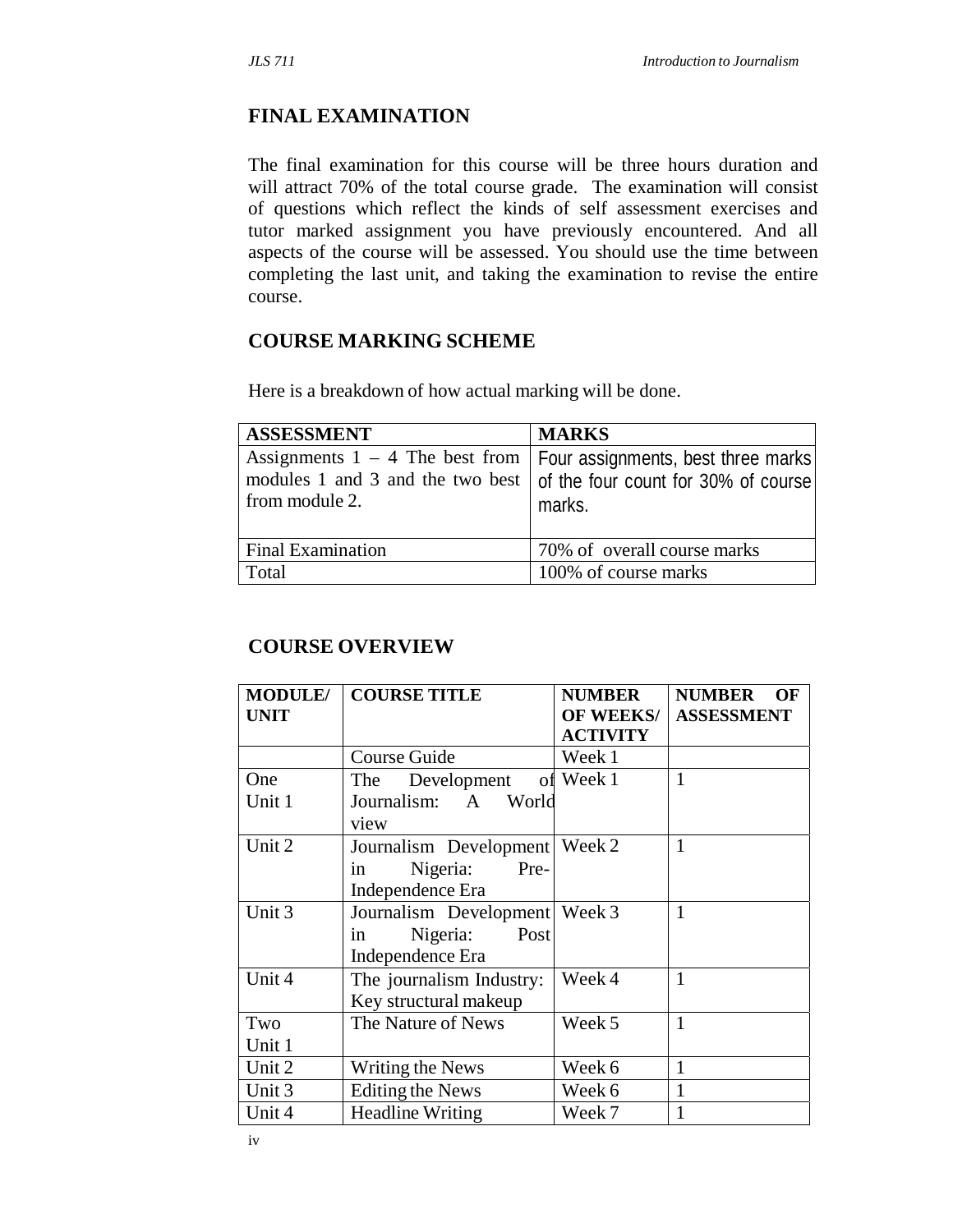## FINAL EXAMINATION

The final examination for this course will be three hours duration and will attract 70% of the total course grade. The examination will consist of questions which reflect the kinds of self assessment exercises and tutor marked assignment you have previously encountered. And all aspects of the course will be assessed. You should use the time between completing the last unit, and taking the examination to revise the entire course.

## COURSE MARKING SCHEME

Here is a breakdown of how actual marking will be done.

| ASSESSMENT | MARKS |
| --- | --- |
| Assignments 1 – 4 The best from modules 1 and 3 and the two best from module 2. | Four assignments, best three marks of the four count for 30% of course marks. |
| Final Examination | 70% of overall course marks |
| Total | 100% of course marks |

## COURSE OVERVIEW

| MODULE/ UNIT | COURSE TITLE | NUMBER OF WEEKS/ ACTIVITY | NUMBER OF ASSESSMENT |
| --- | --- | --- | --- |
| | Course Guide | Week 1 | |
| One Unit 1 | The Development of Journalism: A World view | Week 1 | 1 |
| Unit 2 | Journalism Development in Nigeria: Pre-Independence Era | Week 2 | 1 |
| Unit 3 | Journalism Development in Nigeria: Post Independence Era | Week 3 | 1 |
| Unit 4 | The journalism Industry: Key structural makeup | Week 4 | 1 |
| Two Unit 1 | The Nature of News | Week 5 | 1 |
| Unit 2 | Writing the News | Week 6 | 1 |
| Unit 3 | Editing the News | Week 6 | 1 |
| Unit 4 | Headline Writing | Week 7 | 1 |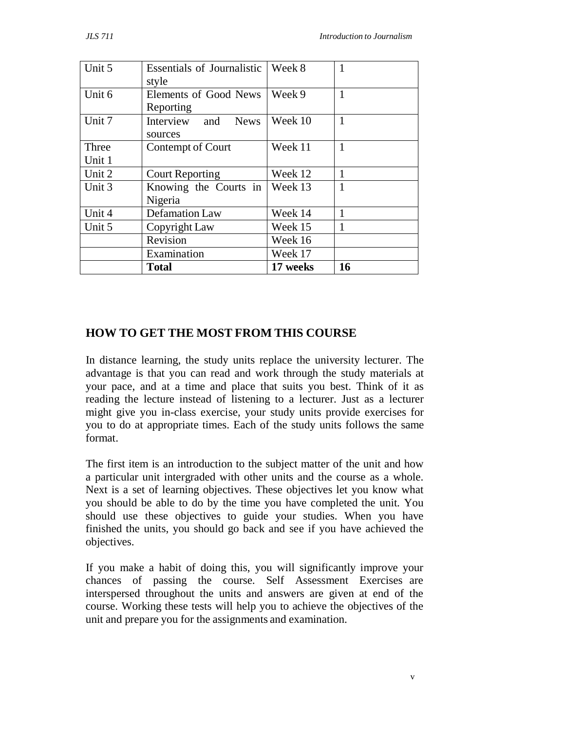| Unit 5 | Essentials of Journalistic style | Week 8 | 1 |
|---|---|---|---|
| Unit 6 | Elements of Good News Reporting | Week 9 | 1 |
| Unit 7 | Interview and News sources | Week 10 | 1 |
| Three Unit 1 | Contempt of Court | Week 11 | 1 |
| Unit 2 | Court Reporting | Week 12 | 1 |
| Unit 3 | Knowing the Courts in Nigeria | Week 13 | 1 |
| Unit 4 | Defamation Law | Week 14 | 1 |
| Unit 5 | Copyright Law | Week 15 | 1 |
| | Revision | Week 16 | |
| | Examination | Week 17 | |
| | **Total** | **17 weeks** | **16** |

## HOW TO GET THE MOST FROM THIS COURSE

In distance learning, the study units replace the university lecturer. The advantage is that you can read and work through the study materials at your pace, and at a time and place that suits you best. Think of it as reading the lecture instead of listening to a lecturer. Just as a lecturer might give you in-class exercise, your study units provide exercises for you to do at appropriate times. Each of the study units follows the same format.

The first item is an introduction to the subject matter of the unit and how a particular unit intergraded with other units and the course as a whole. Next is a set of learning objectives. These objectives let you know what you should be able to do by the time you have completed the unit. You should use these objectives to guide your studies. When you have finished the units, you should go back and see if you have achieved the objectives.

If you make a habit of doing this, you will significantly improve your chances of passing the course. Self Assessment Exercises are interspersed throughout the units and answers are given at end of the course. Working these tests will help you to achieve the objectives of the unit and prepare you for the assignments and examination.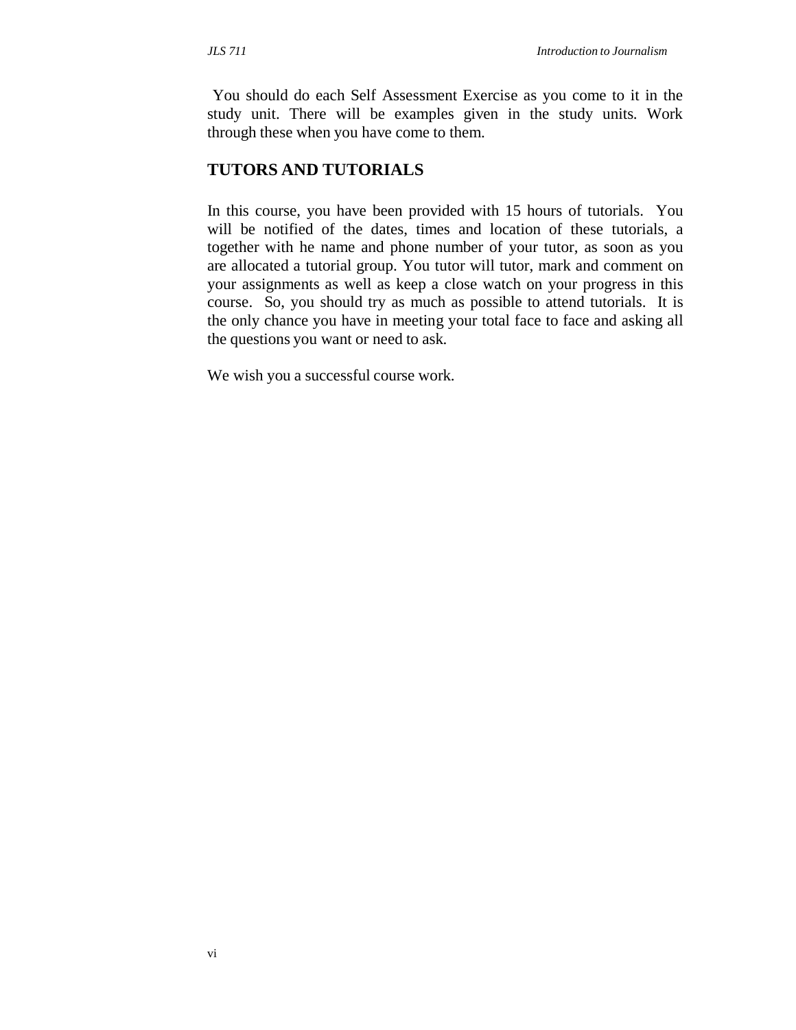You should do each Self Assessment Exercise as you come to it in the study unit. There will be examples given in the study units. Work through these when you have come to them.

## TUTORS AND TUTORIALS

In this course, you have been provided with 15 hours of tutorials. You will be notified of the dates, times and location of these tutorials, a together with he name and phone number of your tutor, as soon as you are allocated a tutorial group. You tutor will tutor, mark and comment on your assignments as well as keep a close watch on your progress in this course. So, you should try as much as possible to attend tutorials. It is the only chance you have in meeting your total face to face and asking all the questions you want or need to ask.

We wish you a successful course work.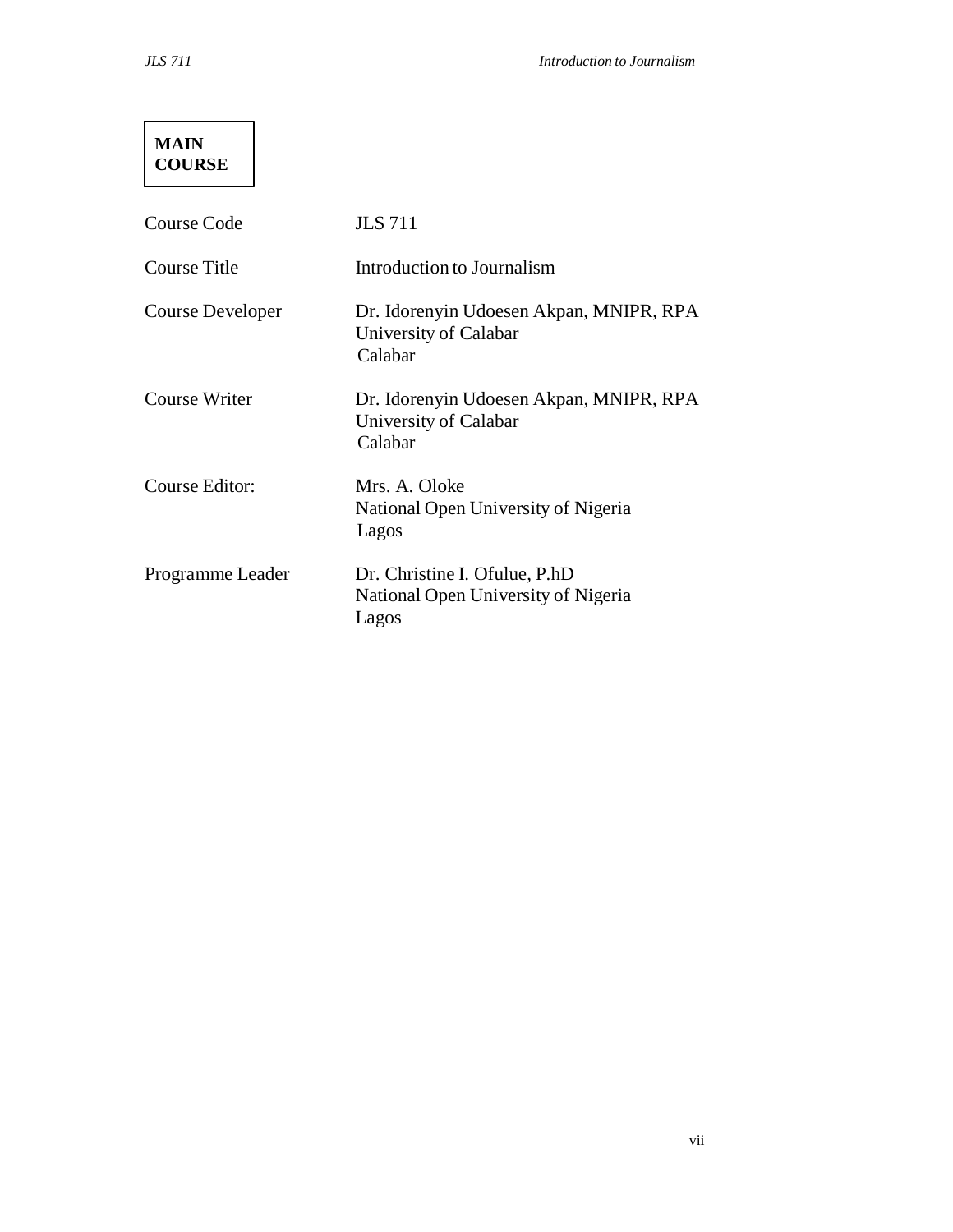**MAIN COURSE**

| | |
|---|---|
| Course Code | JLS 711 |
| Course Title | Introduction to Journalism |
| Course Developer | Dr. Idorenyin Udoesen Akpan, MNIPR, RPA<br>University of Calabar<br>Calabar |
| Course Writer | Dr. Idorenyin Udoesen Akpan, MNIPR, RPA<br>University of Calabar<br>Calabar |
| Course Editor: | Mrs. A. Oloke<br>National Open University of Nigeria<br>Lagos |
| Programme Leader | Dr. Christine I. Ofulue, P.hD<br>National Open University of Nigeria<br>Lagos |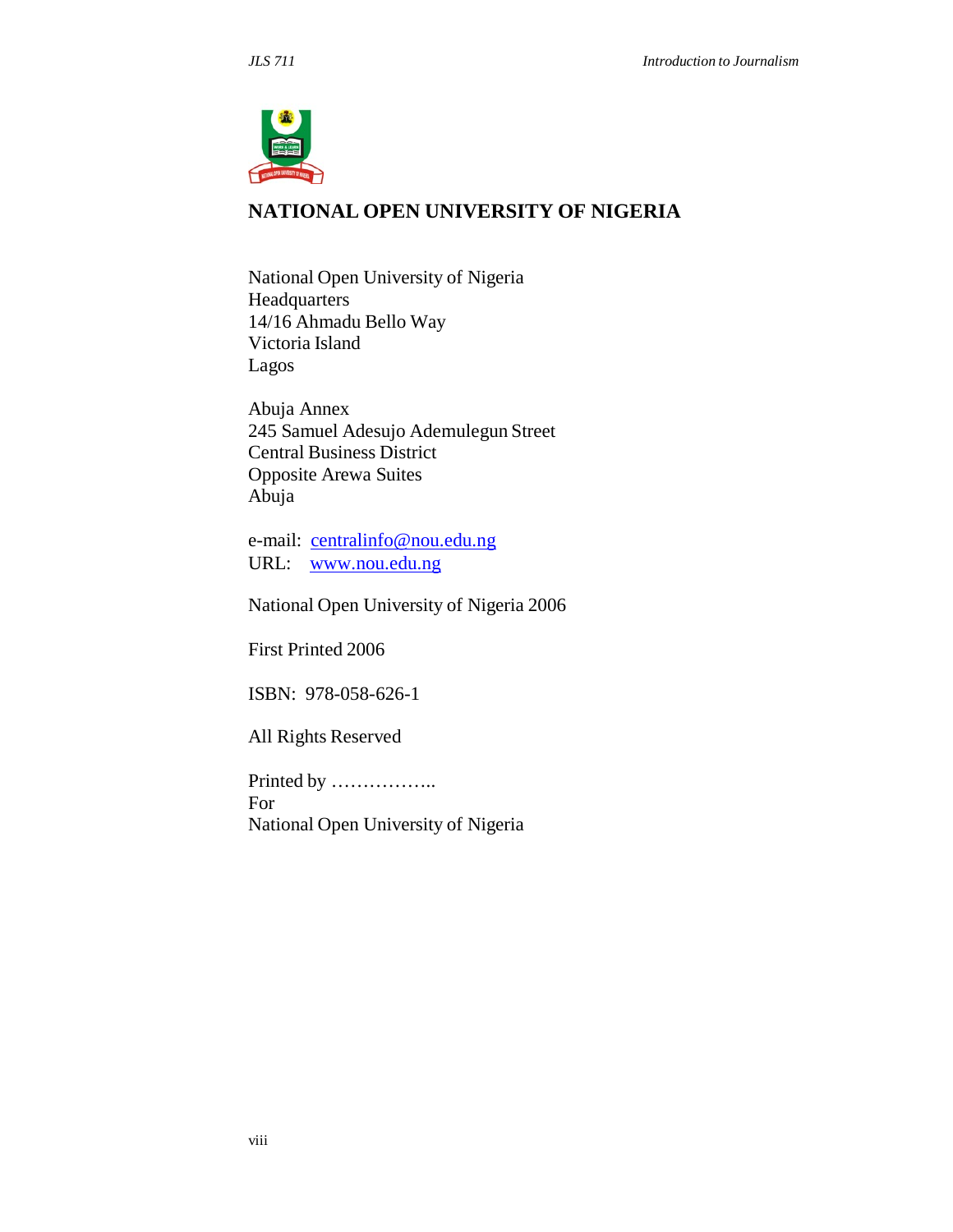# NATIONAL OPEN UNIVERSITY OF NIGERIA

National Open University of Nigeria
Headquarters
14/16 Ahmadu Bello Way
Victoria Island
Lagos

Abuja Annex
245 Samuel Adesujo Ademulegun Street
Central Business District
Opposite Arewa Suites
Abuja

e-mail: centralinfo@nou.edu.ng
URL: www.nou.edu.ng

National Open University of Nigeria 2006

First Printed 2006

ISBN: 978-058-626-1

All Rights Reserved

Printed by ……………..
For
National Open University of Nigeria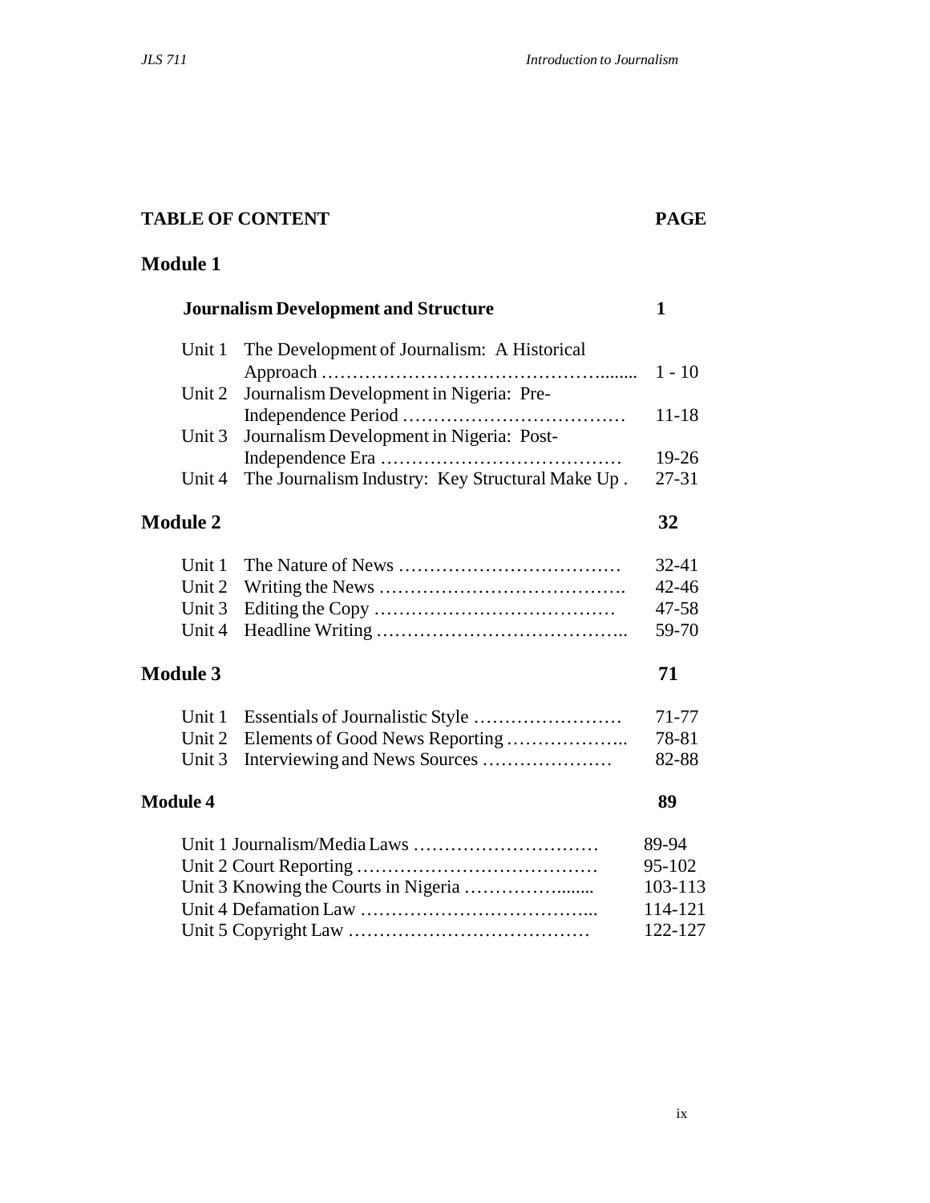**TABLE OF CONTENT** **PAGE**

## Module 1

| | | |
|---|---|---|
| **Journalism Development and Structure** | | **1** |
| Unit 1 | The Development of Journalism: A Historical Approach ……………………………………....... | 1 - 10 |
| Unit 2 | Journalism Development in Nigeria: Pre-Independence Period ……………………………… | 11-18 |
| Unit 3 | Journalism Development in Nigeria: Post-Independence Era ………………………………… | 19-26 |
| Unit 4 | The Journalism Industry: Key Structural Make Up . | 27-31 |

## Module 2 **32**

| | | |
|---|---|---|
| Unit 1 | The Nature of News ……………………………… | 32-41 |
| Unit 2 | Writing the News ………………………………… | 42-46 |
| Unit 3 | Editing the Copy ………………………………… | 47-58 |
| Unit 4 | Headline Writing ………………………………… | 59-70 |

## Module 3 **71**

| | | |
|---|---|---|
| Unit 1 | Essentials of Journalistic Style …………………… | 71-77 |
| Unit 2 | Elements of Good News Reporting ……………….. | 78-81 |
| Unit 3 | Interviewing and News Sources ………………… | 82-88 |

## Module 4 **89**

| | |
|---|---|
| Unit 1 Journalism/Media Laws ………………………… | 89-94 |
| Unit 2 Court Reporting ………………………………… | 95-102 |
| Unit 3 Knowing the Courts in Nigeria …………….......| 103-113 |
| Unit 4 Defamation Law ……………………………... | 114-121 |
| Unit 5 Copyright Law ………………………………… | 122-127 |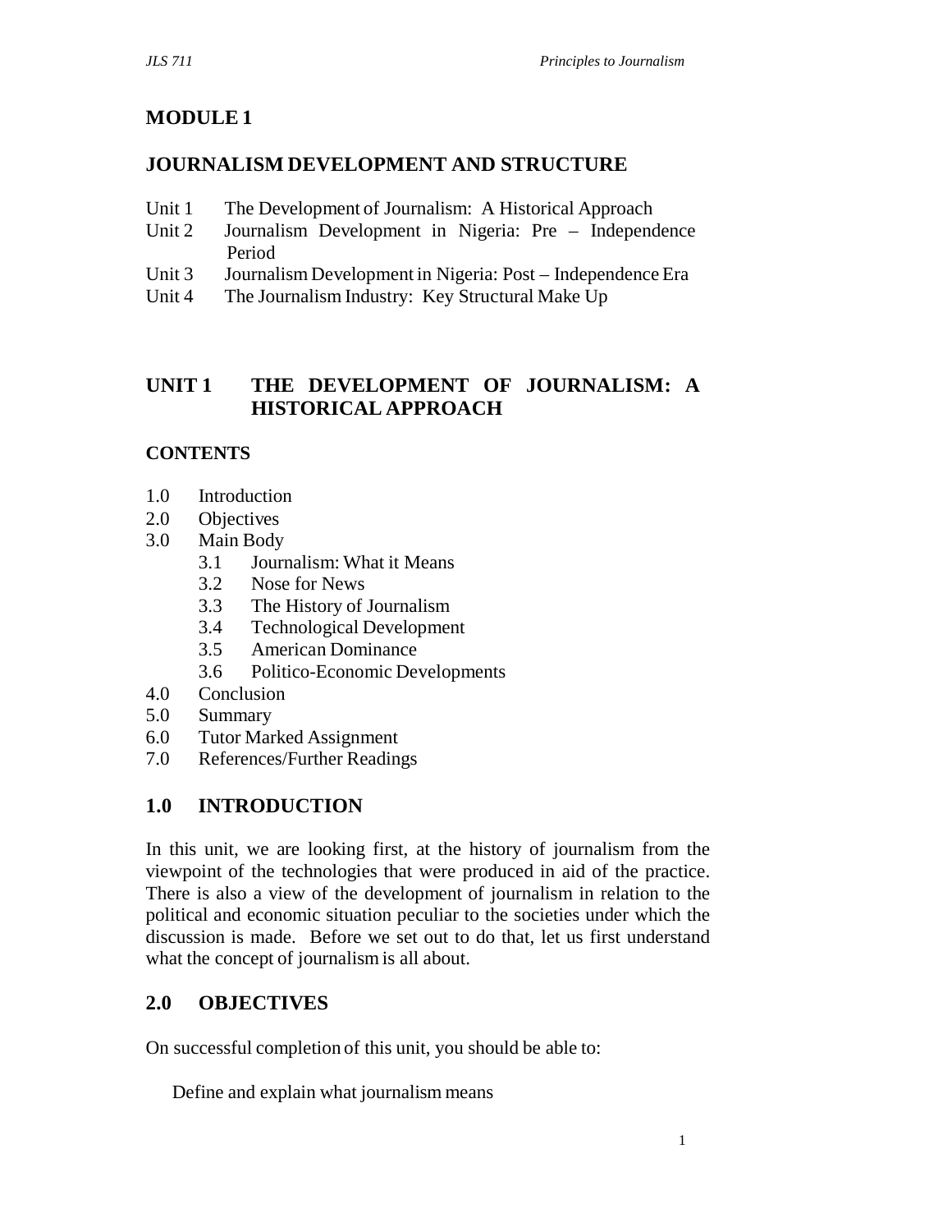# MODULE 1

## JOURNALISM DEVELOPMENT AND STRUCTURE

- Unit 1 The Development of Journalism: A Historical Approach
- Unit 2 Journalism Development in Nigeria: Pre – Independence Period
- Unit 3 Journalism Development in Nigeria: Post – Independence Era
- Unit 4 The Journalism Industry: Key Structural Make Up

## UNIT 1 THE DEVELOPMENT OF JOURNALISM: A HISTORICAL APPROACH

### CONTENTS

- 1.0 Introduction
- 2.0 Objectives
- 3.0 Main Body
  - 3.1 Journalism: What it Means
  - 3.2 Nose for News
  - 3.3 The History of Journalism
  - 3.4 Technological Development
  - 3.5 American Dominance
  - 3.6 Politico-Economic Developments
- 4.0 Conclusion
- 5.0 Summary
- 6.0 Tutor Marked Assignment
- 7.0 References/Further Readings

## 1.0 INTRODUCTION

In this unit, we are looking first, at the history of journalism from the viewpoint of the technologies that were produced in aid of the practice. There is also a view of the development of journalism in relation to the political and economic situation peculiar to the societies under which the discussion is made. Before we set out to do that, let us first understand what the concept of journalism is all about.

## 2.0 OBJECTIVES

On successful completion of this unit, you should be able to:

- Define and explain what journalism means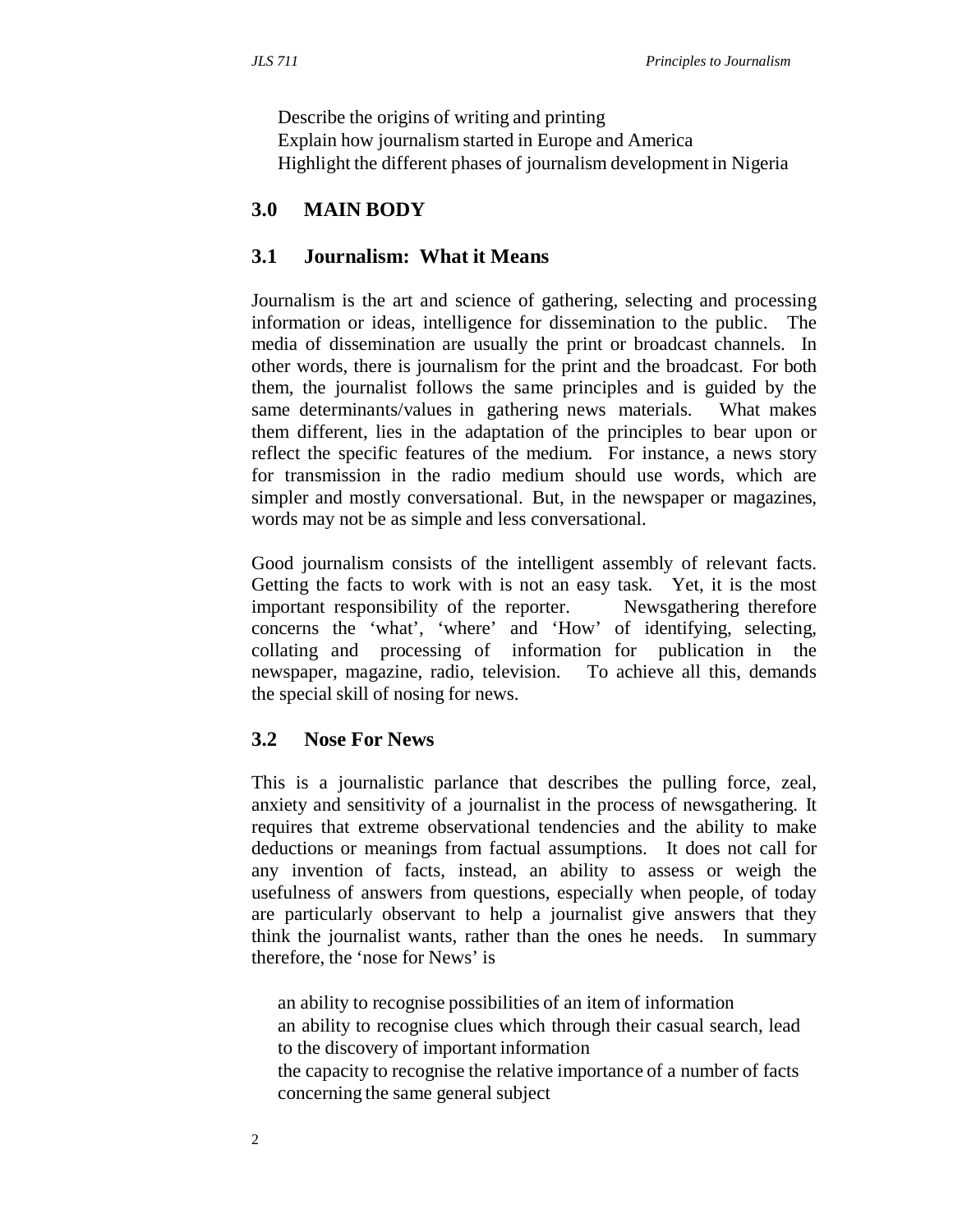- Describe the origins of writing and printing
- Explain how journalism started in Europe and America
- Highlight the different phases of journalism development in Nigeria

## 3.0 MAIN BODY

### 3.1 Journalism: What it Means

Journalism is the art and science of gathering, selecting and processing information or ideas, intelligence for dissemination to the public. The media of dissemination are usually the print or broadcast channels. In other words, there is journalism for the print and the broadcast. For both them, the journalist follows the same principles and is guided by the same determinants/values in gathering news materials. What makes them different, lies in the adaptation of the principles to bear upon or reflect the specific features of the medium. For instance, a news story for transmission in the radio medium should use words, which are simpler and mostly conversational. But, in the newspaper or magazines, words may not be as simple and less conversational.

Good journalism consists of the intelligent assembly of relevant facts. Getting the facts to work with is not an easy task. Yet, it is the most important responsibility of the reporter. Newsgathering therefore concerns the 'what', 'where' and 'How' of identifying, selecting, collating and processing of information for publication in the newspaper, magazine, radio, television. To achieve all this, demands the special skill of nosing for news.

### 3.2 Nose For News

This is a journalistic parlance that describes the pulling force, zeal, anxiety and sensitivity of a journalist in the process of newsgathering. It requires that extreme observational tendencies and the ability to make deductions or meanings from factual assumptions. It does not call for any invention of facts, instead, an ability to assess or weigh the usefulness of answers from questions, especially when people, of today are particularly observant to help a journalist give answers that they think the journalist wants, rather than the ones he needs. In summary therefore, the 'nose for News' is

- an ability to recognise possibilities of an item of information
- an ability to recognise clues which through their casual search, lead to the discovery of important information
- the capacity to recognise the relative importance of a number of facts concerning the same general subject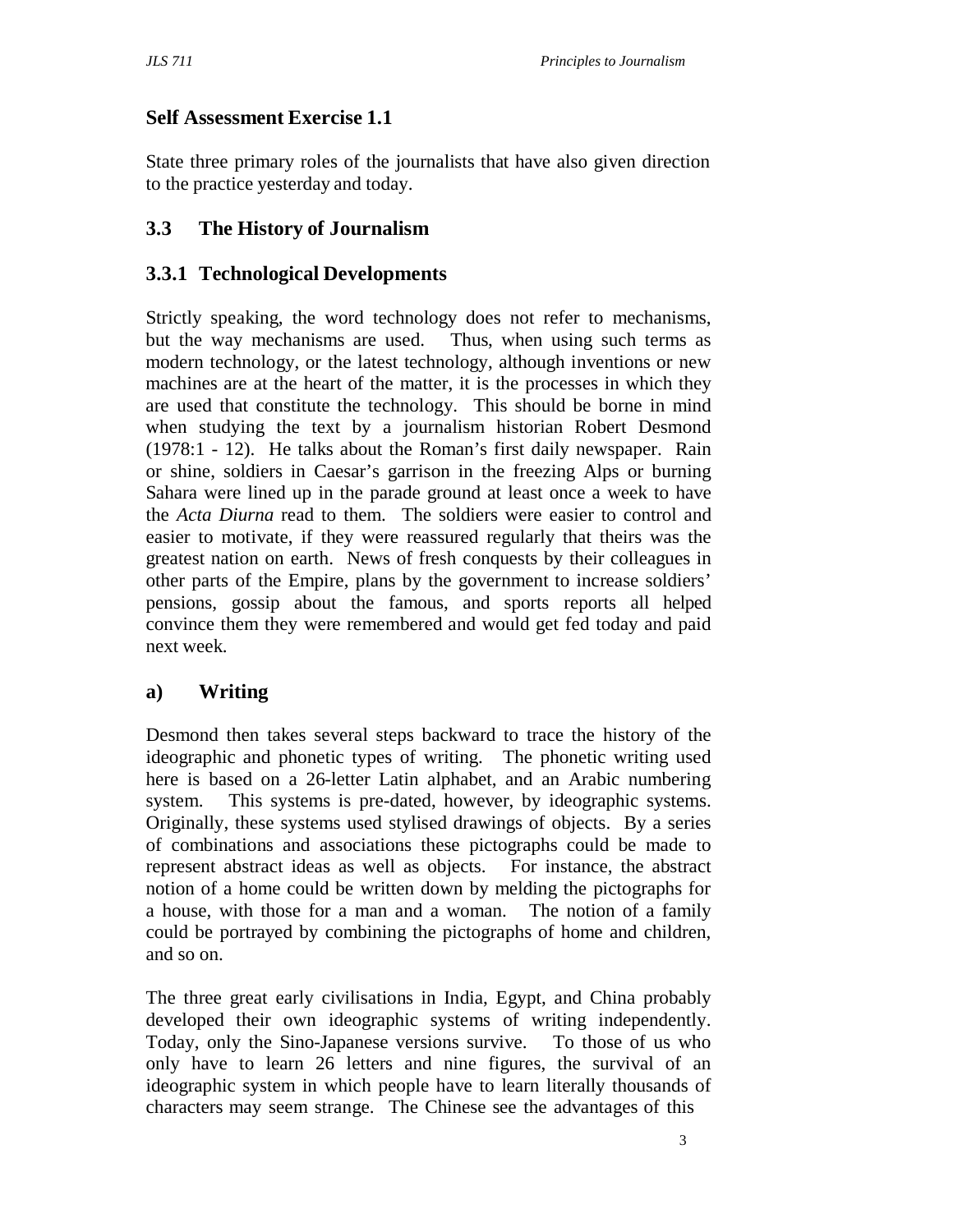## Self Assessment Exercise 1.1

State three primary roles of the journalists that have also given direction to the practice yesterday and today.

## 3.3 The History of Journalism

### 3.3.1 Technological Developments

Strictly speaking, the word technology does not refer to mechanisms, but the way mechanisms are used. Thus, when using such terms as modern technology, or the latest technology, although inventions or new machines are at the heart of the matter, it is the processes in which they are used that constitute the technology. This should be borne in mind when studying the text by a journalism historian Robert Desmond (1978:1 - 12). He talks about the Roman's first daily newspaper. Rain or shine, soldiers in Caesar's garrison in the freezing Alps or burning Sahara were lined up in the parade ground at least once a week to have the *Acta Diurna* read to them. The soldiers were easier to control and easier to motivate, if they were reassured regularly that theirs was the greatest nation on earth. News of fresh conquests by their colleagues in other parts of the Empire, plans by the government to increase soldiers' pensions, gossip about the famous, and sports reports all helped convince them they were remembered and would get fed today and paid next week.

### a) Writing

Desmond then takes several steps backward to trace the history of the ideographic and phonetic types of writing. The phonetic writing used here is based on a 26-letter Latin alphabet, and an Arabic numbering system. This systems is pre-dated, however, by ideographic systems. Originally, these systems used stylised drawings of objects. By a series of combinations and associations these pictographs could be made to represent abstract ideas as well as objects. For instance, the abstract notion of a home could be written down by melding the pictographs for a house, with those for a man and a woman. The notion of a family could be portrayed by combining the pictographs of home and children, and so on.

The three great early civilisations in India, Egypt, and China probably developed their own ideographic systems of writing independently. Today, only the Sino-Japanese versions survive. To those of us who only have to learn 26 letters and nine figures, the survival of an ideographic system in which people have to learn literally thousands of characters may seem strange. The Chinese see the advantages of this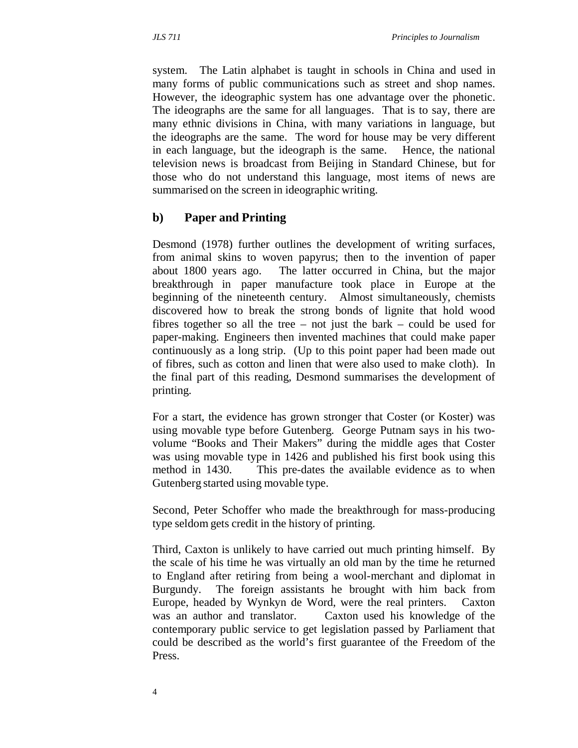system. The Latin alphabet is taught in schools in China and used in many forms of public communications such as street and shop names. However, the ideographic system has one advantage over the phonetic. The ideographs are the same for all languages. That is to say, there are many ethnic divisions in China, with many variations in language, but the ideographs are the same. The word for house may be very different in each language, but the ideograph is the same. Hence, the national television news is broadcast from Beijing in Standard Chinese, but for those who do not understand this language, most items of news are summarised on the screen in ideographic writing.

## b) Paper and Printing

Desmond (1978) further outlines the development of writing surfaces, from animal skins to woven papyrus; then to the invention of paper about 1800 years ago. The latter occurred in China, but the major breakthrough in paper manufacture took place in Europe at the beginning of the nineteenth century. Almost simultaneously, chemists discovered how to break the strong bonds of lignite that hold wood fibres together so all the tree – not just the bark – could be used for paper-making. Engineers then invented machines that could make paper continuously as a long strip. (Up to this point paper had been made out of fibres, such as cotton and linen that were also used to make cloth). In the final part of this reading, Desmond summarises the development of printing.

For a start, the evidence has grown stronger that Coster (or Koster) was using movable type before Gutenberg. George Putnam says in his two-volume "Books and Their Makers" during the middle ages that Coster was using movable type in 1426 and published his first book using this method in 1430. This pre-dates the available evidence as to when Gutenberg started using movable type.

Second, Peter Schoffer who made the breakthrough for mass-producing type seldom gets credit in the history of printing.

Third, Caxton is unlikely to have carried out much printing himself. By the scale of his time he was virtually an old man by the time he returned to England after retiring from being a wool-merchant and diplomat in Burgundy. The foreign assistants he brought with him back from Europe, headed by Wynkyn de Word, were the real printers. Caxton was an author and translator. Caxton used his knowledge of the contemporary public service to get legislation passed by Parliament that could be described as the world's first guarantee of the Freedom of the Press.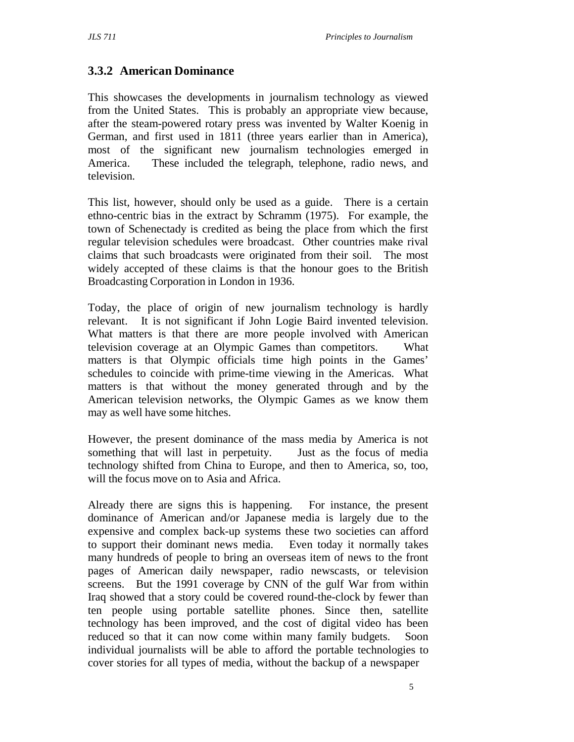### 3.3.2 American Dominance

This showcases the developments in journalism technology as viewed from the United States. This is probably an appropriate view because, after the steam-powered rotary press was invented by Walter Koenig in German, and first used in 1811 (three years earlier than in America), most of the significant new journalism technologies emerged in America. These included the telegraph, telephone, radio news, and television.

This list, however, should only be used as a guide. There is a certain ethno-centric bias in the extract by Schramm (1975). For example, the town of Schenectady is credited as being the place from which the first regular television schedules were broadcast. Other countries make rival claims that such broadcasts were originated from their soil. The most widely accepted of these claims is that the honour goes to the British Broadcasting Corporation in London in 1936.

Today, the place of origin of new journalism technology is hardly relevant. It is not significant if John Logie Baird invented television. What matters is that there are more people involved with American television coverage at an Olympic Games than competitors. What matters is that Olympic officials time high points in the Games' schedules to coincide with prime-time viewing in the Americas. What matters is that without the money generated through and by the American television networks, the Olympic Games as we know them may as well have some hitches.

However, the present dominance of the mass media by America is not something that will last in perpetuity. Just as the focus of media technology shifted from China to Europe, and then to America, so, too, will the focus move on to Asia and Africa.

Already there are signs this is happening. For instance, the present dominance of American and/or Japanese media is largely due to the expensive and complex back-up systems these two societies can afford to support their dominant news media. Even today it normally takes many hundreds of people to bring an overseas item of news to the front pages of American daily newspaper, radio newscasts, or television screens. But the 1991 coverage by CNN of the gulf War from within Iraq showed that a story could be covered round-the-clock by fewer than ten people using portable satellite phones. Since then, satellite technology has been improved, and the cost of digital video has been reduced so that it can now come within many family budgets. Soon individual journalists will be able to afford the portable technologies to cover stories for all types of media, without the backup of a newspaper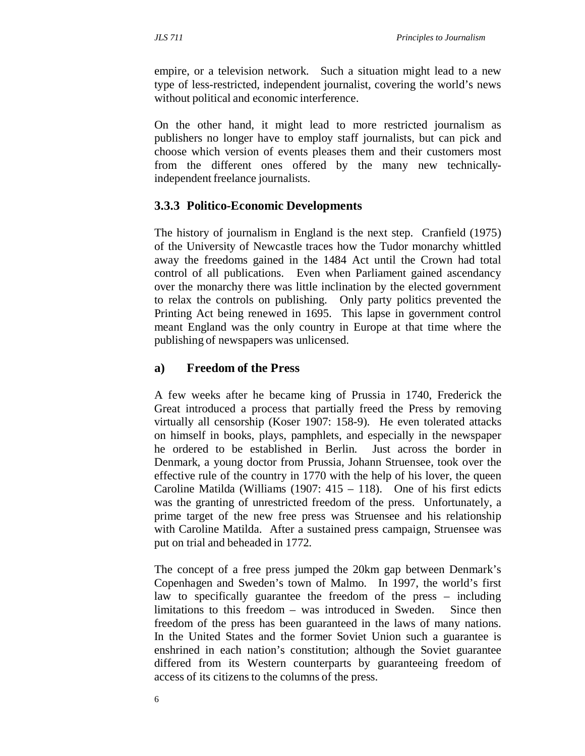empire, or a television network. Such a situation might lead to a new type of less-restricted, independent journalist, covering the world's news without political and economic interference.

On the other hand, it might lead to more restricted journalism as publishers no longer have to employ staff journalists, but can pick and choose which version of events pleases them and their customers most from the different ones offered by the many new technically-independent freelance journalists.

### 3.3.3 Politico-Economic Developments

The history of journalism in England is the next step. Cranfield (1975) of the University of Newcastle traces how the Tudor monarchy whittled away the freedoms gained in the 1484 Act until the Crown had total control of all publications. Even when Parliament gained ascendancy over the monarchy there was little inclination by the elected government to relax the controls on publishing. Only party politics prevented the Printing Act being renewed in 1695. This lapse in government control meant England was the only country in Europe at that time where the publishing of newspapers was unlicensed.

#### a) Freedom of the Press

A few weeks after he became king of Prussia in 1740, Frederick the Great introduced a process that partially freed the Press by removing virtually all censorship (Koser 1907: 158-9). He even tolerated attacks on himself in books, plays, pamphlets, and especially in the newspaper he ordered to be established in Berlin. Just across the border in Denmark, a young doctor from Prussia, Johann Struensee, took over the effective rule of the country in 1770 with the help of his lover, the queen Caroline Matilda (Williams (1907: 415 – 118). One of his first edicts was the granting of unrestricted freedom of the press. Unfortunately, a prime target of the new free press was Struensee and his relationship with Caroline Matilda. After a sustained press campaign, Struensee was put on trial and beheaded in 1772.

The concept of a free press jumped the 20km gap between Denmark's Copenhagen and Sweden's town of Malmo. In 1997, the world's first law to specifically guarantee the freedom of the press – including limitations to this freedom – was introduced in Sweden. Since then freedom of the press has been guaranteed in the laws of many nations. In the United States and the former Soviet Union such a guarantee is enshrined in each nation's constitution; although the Soviet guarantee differed from its Western counterparts by guaranteeing freedom of access of its citizens to the columns of the press.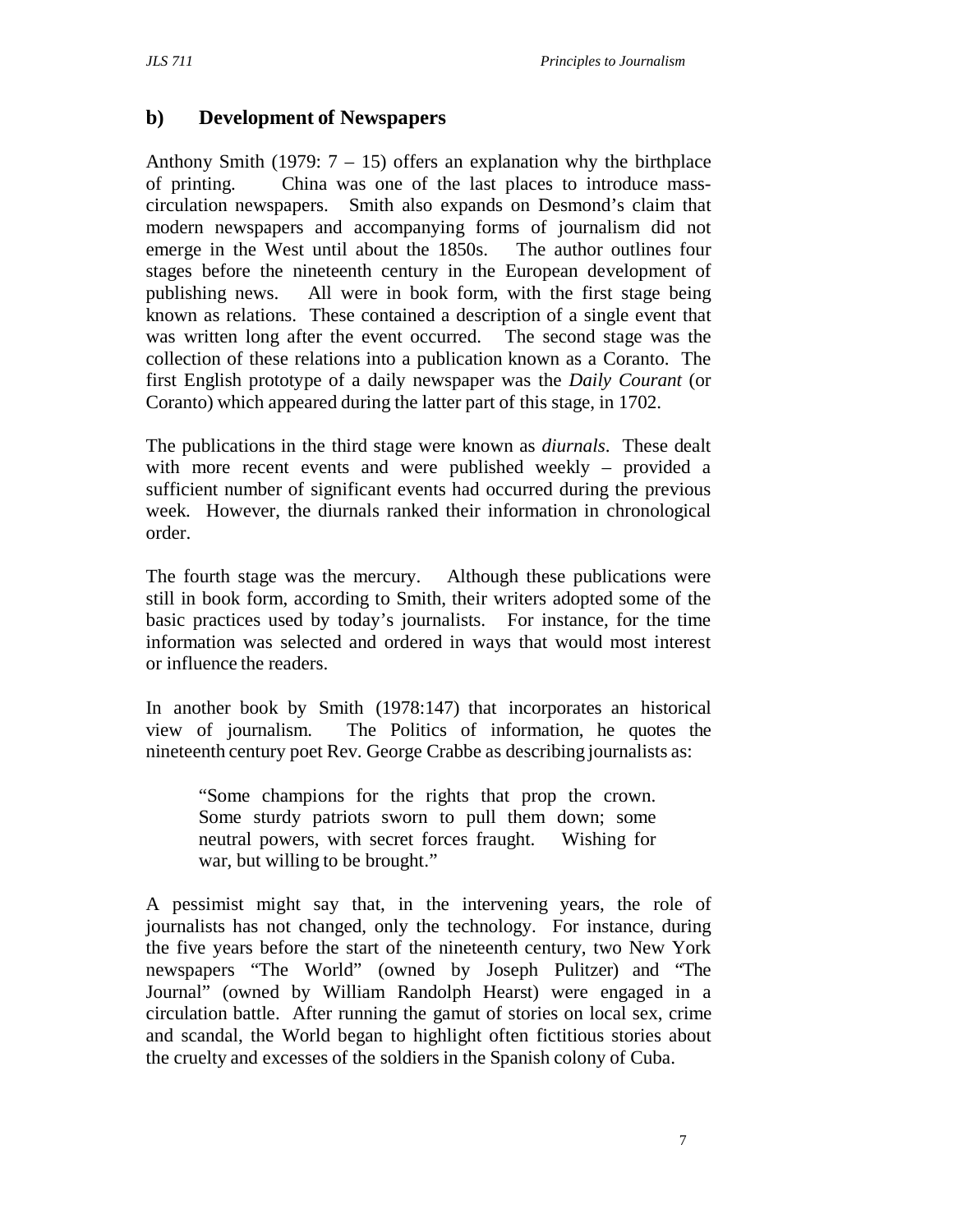## b) Development of Newspapers

Anthony Smith (1979: 7 – 15) offers an explanation why the birthplace of printing. China was one of the last places to introduce mass-circulation newspapers. Smith also expands on Desmond's claim that modern newspapers and accompanying forms of journalism did not emerge in the West until about the 1850s. The author outlines four stages before the nineteenth century in the European development of publishing news. All were in book form, with the first stage being known as relations. These contained a description of a single event that was written long after the event occurred. The second stage was the collection of these relations into a publication known as a Coranto. The first English prototype of a daily newspaper was the *Daily Courant* (or Coranto) which appeared during the latter part of this stage, in 1702.

The publications in the third stage were known as *diurnals*. These dealt with more recent events and were published weekly – provided a sufficient number of significant events had occurred during the previous week. However, the diurnals ranked their information in chronological order.

The fourth stage was the mercury. Although these publications were still in book form, according to Smith, their writers adopted some of the basic practices used by today's journalists. For instance, for the time information was selected and ordered in ways that would most interest or influence the readers.

In another book by Smith (1978:147) that incorporates an historical view of journalism. The Politics of information, he quotes the nineteenth century poet Rev. George Crabbe as describing journalists as:

> "Some champions for the rights that prop the crown. Some sturdy patriots sworn to pull them down; some neutral powers, with secret forces fraught. Wishing for war, but willing to be brought."

A pessimist might say that, in the intervening years, the role of journalists has not changed, only the technology. For instance, during the five years before the start of the nineteenth century, two New York newspapers "The World" (owned by Joseph Pulitzer) and "The Journal" (owned by William Randolph Hearst) were engaged in a circulation battle. After running the gamut of stories on local sex, crime and scandal, the World began to highlight often fictitious stories about the cruelty and excesses of the soldiers in the Spanish colony of Cuba.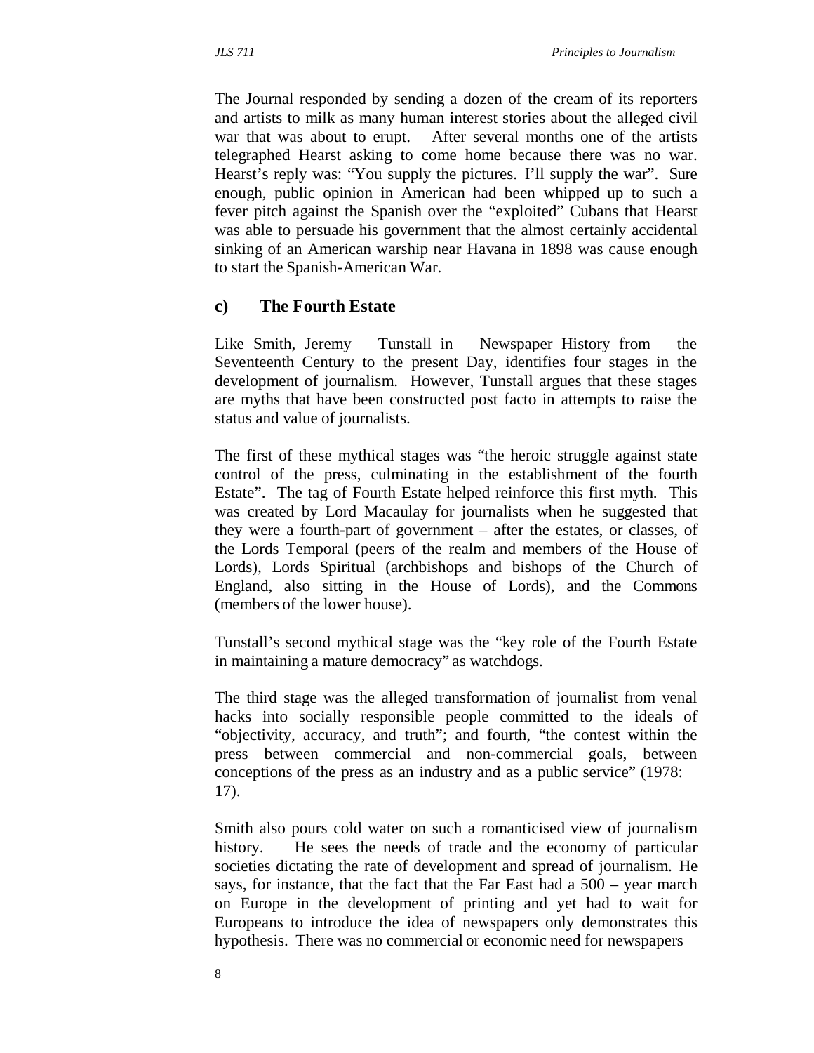The Journal responded by sending a dozen of the cream of its reporters and artists to milk as many human interest stories about the alleged civil war that was about to erupt. After several months one of the artists telegraphed Hearst asking to come home because there was no war. Hearst's reply was: "You supply the pictures. I'll supply the war". Sure enough, public opinion in American had been whipped up to such a fever pitch against the Spanish over the "exploited" Cubans that Hearst was able to persuade his government that the almost certainly accidental sinking of an American warship near Havana in 1898 was cause enough to start the Spanish-American War.

### c) The Fourth Estate

Like Smith, Jeremy Tunstall in Newspaper History from the Seventeenth Century to the present Day, identifies four stages in the development of journalism. However, Tunstall argues that these stages are myths that have been constructed post facto in attempts to raise the status and value of journalists.

The first of these mythical stages was "the heroic struggle against state control of the press, culminating in the establishment of the fourth Estate". The tag of Fourth Estate helped reinforce this first myth. This was created by Lord Macaulay for journalists when he suggested that they were a fourth-part of government – after the estates, or classes, of the Lords Temporal (peers of the realm and members of the House of Lords), Lords Spiritual (archbishops and bishops of the Church of England, also sitting in the House of Lords), and the Commons (members of the lower house).

Tunstall's second mythical stage was the "key role of the Fourth Estate in maintaining a mature democracy" as watchdogs.

The third stage was the alleged transformation of journalist from venal hacks into socially responsible people committed to the ideals of "objectivity, accuracy, and truth"; and fourth, "the contest within the press between commercial and non-commercial goals, between conceptions of the press as an industry and as a public service" (1978: 17).

Smith also pours cold water on such a romanticised view of journalism history. He sees the needs of trade and the economy of particular societies dictating the rate of development and spread of journalism. He says, for instance, that the fact that the Far East had a 500 – year march on Europe in the development of printing and yet had to wait for Europeans to introduce the idea of newspapers only demonstrates this hypothesis. There was no commercial or economic need for newspapers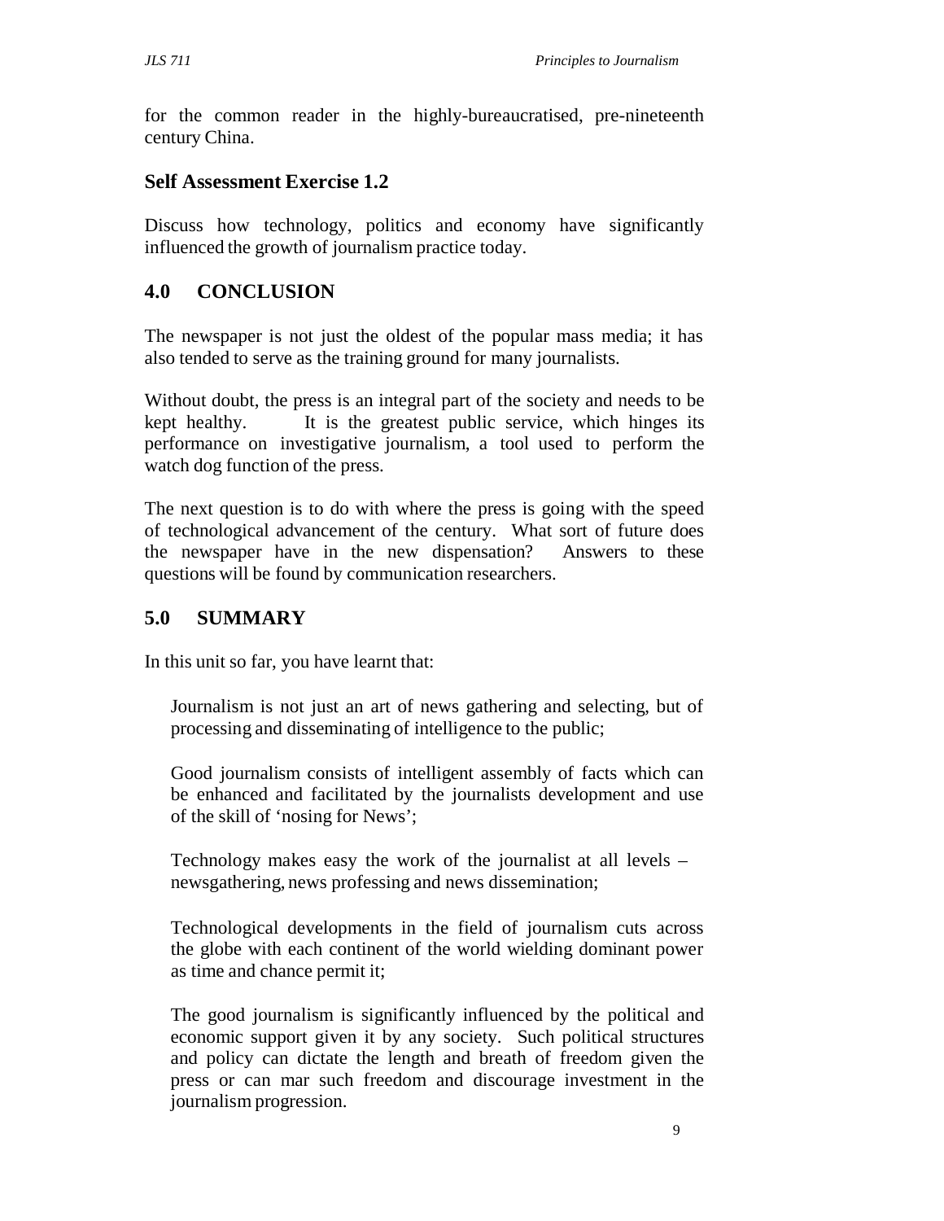for the common reader in the highly-bureaucratised, pre-nineteenth century China.

### Self Assessment Exercise 1.2

Discuss how technology, politics and economy have significantly influenced the growth of journalism practice today.

## 4.0 CONCLUSION

The newspaper is not just the oldest of the popular mass media; it has also tended to serve as the training ground for many journalists.

Without doubt, the press is an integral part of the society and needs to be kept healthy. It is the greatest public service, which hinges its performance on investigative journalism, a tool used to perform the watch dog function of the press.

The next question is to do with where the press is going with the speed of technological advancement of the century. What sort of future does the newspaper have in the new dispensation? Answers to these questions will be found by communication researchers.

## 5.0 SUMMARY

In this unit so far, you have learnt that:

- Journalism is not just an art of news gathering and selecting, but of processing and disseminating of intelligence to the public;

- Good journalism consists of intelligent assembly of facts which can be enhanced and facilitated by the journalists development and use of the skill of 'nosing for News';

- Technology makes easy the work of the journalist at all levels – newsgathering, news professing and news dissemination;

- Technological developments in the field of journalism cuts across the globe with each continent of the world wielding dominant power as time and chance permit it;

- The good journalism is significantly influenced by the political and economic support given it by any society. Such political structures and policy can dictate the length and breath of freedom given the press or can mar such freedom and discourage investment in the journalism progression.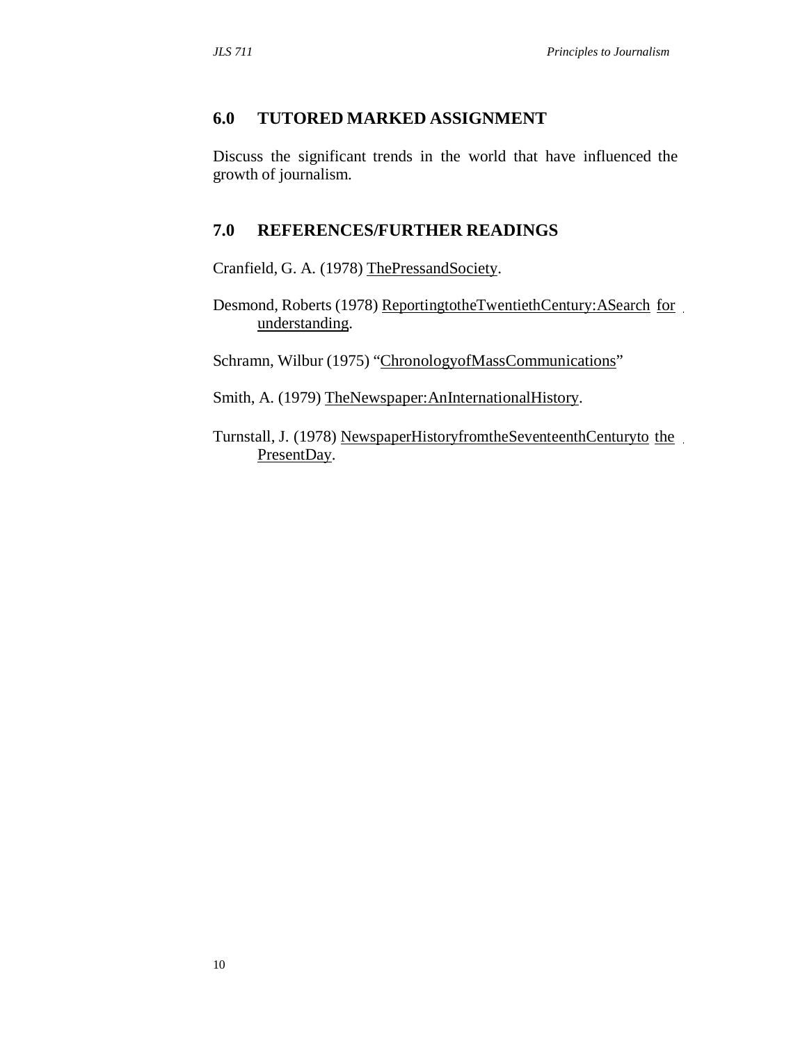## 6.0 TUTORED MARKED ASSIGNMENT

Discuss the significant trends in the world that have influenced the growth of journalism.

## 7.0 REFERENCES/FURTHER READINGS

Cranfield, G. A. (1978) ThePressandSociety.

Desmond, Roberts (1978) ReportingtotheTwentiethCentury:ASearch for understanding.

Schramn, Wilbur (1975) "ChronologyofMassCommunications"

Smith, A. (1979) TheNewspaper:AnInternationalHistory.

Turnstall, J. (1978) NewspaperHistoryfromtheSeventeenthCenturyto the PresentDay.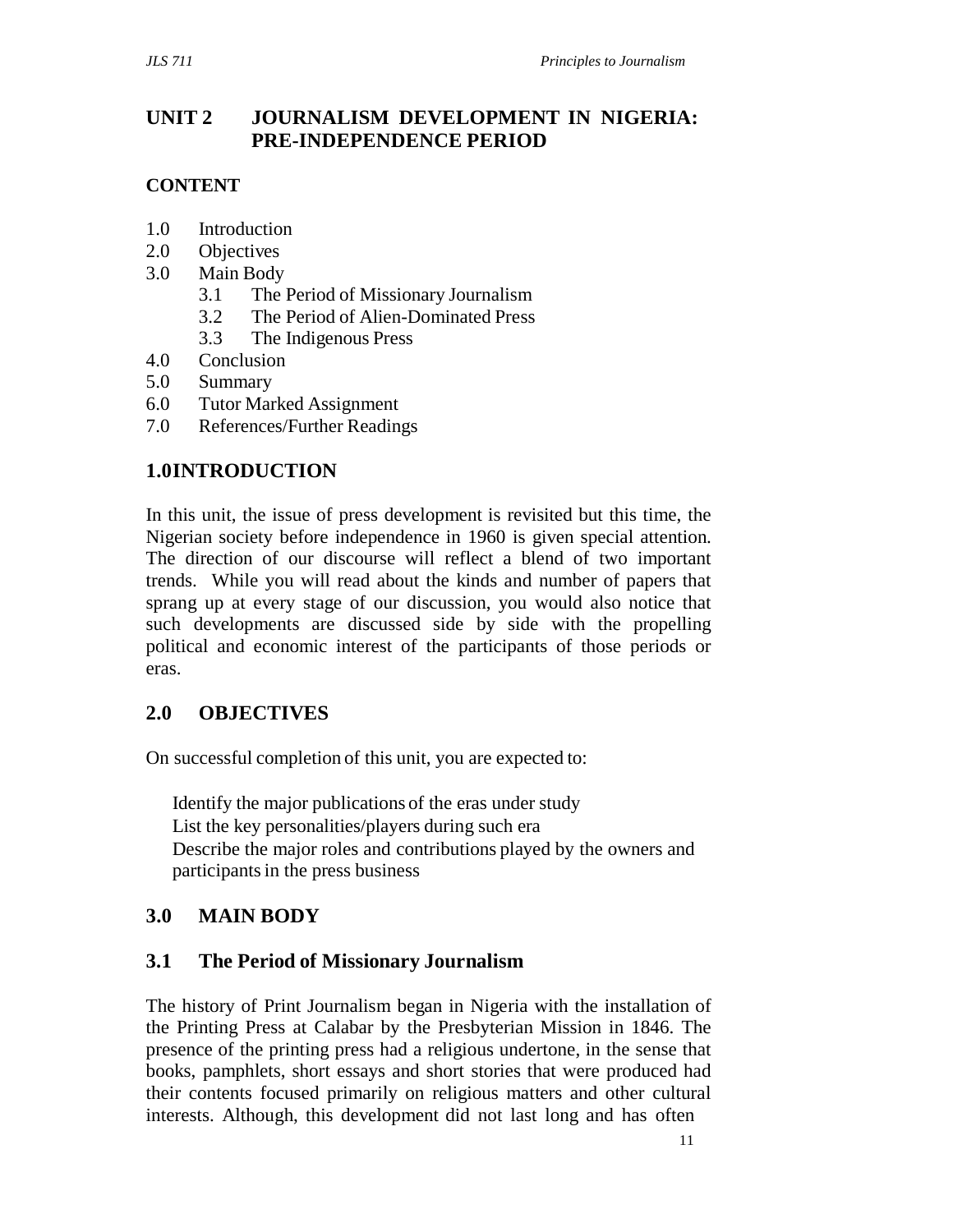# UNIT 2 JOURNALISM DEVELOPMENT IN NIGERIA: PRE-INDEPENDENCE PERIOD

**CONTENT**

1.0 Introduction
2.0 Objectives
3.0 Main Body
    3.1 The Period of Missionary Journalism
    3.2 The Period of Alien-Dominated Press
    3.3 The Indigenous Press
4.0 Conclusion
5.0 Summary
6.0 Tutor Marked Assignment
7.0 References/Further Readings

## 1.0 INTRODUCTION

In this unit, the issue of press development is revisited but this time, the Nigerian society before independence in 1960 is given special attention. The direction of our discourse will reflect a blend of two important trends. While you will read about the kinds and number of papers that sprang up at every stage of our discussion, you would also notice that such developments are discussed side by side with the propelling political and economic interest of the participants of those periods or eras.

## 2.0 OBJECTIVES

On successful completion of this unit, you are expected to:

- Identify the major publications of the eras under study
- List the key personalities/players during such era
- Describe the major roles and contributions played by the owners and participants in the press business

## 3.0 MAIN BODY

### 3.1 The Period of Missionary Journalism

The history of Print Journalism began in Nigeria with the installation of the Printing Press at Calabar by the Presbyterian Mission in 1846. The presence of the printing press had a religious undertone, in the sense that books, pamphlets, short essays and short stories that were produced had their contents focused primarily on religious matters and other cultural interests. Although, this development did not last long and has often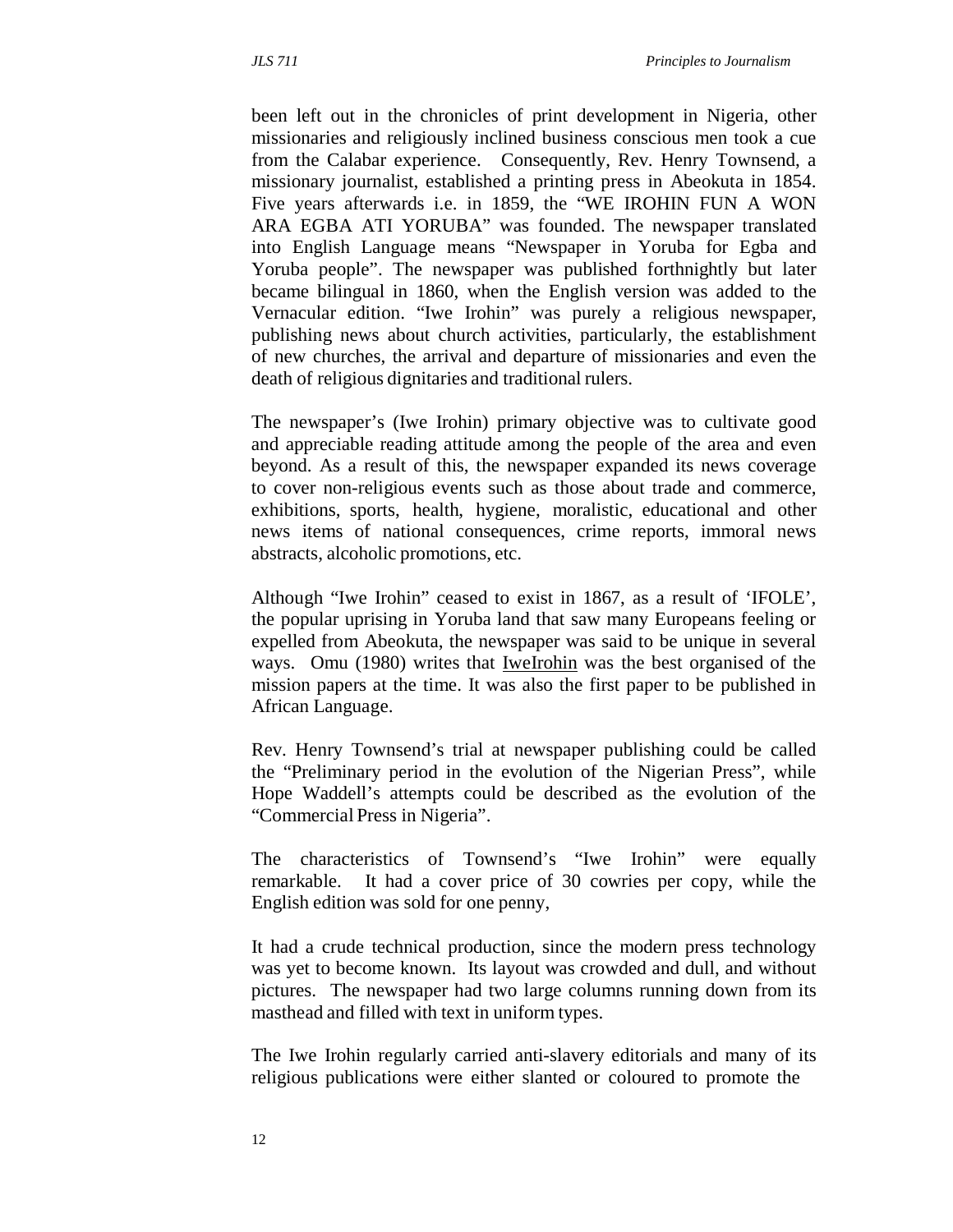been left out in the chronicles of print development in Nigeria, other missionaries and religiously inclined business conscious men took a cue from the Calabar experience. Consequently, Rev. Henry Townsend, a missionary journalist, established a printing press in Abeokuta in 1854. Five years afterwards i.e. in 1859, the "WE IROHIN FUN A WON ARA EGBA ATI YORUBA" was founded. The newspaper translated into English Language means "Newspaper in Yoruba for Egba and Yoruba people". The newspaper was published forthnightly but later became bilingual in 1860, when the English version was added to the Vernacular edition. "Iwe Irohin" was purely a religious newspaper, publishing news about church activities, particularly, the establishment of new churches, the arrival and departure of missionaries and even the death of religious dignitaries and traditional rulers.

The newspaper's (Iwe Irohin) primary objective was to cultivate good and appreciable reading attitude among the people of the area and even beyond. As a result of this, the newspaper expanded its news coverage to cover non-religious events such as those about trade and commerce, exhibitions, sports, health, hygiene, moralistic, educational and other news items of national consequences, crime reports, immoral news abstracts, alcoholic promotions, etc.

Although "Iwe Irohin" ceased to exist in 1867, as a result of 'IFOLE', the popular uprising in Yoruba land that saw many Europeans feeling or expelled from Abeokuta, the newspaper was said to be unique in several ways. Omu (1980) writes that IweIrohin was the best organised of the mission papers at the time. It was also the first paper to be published in African Language.

Rev. Henry Townsend's trial at newspaper publishing could be called the "Preliminary period in the evolution of the Nigerian Press", while Hope Waddell's attempts could be described as the evolution of the "Commercial Press in Nigeria".

The characteristics of Townsend's "Iwe Irohin" were equally remarkable. It had a cover price of 30 cowries per copy, while the English edition was sold for one penny,

It had a crude technical production, since the modern press technology was yet to become known. Its layout was crowded and dull, and without pictures. The newspaper had two large columns running down from its masthead and filled with text in uniform types.

The Iwe Irohin regularly carried anti-slavery editorials and many of its religious publications were either slanted or coloured to promote the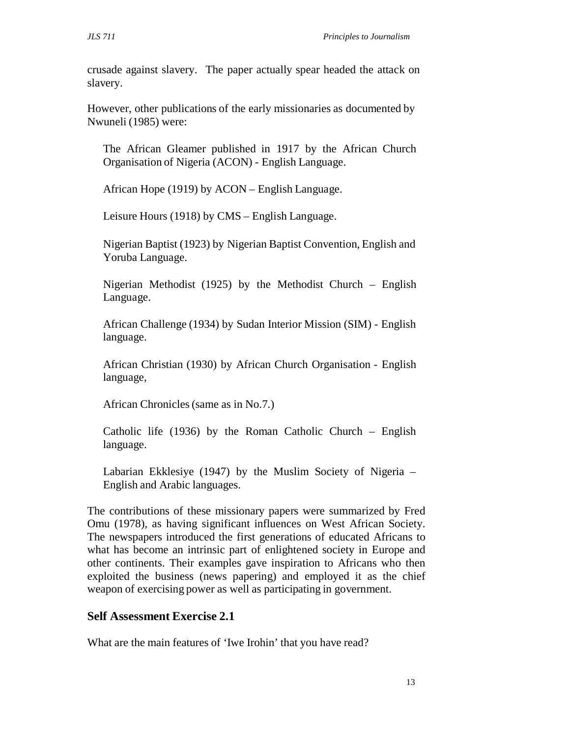crusade against slavery. The paper actually spear headed the attack on slavery.

However, other publications of the early missionaries as documented by Nwuneli (1985) were:

The African Gleamer published in 1917 by the African Church Organisation of Nigeria (ACON) - English Language.

African Hope (1919) by ACON – English Language.

Leisure Hours (1918) by CMS – English Language.

Nigerian Baptist (1923) by Nigerian Baptist Convention, English and Yoruba Language.

Nigerian Methodist (1925) by the Methodist Church – English Language.

African Challenge (1934) by Sudan Interior Mission (SIM) - English language.

African Christian (1930) by African Church Organisation - English language,

African Chronicles (same as in No.7.)

Catholic life (1936) by the Roman Catholic Church – English language.

Labarian Ekklesiye (1947) by the Muslim Society of Nigeria – English and Arabic languages.

The contributions of these missionary papers were summarized by Fred Omu (1978), as having significant influences on West African Society. The newspapers introduced the first generations of educated Africans to what has become an intrinsic part of enlightened society in Europe and other continents. Their examples gave inspiration to Africans who then exploited the business (news papering) and employed it as the chief weapon of exercising power as well as participating in government.

## Self Assessment Exercise 2.1

What are the main features of 'Iwe Irohin' that you have read?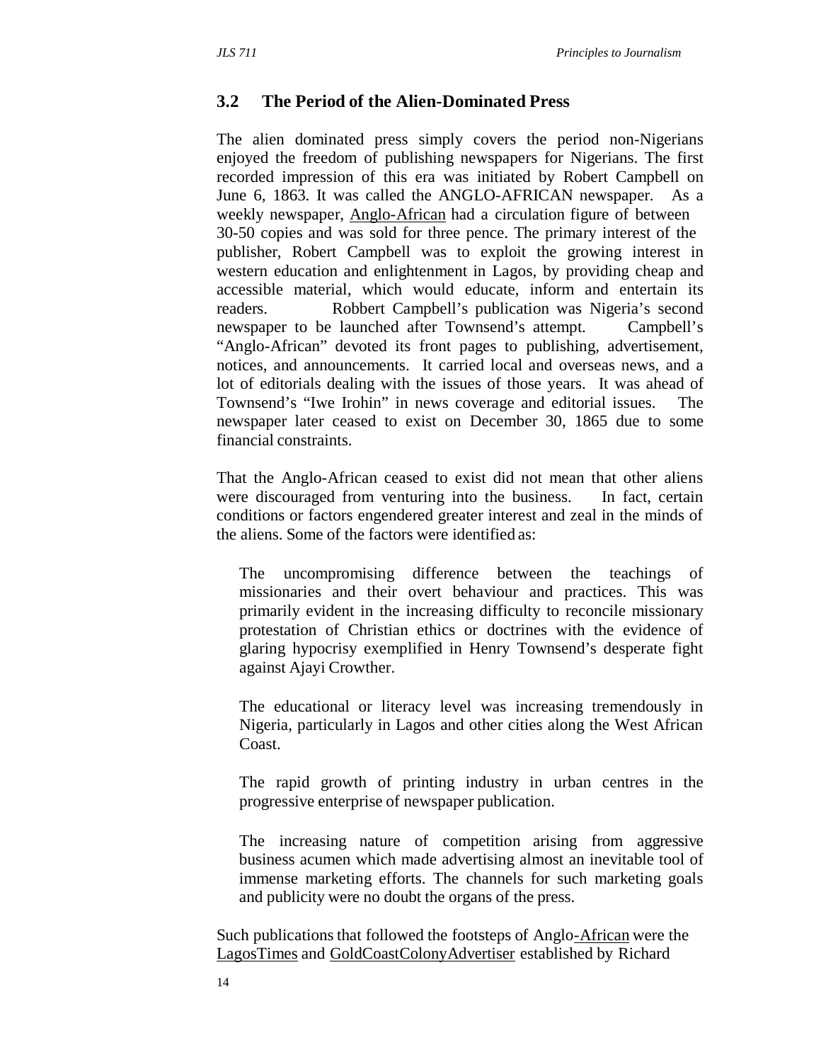### 3.2 The Period of the Alien-Dominated Press

The alien dominated press simply covers the period non-Nigerians enjoyed the freedom of publishing newspapers for Nigerians. The first recorded impression of this era was initiated by Robert Campbell on June 6, 1863. It was called the ANGLO-AFRICAN newspaper. As a weekly newspaper, Anglo-African had a circulation figure of between 30-50 copies and was sold for three pence. The primary interest of the publisher, Robert Campbell was to exploit the growing interest in western education and enlightenment in Lagos, by providing cheap and accessible material, which would educate, inform and entertain its readers. Robbert Campbell's publication was Nigeria's second newspaper to be launched after Townsend's attempt. Campbell's "Anglo-African" devoted its front pages to publishing, advertisement, notices, and announcements. It carried local and overseas news, and a lot of editorials dealing with the issues of those years. It was ahead of Townsend's "Iwe Irohin" in news coverage and editorial issues. The newspaper later ceased to exist on December 30, 1865 due to some financial constraints.

That the Anglo-African ceased to exist did not mean that other aliens were discouraged from venturing into the business. In fact, certain conditions or factors engendered greater interest and zeal in the minds of the aliens. Some of the factors were identified as:

The uncompromising difference between the teachings of missionaries and their overt behaviour and practices. This was primarily evident in the increasing difficulty to reconcile missionary protestation of Christian ethics or doctrines with the evidence of glaring hypocrisy exemplified in Henry Townsend's desperate fight against Ajayi Crowther.

The educational or literacy level was increasing tremendously in Nigeria, particularly in Lagos and other cities along the West African Coast.

The rapid growth of printing industry in urban centres in the progressive enterprise of newspaper publication.

The increasing nature of competition arising from aggressive business acumen which made advertising almost an inevitable tool of immense marketing efforts. The channels for such marketing goals and publicity were no doubt the organs of the press.

Such publications that followed the footsteps of Anglo-African were the LagosTimes and GoldCoastColonyAdvertiser established by Richard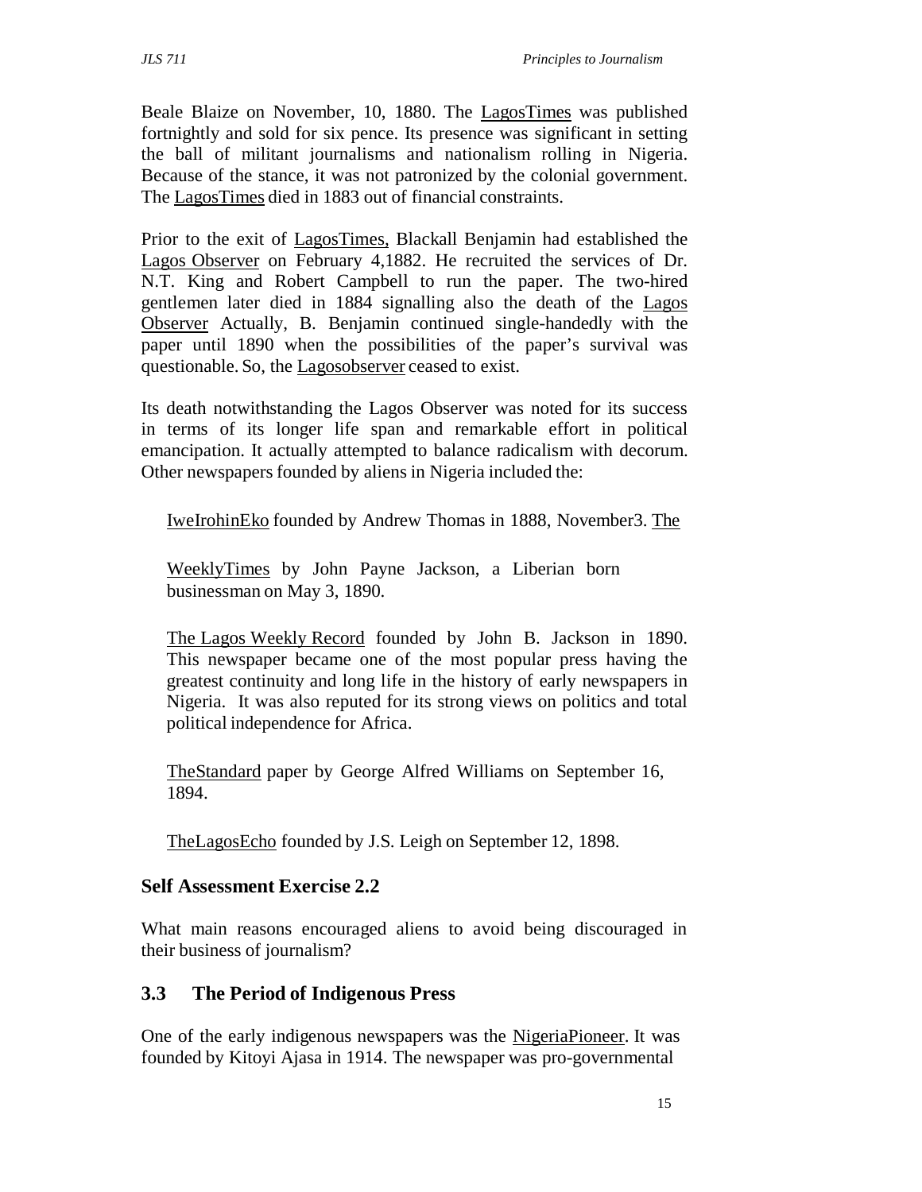Beale Blaize on November, 10, 1880. The LagosTimes was published fortnightly and sold for six pence. Its presence was significant in setting the ball of militant journalisms and nationalism rolling in Nigeria. Because of the stance, it was not patronized by the colonial government. The LagosTimes died in 1883 out of financial constraints.

Prior to the exit of LagosTimes, Blackall Benjamin had established the Lagos Observer on February 4,1882. He recruited the services of Dr. N.T. King and Robert Campbell to run the paper. The two-hired gentlemen later died in 1884 signalling also the death of the Lagos Observer Actually, B. Benjamin continued single-handedly with the paper until 1890 when the possibilities of the paper's survival was questionable. So, the Lagosobserver ceased to exist.

Its death notwithstanding the Lagos Observer was noted for its success in terms of its longer life span and remarkable effort in political emancipation. It actually attempted to balance radicalism with decorum. Other newspapers founded by aliens in Nigeria included the:

IweIrohinEko founded by Andrew Thomas in 1888, November3. The

WeeklyTimes by John Payne Jackson, a Liberian born businessman on May 3, 1890.

The Lagos Weekly Record founded by John B. Jackson in 1890. This newspaper became one of the most popular press having the greatest continuity and long life in the history of early newspapers in Nigeria. It was also reputed for its strong views on politics and total political independence for Africa.

TheStandard paper by George Alfred Williams on September 16, 1894.

TheLagosEcho founded by J.S. Leigh on September 12, 1898.

### Self Assessment Exercise 2.2

What main reasons encouraged aliens to avoid being discouraged in their business of journalism?

## 3.3 The Period of Indigenous Press

One of the early indigenous newspapers was the NigeriaPioneer. It was founded by Kitoyi Ajasa in 1914. The newspaper was pro-governmental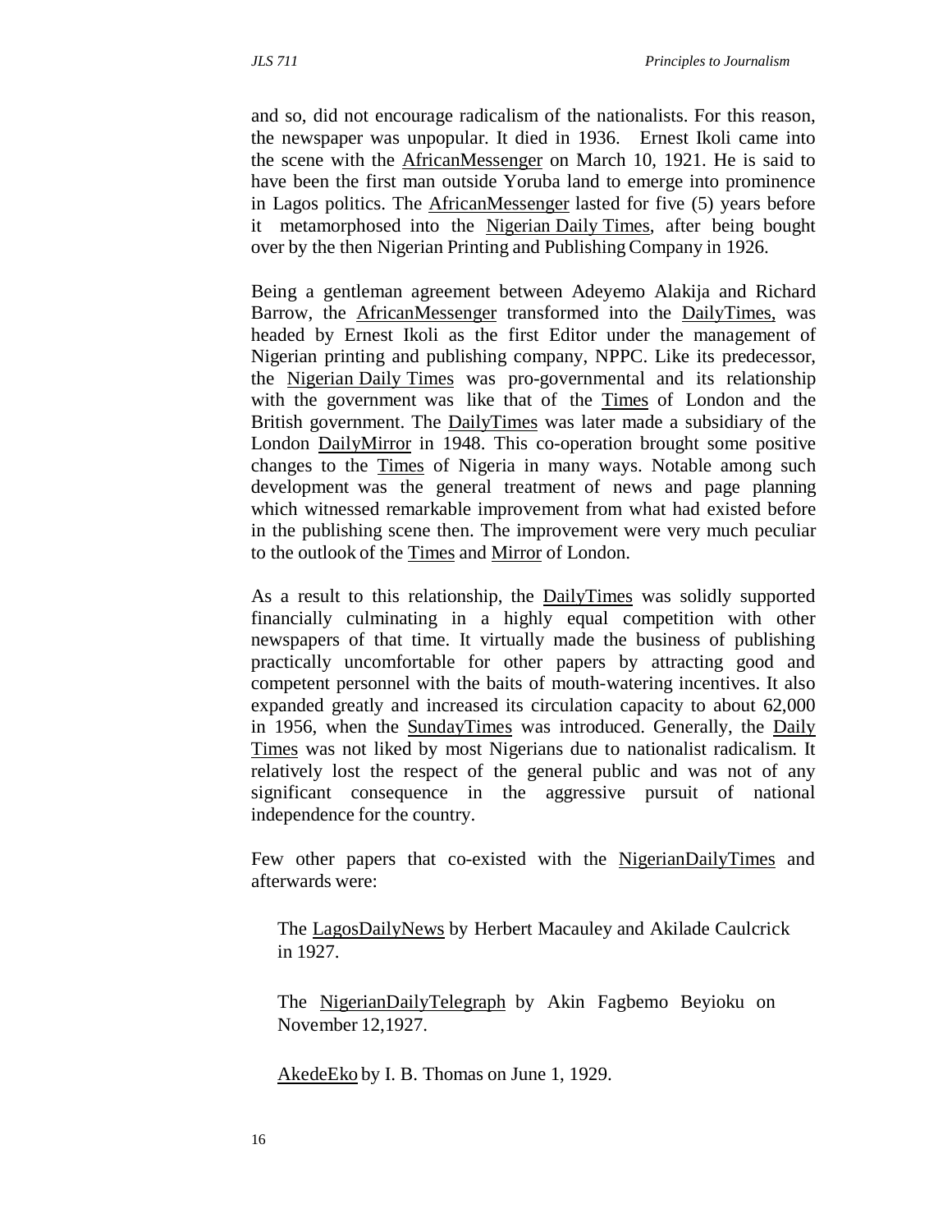and so, did not encourage radicalism of the nationalists. For this reason, the newspaper was unpopular. It died in 1936. Ernest Ikoli came into the scene with the AfricanMessenger on March 10, 1921. He is said to have been the first man outside Yoruba land to emerge into prominence in Lagos politics. The AfricanMessenger lasted for five (5) years before it metamorphosed into the Nigerian Daily Times, after being bought over by the then Nigerian Printing and Publishing Company in 1926.

Being a gentleman agreement between Adeyemo Alakija and Richard Barrow, the AfricanMessenger transformed into the DailyTimes, was headed by Ernest Ikoli as the first Editor under the management of Nigerian printing and publishing company, NPPC. Like its predecessor, the Nigerian Daily Times was pro-governmental and its relationship with the government was like that of the Times of London and the British government. The DailyTimes was later made a subsidiary of the London DailyMirror in 1948. This co-operation brought some positive changes to the Times of Nigeria in many ways. Notable among such development was the general treatment of news and page planning which witnessed remarkable improvement from what had existed before in the publishing scene then. The improvement were very much peculiar to the outlook of the Times and Mirror of London.

As a result to this relationship, the DailyTimes was solidly supported financially culminating in a highly equal competition with other newspapers of that time. It virtually made the business of publishing practically uncomfortable for other papers by attracting good and competent personnel with the baits of mouth-watering incentives. It also expanded greatly and increased its circulation capacity to about 62,000 in 1956, when the SundayTimes was introduced. Generally, the Daily Times was not liked by most Nigerians due to nationalist radicalism. It relatively lost the respect of the general public and was not of any significant consequence in the aggressive pursuit of national independence for the country.

Few other papers that co-existed with the NigerianDailyTimes and afterwards were:

The LagosDailyNews by Herbert Macauley and Akilade Caulcrick in 1927.

The NigerianDailyTelegraph by Akin Fagbemo Beyioku on November 12,1927.

AkedeEko by I. B. Thomas on June 1, 1929.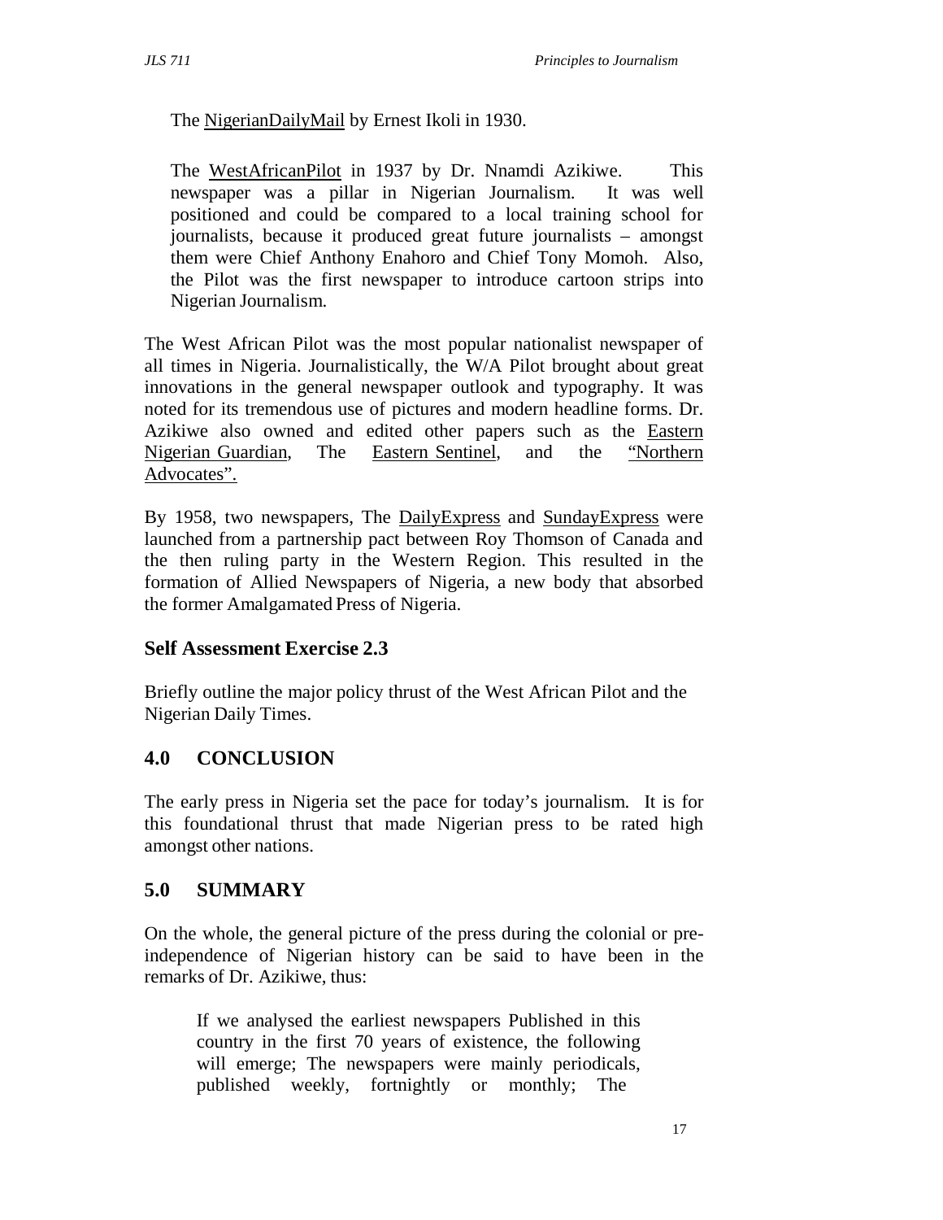The NigerianDailyMail by Ernest Ikoli in 1930.

The WestAfricanPilot in 1937 by Dr. Nnamdi Azikiwe. This newspaper was a pillar in Nigerian Journalism. It was well positioned and could be compared to a local training school for journalists, because it produced great future journalists – amongst them were Chief Anthony Enahoro and Chief Tony Momoh. Also, the Pilot was the first newspaper to introduce cartoon strips into Nigerian Journalism.

The West African Pilot was the most popular nationalist newspaper of all times in Nigeria. Journalistically, the W/A Pilot brought about great innovations in the general newspaper outlook and typography. It was noted for its tremendous use of pictures and modern headline forms. Dr. Azikiwe also owned and edited other papers such as the Eastern Nigerian Guardian, The Eastern Sentinel, and the "Northern Advocates".

By 1958, two newspapers, The DailyExpress and SundayExpress were launched from a partnership pact between Roy Thomson of Canada and the then ruling party in the Western Region. This resulted in the formation of Allied Newspapers of Nigeria, a new body that absorbed the former Amalgamated Press of Nigeria.

### Self Assessment Exercise 2.3

Briefly outline the major policy thrust of the West African Pilot and the Nigerian Daily Times.

## 4.0 CONCLUSION

The early press in Nigeria set the pace for today's journalism. It is for this foundational thrust that made Nigerian press to be rated high amongst other nations.

## 5.0 SUMMARY

On the whole, the general picture of the press during the colonial or pre-independence of Nigerian history can be said to have been in the remarks of Dr. Azikiwe, thus:

> If we analysed the earliest newspapers Published in this country in the first 70 years of existence, the following will emerge; The newspapers were mainly periodicals, published weekly, fortnightly or monthly; The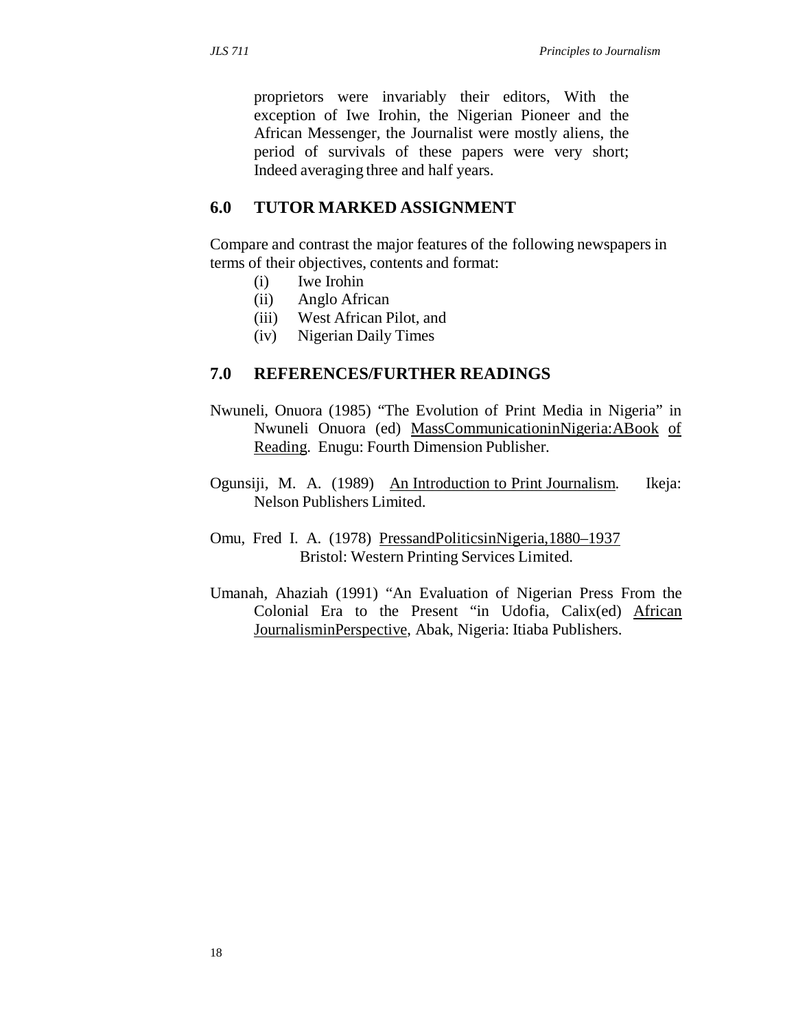proprietors were invariably their editors, With the exception of Iwe Irohin, the Nigerian Pioneer and the African Messenger, the Journalist were mostly aliens, the period of survivals of these papers were very short; Indeed averaging three and half years.

## 6.0 TUTOR MARKED ASSIGNMENT

Compare and contrast the major features of the following newspapers in terms of their objectives, contents and format:

(i) Iwe Irohin
(ii) Anglo African
(iii) West African Pilot, and
(iv) Nigerian Daily Times

## 7.0 REFERENCES/FURTHER READINGS

Nwuneli, Onuora (1985) "The Evolution of Print Media in Nigeria" in Nwuneli Onuora (ed) MassCommunicationinNigeria:ABook of Reading. Enugu: Fourth Dimension Publisher.

Ogunsiji, M. A. (1989) An Introduction to Print Journalism. Ikeja: Nelson Publishers Limited.

Omu, Fred I. A. (1978) PressandPoliticsinNigeria,1880–1937 Bristol: Western Printing Services Limited.

Umanah, Ahaziah (1991) "An Evaluation of Nigerian Press From the Colonial Era to the Present "in Udofia, Calix(ed) African JournalisminPerspective, Abak, Nigeria: Itiaba Publishers.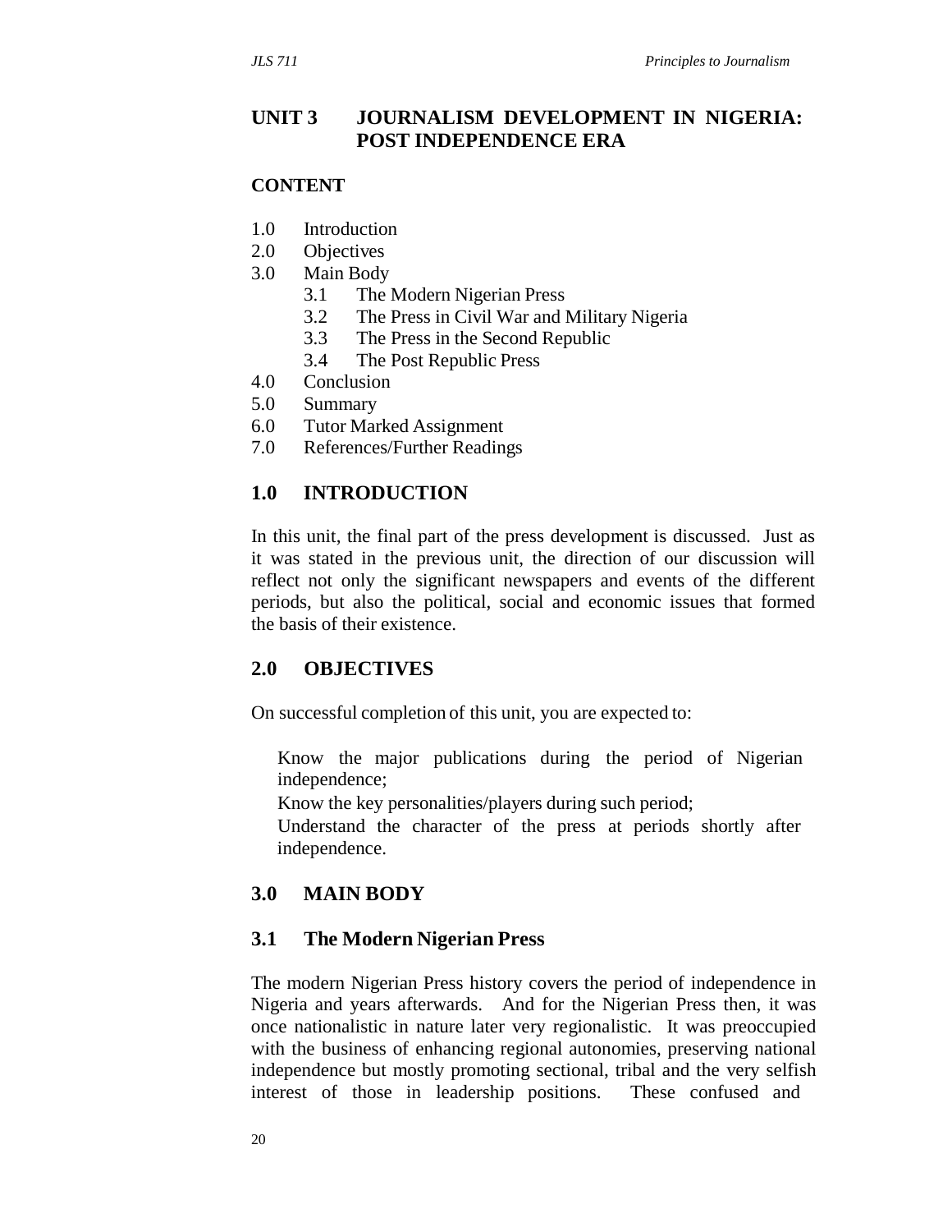## UNIT 3 JOURNALISM DEVELOPMENT IN NIGERIA: POST INDEPENDENCE ERA

**CONTENT**

1.0 Introduction
2.0 Objectives
3.0 Main Body
   3.1 The Modern Nigerian Press
   3.2 The Press in Civil War and Military Nigeria
   3.3 The Press in the Second Republic
   3.4 The Post Republic Press
4.0 Conclusion
5.0 Summary
6.0 Tutor Marked Assignment
7.0 References/Further Readings

### 1.0 INTRODUCTION

In this unit, the final part of the press development is discussed. Just as it was stated in the previous unit, the direction of our discussion will reflect not only the significant newspapers and events of the different periods, but also the political, social and economic issues that formed the basis of their existence.

### 2.0 OBJECTIVES

On successful completion of this unit, you are expected to:

- Know the major publications during the period of Nigerian independence;
- Know the key personalities/players during such period;
- Understand the character of the press at periods shortly after independence.

### 3.0 MAIN BODY

### 3.1 The Modern Nigerian Press

The modern Nigerian Press history covers the period of independence in Nigeria and years afterwards. And for the Nigerian Press then, it was once nationalistic in nature later very regionalistic. It was preoccupied with the business of enhancing regional autonomies, preserving national independence but mostly promoting sectional, tribal and the very selfish interest of those in leadership positions. These confused and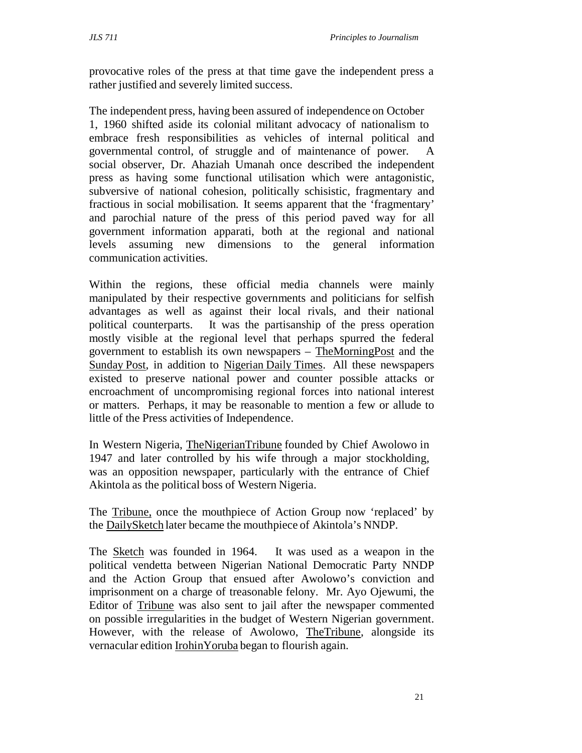provocative roles of the press at that time gave the independent press a rather justified and severely limited success.

The independent press, having been assured of independence on October 1, 1960 shifted aside its colonial militant advocacy of nationalism to embrace fresh responsibilities as vehicles of internal political and governmental control, of struggle and of maintenance of power. A social observer, Dr. Ahaziah Umanah once described the independent press as having some functional utilisation which were antagonistic, subversive of national cohesion, politically schisistic, fragmentary and fractious in social mobilisation. It seems apparent that the 'fragmentary' and parochial nature of the press of this period paved way for all government information apparati, both at the regional and national levels assuming new dimensions to the general information communication activities.

Within the regions, these official media channels were mainly manipulated by their respective governments and politicians for selfish advantages as well as against their local rivals, and their national political counterparts. It was the partisanship of the press operation mostly visible at the regional level that perhaps spurred the federal government to establish its own newspapers – TheMorningPost and the Sunday Post, in addition to Nigerian Daily Times. All these newspapers existed to preserve national power and counter possible attacks or encroachment of uncompromising regional forces into national interest or matters. Perhaps, it may be reasonable to mention a few or allude to little of the Press activities of Independence.

In Western Nigeria, TheNigerianTribune founded by Chief Awolowo in 1947 and later controlled by his wife through a major stockholding, was an opposition newspaper, particularly with the entrance of Chief Akintola as the political boss of Western Nigeria.

The Tribune, once the mouthpiece of Action Group now 'replaced' by the DailySketch later became the mouthpiece of Akintola's NNDP.

The Sketch was founded in 1964. It was used as a weapon in the political vendetta between Nigerian National Democratic Party NNDP and the Action Group that ensued after Awolowo's conviction and imprisonment on a charge of treasonable felony. Mr. Ayo Ojewumi, the Editor of Tribune was also sent to jail after the newspaper commented on possible irregularities in the budget of Western Nigerian government. However, with the release of Awolowo, TheTribune, alongside its vernacular edition IrohinYoruba began to flourish again.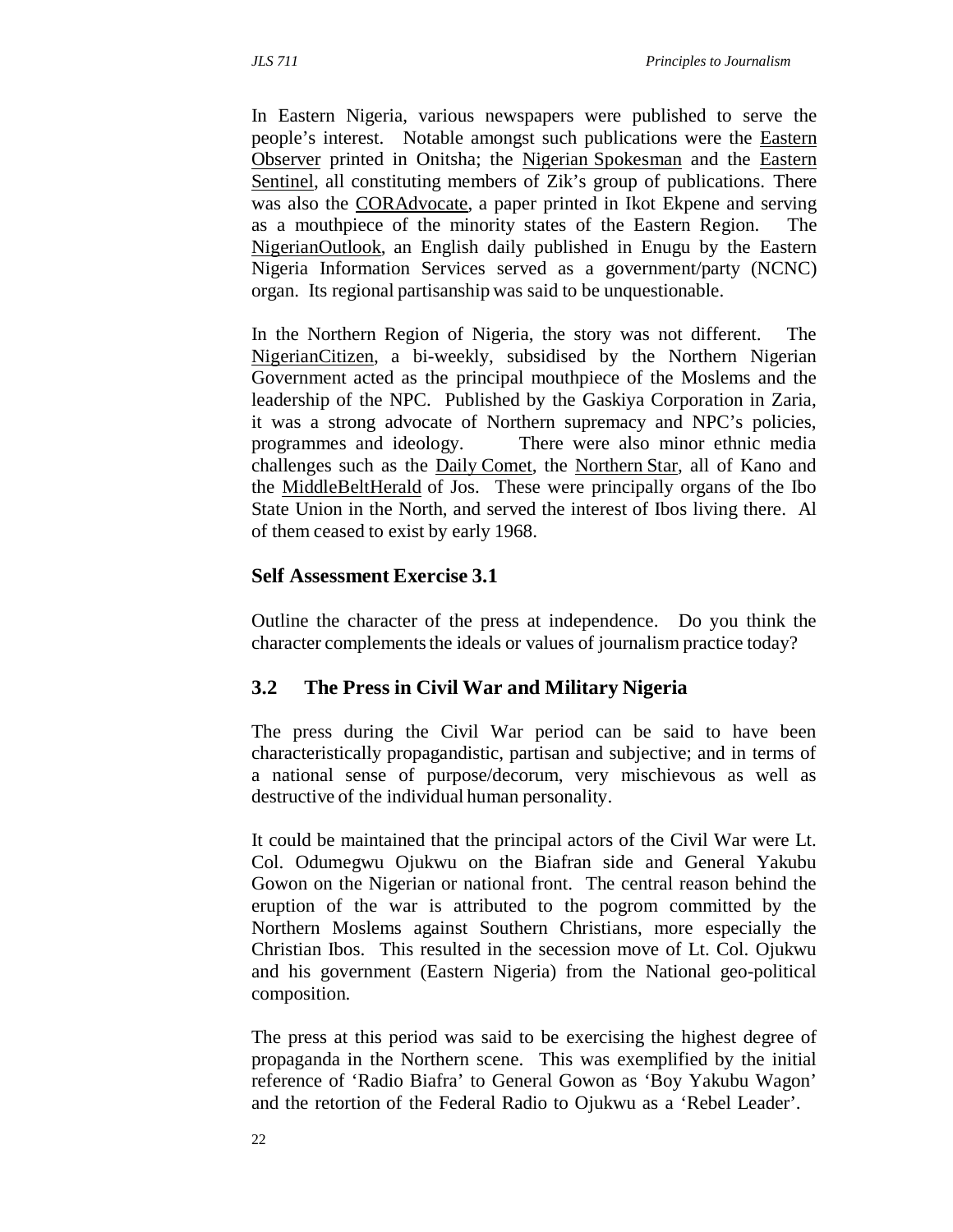In Eastern Nigeria, various newspapers were published to serve the people's interest. Notable amongst such publications were the Eastern Observer printed in Onitsha; the Nigerian Spokesman and the Eastern Sentinel, all constituting members of Zik's group of publications. There was also the CORAdvocate, a paper printed in Ikot Ekpene and serving as a mouthpiece of the minority states of the Eastern Region. The NigerianOutlook, an English daily published in Enugu by the Eastern Nigeria Information Services served as a government/party (NCNC) organ. Its regional partisanship was said to be unquestionable.

In the Northern Region of Nigeria, the story was not different. The NigerianCitizen, a bi-weekly, subsidised by the Northern Nigerian Government acted as the principal mouthpiece of the Moslems and the leadership of the NPC. Published by the Gaskiya Corporation in Zaria, it was a strong advocate of Northern supremacy and NPC's policies, programmes and ideology. There were also minor ethnic media challenges such as the Daily Comet, the Northern Star, all of Kano and the MiddleBeltHerald of Jos. These were principally organs of the Ibo State Union in the North, and served the interest of Ibos living there. Al of them ceased to exist by early 1968.

### Self Assessment Exercise 3.1

Outline the character of the press at independence. Do you think the character complements the ideals or values of journalism practice today?

## 3.2 The Press in Civil War and Military Nigeria

The press during the Civil War period can be said to have been characteristically propagandistic, partisan and subjective; and in terms of a national sense of purpose/decorum, very mischievous as well as destructive of the individual human personality.

It could be maintained that the principal actors of the Civil War were Lt. Col. Odumegwu Ojukwu on the Biafran side and General Yakubu Gowon on the Nigerian or national front. The central reason behind the eruption of the war is attributed to the pogrom committed by the Northern Moslems against Southern Christians, more especially the Christian Ibos. This resulted in the secession move of Lt. Col. Ojukwu and his government (Eastern Nigeria) from the National geo-political composition.

The press at this period was said to be exercising the highest degree of propaganda in the Northern scene. This was exemplified by the initial reference of 'Radio Biafra' to General Gowon as 'Boy Yakubu Wagon' and the retortion of the Federal Radio to Ojukwu as a 'Rebel Leader'.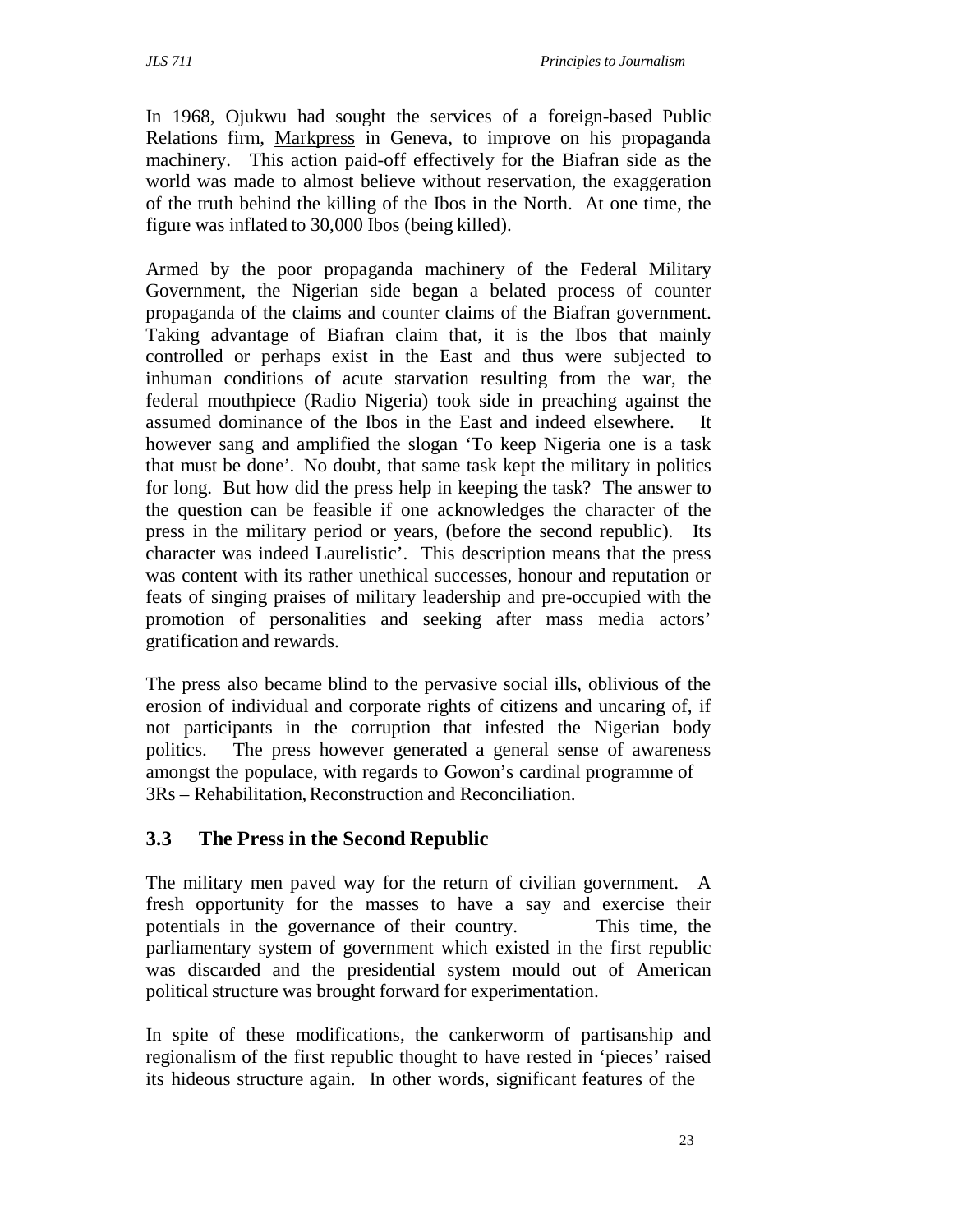In 1968, Ojukwu had sought the services of a foreign-based Public Relations firm, <u>Markpress</u> in Geneva, to improve on his propaganda machinery. This action paid-off effectively for the Biafran side as the world was made to almost believe without reservation, the exaggeration of the truth behind the killing of the Ibos in the North. At one time, the figure was inflated to 30,000 Ibos (being killed).

Armed by the poor propaganda machinery of the Federal Military Government, the Nigerian side began a belated process of counter propaganda of the claims and counter claims of the Biafran government. Taking advantage of Biafran claim that, it is the Ibos that mainly controlled or perhaps exist in the East and thus were subjected to inhuman conditions of acute starvation resulting from the war, the federal mouthpiece (Radio Nigeria) took side in preaching against the assumed dominance of the Ibos in the East and indeed elsewhere. It however sang and amplified the slogan 'To keep Nigeria one is a task that must be done'. No doubt, that same task kept the military in politics for long. But how did the press help in keeping the task? The answer to the question can be feasible if one acknowledges the character of the press in the military period or years, (before the second republic). Its character was indeed Laurelistic'. This description means that the press was content with its rather unethical successes, honour and reputation or feats of singing praises of military leadership and pre-occupied with the promotion of personalities and seeking after mass media actors' gratification and rewards.

The press also became blind to the pervasive social ills, oblivious of the erosion of individual and corporate rights of citizens and uncaring of, if not participants in the corruption that infested the Nigerian body politics. The press however generated a general sense of awareness amongst the populace, with regards to Gowon's cardinal programme of 3Rs – Rehabilitation, Reconstruction and Reconciliation.

## 3.3 The Press in the Second Republic

The military men paved way for the return of civilian government. A fresh opportunity for the masses to have a say and exercise their potentials in the governance of their country. This time, the parliamentary system of government which existed in the first republic was discarded and the presidential system mould out of American political structure was brought forward for experimentation.

In spite of these modifications, the cankerworm of partisanship and regionalism of the first republic thought to have rested in 'pieces' raised its hideous structure again. In other words, significant features of the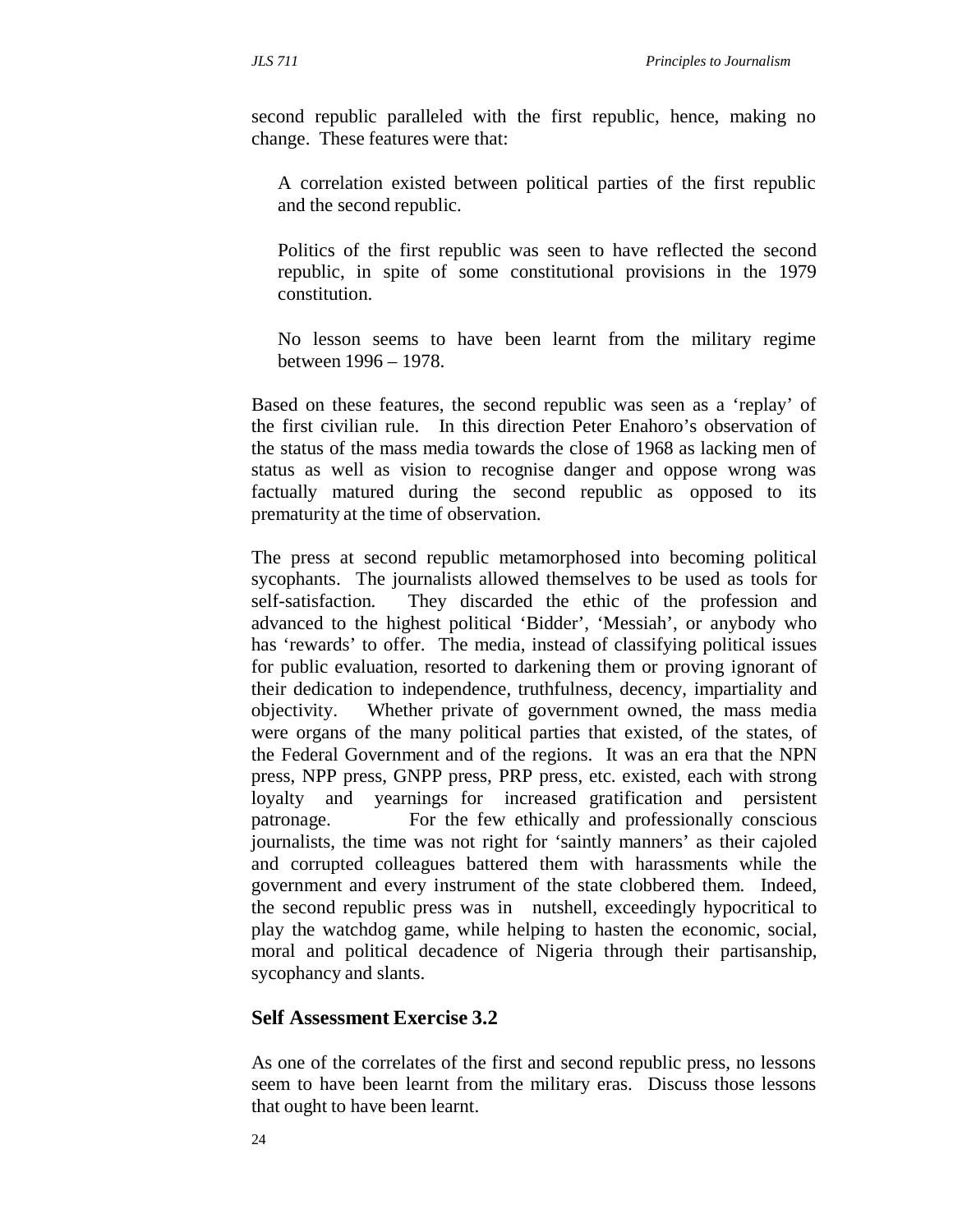second republic paralleled with the first republic, hence, making no change. These features were that:

A correlation existed between political parties of the first republic and the second republic.

Politics of the first republic was seen to have reflected the second republic, in spite of some constitutional provisions in the 1979 constitution.

No lesson seems to have been learnt from the military regime between 1996 – 1978.

Based on these features, the second republic was seen as a 'replay' of the first civilian rule. In this direction Peter Enahoro's observation of the status of the mass media towards the close of 1968 as lacking men of status as well as vision to recognise danger and oppose wrong was factually matured during the second republic as opposed to its prematurity at the time of observation.

The press at second republic metamorphosed into becoming political sycophants. The journalists allowed themselves to be used as tools for self-satisfaction. They discarded the ethic of the profession and advanced to the highest political 'Bidder', 'Messiah', or anybody who has 'rewards' to offer. The media, instead of classifying political issues for public evaluation, resorted to darkening them or proving ignorant of their dedication to independence, truthfulness, decency, impartiality and objectivity. Whether private of government owned, the mass media were organs of the many political parties that existed, of the states, of the Federal Government and of the regions. It was an era that the NPN press, NPP press, GNPP press, PRP press, etc. existed, each with strong loyalty and yearnings for increased gratification and persistent patronage. For the few ethically and professionally conscious journalists, the time was not right for 'saintly manners' as their cajoled and corrupted colleagues battered them with harassments while the government and every instrument of the state clobbered them. Indeed, the second republic press was in nutshell, exceedingly hypocritical to play the watchdog game, while helping to hasten the economic, social, moral and political decadence of Nigeria through their partisanship, sycophancy and slants.

### Self Assessment Exercise 3.2

As one of the correlates of the first and second republic press, no lessons seem to have been learnt from the military eras. Discuss those lessons that ought to have been learnt.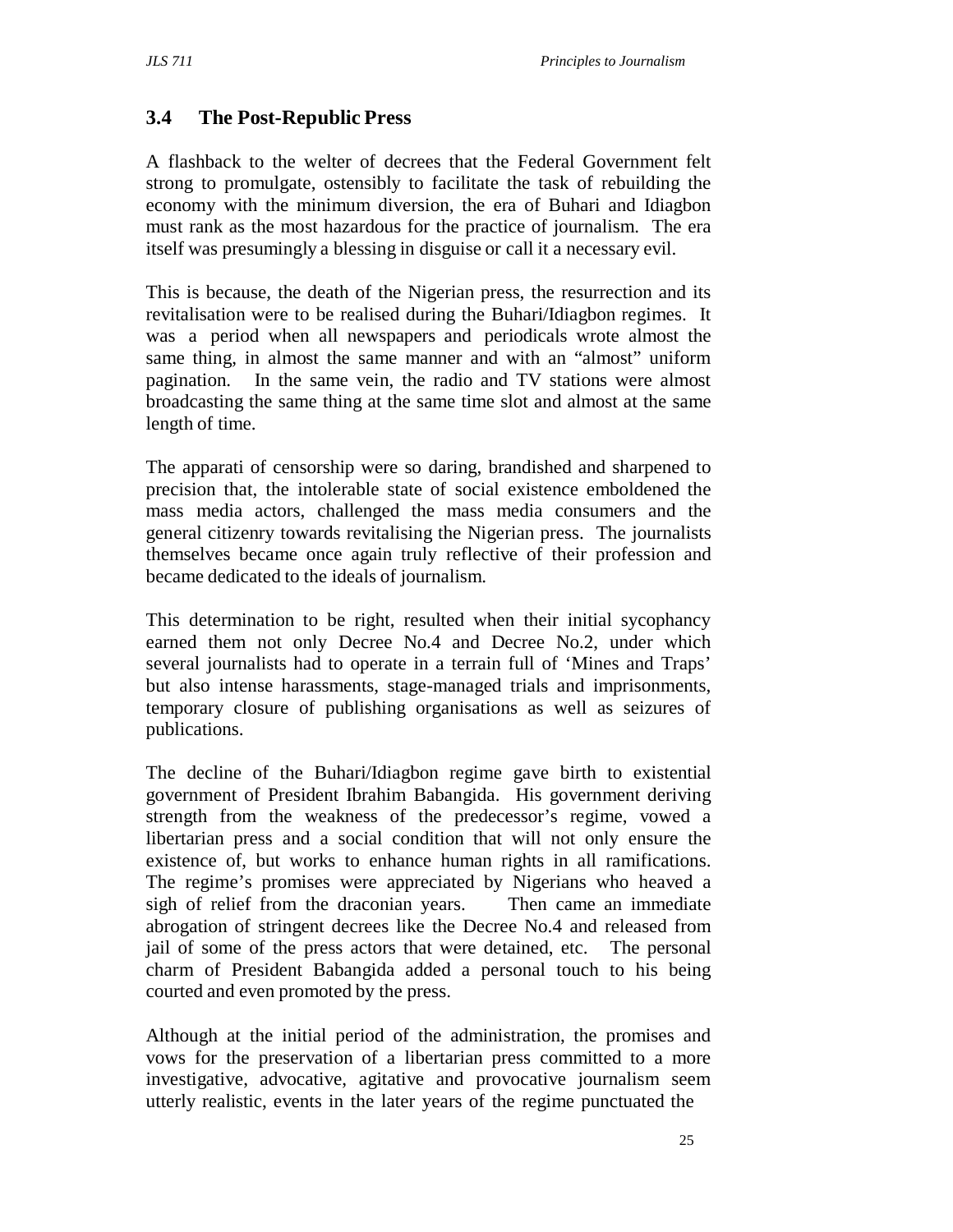## 3.4 The Post-Republic Press

A flashback to the welter of decrees that the Federal Government felt strong to promulgate, ostensibly to facilitate the task of rebuilding the economy with the minimum diversion, the era of Buhari and Idiagbon must rank as the most hazardous for the practice of journalism. The era itself was presumingly a blessing in disguise or call it a necessary evil.

This is because, the death of the Nigerian press, the resurrection and its revitalisation were to be realised during the Buhari/Idiagbon regimes. It was a period when all newspapers and periodicals wrote almost the same thing, in almost the same manner and with an "almost" uniform pagination. In the same vein, the radio and TV stations were almost broadcasting the same thing at the same time slot and almost at the same length of time.

The apparati of censorship were so daring, brandished and sharpened to precision that, the intolerable state of social existence emboldened the mass media actors, challenged the mass media consumers and the general citizenry towards revitalising the Nigerian press. The journalists themselves became once again truly reflective of their profession and became dedicated to the ideals of journalism.

This determination to be right, resulted when their initial sycophancy earned them not only Decree No.4 and Decree No.2, under which several journalists had to operate in a terrain full of 'Mines and Traps' but also intense harassments, stage-managed trials and imprisonments, temporary closure of publishing organisations as well as seizures of publications.

The decline of the Buhari/Idiagbon regime gave birth to existential government of President Ibrahim Babangida. His government deriving strength from the weakness of the predecessor's regime, vowed a libertarian press and a social condition that will not only ensure the existence of, but works to enhance human rights in all ramifications. The regime's promises were appreciated by Nigerians who heaved a sigh of relief from the draconian years. Then came an immediate abrogation of stringent decrees like the Decree No.4 and released from jail of some of the press actors that were detained, etc. The personal charm of President Babangida added a personal touch to his being courted and even promoted by the press.

Although at the initial period of the administration, the promises and vows for the preservation of a libertarian press committed to a more investigative, advocative, agitative and provocative journalism seem utterly realistic, events in the later years of the regime punctuated the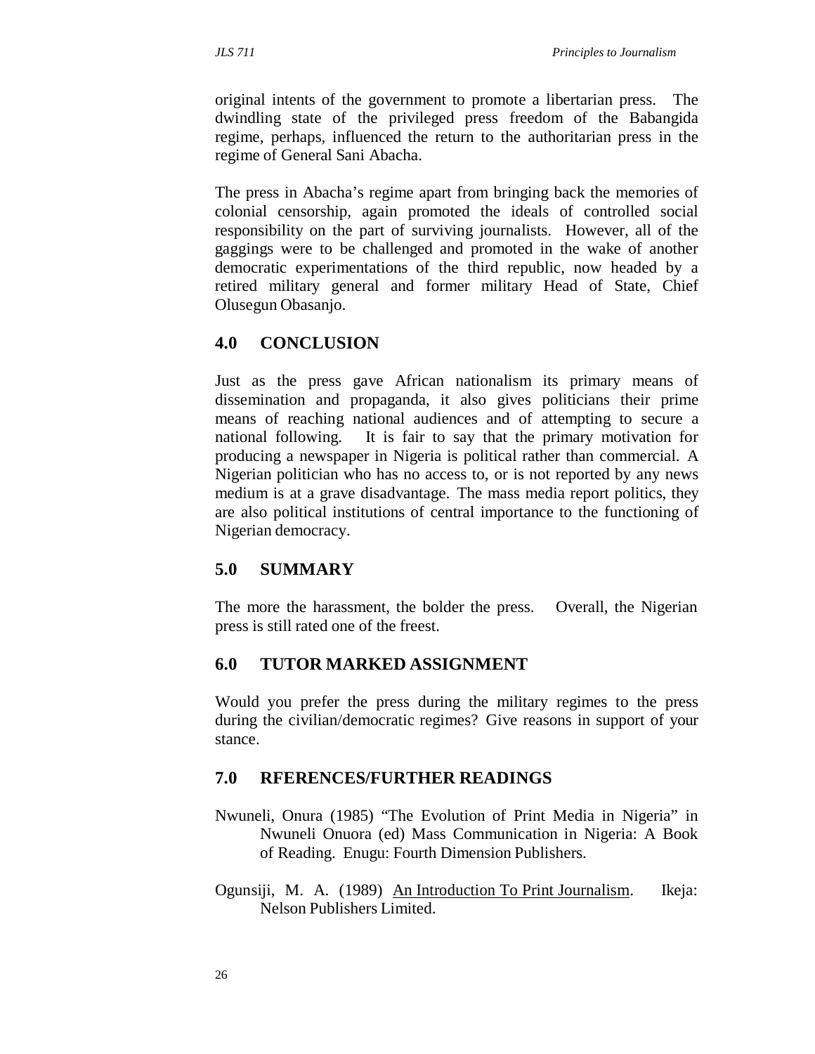original intents of the government to promote a libertarian press. The dwindling state of the privileged press freedom of the Babangida regime, perhaps, influenced the return to the authoritarian press in the regime of General Sani Abacha.

The press in Abacha's regime apart from bringing back the memories of colonial censorship, again promoted the ideals of controlled social responsibility on the part of surviving journalists. However, all of the gaggings were to be challenged and promoted in the wake of another democratic experimentations of the third republic, now headed by a retired military general and former military Head of State, Chief Olusegun Obasanjo.

## 4.0 CONCLUSION

Just as the press gave African nationalism its primary means of dissemination and propaganda, it also gives politicians their prime means of reaching national audiences and of attempting to secure a national following. It is fair to say that the primary motivation for producing a newspaper in Nigeria is political rather than commercial. A Nigerian politician who has no access to, or is not reported by any news medium is at a grave disadvantage. The mass media report politics, they are also political institutions of central importance to the functioning of Nigerian democracy.

## 5.0 SUMMARY

The more the harassment, the bolder the press. Overall, the Nigerian press is still rated one of the freest.

## 6.0 TUTOR MARKED ASSIGNMENT

Would you prefer the press during the military regimes to the press during the civilian/democratic regimes? Give reasons in support of your stance.

## 7.0 RFERENCES/FURTHER READINGS

Nwuneli, Onura (1985) "The Evolution of Print Media in Nigeria" in Nwuneli Onuora (ed) Mass Communication in Nigeria: A Book of Reading. Enugu: Fourth Dimension Publishers.

Ogunsiji, M. A. (1989) An Introduction To Print Journalism. Ikeja: Nelson Publishers Limited.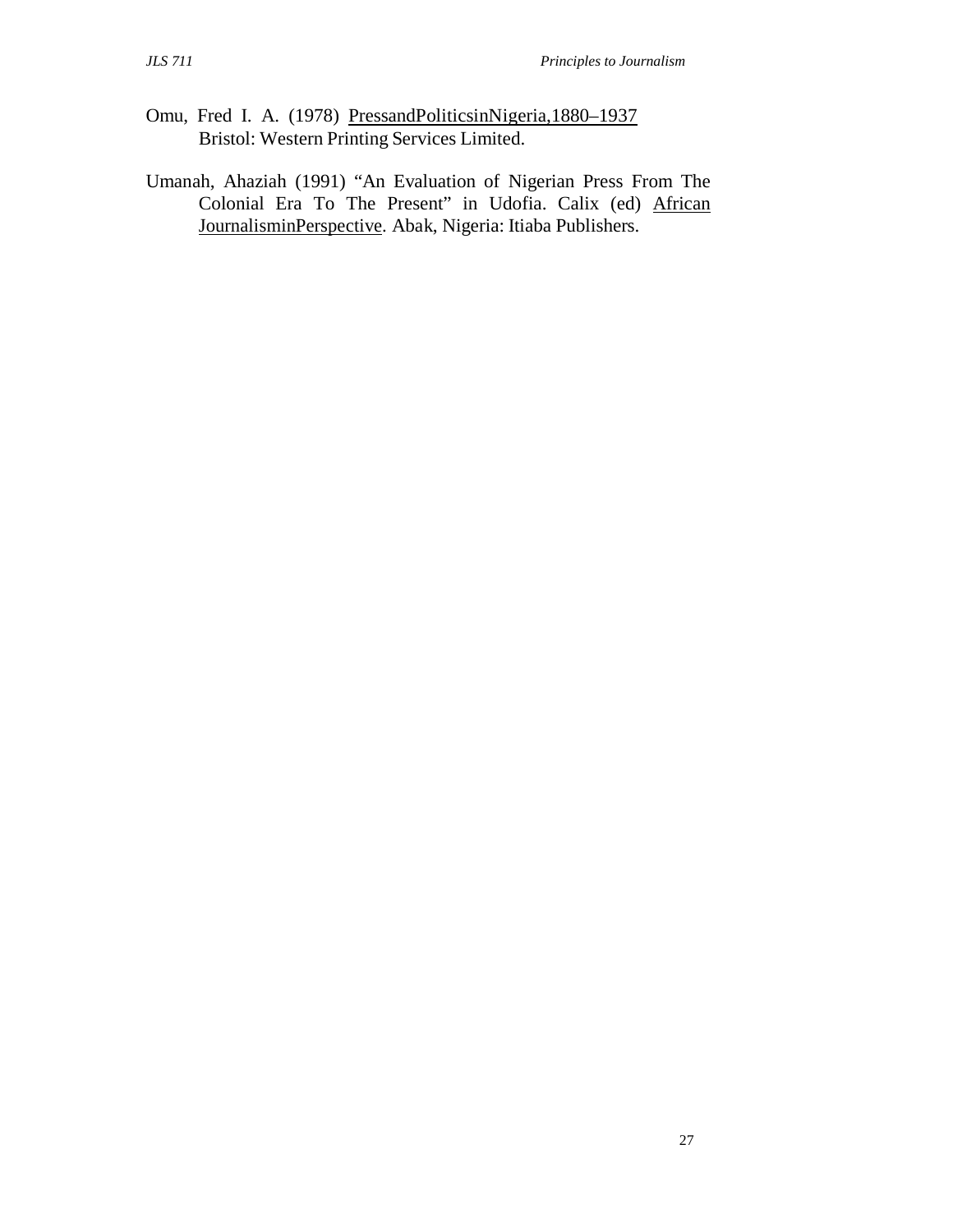Omu, Fred I. A. (1978) PressandPoliticsinNigeria,1880–1937 Bristol: Western Printing Services Limited.

Umanah, Ahaziah (1991) "An Evaluation of Nigerian Press From The Colonial Era To The Present" in Udofia. Calix (ed) African JournalisminPerspective. Abak, Nigeria: Itiaba Publishers.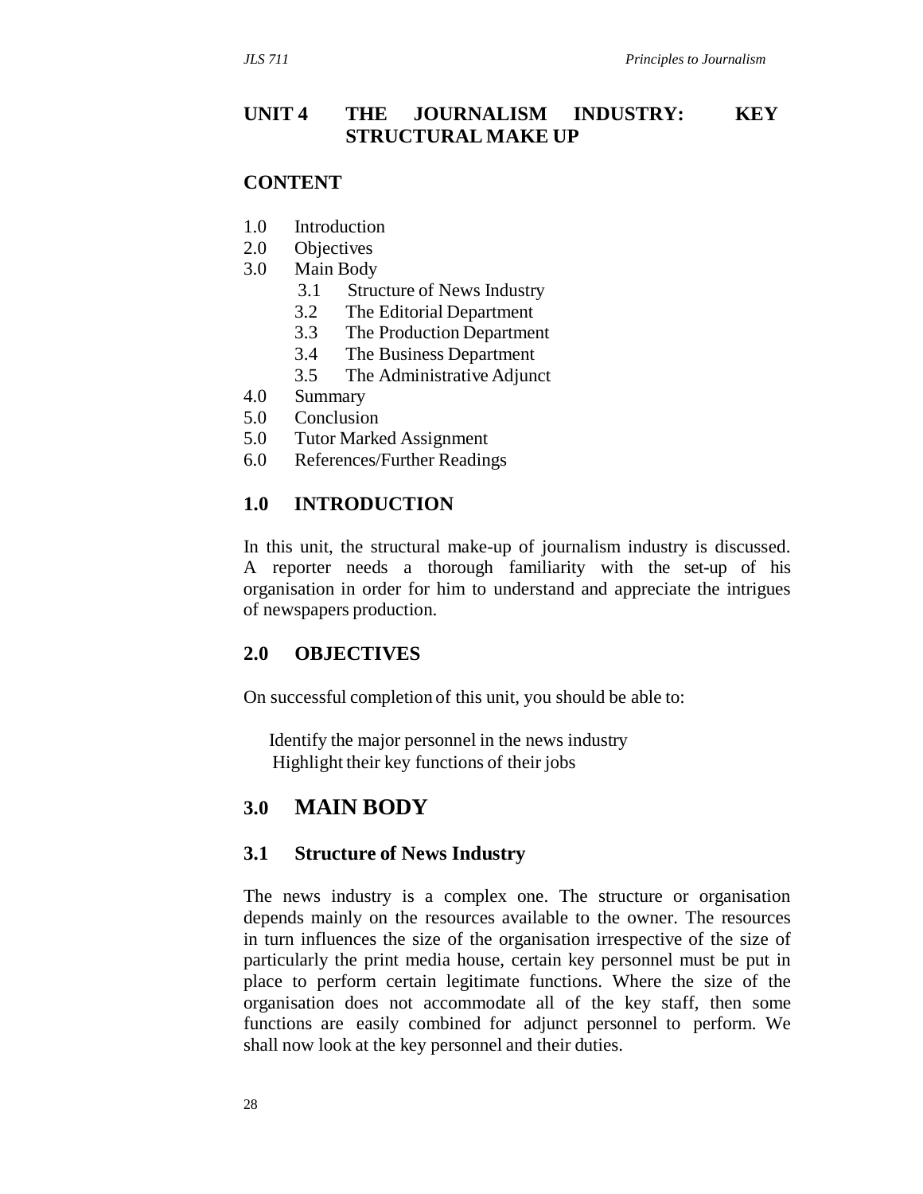## UNIT 4 THE JOURNALISM INDUSTRY: KEY STRUCTURAL MAKE UP

### CONTENT

1.0 Introduction
2.0 Objectives
3.0 Main Body
  3.1 Structure of News Industry
  3.2 The Editorial Department
  3.3 The Production Department
  3.4 The Business Department
  3.5 The Administrative Adjunct
4.0 Summary
5.0 Conclusion
5.0 Tutor Marked Assignment
6.0 References/Further Readings

### 1.0 INTRODUCTION

In this unit, the structural make-up of journalism industry is discussed. A reporter needs a thorough familiarity with the set-up of his organisation in order for him to understand and appreciate the intrigues of newspapers production.

### 2.0 OBJECTIVES

On successful completion of this unit, you should be able to:

- Identify the major personnel in the news industry
- Highlight their key functions of their jobs

## 3.0 MAIN BODY

### 3.1 Structure of News Industry

The news industry is a complex one. The structure or organisation depends mainly on the resources available to the owner. The resources in turn influences the size of the organisation irrespective of the size of particularly the print media house, certain key personnel must be put in place to perform certain legitimate functions. Where the size of the organisation does not accommodate all of the key staff, then some functions are easily combined for adjunct personnel to perform. We shall now look at the key personnel and their duties.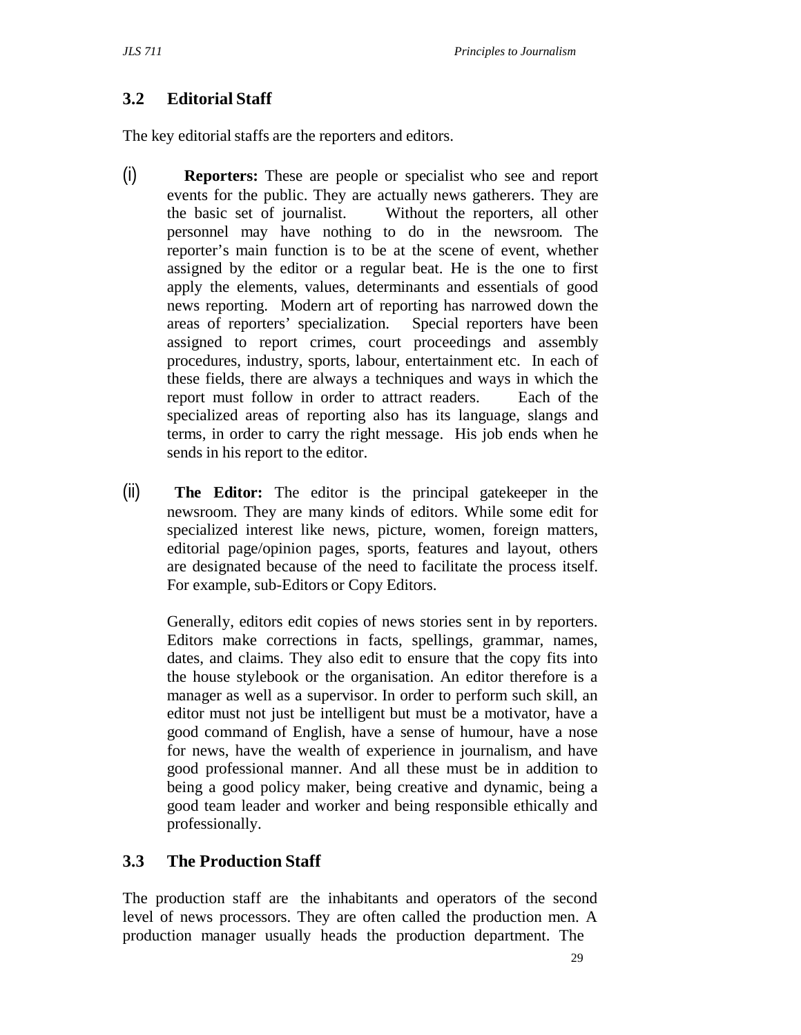### 3.2 Editorial Staff

The key editorial staffs are the reporters and editors.

(i) **Reporters:** These are people or specialist who see and report events for the public. They are actually news gatherers. They are the basic set of journalist. Without the reporters, all other personnel may have nothing to do in the newsroom. The reporter's main function is to be at the scene of event, whether assigned by the editor or a regular beat. He is the one to first apply the elements, values, determinants and essentials of good news reporting. Modern art of reporting has narrowed down the areas of reporters' specialization. Special reporters have been assigned to report crimes, court proceedings and assembly procedures, industry, sports, labour, entertainment etc. In each of these fields, there are always a techniques and ways in which the report must follow in order to attract readers. Each of the specialized areas of reporting also has its language, slangs and terms, in order to carry the right message. His job ends when he sends in his report to the editor.

(ii) **The Editor:** The editor is the principal gatekeeper in the newsroom. They are many kinds of editors. While some edit for specialized interest like news, picture, women, foreign matters, editorial page/opinion pages, sports, features and layout, others are designated because of the need to facilitate the process itself. For example, sub-Editors or Copy Editors.

Generally, editors edit copies of news stories sent in by reporters. Editors make corrections in facts, spellings, grammar, names, dates, and claims. They also edit to ensure that the copy fits into the house stylebook or the organisation. An editor therefore is a manager as well as a supervisor. In order to perform such skill, an editor must not just be intelligent but must be a motivator, have a good command of English, have a sense of humour, have a nose for news, have the wealth of experience in journalism, and have good professional manner. And all these must be in addition to being a good policy maker, being creative and dynamic, being a good team leader and worker and being responsible ethically and professionally.

### 3.3 The Production Staff

The production staff are the inhabitants and operators of the second level of news processors. They are often called the production men. A production manager usually heads the production department. The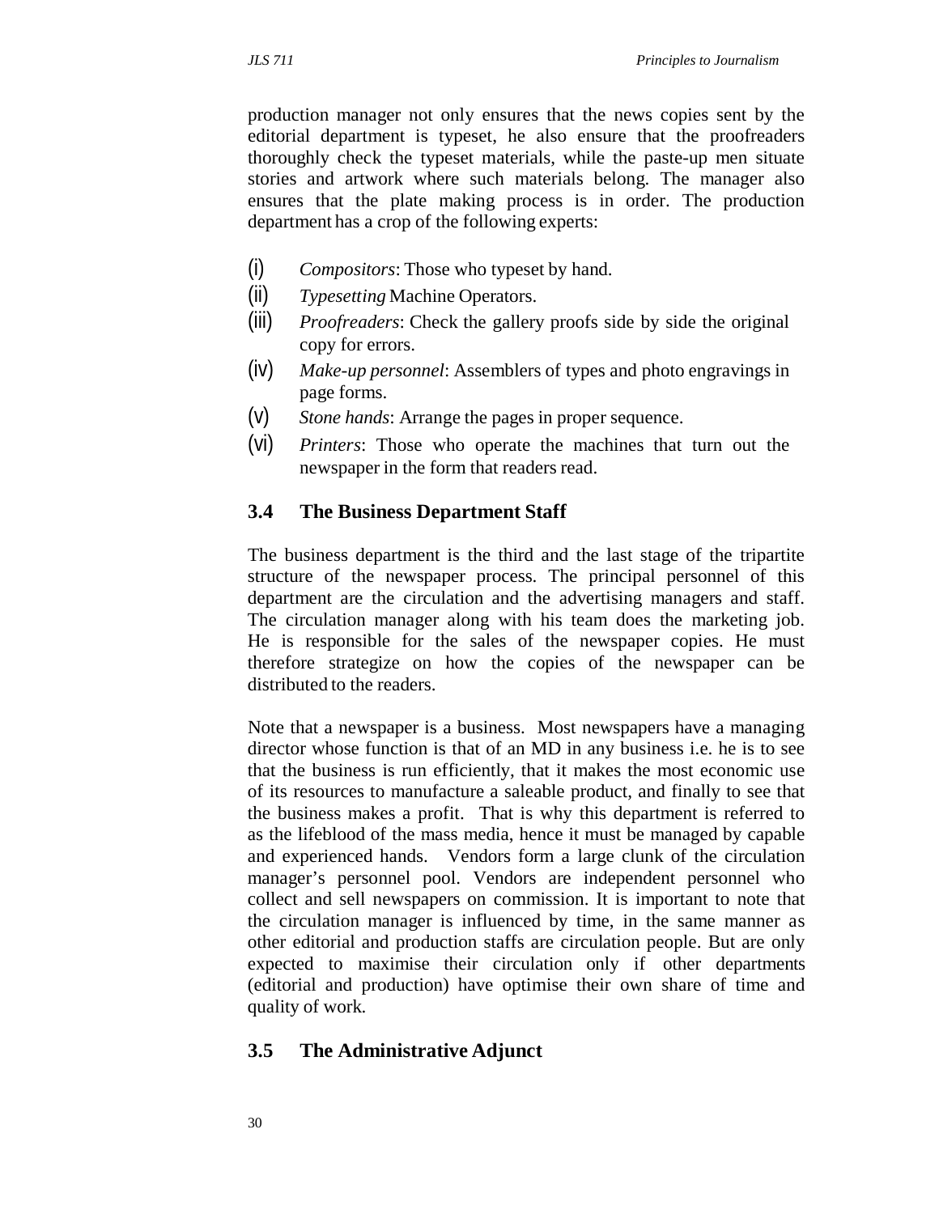production manager not only ensures that the news copies sent by the editorial department is typeset, he also ensure that the proofreaders thoroughly check the typeset materials, while the paste-up men situate stories and artwork where such materials belong. The manager also ensures that the plate making process is in order. The production department has a crop of the following experts:

(i) *Compositors*: Those who typeset by hand.
(ii) *Typesetting* Machine Operators.
(iii) *Proofreaders*: Check the gallery proofs side by side the original copy for errors.
(iv) *Make-up personnel*: Assemblers of types and photo engravings in page forms.
(v) *Stone hands*: Arrange the pages in proper sequence.
(vi) *Printers*: Those who operate the machines that turn out the newspaper in the form that readers read.

## 3.4 The Business Department Staff

The business department is the third and the last stage of the tripartite structure of the newspaper process. The principal personnel of this department are the circulation and the advertising managers and staff. The circulation manager along with his team does the marketing job. He is responsible for the sales of the newspaper copies. He must therefore strategize on how the copies of the newspaper can be distributed to the readers.

Note that a newspaper is a business. Most newspapers have a managing director whose function is that of an MD in any business i.e. he is to see that the business is run efficiently, that it makes the most economic use of its resources to manufacture a saleable product, and finally to see that the business makes a profit. That is why this department is referred to as the lifeblood of the mass media, hence it must be managed by capable and experienced hands. Vendors form a large clunk of the circulation manager's personnel pool. Vendors are independent personnel who collect and sell newspapers on commission. It is important to note that the circulation manager is influenced by time, in the same manner as other editorial and production staffs are circulation people. But are only expected to maximise their circulation only if other departments (editorial and production) have optimise their own share of time and quality of work.

## 3.5 The Administrative Adjunct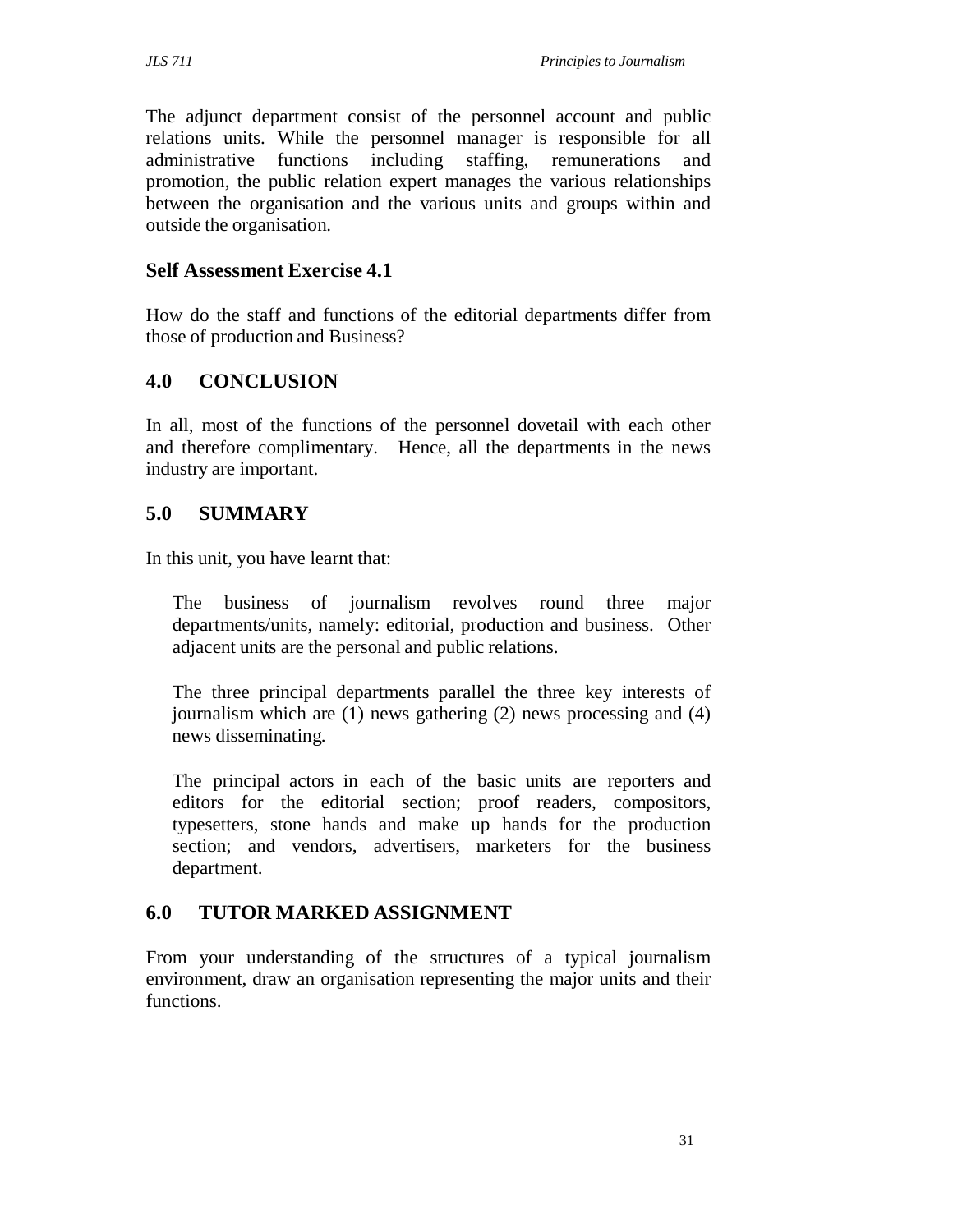The adjunct department consist of the personnel account and public relations units. While the personnel manager is responsible for all administrative functions including staffing, remunerations and promotion, the public relation expert manages the various relationships between the organisation and the various units and groups within and outside the organisation.

### Self Assessment Exercise 4.1

How do the staff and functions of the editorial departments differ from those of production and Business?

## 4.0 CONCLUSION

In all, most of the functions of the personnel dovetail with each other and therefore complimentary. Hence, all the departments in the news industry are important.

## 5.0 SUMMARY

In this unit, you have learnt that:

The business of journalism revolves round three major departments/units, namely: editorial, production and business. Other adjacent units are the personal and public relations.

The three principal departments parallel the three key interests of journalism which are (1) news gathering (2) news processing and (4) news disseminating.

The principal actors in each of the basic units are reporters and editors for the editorial section; proof readers, compositors, typesetters, stone hands and make up hands for the production section; and vendors, advertisers, marketers for the business department.

## 6.0 TUTOR MARKED ASSIGNMENT

From your understanding of the structures of a typical journalism environment, draw an organisation representing the major units and their functions.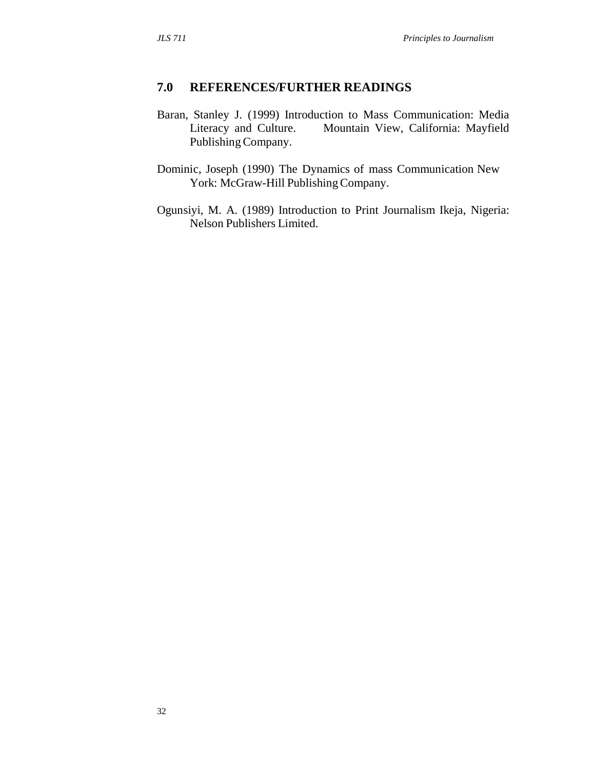## 7.0 REFERENCES/FURTHER READINGS

Baran, Stanley J. (1999) Introduction to Mass Communication: Media Literacy and Culture. Mountain View, California: Mayfield Publishing Company.

Dominic, Joseph (1990) The Dynamics of mass Communication New York: McGraw-Hill Publishing Company.

Ogunsiyi, M. A. (1989) Introduction to Print Journalism Ikeja, Nigeria: Nelson Publishers Limited.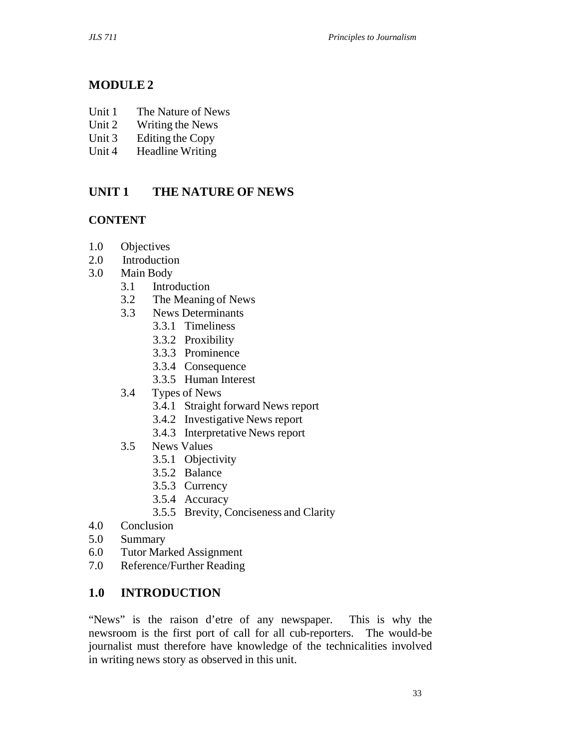# MODULE 2

Unit 1 The Nature of News
Unit 2 Writing the News
Unit 3 Editing the Copy
Unit 4 Headline Writing

## UNIT 1 THE NATURE OF NEWS

### CONTENT

1.0 Objectives
2.0 Introduction
3.0 Main Body
  3.1 Introduction
  3.2 The Meaning of News
  3.3 News Determinants
    3.3.1 Timeliness
    3.3.2 Proxibility
    3.3.3 Prominence
    3.3.4 Consequence
    3.3.5 Human Interest
  3.4 Types of News
    3.4.1 Straight forward News report
    3.4.2 Investigative News report
    3.4.3 Interpretative News report
  3.5 News Values
    3.5.1 Objectivity
    3.5.2 Balance
    3.5.3 Currency
    3.5.4 Accuracy
    3.5.5 Brevity, Conciseness and Clarity
4.0 Conclusion
5.0 Summary
6.0 Tutor Marked Assignment
7.0 Reference/Further Reading

## 1.0 INTRODUCTION

"News" is the raison d'etre of any newspaper. This is why the newsroom is the first port of call for all cub-reporters. The would-be journalist must therefore have knowledge of the technicalities involved in writing news story as observed in this unit.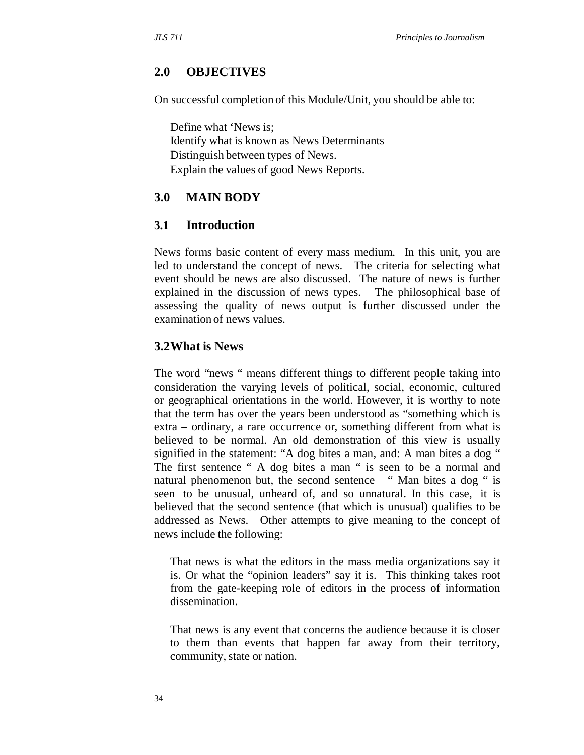## 2.0 OBJECTIVES

On successful completion of this Module/Unit, you should be able to:

Define what 'News is;
Identify what is known as News Determinants
Distinguish between types of News.
Explain the values of good News Reports.

## 3.0 MAIN BODY

### 3.1 Introduction

News forms basic content of every mass medium. In this unit, you are led to understand the concept of news. The criteria for selecting what event should be news are also discussed. The nature of news is further explained in the discussion of news types. The philosophical base of assessing the quality of news output is further discussed under the examination of news values.

### 3.2What is News

The word "news " means different things to different people taking into consideration the varying levels of political, social, economic, cultured or geographical orientations in the world. However, it is worthy to note that the term has over the years been understood as "something which is extra – ordinary, a rare occurrence or, something different from what is believed to be normal. An old demonstration of this view is usually signified in the statement: "A dog bites a man, and: A man bites a dog " The first sentence " A dog bites a man " is seen to be a normal and natural phenomenon but, the second sentence " Man bites a dog " is seen to be unusual, unheard of, and so unnatural. In this case, it is believed that the second sentence (that which is unusual) qualifies to be addressed as News. Other attempts to give meaning to the concept of news include the following:

That news is what the editors in the mass media organizations say it is. Or what the "opinion leaders" say it is. This thinking takes root from the gate-keeping role of editors in the process of information dissemination.

That news is any event that concerns the audience because it is closer to them than events that happen far away from their territory, community, state or nation.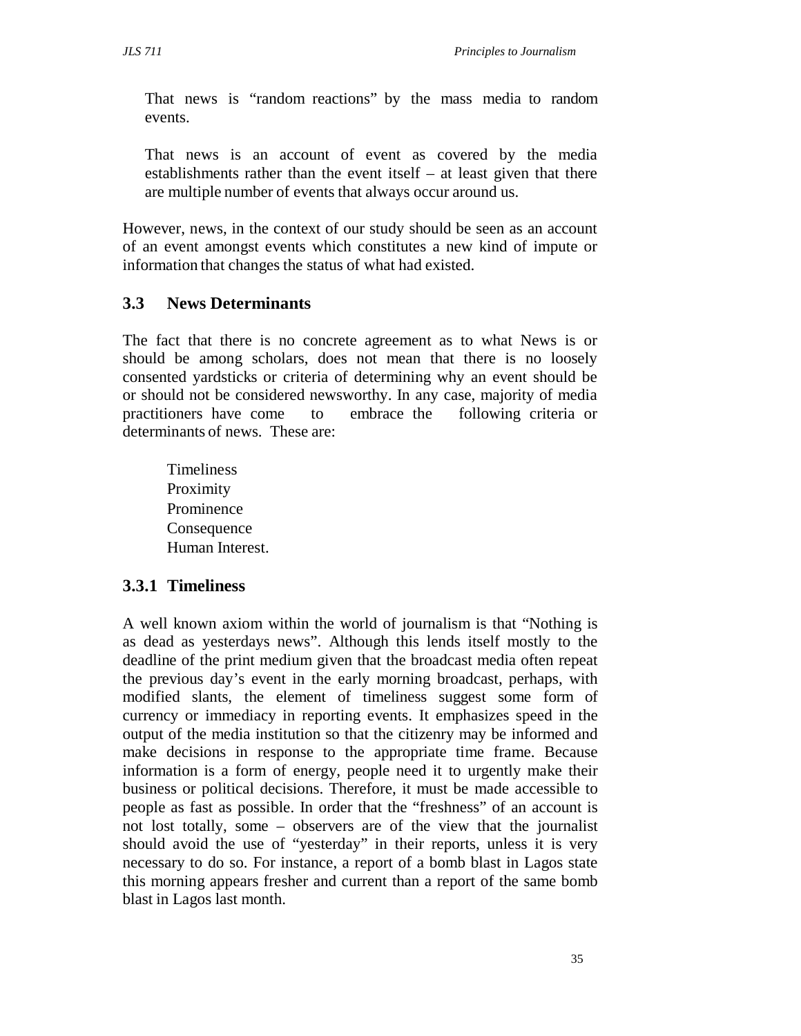That news is "random reactions" by the mass media to random events.

That news is an account of event as covered by the media establishments rather than the event itself – at least given that there are multiple number of events that always occur around us.

However, news, in the context of our study should be seen as an account of an event amongst events which constitutes a new kind of impute or information that changes the status of what had existed.

## 3.3 News Determinants

The fact that there is no concrete agreement as to what News is or should be among scholars, does not mean that there is no loosely consented yardsticks or criteria of determining why an event should be or should not be considered newsworthy. In any case, majority of media practitioners have come to embrace the following criteria or determinants of news. These are:

- Timeliness
- Proximity
- Prominence
- Consequence
- Human Interest.

### 3.3.1 Timeliness

A well known axiom within the world of journalism is that "Nothing is as dead as yesterdays news". Although this lends itself mostly to the deadline of the print medium given that the broadcast media often repeat the previous day's event in the early morning broadcast, perhaps, with modified slants, the element of timeliness suggest some form of currency or immediacy in reporting events. It emphasizes speed in the output of the media institution so that the citizenry may be informed and make decisions in response to the appropriate time frame. Because information is a form of energy, people need it to urgently make their business or political decisions. Therefore, it must be made accessible to people as fast as possible. In order that the "freshness" of an account is not lost totally, some – observers are of the view that the journalist should avoid the use of "yesterday" in their reports, unless it is very necessary to do so. For instance, a report of a bomb blast in Lagos state this morning appears fresher and current than a report of the same bomb blast in Lagos last month.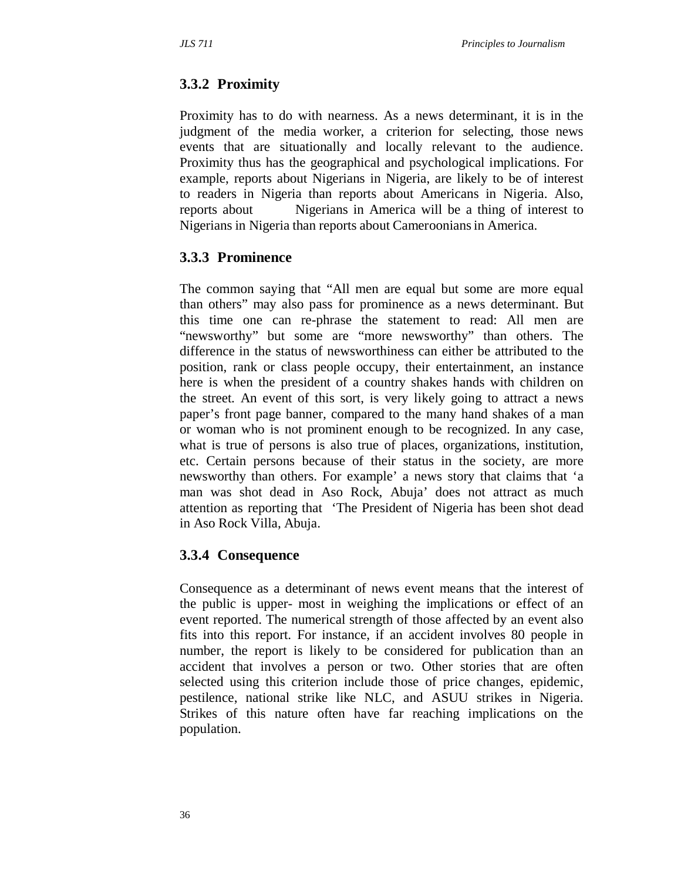### 3.3.2 Proximity

Proximity has to do with nearness. As a news determinant, it is in the judgment of the media worker, a criterion for selecting, those news events that are situationally and locally relevant to the audience. Proximity thus has the geographical and psychological implications. For example, reports about Nigerians in Nigeria, are likely to be of interest to readers in Nigeria than reports about Americans in Nigeria. Also, reports about Nigerians in America will be a thing of interest to Nigerians in Nigeria than reports about Cameroonians in America.

### 3.3.3 Prominence

The common saying that "All men are equal but some are more equal than others" may also pass for prominence as a news determinant. But this time one can re-phrase the statement to read: All men are "newsworthy" but some are "more newsworthy" than others. The difference in the status of newsworthiness can either be attributed to the position, rank or class people occupy, their entertainment, an instance here is when the president of a country shakes hands with children on the street. An event of this sort, is very likely going to attract a news paper's front page banner, compared to the many hand shakes of a man or woman who is not prominent enough to be recognized. In any case, what is true of persons is also true of places, organizations, institution, etc. Certain persons because of their status in the society, are more newsworthy than others. For example' a news story that claims that 'a man was shot dead in Aso Rock, Abuja' does not attract as much attention as reporting that 'The President of Nigeria has been shot dead in Aso Rock Villa, Abuja.

### 3.3.4 Consequence

Consequence as a determinant of news event means that the interest of the public is upper- most in weighing the implications or effect of an event reported. The numerical strength of those affected by an event also fits into this report. For instance, if an accident involves 80 people in number, the report is likely to be considered for publication than an accident that involves a person or two. Other stories that are often selected using this criterion include those of price changes, epidemic, pestilence, national strike like NLC, and ASUU strikes in Nigeria. Strikes of this nature often have far reaching implications on the population.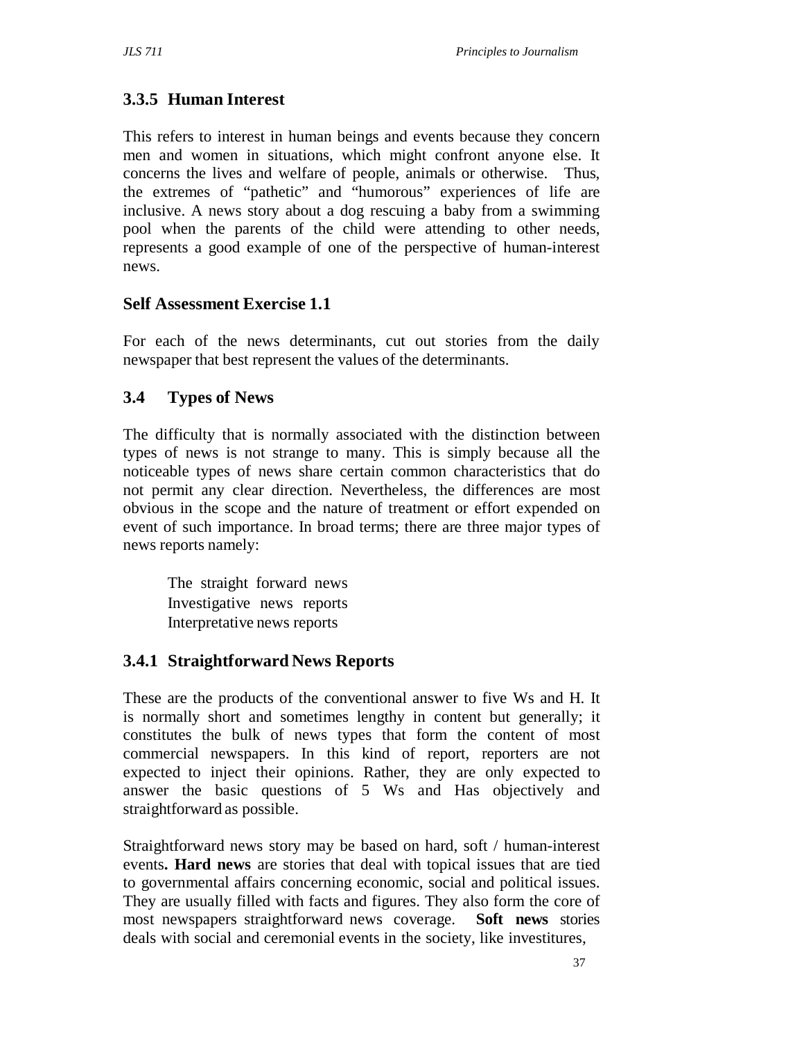### 3.3.5 Human Interest

This refers to interest in human beings and events because they concern men and women in situations, which might confront anyone else. It concerns the lives and welfare of people, animals or otherwise. Thus, the extremes of "pathetic" and "humorous" experiences of life are inclusive. A news story about a dog rescuing a baby from a swimming pool when the parents of the child were attending to other needs, represents a good example of one of the perspective of human-interest news.

### Self Assessment Exercise 1.1

For each of the news determinants, cut out stories from the daily newspaper that best represent the values of the determinants.

## 3.4 Types of News

The difficulty that is normally associated with the distinction between types of news is not strange to many. This is simply because all the noticeable types of news share certain common characteristics that do not permit any clear direction. Nevertheless, the differences are most obvious in the scope and the nature of treatment or effort expended on event of such importance. In broad terms; there are three major types of news reports namely:

The straight forward news
Investigative news reports
Interpretative news reports

### 3.4.1 Straightforward News Reports

These are the products of the conventional answer to five Ws and H. It is normally short and sometimes lengthy in content but generally; it constitutes the bulk of news types that form the content of most commercial newspapers. In this kind of report, reporters are not expected to inject their opinions. Rather, they are only expected to answer the basic questions of 5 Ws and Has objectively and straightforward as possible.

Straightforward news story may be based on hard, soft / human-interest events**.** **Hard news** are stories that deal with topical issues that are tied to governmental affairs concerning economic, social and political issues. They are usually filled with facts and figures. They also form the core of most newspapers straightforward news coverage. **Soft news** stories deals with social and ceremonial events in the society, like investitures,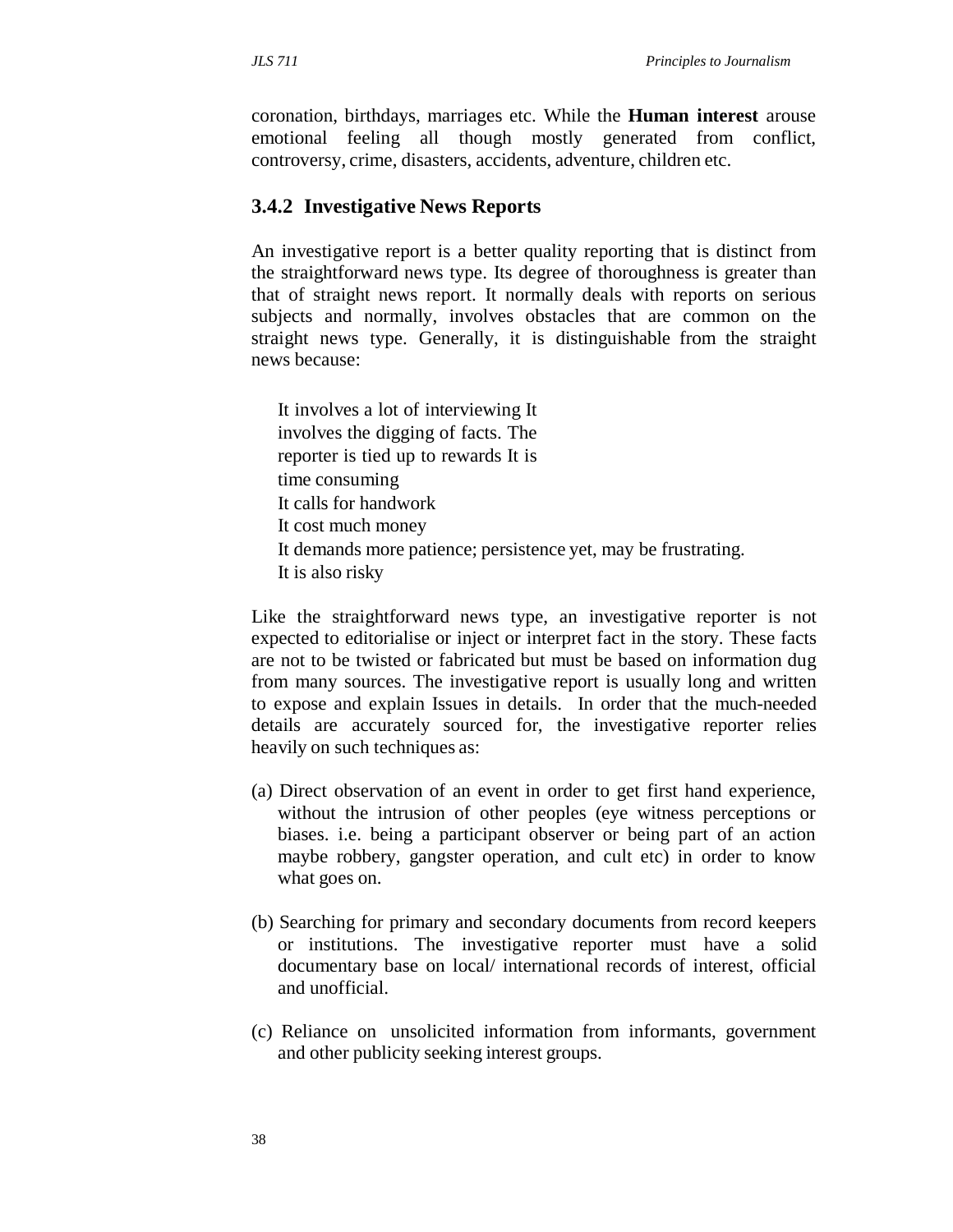coronation, birthdays, marriages etc. While the **Human interest** arouse emotional feeling all though mostly generated from conflict, controversy, crime, disasters, accidents, adventure, children etc.

### 3.4.2 Investigative News Reports

An investigative report is a better quality reporting that is distinct from the straightforward news type. Its degree of thoroughness is greater than that of straight news report. It normally deals with reports on serious subjects and normally, involves obstacles that are common on the straight news type. Generally, it is distinguishable from the straight news because:

It involves a lot of interviewing It
involves the digging of facts. The
reporter is tied up to rewards It is
time consuming
It calls for handwork
It cost much money
It demands more patience; persistence yet, may be frustrating.
It is also risky

Like the straightforward news type, an investigative reporter is not expected to editorialise or inject or interpret fact in the story. These facts are not to be twisted or fabricated but must be based on information dug from many sources. The investigative report is usually long and written to expose and explain Issues in details. In order that the much-needed details are accurately sourced for, the investigative reporter relies heavily on such techniques as:

(a) Direct observation of an event in order to get first hand experience, without the intrusion of other peoples (eye witness perceptions or biases. i.e. being a participant observer or being part of an action maybe robbery, gangster operation, and cult etc) in order to know what goes on.

(b) Searching for primary and secondary documents from record keepers or institutions. The investigative reporter must have a solid documentary base on local/ international records of interest, official and unofficial.

(c) Reliance on unsolicited information from informants, government and other publicity seeking interest groups.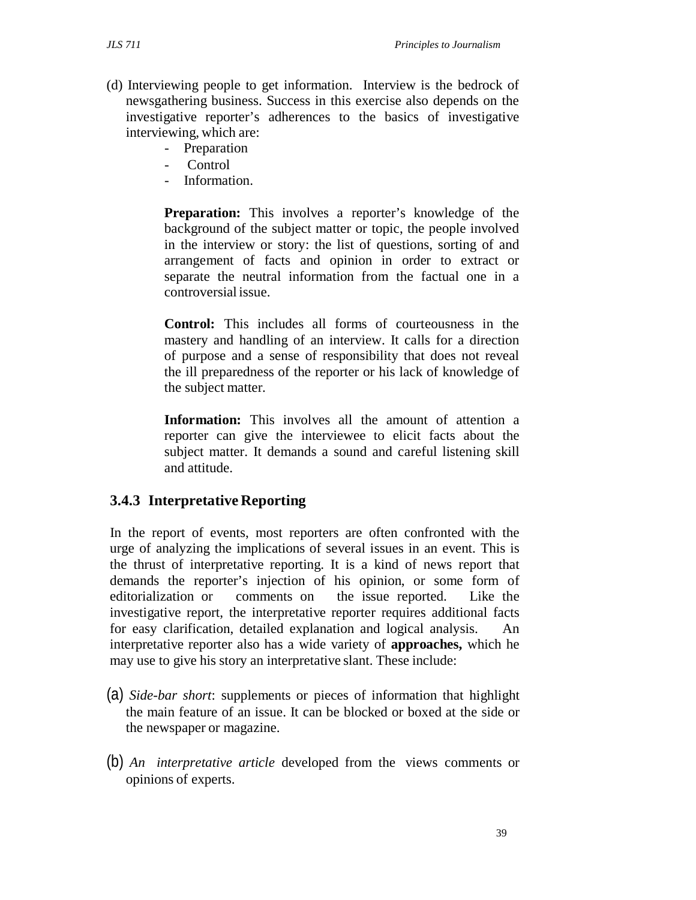(d) Interviewing people to get information. Interview is the bedrock of newsgathering business. Success in this exercise also depends on the investigative reporter's adherences to the basics of investigative interviewing, which are:

- Preparation
- Control
- Information.

**Preparation:** This involves a reporter's knowledge of the background of the subject matter or topic, the people involved in the interview or story: the list of questions, sorting of and arrangement of facts and opinion in order to extract or separate the neutral information from the factual one in a controversial issue.

**Control:** This includes all forms of courteousness in the mastery and handling of an interview. It calls for a direction of purpose and a sense of responsibility that does not reveal the ill preparedness of the reporter or his lack of knowledge of the subject matter.

**Information:** This involves all the amount of attention a reporter can give the interviewee to elicit facts about the subject matter. It demands a sound and careful listening skill and attitude.

### 3.4.3 Interpretative Reporting

In the report of events, most reporters are often confronted with the urge of analyzing the implications of several issues in an event. This is the thrust of interpretative reporting. It is a kind of news report that demands the reporter's injection of his opinion, or some form of editorialization or comments on the issue reported. Like the investigative report, the interpretative reporter requires additional facts for easy clarification, detailed explanation and logical analysis. An interpretative reporter also has a wide variety of **approaches,** which he may use to give his story an interpretative slant. These include:

(a) *Side-bar short*: supplements or pieces of information that highlight the main feature of an issue. It can be blocked or boxed at the side or the newspaper or magazine.

(b) *An interpretative article* developed from the views comments or opinions of experts.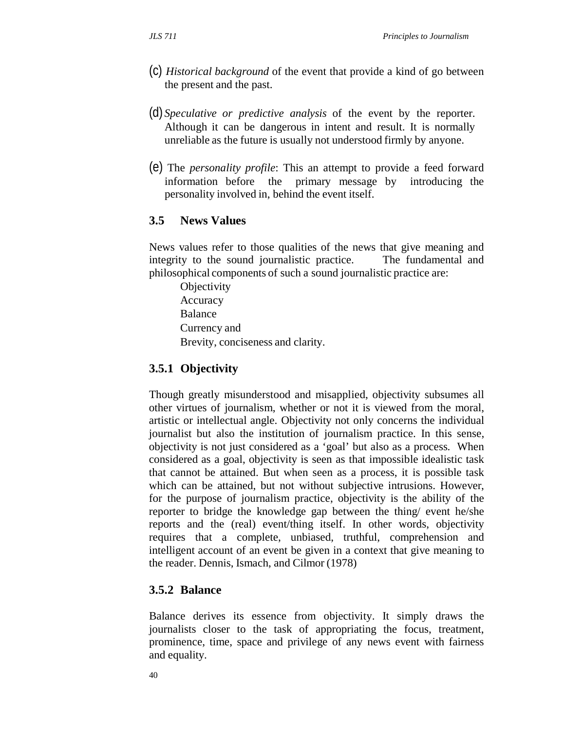(c) *Historical background* of the event that provide a kind of go between the present and the past.

(d) *Speculative or predictive analysis* of the event by the reporter. Although it can be dangerous in intent and result. It is normally unreliable as the future is usually not understood firmly by anyone.

(e) The *personality profile*: This an attempt to provide a feed forward information before the primary message by introducing the personality involved in, behind the event itself.

## 3.5 News Values

News values refer to those qualities of the news that give meaning and integrity to the sound journalistic practice. The fundamental and philosophical components of such a sound journalistic practice are:

Objectivity
Accuracy
Balance
Currency and
Brevity, conciseness and clarity.

### 3.5.1 Objectivity

Though greatly misunderstood and misapplied, objectivity subsumes all other virtues of journalism, whether or not it is viewed from the moral, artistic or intellectual angle. Objectivity not only concerns the individual journalist but also the institution of journalism practice. In this sense, objectivity is not just considered as a 'goal' but also as a process. When considered as a goal, objectivity is seen as that impossible idealistic task that cannot be attained. But when seen as a process, it is possible task which can be attained, but not without subjective intrusions. However, for the purpose of journalism practice, objectivity is the ability of the reporter to bridge the knowledge gap between the thing/ event he/she reports and the (real) event/thing itself. In other words, objectivity requires that a complete, unbiased, truthful, comprehension and intelligent account of an event be given in a context that give meaning to the reader. Dennis, Ismach, and Cilmor (1978)

### 3.5.2 Balance

Balance derives its essence from objectivity. It simply draws the journalists closer to the task of appropriating the focus, treatment, prominence, time, space and privilege of any news event with fairness and equality.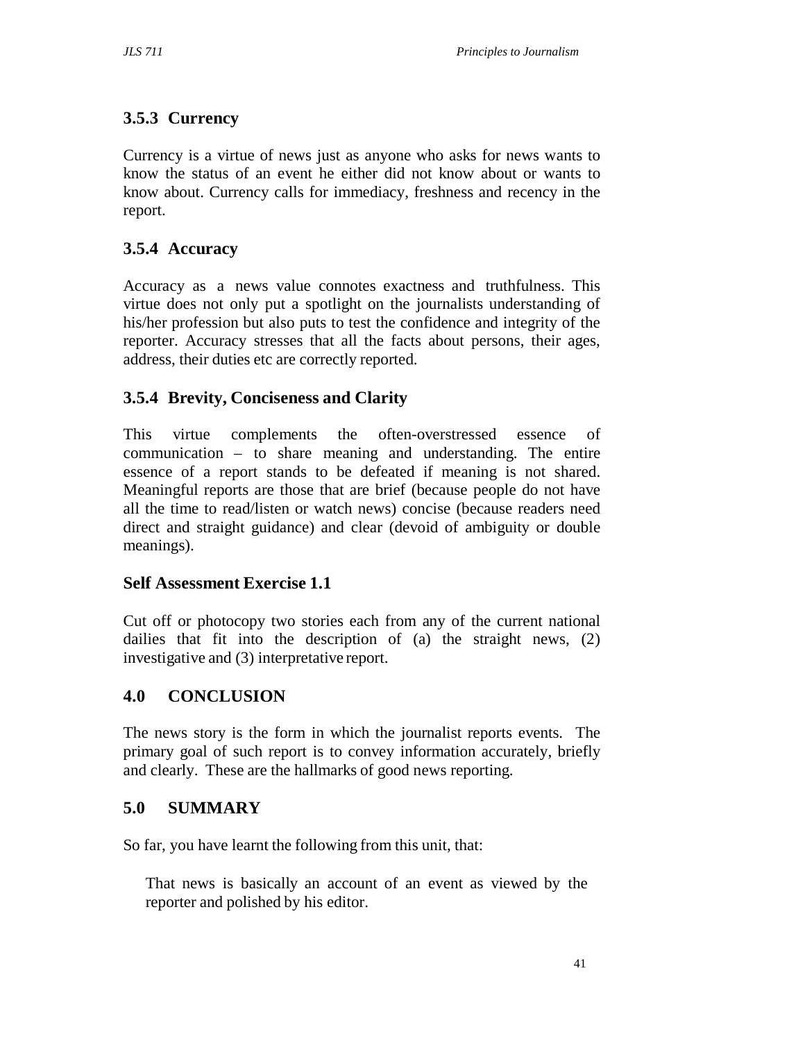### 3.5.3 Currency

Currency is a virtue of news just as anyone who asks for news wants to know the status of an event he either did not know about or wants to know about. Currency calls for immediacy, freshness and recency in the report.

### 3.5.4 Accuracy

Accuracy as a news value connotes exactness and truthfulness. This virtue does not only put a spotlight on the journalists understanding of his/her profession but also puts to test the confidence and integrity of the reporter. Accuracy stresses that all the facts about persons, their ages, address, their duties etc are correctly reported.

### 3.5.4 Brevity, Conciseness and Clarity

This virtue complements the often-overstressed essence of communication – to share meaning and understanding. The entire essence of a report stands to be defeated if meaning is not shared. Meaningful reports are those that are brief (because people do not have all the time to read/listen or watch news) concise (because readers need direct and straight guidance) and clear (devoid of ambiguity or double meanings).

### Self Assessment Exercise 1.1

Cut off or photocopy two stories each from any of the current national dailies that fit into the description of (a) the straight news, (2) investigative and (3) interpretative report.

## 4.0 CONCLUSION

The news story is the form in which the journalist reports events. The primary goal of such report is to convey information accurately, briefly and clearly. These are the hallmarks of good news reporting.

## 5.0 SUMMARY

So far, you have learnt the following from this unit, that:

That news is basically an account of an event as viewed by the reporter and polished by his editor.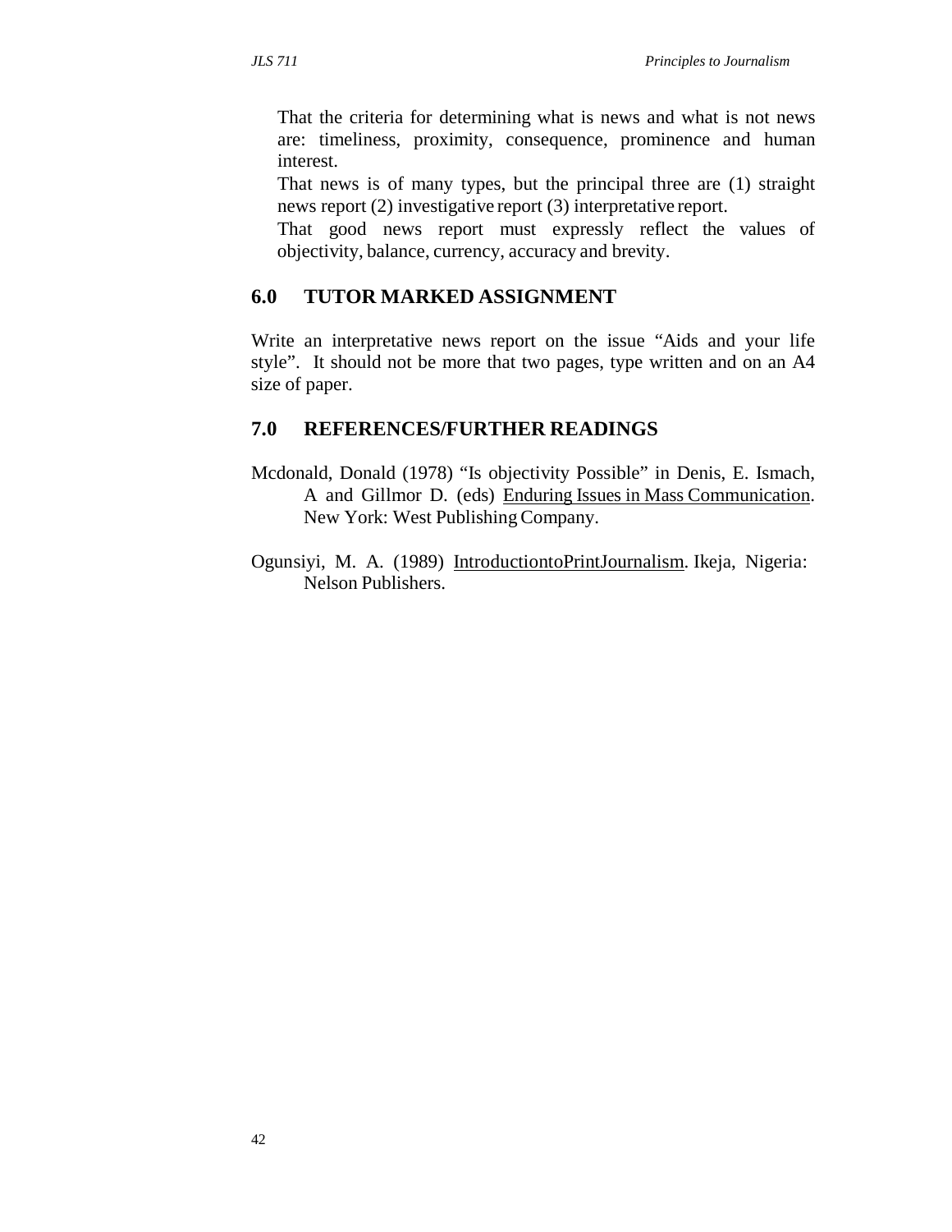That the criteria for determining what is news and what is not news are: timeliness, proximity, consequence, prominence and human interest.

That news is of many types, but the principal three are (1) straight news report (2) investigative report (3) interpretative report.

That good news report must expressly reflect the values of objectivity, balance, currency, accuracy and brevity.

## 6.0 TUTOR MARKED ASSIGNMENT

Write an interpretative news report on the issue "Aids and your life style". It should not be more that two pages, type written and on an A4 size of paper.

## 7.0 REFERENCES/FURTHER READINGS

Mcdonald, Donald (1978) "Is objectivity Possible" in Denis, E. Ismach, A and Gillmor D. (eds) Enduring Issues in Mass Communication. New York: West Publishing Company.

Ogunsiyi, M. A. (1989) IntroductiontoPrintJournalism. Ikeja, Nigeria: Nelson Publishers.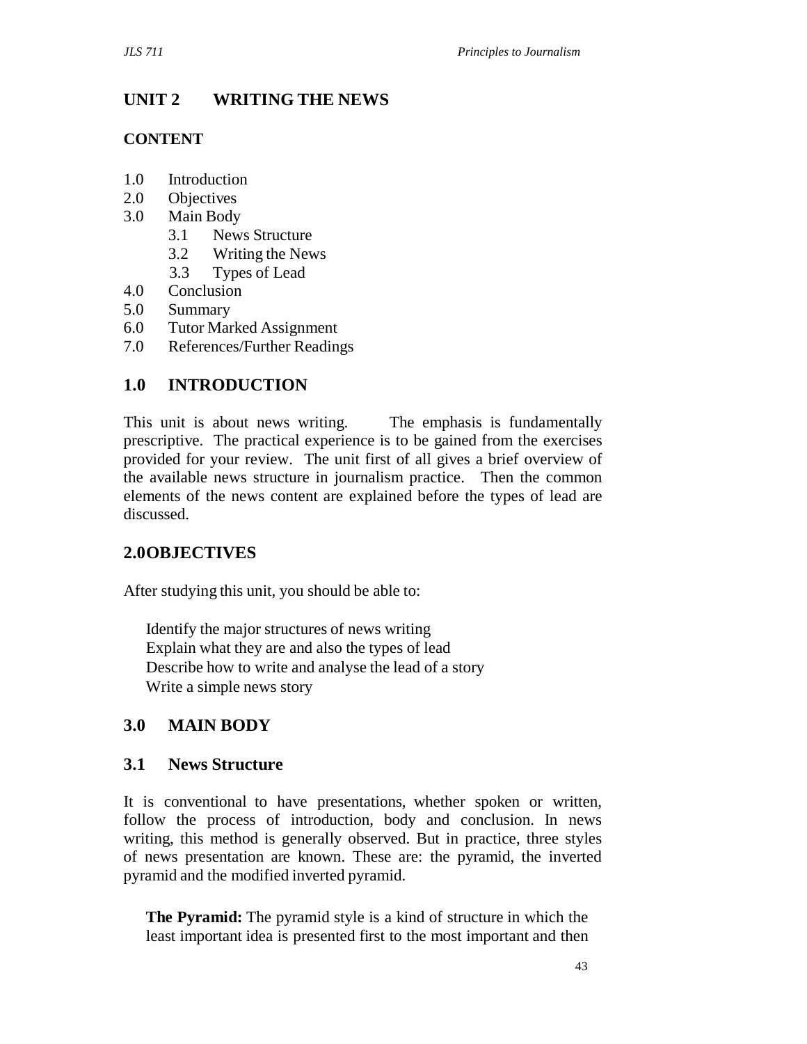## UNIT 2 WRITING THE NEWS

### CONTENT

1.0 Introduction
2.0 Objectives
3.0 Main Body
  3.1 News Structure
  3.2 Writing the News
  3.3 Types of Lead
4.0 Conclusion
5.0 Summary
6.0 Tutor Marked Assignment
7.0 References/Further Readings

## 1.0 INTRODUCTION

This unit is about news writing. The emphasis is fundamentally prescriptive. The practical experience is to be gained from the exercises provided for your review. The unit first of all gives a brief overview of the available news structure in journalism practice. Then the common elements of the news content are explained before the types of lead are discussed.

## 2.0 OBJECTIVES

After studying this unit, you should be able to:

- Identify the major structures of news writing
- Explain what they are and also the types of lead
- Describe how to write and analyse the lead of a story
- Write a simple news story

## 3.0 MAIN BODY

### 3.1 News Structure

It is conventional to have presentations, whether spoken or written, follow the process of introduction, body and conclusion. In news writing, this method is generally observed. But in practice, three styles of news presentation are known. These are: the pyramid, the inverted pyramid and the modified inverted pyramid.

**The Pyramid:** The pyramid style is a kind of structure in which the least important idea is presented first to the most important and then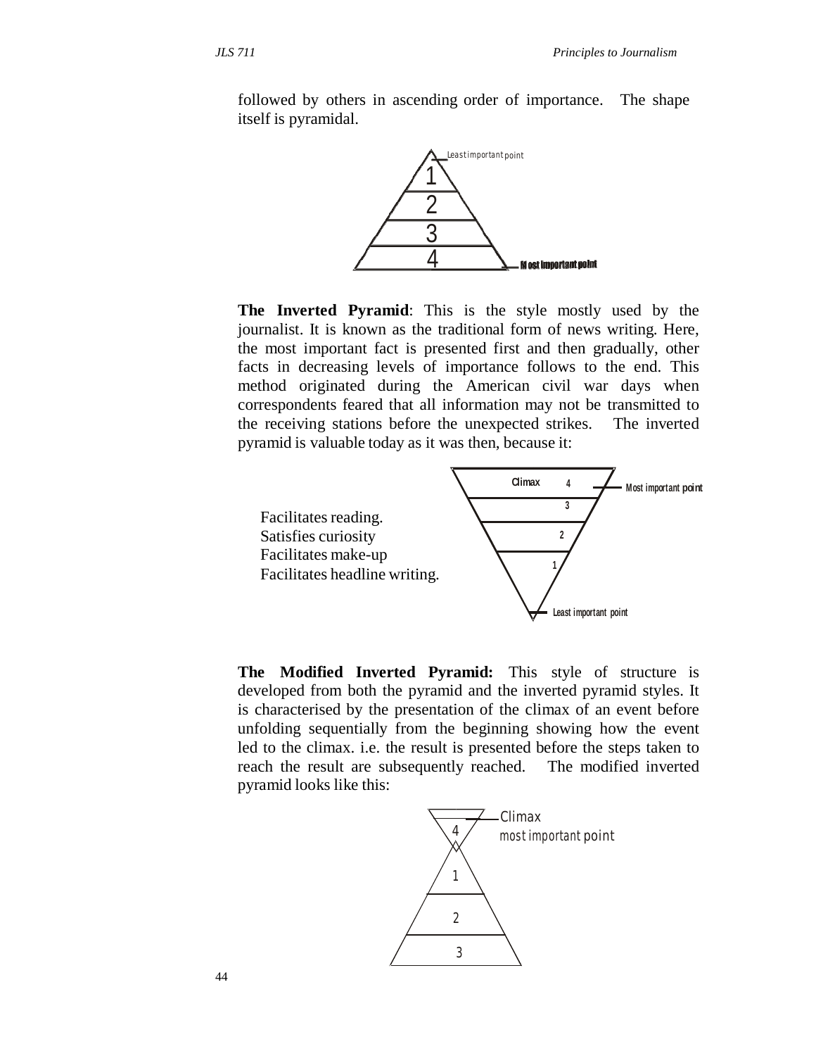followed by others in ascending order of importance. The shape itself is pyramidal.

Least important point

1

2

3

4

Most important point

**The Inverted Pyramid**: This is the style mostly used by the journalist. It is known as the traditional form of news writing. Here, the most important fact is presented first and then gradually, other facts in decreasing levels of importance follows to the end. This method originated during the American civil war days when correspondents feared that all information may not be transmitted to the receiving stations before the unexpected strikes. The inverted pyramid is valuable today as it was then, because it:

Facilitates reading.
Satisfies curiosity
Facilitates make-up
Facilitates headline writing.

Climax 4 — Most important point

3

2

1

Least important point

**The Modified Inverted Pyramid:** This style of structure is developed from both the pyramid and the inverted pyramid styles. It is characterised by the presentation of the climax of an event before unfolding sequentially from the beginning showing how the event led to the climax. i.e. the result is presented before the steps taken to reach the result are subsequently reached. The modified inverted pyramid looks like this:

4 — Climax
most important point

1

2

3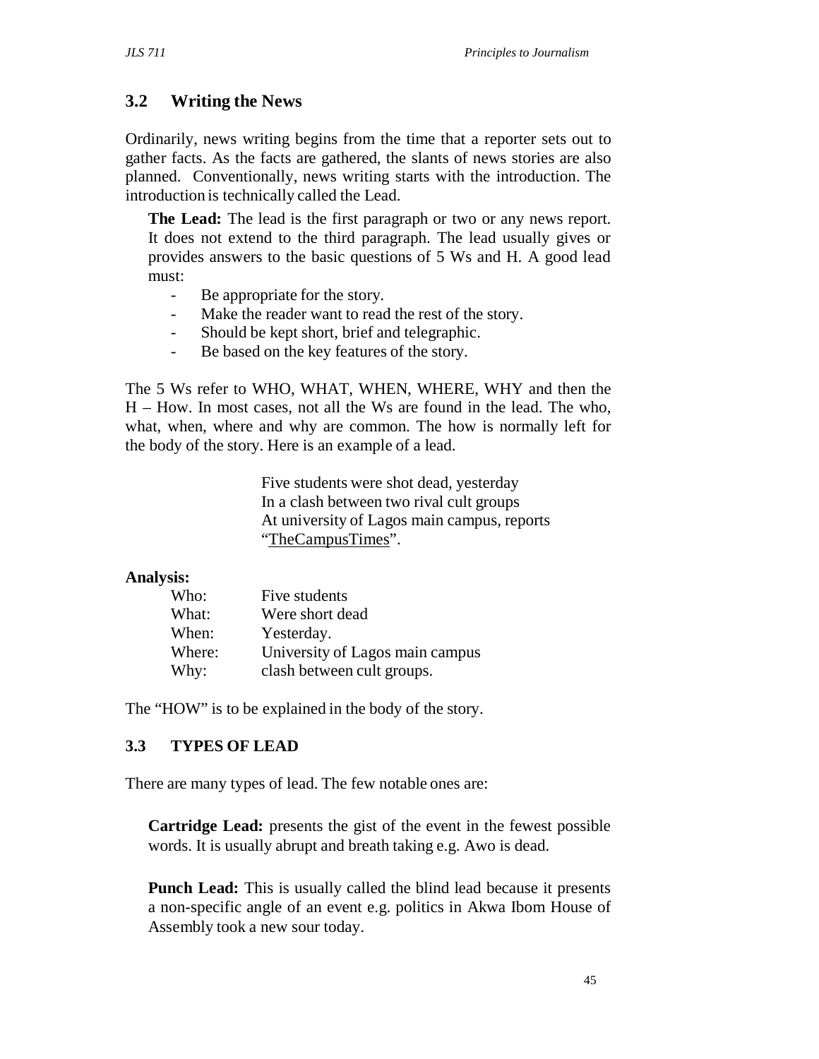## 3.2 Writing the News

Ordinarily, news writing begins from the time that a reporter sets out to gather facts. As the facts are gathered, the slants of news stories are also planned. Conventionally, news writing starts with the introduction. The introduction is technically called the Lead.

**The Lead:** The lead is the first paragraph or two or any news report. It does not extend to the third paragraph. The lead usually gives or provides answers to the basic questions of 5 Ws and H. A good lead must:

- Be appropriate for the story.
- Make the reader want to read the rest of the story.
- Should be kept short, brief and telegraphic.
- Be based on the key features of the story.

The 5 Ws refer to WHO, WHAT, WHEN, WHERE, WHY and then the H – How. In most cases, not all the Ws are found in the lead. The who, what, when, where and why are common. The how is normally left for the body of the story. Here is an example of a lead.

> Five students were shot dead, yesterday
> In a clash between two rival cult groups
> At university of Lagos main campus, reports
> "TheCampusTimes".

**Analysis:**

| | |
|---|---|
| Who: | Five students |
| What: | Were short dead |
| When: | Yesterday. |
| Where: | University of Lagos main campus |
| Why: | clash between cult groups. |

The "HOW" is to be explained in the body of the story.

### 3.3 TYPES OF LEAD

There are many types of lead. The few notable ones are:

**Cartridge Lead:** presents the gist of the event in the fewest possible words. It is usually abrupt and breath taking e.g. Awo is dead.

**Punch Lead:** This is usually called the blind lead because it presents a non-specific angle of an event e.g. politics in Akwa Ibom House of Assembly took a new sour today.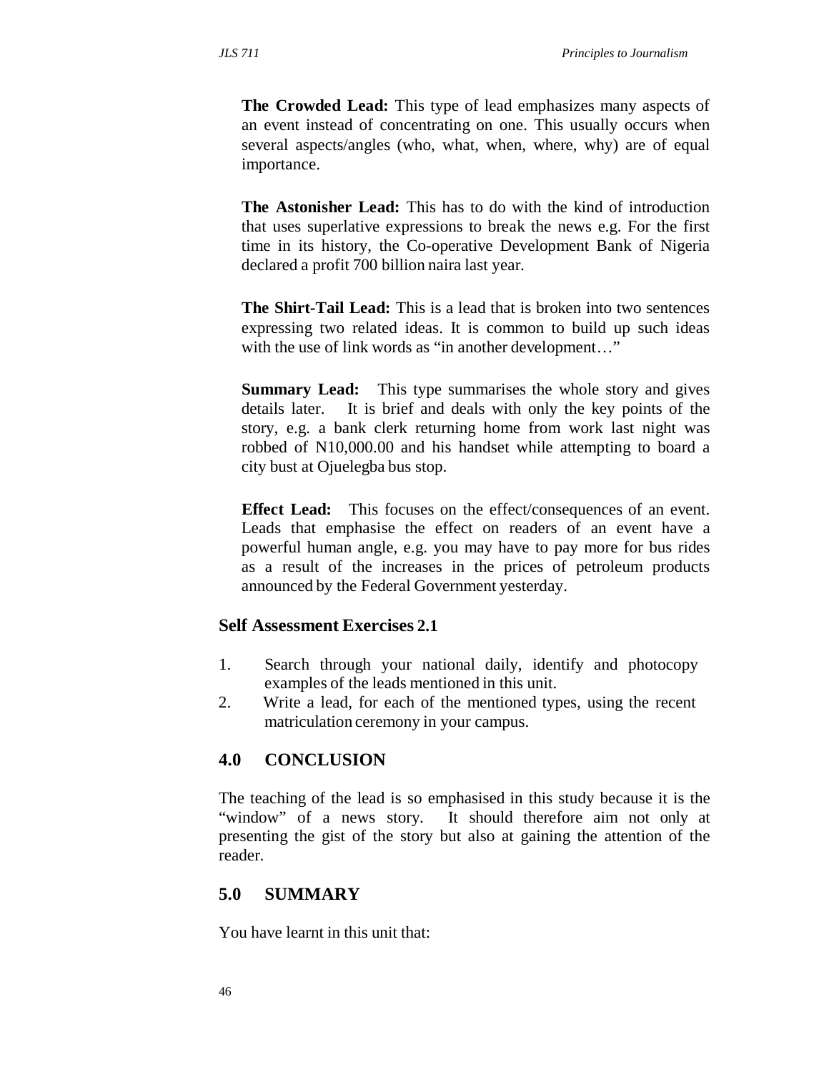**The Crowded Lead:** This type of lead emphasizes many aspects of an event instead of concentrating on one. This usually occurs when several aspects/angles (who, what, when, where, why) are of equal importance.

**The Astonisher Lead:** This has to do with the kind of introduction that uses superlative expressions to break the news e.g. For the first time in its history, the Co-operative Development Bank of Nigeria declared a profit 700 billion naira last year.

**The Shirt-Tail Lead:** This is a lead that is broken into two sentences expressing two related ideas. It is common to build up such ideas with the use of link words as "in another development…"

**Summary Lead:** This type summarises the whole story and gives details later. It is brief and deals with only the key points of the story, e.g. a bank clerk returning home from work last night was robbed of N10,000.00 and his handset while attempting to board a city bust at Ojuelegba bus stop.

**Effect Lead:** This focuses on the effect/consequences of an event. Leads that emphasise the effect on readers of an event have a powerful human angle, e.g. you may have to pay more for bus rides as a result of the increases in the prices of petroleum products announced by the Federal Government yesterday.

### Self Assessment Exercises 2.1

1. Search through your national daily, identify and photocopy examples of the leads mentioned in this unit.
2. Write a lead, for each of the mentioned types, using the recent matriculation ceremony in your campus.

## 4.0 CONCLUSION

The teaching of the lead is so emphasised in this study because it is the "window" of a news story. It should therefore aim not only at presenting the gist of the story but also at gaining the attention of the reader.

## 5.0 SUMMARY

You have learnt in this unit that: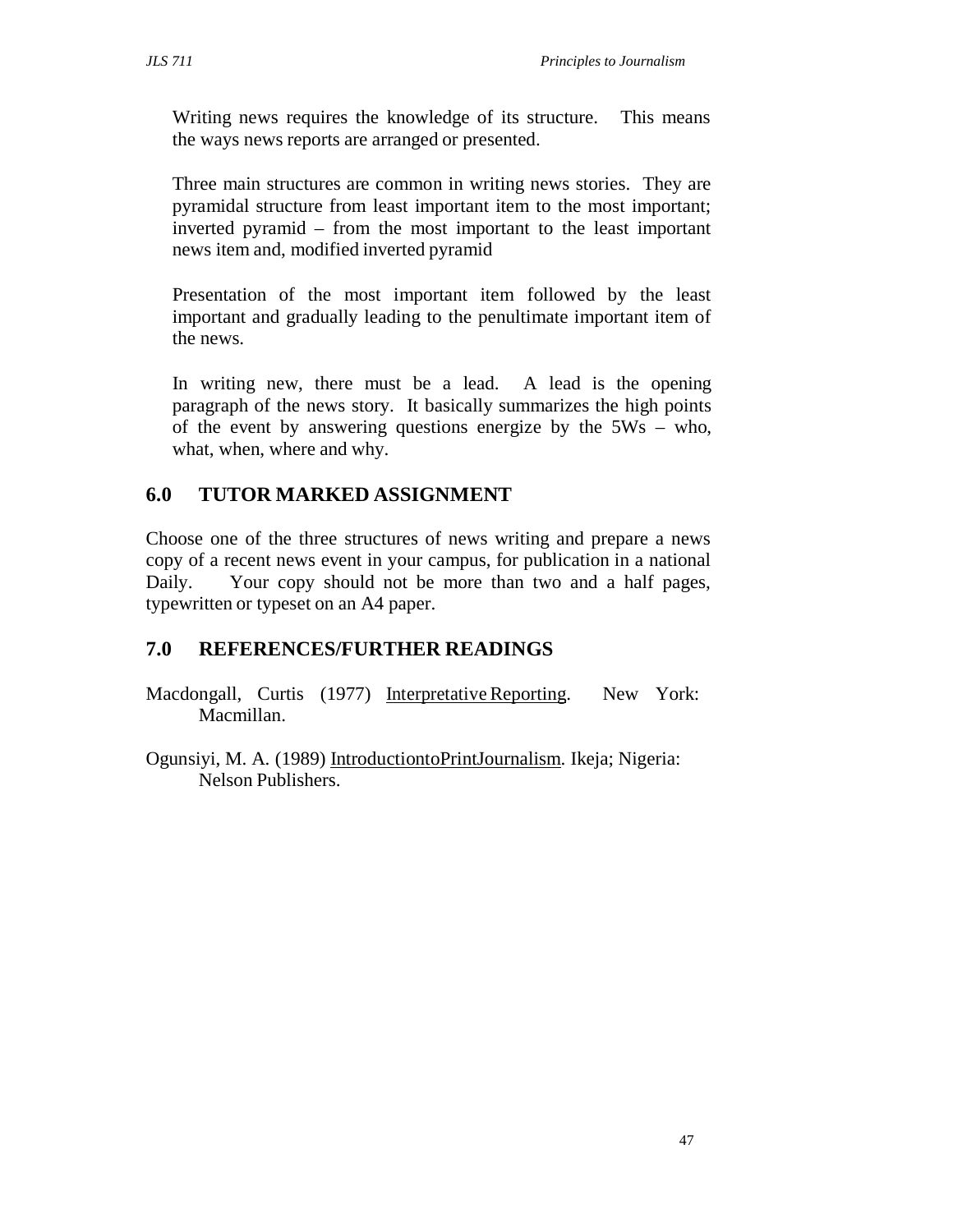Writing news requires the knowledge of its structure. This means the ways news reports are arranged or presented.

Three main structures are common in writing news stories. They are pyramidal structure from least important item to the most important; inverted pyramid – from the most important to the least important news item and, modified inverted pyramid

Presentation of the most important item followed by the least important and gradually leading to the penultimate important item of the news.

In writing new, there must be a lead. A lead is the opening paragraph of the news story. It basically summarizes the high points of the event by answering questions energize by the 5Ws – who, what, when, where and why.

## 6.0 TUTOR MARKED ASSIGNMENT

Choose one of the three structures of news writing and prepare a news copy of a recent news event in your campus, for publication in a national Daily. Your copy should not be more than two and a half pages, typewritten or typeset on an A4 paper.

## 7.0 REFERENCES/FURTHER READINGS

Macdongall, Curtis (1977) Interpretative Reporting. New York: Macmillan.

Ogunsiyi, M. A. (1989) IntroductiontoPrintJournalism. Ikeja; Nigeria: Nelson Publishers.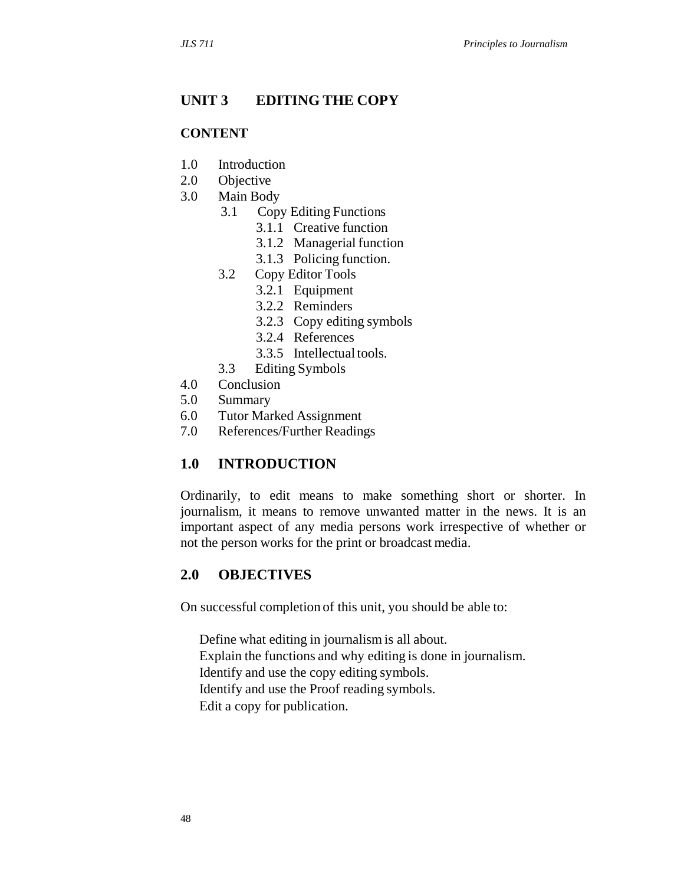## UNIT 3 EDITING THE COPY

### CONTENT

1.0 Introduction
2.0 Objective
3.0 Main Body
    3.1 Copy Editing Functions
        3.1.1 Creative function
        3.1.2 Managerial function
        3.1.3 Policing function.
    3.2 Copy Editor Tools
        3.2.1 Equipment
        3.2.2 Reminders
        3.2.3 Copy editing symbols
        3.2.4 References
        3.3.5 Intellectual tools.
    3.3 Editing Symbols
4.0 Conclusion
5.0 Summary
6.0 Tutor Marked Assignment
7.0 References/Further Readings

## 1.0 INTRODUCTION

Ordinarily, to edit means to make something short or shorter. In journalism, it means to remove unwanted matter in the news. It is an important aspect of any media persons work irrespective of whether or not the person works for the print or broadcast media.

## 2.0 OBJECTIVES

On successful completion of this unit, you should be able to:

- Define what editing in journalism is all about.
- Explain the functions and why editing is done in journalism.
- Identify and use the copy editing symbols.
- Identify and use the Proof reading symbols.
- Edit a copy for publication.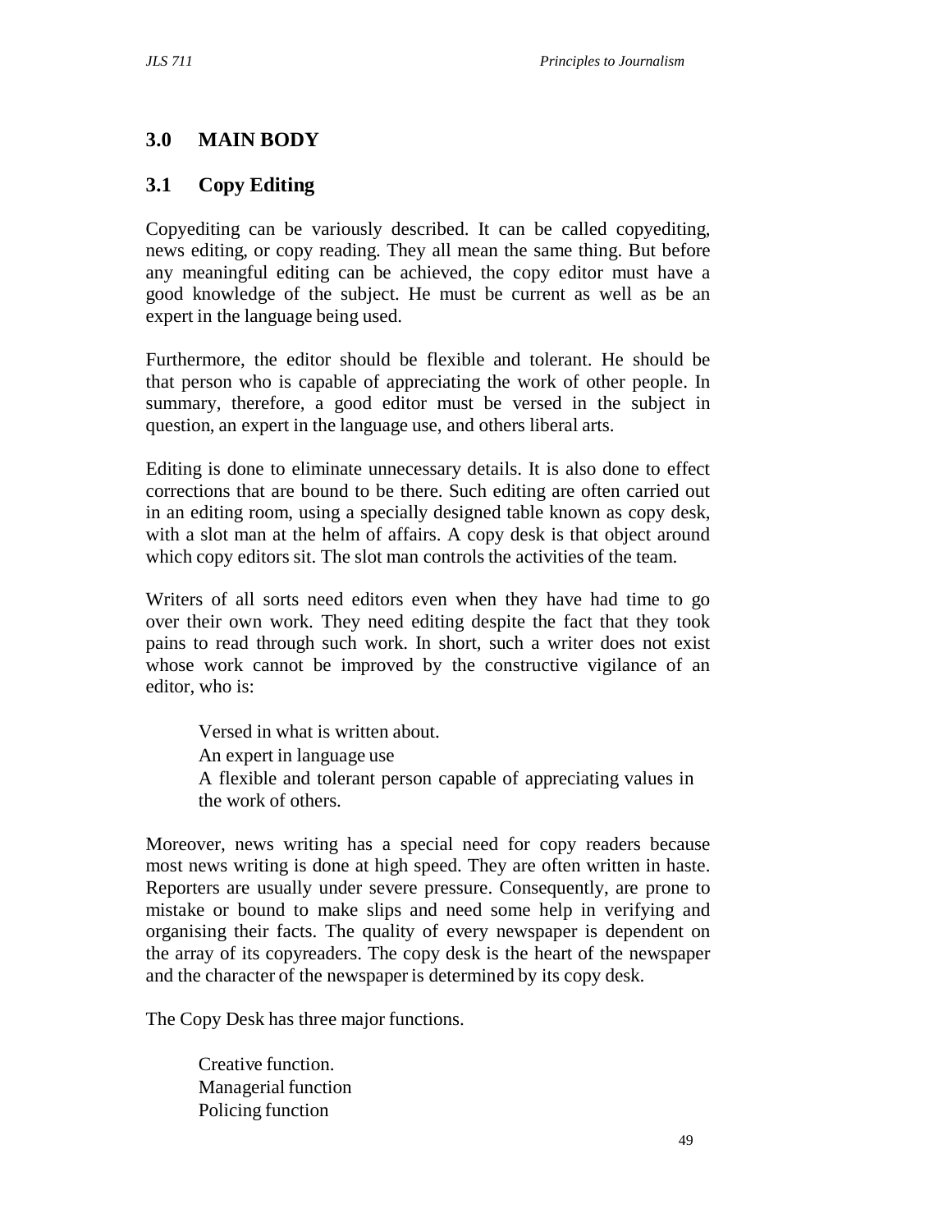## 3.0 MAIN BODY

### 3.1 Copy Editing

Copyediting can be variously described. It can be called copyediting, news editing, or copy reading. They all mean the same thing. But before any meaningful editing can be achieved, the copy editor must have a good knowledge of the subject. He must be current as well as be an expert in the language being used.

Furthermore, the editor should be flexible and tolerant. He should be that person who is capable of appreciating the work of other people. In summary, therefore, a good editor must be versed in the subject in question, an expert in the language use, and others liberal arts.

Editing is done to eliminate unnecessary details. It is also done to effect corrections that are bound to be there. Such editing are often carried out in an editing room, using a specially designed table known as copy desk, with a slot man at the helm of affairs. A copy desk is that object around which copy editors sit. The slot man controls the activities of the team.

Writers of all sorts need editors even when they have had time to go over their own work. They need editing despite the fact that they took pains to read through such work. In short, such a writer does not exist whose work cannot be improved by the constructive vigilance of an editor, who is:

- Versed in what is written about.
- An expert in language use
- A flexible and tolerant person capable of appreciating values in the work of others.

Moreover, news writing has a special need for copy readers because most news writing is done at high speed. They are often written in haste. Reporters are usually under severe pressure. Consequently, are prone to mistake or bound to make slips and need some help in verifying and organising their facts. The quality of every newspaper is dependent on the array of its copyreaders. The copy desk is the heart of the newspaper and the character of the newspaper is determined by its copy desk.

The Copy Desk has three major functions.

- Creative function.
- Managerial function
- Policing function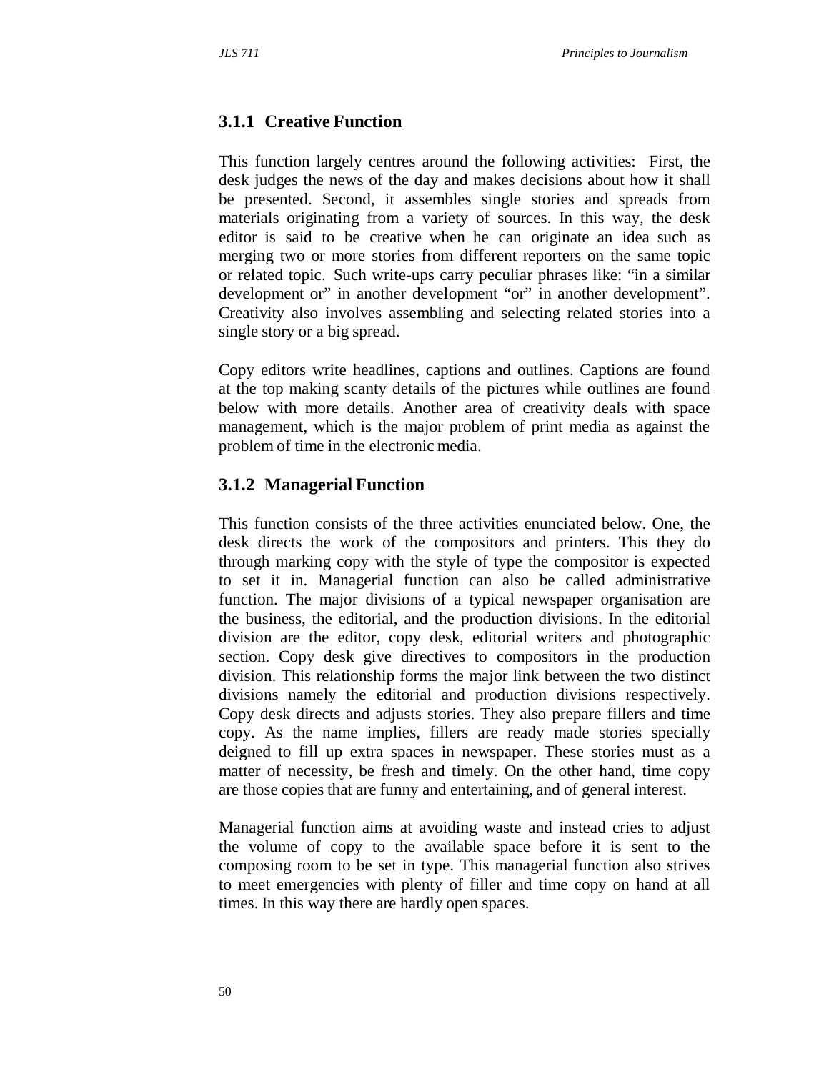### 3.1.1 Creative Function

This function largely centres around the following activities: First, the desk judges the news of the day and makes decisions about how it shall be presented. Second, it assembles single stories and spreads from materials originating from a variety of sources. In this way, the desk editor is said to be creative when he can originate an idea such as merging two or more stories from different reporters on the same topic or related topic. Such write-ups carry peculiar phrases like: "in a similar development or" in another development "or" in another development". Creativity also involves assembling and selecting related stories into a single story or a big spread.

Copy editors write headlines, captions and outlines. Captions are found at the top making scanty details of the pictures while outlines are found below with more details. Another area of creativity deals with space management, which is the major problem of print media as against the problem of time in the electronic media.

### 3.1.2 Managerial Function

This function consists of the three activities enunciated below. One, the desk directs the work of the compositors and printers. This they do through marking copy with the style of type the compositor is expected to set it in. Managerial function can also be called administrative function. The major divisions of a typical newspaper organisation are the business, the editorial, and the production divisions. In the editorial division are the editor, copy desk, editorial writers and photographic section. Copy desk give directives to compositors in the production division. This relationship forms the major link between the two distinct divisions namely the editorial and production divisions respectively. Copy desk directs and adjusts stories. They also prepare fillers and time copy. As the name implies, fillers are ready made stories specially deigned to fill up extra spaces in newspaper. These stories must as a matter of necessity, be fresh and timely. On the other hand, time copy are those copies that are funny and entertaining, and of general interest.

Managerial function aims at avoiding waste and instead cries to adjust the volume of copy to the available space before it is sent to the composing room to be set in type. This managerial function also strives to meet emergencies with plenty of filler and time copy on hand at all times. In this way there are hardly open spaces.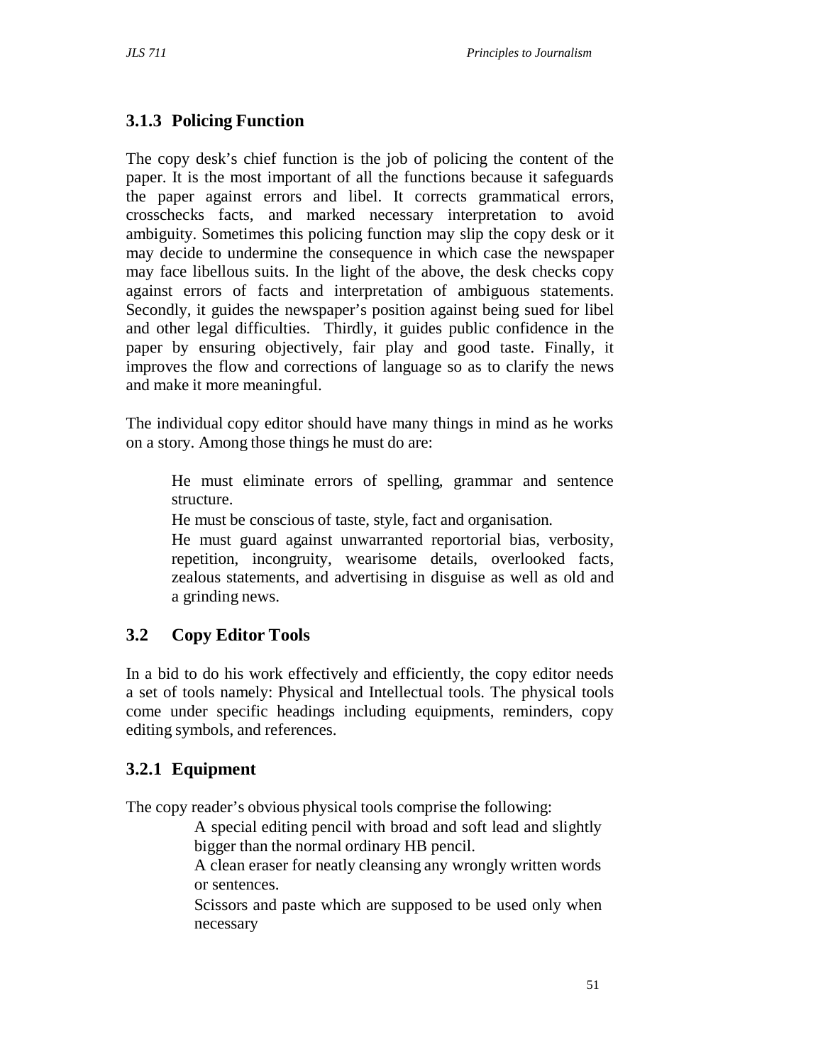### 3.1.3 Policing Function

The copy desk's chief function is the job of policing the content of the paper. It is the most important of all the functions because it safeguards the paper against errors and libel. It corrects grammatical errors, crosschecks facts, and marked necessary interpretation to avoid ambiguity. Sometimes this policing function may slip the copy desk or it may decide to undermine the consequence in which case the newspaper may face libellous suits. In the light of the above, the desk checks copy against errors of facts and interpretation of ambiguous statements. Secondly, it guides the newspaper's position against being sued for libel and other legal difficulties. Thirdly, it guides public confidence in the paper by ensuring objectively, fair play and good taste. Finally, it improves the flow and corrections of language so as to clarify the news and make it more meaningful.

The individual copy editor should have many things in mind as he works on a story. Among those things he must do are:

He must eliminate errors of spelling, grammar and sentence structure.

He must be conscious of taste, style, fact and organisation.

He must guard against unwarranted reportorial bias, verbosity, repetition, incongruity, wearisome details, overlooked facts, zealous statements, and advertising in disguise as well as old and a grinding news.

## 3.2 Copy Editor Tools

In a bid to do his work effectively and efficiently, the copy editor needs a set of tools namely: Physical and Intellectual tools. The physical tools come under specific headings including equipments, reminders, copy editing symbols, and references.

### 3.2.1 Equipment

The copy reader's obvious physical tools comprise the following:

A special editing pencil with broad and soft lead and slightly bigger than the normal ordinary HB pencil.

A clean eraser for neatly cleansing any wrongly written words or sentences.

Scissors and paste which are supposed to be used only when necessary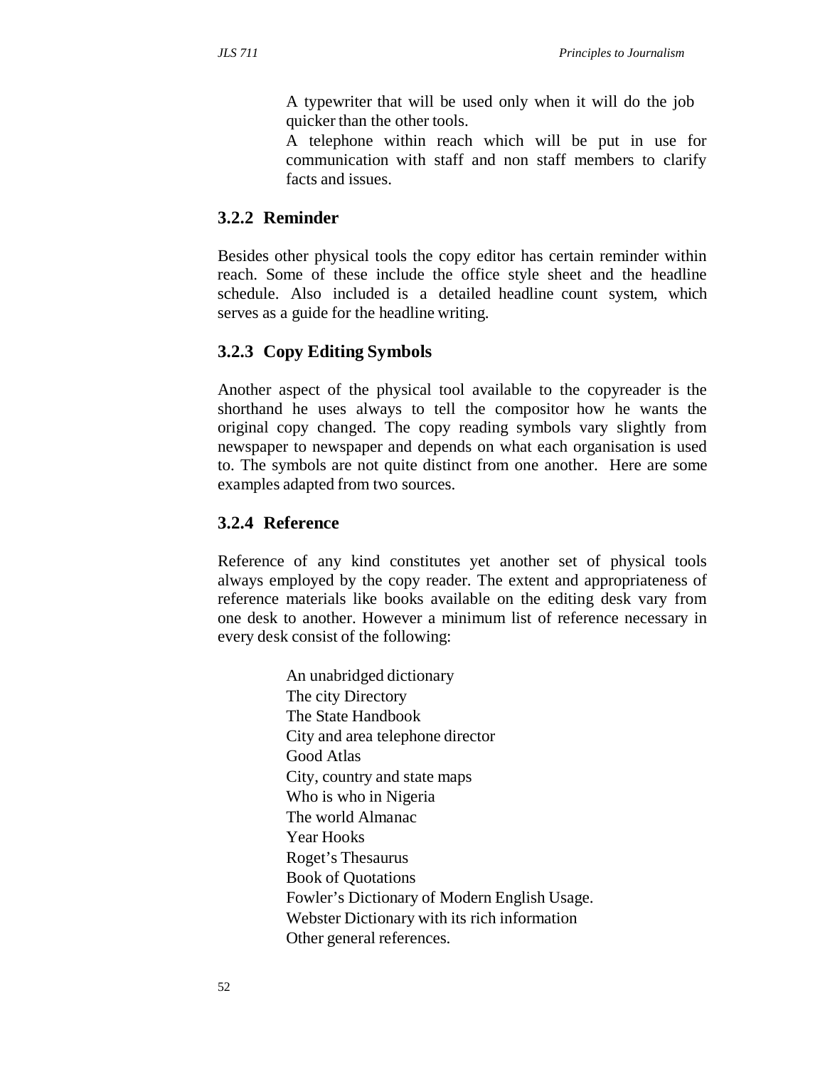A typewriter that will be used only when it will do the job quicker than the other tools.

A telephone within reach which will be put in use for communication with staff and non staff members to clarify facts and issues.

### 3.2.2 Reminder

Besides other physical tools the copy editor has certain reminder within reach. Some of these include the office style sheet and the headline schedule. Also included is a detailed headline count system, which serves as a guide for the headline writing.

### 3.2.3 Copy Editing Symbols

Another aspect of the physical tool available to the copyreader is the shorthand he uses always to tell the compositor how he wants the original copy changed. The copy reading symbols vary slightly from newspaper to newspaper and depends on what each organisation is used to. The symbols are not quite distinct from one another. Here are some examples adapted from two sources.

### 3.2.4 Reference

Reference of any kind constitutes yet another set of physical tools always employed by the copy reader. The extent and appropriateness of reference materials like books available on the editing desk vary from one desk to another. However a minimum list of reference necessary in every desk consist of the following:

An unabridged dictionary
The city Directory
The State Handbook
City and area telephone director
Good Atlas
City, country and state maps
Who is who in Nigeria
The world Almanac
Year Hooks
Roget's Thesaurus
Book of Quotations
Fowler's Dictionary of Modern English Usage.
Webster Dictionary with its rich information
Other general references.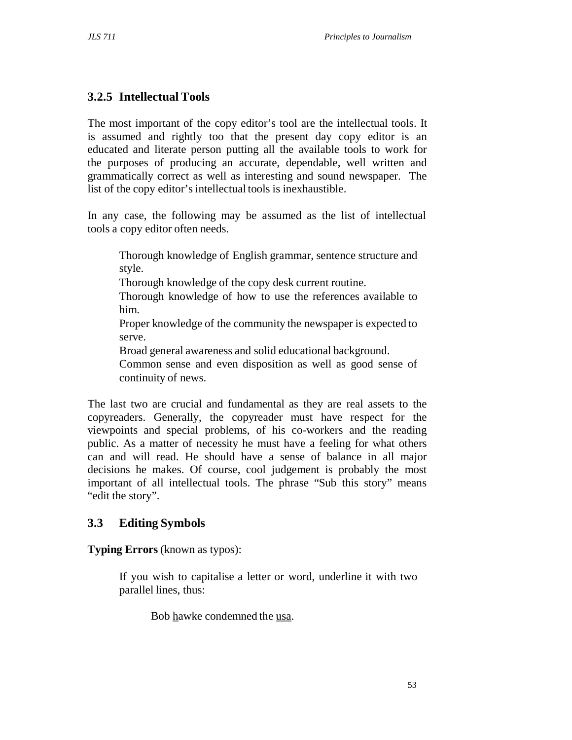### 3.2.5 Intellectual Tools

The most important of the copy editor's tool are the intellectual tools. It is assumed and rightly too that the present day copy editor is an educated and literate person putting all the available tools to work for the purposes of producing an accurate, dependable, well written and grammatically correct as well as interesting and sound newspaper. The list of the copy editor's intellectual tools is inexhaustible.

In any case, the following may be assumed as the list of intellectual tools a copy editor often needs.

- Thorough knowledge of English grammar, sentence structure and style.
- Thorough knowledge of the copy desk current routine.
- Thorough knowledge of how to use the references available to him.
- Proper knowledge of the community the newspaper is expected to serve.
- Broad general awareness and solid educational background.
- Common sense and even disposition as well as good sense of continuity of news.

The last two are crucial and fundamental as they are real assets to the copyreaders. Generally, the copyreader must have respect for the viewpoints and special problems, of his co-workers and the reading public. As a matter of necessity he must have a feeling for what others can and will read. He should have a sense of balance in all major decisions he makes. Of course, cool judgement is probably the most important of all intellectual tools. The phrase "Sub this story" means "edit the story".

## 3.3 Editing Symbols

**Typing Errors** (known as typos):

If you wish to capitalise a letter or word, underline it with two parallel lines, thus:

Bob h͟a͟wke condemned the u͟s͟a͟.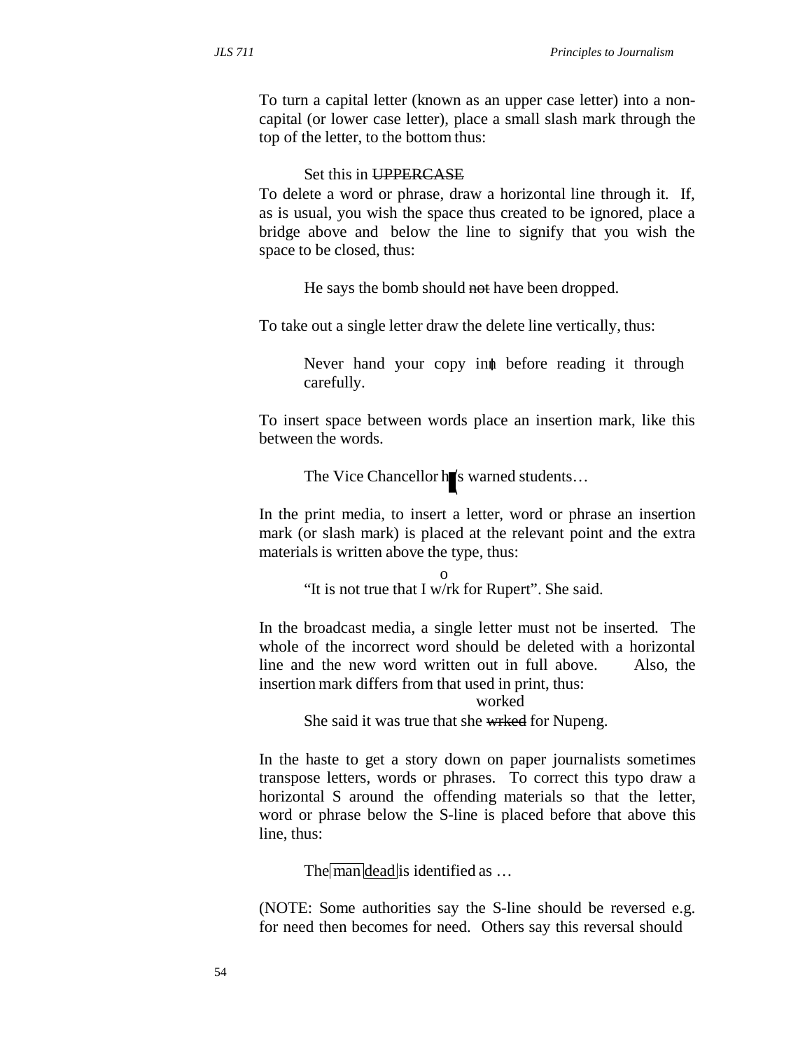To turn a capital letter (known as an upper case letter) into a non-capital (or lower case letter), place a small slash mark through the top of the letter, to the bottom thus:

> Set this in ~~UPPERCASE~~

To delete a word or phrase, draw a horizontal line through it. If, as is usual, you wish the space thus created to be ignored, place a bridge above and below the line to signify that you wish the space to be closed, thus:

> He says the bomb should ~~not~~ have been dropped.

To take out a single letter draw the delete line vertically, thus:

> Never hand your copy inn before reading it through carefully.

To insert space between words place an insertion mark, like this between the words.

> The Vice Chancellor h/s warned students…

In the print media, to insert a letter, word or phrase an insertion mark (or slash mark) is placed at the relevant point and the extra materials is written above the type, thus:

> o
> "It is not true that I w/rk for Rupert". She said.

In the broadcast media, a single letter must not be inserted. The whole of the incorrect word should be deleted with a horizontal line and the new word written out in full above. Also, the insertion mark differs from that used in print, thus:

> worked
> She said it was true that she ~~wrked~~ for Nupeng.

In the haste to get a story down on paper journalists sometimes transpose letters, words or phrases. To correct this typo draw a horizontal S around the offending materials so that the letter, word or phrase below the S-line is placed before that above this line, thus:

> The man dead is identified as …

(NOTE: Some authorities say the S-line should be reversed e.g. for need then becomes for need. Others say this reversal should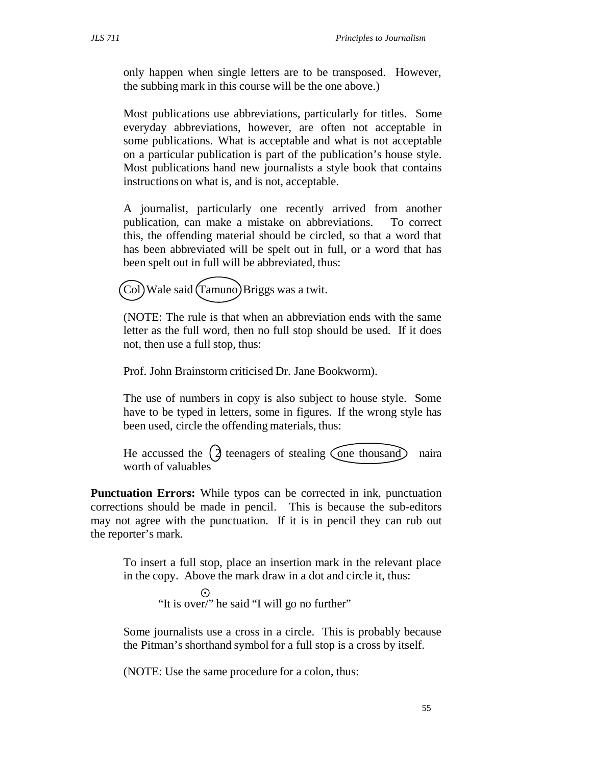only happen when single letters are to be transposed. However, the subbing mark in this course will be the one above.)

Most publications use abbreviations, particularly for titles. Some everyday abbreviations, however, are often not acceptable in some publications. What is acceptable and what is not acceptable on a particular publication is part of the publication's house style. Most publications hand new journalists a style book that contains instructions on what is, and is not, acceptable.

A journalist, particularly one recently arrived from another publication, can make a mistake on abbreviations. To correct this, the offending material should be circled, so that a word that has been abbreviated will be spelt out in full, or a word that has been spelt out in full will be abbreviated, thus:

(Col) Wale said (Tamuno) Briggs was a twit.

(NOTE: The rule is that when an abbreviation ends with the same letter as the full word, then no full stop should be used. If it does not, then use a full stop, thus:

Prof. John Brainstorm criticised Dr. Jane Bookworm).

The use of numbers in copy is also subject to house style. Some have to be typed in letters, some in figures. If the wrong style has been used, circle the offending materials, thus:

He accussed the (2) teenagers of stealing (one thousand) naira worth of valuables

**Punctuation Errors:** While typos can be corrected in ink, punctuation corrections should be made in pencil. This is because the sub-editors may not agree with the punctuation. If it is in pencil they can rub out the reporter's mark.

To insert a full stop, place an insertion mark in the relevant place in the copy. Above the mark draw in a dot and circle it, thus:

⊙
"It is over/" he said "I will go no further"

Some journalists use a cross in a circle. This is probably because the Pitman's shorthand symbol for a full stop is a cross by itself.

(NOTE: Use the same procedure for a colon, thus: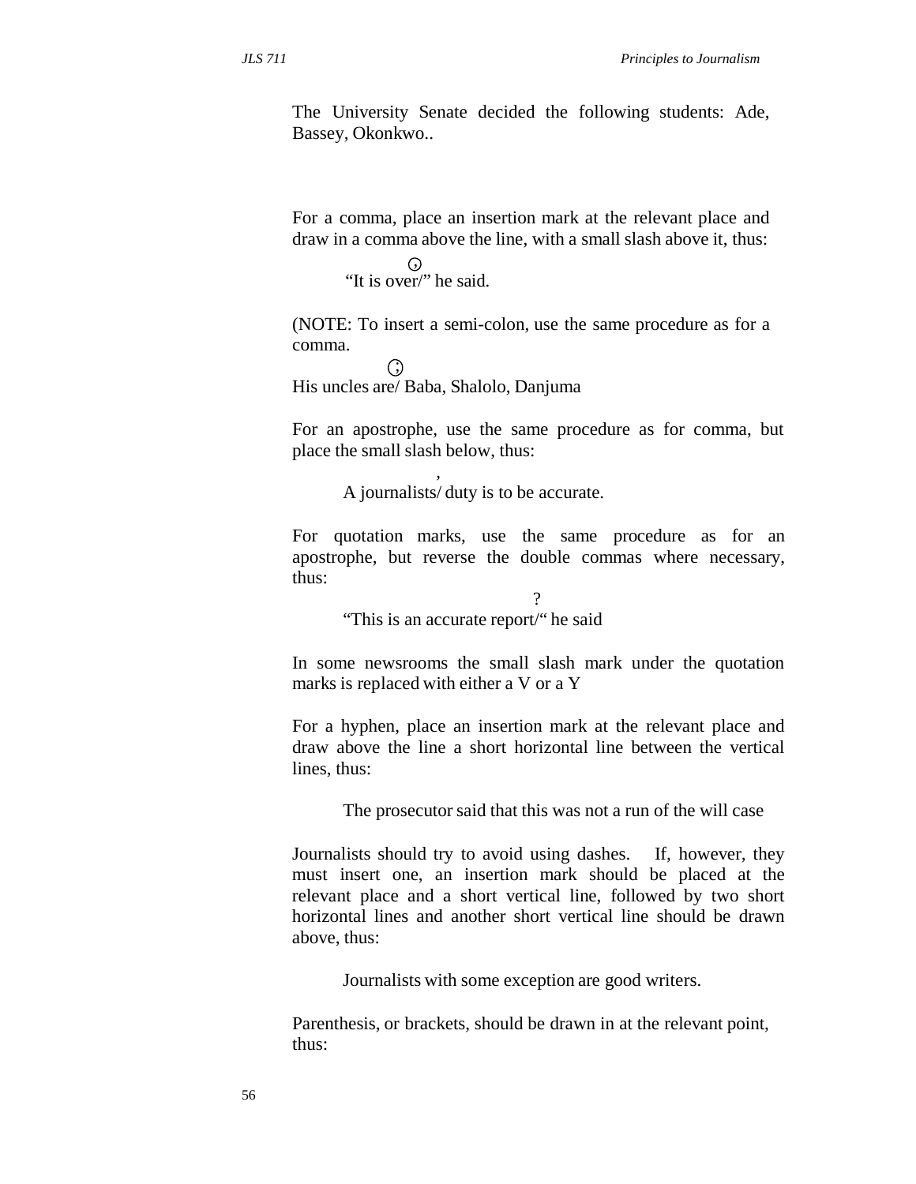The University Senate decided the following students: Ade, Bassey, Okonkwo..

For a comma, place an insertion mark at the relevant place and draw in a comma above the line, with a small slash above it, thus:

    ⊙
"It is over/" he said.

(NOTE: To insert a semi-colon, use the same procedure as for a comma.

    ⊙
His uncles are/ Baba, Shalolo, Danjuma

For an apostrophe, use the same procedure as for comma, but place the small slash below, thus:

    ,
A journalists/ duty is to be accurate.

For quotation marks, use the same procedure as for an apostrophe, but reverse the double commas where necessary, thus:

    ?
"This is an accurate report/" he said

In some newsrooms the small slash mark under the quotation marks is replaced with either a V or a Y

For a hyphen, place an insertion mark at the relevant place and draw above the line a short horizontal line between the vertical lines, thus:

The prosecutor said that this was not a run of the will case

Journalists should try to avoid using dashes. If, however, they must insert one, an insertion mark should be placed at the relevant place and a short vertical line, followed by two short horizontal lines and another short vertical line should be drawn above, thus:

Journalists with some exception are good writers.

Parenthesis, or brackets, should be drawn in at the relevant point, thus: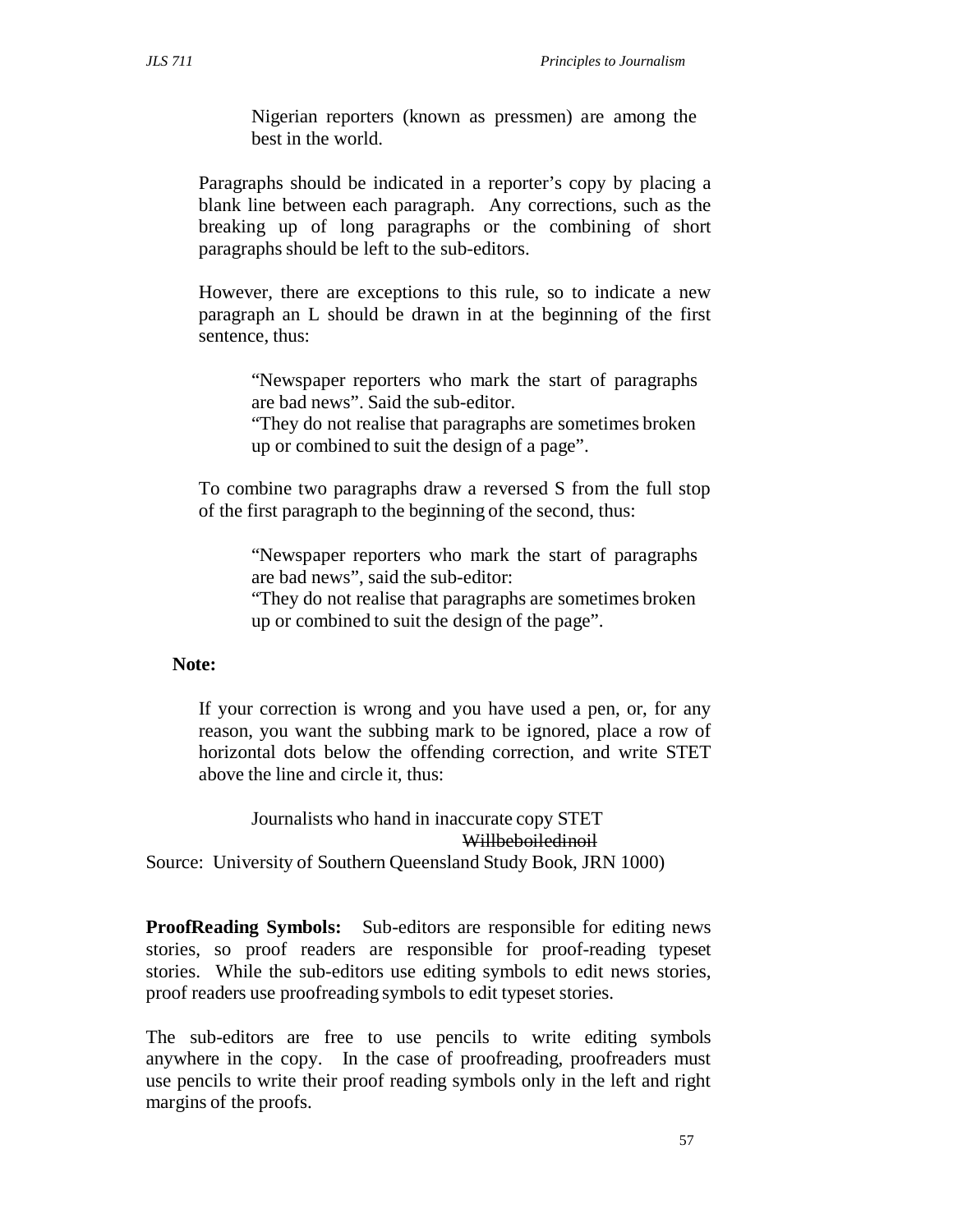> Nigerian reporters (known as pressmen) are among the best in the world.

Paragraphs should be indicated in a reporter's copy by placing a blank line between each paragraph. Any corrections, such as the breaking up of long paragraphs or the combining of short paragraphs should be left to the sub-editors.

However, there are exceptions to this rule, so to indicate a new paragraph an L should be drawn in at the beginning of the first sentence, thus:

> "Newspaper reporters who mark the start of paragraphs are bad news". Said the sub-editor.
> "They do not realise that paragraphs are sometimes broken up or combined to suit the design of a page".

To combine two paragraphs draw a reversed S from the full stop of the first paragraph to the beginning of the second, thus:

> "Newspaper reporters who mark the start of paragraphs are bad news", said the sub-editor:
> "They do not realise that paragraphs are sometimes broken up or combined to suit the design of the page".

**Note:**

If your correction is wrong and you have used a pen, or, for any reason, you want the subbing mark to be ignored, place a row of horizontal dots below the offending correction, and write STET above the line and circle it, thus:

> Journalists who hand in inaccurate copy STET
> ~~Willbeboiledinoil~~

Source: University of Southern Queensland Study Book, JRN 1000)

**ProofReading Symbols:** Sub-editors are responsible for editing news stories, so proof readers are responsible for proof-reading typeset stories. While the sub-editors use editing symbols to edit news stories, proof readers use proofreading symbols to edit typeset stories.

The sub-editors are free to use pencils to write editing symbols anywhere in the copy. In the case of proofreading, proofreaders must use pencils to write their proof reading symbols only in the left and right margins of the proofs.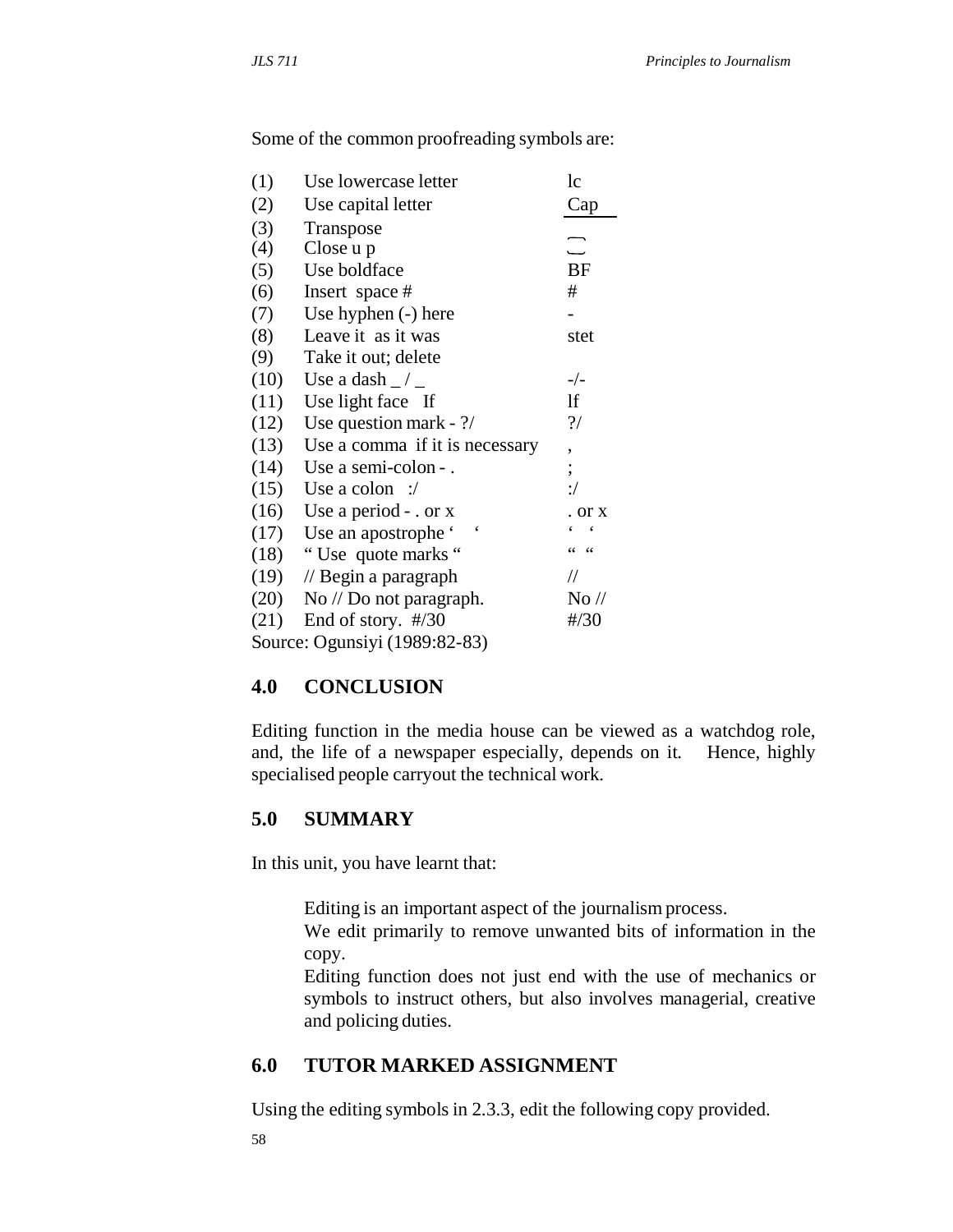Some of the common proofreading symbols are:

| | | |
|---|---|---|
| (1) | Use lowercase letter | lc |
| (2) | Use capital letter | Cap |
| (3) | Transpose | ⌒ |
| (4) | Close u p | ‿ |
| (5) | Use boldface | BF |
| (6) | Insert space # | # |
| (7) | Use hyphen (-) here | - |
| (8) | Leave it as it was | stet |
| (9) | Take it out; delete | |
| (10) | Use a dash _ / _ | -/- |
| (11) | Use light face lf | lf |
| (12) | Use question mark - ?/ | ?/ |
| (13) | Use a comma if it is necessary | , |
| (14) | Use a semi-colon - . | ; |
| (15) | Use a colon :/ | :/ |
| (16) | Use a period - . or x | . or x |
| (17) | Use an apostrophe ‘ ‘ | ‘ ‘ |
| (18) | “ Use quote marks “ | “ “ |
| (19) | // Begin a paragraph | // |
| (20) | No // Do not paragraph. | No // |
| (21) | End of story. #/30 | #/30 |

Source: Ogunsiyi (1989:82-83)

## 4.0 CONCLUSION

Editing function in the media house can be viewed as a watchdog role, and, the life of a newspaper especially, depends on it. Hence, highly specialised people carryout the technical work.

## 5.0 SUMMARY

In this unit, you have learnt that:

- Editing is an important aspect of the journalism process.
- We edit primarily to remove unwanted bits of information in the copy.
- Editing function does not just end with the use of mechanics or symbols to instruct others, but also involves managerial, creative and policing duties.

## 6.0 TUTOR MARKED ASSIGNMENT

Using the editing symbols in 2.3.3, edit the following copy provided.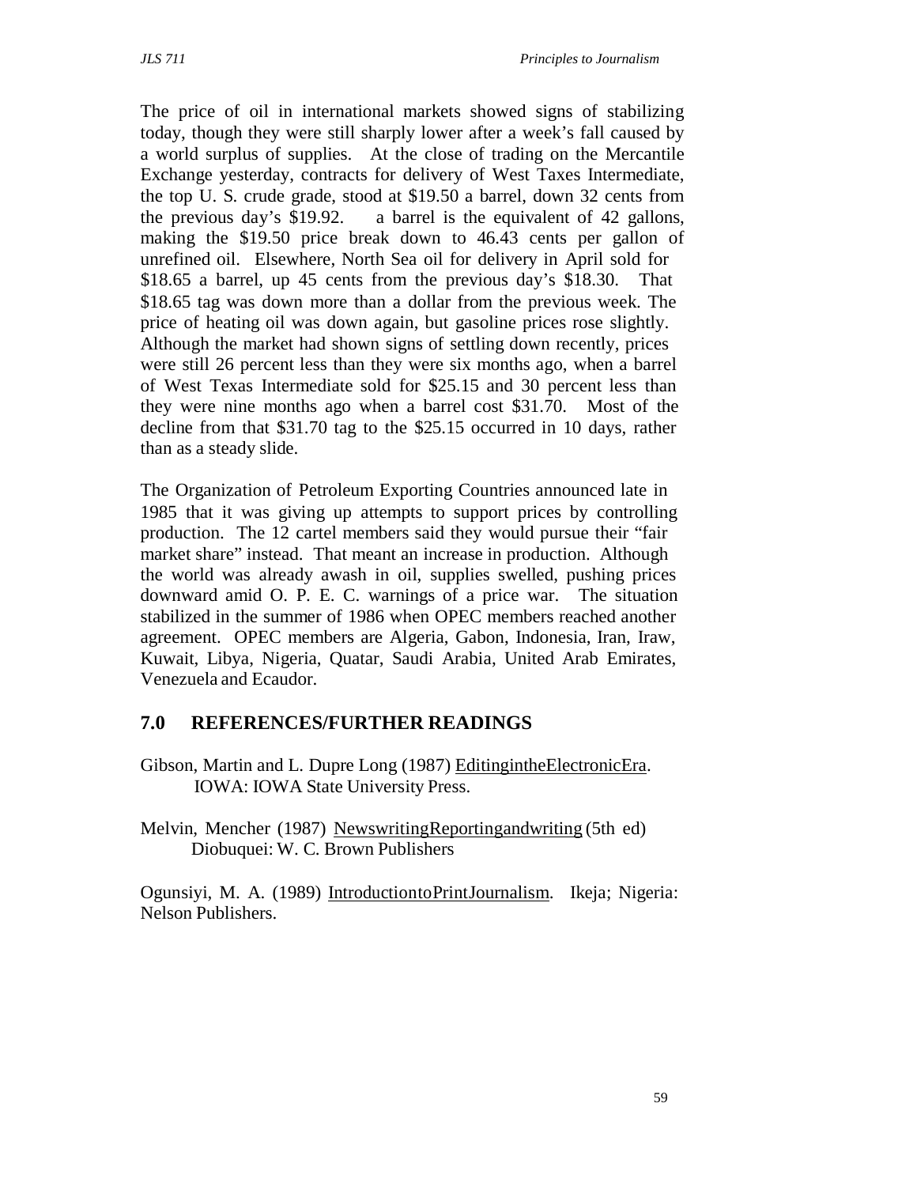The price of oil in international markets showed signs of stabilizing today, though they were still sharply lower after a week's fall caused by a world surplus of supplies. At the close of trading on the Mercantile Exchange yesterday, contracts for delivery of West Taxes Intermediate, the top U. S. crude grade, stood at $19.50 a barrel, down 32 cents from the previous day's $19.92. a barrel is the equivalent of 42 gallons, making the $19.50 price break down to 46.43 cents per gallon of unrefined oil. Elsewhere, North Sea oil for delivery in April sold for $18.65 a barrel, up 45 cents from the previous day's $18.30. That $18.65 tag was down more than a dollar from the previous week. The price of heating oil was down again, but gasoline prices rose slightly. Although the market had shown signs of settling down recently, prices were still 26 percent less than they were six months ago, when a barrel of West Texas Intermediate sold for $25.15 and 30 percent less than they were nine months ago when a barrel cost $31.70. Most of the decline from that $31.70 tag to the $25.15 occurred in 10 days, rather than as a steady slide.

The Organization of Petroleum Exporting Countries announced late in 1985 that it was giving up attempts to support prices by controlling production. The 12 cartel members said they would pursue their "fair market share" instead. That meant an increase in production. Although the world was already awash in oil, supplies swelled, pushing prices downward amid O. P. E. C. warnings of a price war. The situation stabilized in the summer of 1986 when OPEC members reached another agreement. OPEC members are Algeria, Gabon, Indonesia, Iran, Iraw, Kuwait, Libya, Nigeria, Quatar, Saudi Arabia, United Arab Emirates, Venezuela and Ecaudor.

## 7.0 REFERENCES/FURTHER READINGS

Gibson, Martin and L. Dupre Long (1987) EditingintheElectronicEra. IOWA: IOWA State University Press.

Melvin, Mencher (1987) NewswritingReportingandwriting (5th ed) Diobuquei: W. C. Brown Publishers

Ogunsiyi, M. A. (1989) IntroductiontoPrintJournalism. Ikeja; Nigeria: Nelson Publishers.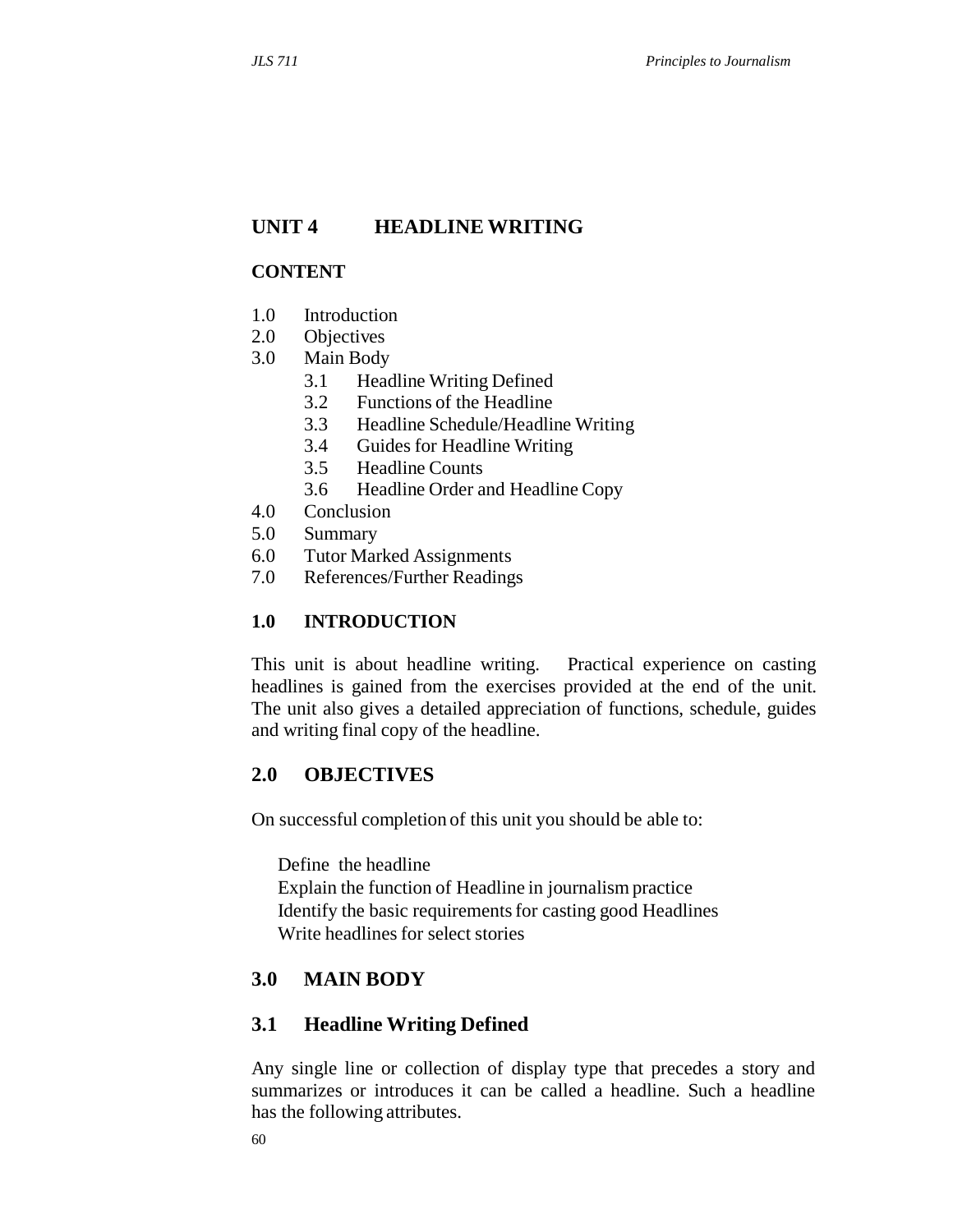## UNIT 4 HEADLINE WRITING

### CONTENT

1.0 Introduction
2.0 Objectives
3.0 Main Body
   - 3.1 Headline Writing Defined
   - 3.2 Functions of the Headline
   - 3.3 Headline Schedule/Headline Writing
   - 3.4 Guides for Headline Writing
   - 3.5 Headline Counts
   - 3.6 Headline Order and Headline Copy

4.0 Conclusion
5.0 Summary
6.0 Tutor Marked Assignments
7.0 References/Further Readings

### 1.0 INTRODUCTION

This unit is about headline writing. Practical experience on casting headlines is gained from the exercises provided at the end of the unit. The unit also gives a detailed appreciation of functions, schedule, guides and writing final copy of the headline.

### 2.0 OBJECTIVES

On successful completion of this unit you should be able to:

- Define the headline
- Explain the function of Headline in journalism practice
- Identify the basic requirements for casting good Headlines
- Write headlines for select stories

### 3.0 MAIN BODY

### 3.1 Headline Writing Defined

Any single line or collection of display type that precedes a story and summarizes or introduces it can be called a headline. Such a headline has the following attributes.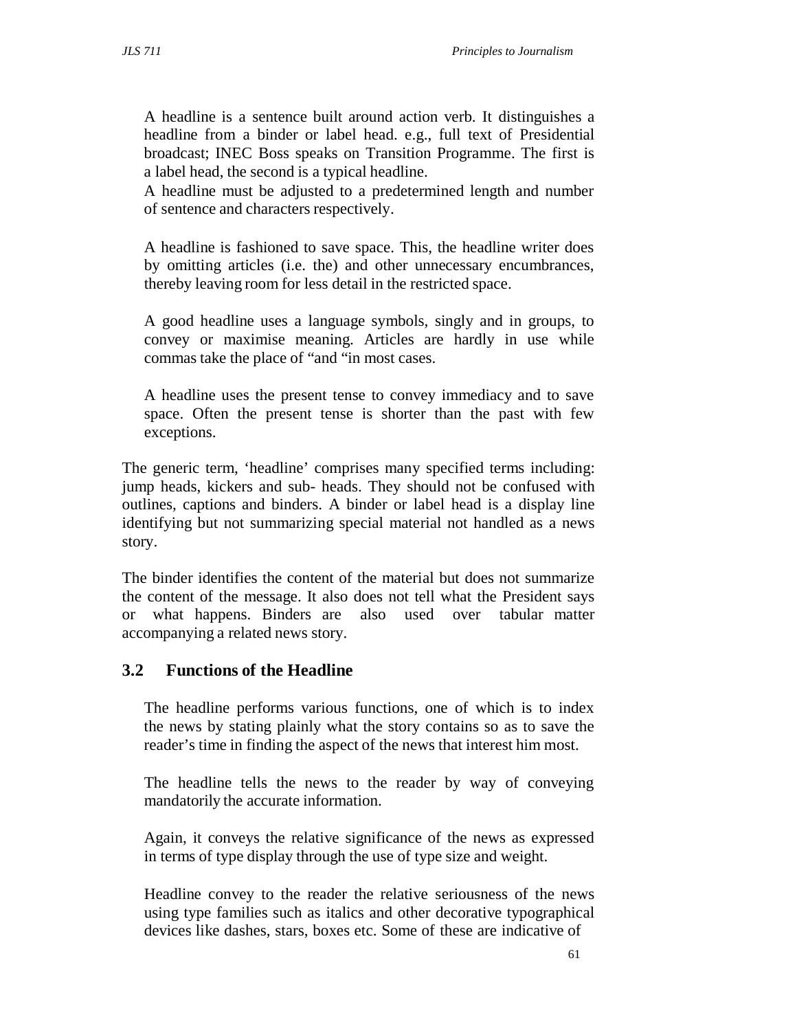A headline is a sentence built around action verb. It distinguishes a headline from a binder or label head. e.g., full text of Presidential broadcast; INEC Boss speaks on Transition Programme. The first is a label head, the second is a typical headline.

A headline must be adjusted to a predetermined length and number of sentence and characters respectively.

A headline is fashioned to save space. This, the headline writer does by omitting articles (i.e. the) and other unnecessary encumbrances, thereby leaving room for less detail in the restricted space.

A good headline uses a language symbols, singly and in groups, to convey or maximise meaning. Articles are hardly in use while commas take the place of "and "in most cases.

A headline uses the present tense to convey immediacy and to save space. Often the present tense is shorter than the past with few exceptions.

The generic term, 'headline' comprises many specified terms including: jump heads, kickers and sub- heads. They should not be confused with outlines, captions and binders. A binder or label head is a display line identifying but not summarizing special material not handled as a news story.

The binder identifies the content of the material but does not summarize the content of the message. It also does not tell what the President says or what happens. Binders are also used over tabular matter accompanying a related news story.

## 3.2 Functions of the Headline

The headline performs various functions, one of which is to index the news by stating plainly what the story contains so as to save the reader's time in finding the aspect of the news that interest him most.

The headline tells the news to the reader by way of conveying mandatorily the accurate information.

Again, it conveys the relative significance of the news as expressed in terms of type display through the use of type size and weight.

Headline convey to the reader the relative seriousness of the news using type families such as italics and other decorative typographical devices like dashes, stars, boxes etc. Some of these are indicative of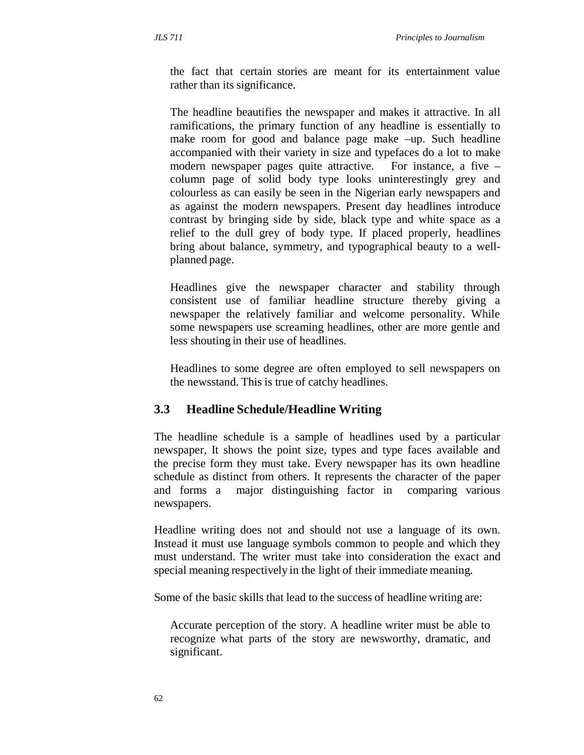the fact that certain stories are meant for its entertainment value rather than its significance.

The headline beautifies the newspaper and makes it attractive. In all ramifications, the primary function of any headline is essentially to make room for good and balance page make –up. Such headline accompanied with their variety in size and typefaces do a lot to make modern newspaper pages quite attractive. For instance, a five – column page of solid body type looks uninterestingly grey and colourless as can easily be seen in the Nigerian early newspapers and as against the modern newspapers. Present day headlines introduce contrast by bringing side by side, black type and white space as a relief to the dull grey of body type. If placed properly, headlines bring about balance, symmetry, and typographical beauty to a well-planned page.

Headlines give the newspaper character and stability through consistent use of familiar headline structure thereby giving a newspaper the relatively familiar and welcome personality. While some newspapers use screaming headlines, other are more gentle and less shouting in their use of headlines.

Headlines to some degree are often employed to sell newspapers on the newsstand. This is true of catchy headlines.

## 3.3 Headline Schedule/Headline Writing

The headline schedule is a sample of headlines used by a particular newspaper, It shows the point size, types and type faces available and the precise form they must take. Every newspaper has its own headline schedule as distinct from others. It represents the character of the paper and forms a major distinguishing factor in comparing various newspapers.

Headline writing does not and should not use a language of its own. Instead it must use language symbols common to people and which they must understand. The writer must take into consideration the exact and special meaning respectively in the light of their immediate meaning.

Some of the basic skills that lead to the success of headline writing are:

Accurate perception of the story. A headline writer must be able to recognize what parts of the story are newsworthy, dramatic, and significant.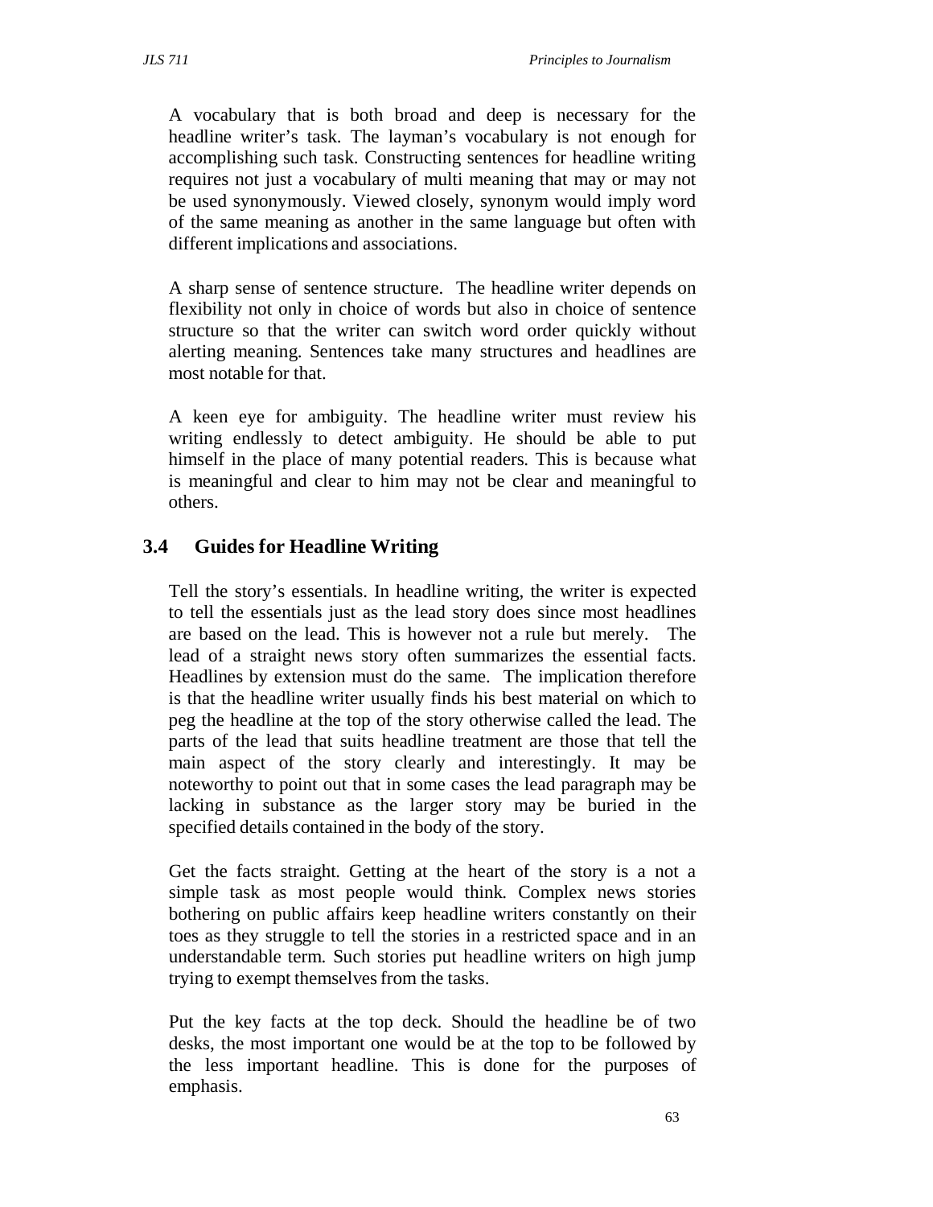A vocabulary that is both broad and deep is necessary for the headline writer's task. The layman's vocabulary is not enough for accomplishing such task. Constructing sentences for headline writing requires not just a vocabulary of multi meaning that may or may not be used synonymously. Viewed closely, synonym would imply word of the same meaning as another in the same language but often with different implications and associations.

A sharp sense of sentence structure. The headline writer depends on flexibility not only in choice of words but also in choice of sentence structure so that the writer can switch word order quickly without alerting meaning. Sentences take many structures and headlines are most notable for that.

A keen eye for ambiguity. The headline writer must review his writing endlessly to detect ambiguity. He should be able to put himself in the place of many potential readers. This is because what is meaningful and clear to him may not be clear and meaningful to others.

## 3.4 Guides for Headline Writing

Tell the story's essentials. In headline writing, the writer is expected to tell the essentials just as the lead story does since most headlines are based on the lead. This is however not a rule but merely. The lead of a straight news story often summarizes the essential facts. Headlines by extension must do the same. The implication therefore is that the headline writer usually finds his best material on which to peg the headline at the top of the story otherwise called the lead. The parts of the lead that suits headline treatment are those that tell the main aspect of the story clearly and interestingly. It may be noteworthy to point out that in some cases the lead paragraph may be lacking in substance as the larger story may be buried in the specified details contained in the body of the story.

Get the facts straight. Getting at the heart of the story is a not a simple task as most people would think. Complex news stories bothering on public affairs keep headline writers constantly on their toes as they struggle to tell the stories in a restricted space and in an understandable term. Such stories put headline writers on high jump trying to exempt themselves from the tasks.

Put the key facts at the top deck. Should the headline be of two desks, the most important one would be at the top to be followed by the less important headline. This is done for the purposes of emphasis.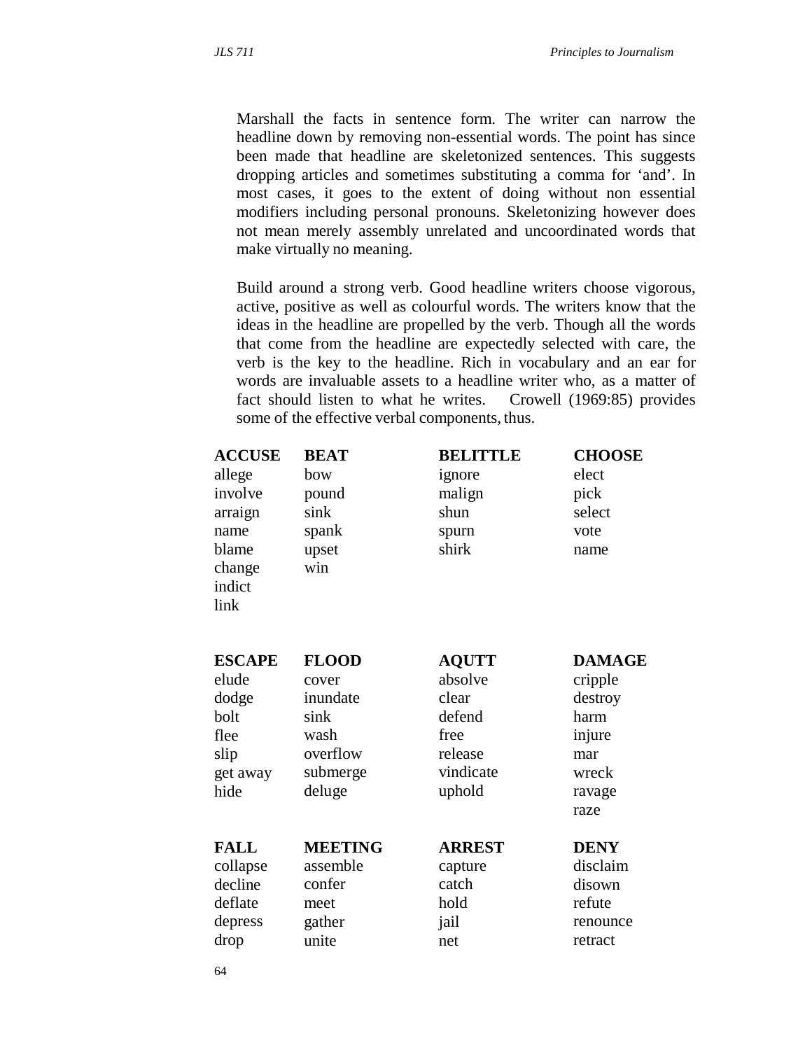Marshall the facts in sentence form. The writer can narrow the headline down by removing non-essential words. The point has since been made that headline are skeletonized sentences. This suggests dropping articles and sometimes substituting a comma for 'and'. In most cases, it goes to the extent of doing without non essential modifiers including personal pronouns. Skeletonizing however does not mean merely assembly unrelated and uncoordinated words that make virtually no meaning.

Build around a strong verb. Good headline writers choose vigorous, active, positive as well as colourful words. The writers know that the ideas in the headline are propelled by the verb. Though all the words that come from the headline are expectedly selected with care, the verb is the key to the headline. Rich in vocabulary and an ear for words are invaluable assets to a headline writer who, as a matter of fact should listen to what he writes. Crowell (1969:85) provides some of the effective verbal components, thus.

| **ACCUSE** | **BEAT** | **BELITTLE** | **CHOOSE** |
|---|---|---|---|
| allege | bow | ignore | elect |
| involve | pound | malign | pick |
| arraign | sink | shun | select |
| name | spank | spurn | vote |
| blame | upset | shirk | name |
| change | win | | |
| indict | | | |
| link | | | |

| **ESCAPE** | **FLOOD** | **AQUTT** | **DAMAGE** |
|---|---|---|---|
| elude | cover | absolve | cripple |
| dodge | inundate | clear | destroy |
| bolt | sink | defend | harm |
| flee | wash | free | injure |
| slip | overflow | release | mar |
| get away | submerge | vindicate | wreck |
| hide | deluge | uphold | ravage |
| | | | raze |

| **FALL** | **MEETING** | **ARREST** | **DENY** |
|---|---|---|---|
| collapse | assemble | capture | disclaim |
| decline | confer | catch | disown |
| deflate | meet | hold | refute |
| depress | gather | jail | renounce |
| drop | unite | net | retract |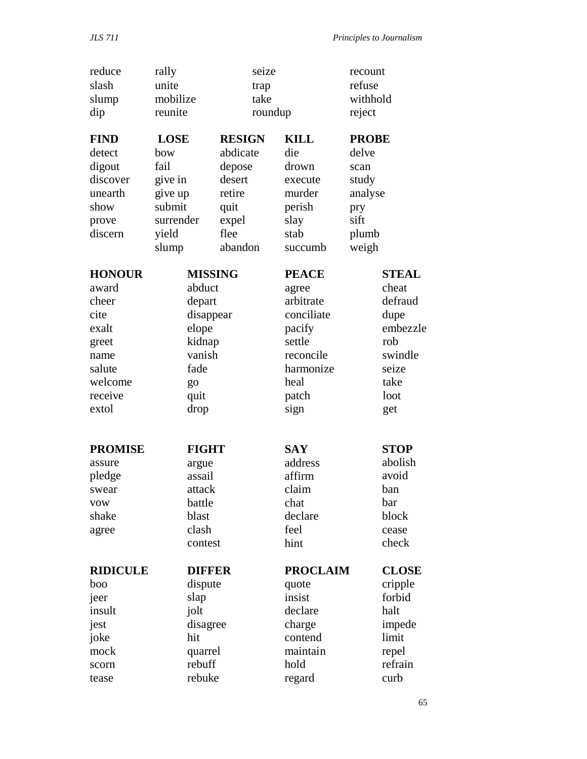| | | | |
|---|---|---|---|
| reduce | rally | seize | recount |
| slash | unite | trap | refuse |
| slump | mobilize | take | withhold |
| dip | reunite | roundup | reject |

| **FIND** | **LOSE** | **RESIGN** | **KILL** | **PROBE** |
|---|---|---|---|---|
| detect | bow | abdicate | die | delve |
| digout | fail | depose | drown | scan |
| discover | give in | desert | execute | study |
| unearth | give up | retire | murder | analyse |
| show | submit | quit | perish | pry |
| prove | surrender | expel | slay | sift |
| discern | yield | flee | stab | plumb |
| | slump | abandon | succumb | weigh |

| **HONOUR** | **MISSING** | **PEACE** | **STEAL** |
|---|---|---|---|
| award | abduct | agree | cheat |
| cheer | depart | arbitrate | defraud |
| cite | disappear | conciliate | dupe |
| exalt | elope | pacify | embezzle |
| greet | kidnap | settle | rob |
| name | vanish | reconcile | swindle |
| salute | fade | harmonize | seize |
| welcome | go | heal | take |
| receive | quit | patch | loot |
| extol | drop | sign | get |

| **PROMISE** | **FIGHT** | **SAY** | **STOP** |
|---|---|---|---|
| assure | argue | address | abolish |
| pledge | assail | affirm | avoid |
| swear | attack | claim | ban |
| vow | battle | chat | bar |
| shake | blast | declare | block |
| agree | clash | feel | cease |
| | contest | hint | check |

| **RIDICULE** | **DIFFER** | **PROCLAIM** | **CLOSE** |
|---|---|---|---|
| boo | dispute | quote | cripple |
| jeer | slap | insist | forbid |
| insult | jolt | declare | halt |
| jest | disagree | charge | impede |
| joke | hit | contend | limit |
| mock | quarrel | maintain | repel |
| scorn | rebuff | hold | refrain |
| tease | rebuke | regard | curb |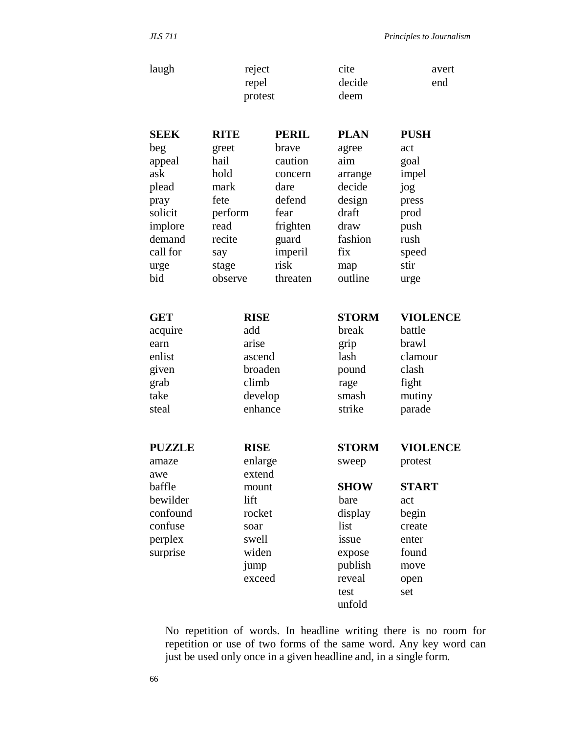| laugh | reject | cite | avert |
|---|---|---|---|
| | repel | decide | end |
| | protest | deem | |

| **SEEK** | **RITE** | **PERIL** | **PLAN** | **PUSH** |
|---|---|---|---|---|
| beg | greet | brave | agree | act |
| appeal | hail | caution | aim | goal |
| ask | hold | concern | arrange | impel |
| plead | mark | dare | decide | jog |
| pray | fete | defend | design | press |
| solicit | perform | fear | draft | prod |
| implore | read | frighten | draw | push |
| demand | recite | guard | fashion | rush |
| call for | say | imperil | fix | speed |
| urge | stage | risk | map | stir |
| bid | observe | threaten | outline | urge |

| **GET** | **RISE** | **STORM** | **VIOLENCE** |
|---|---|---|---|
| acquire | add | break | battle |
| earn | arise | grip | brawl |
| enlist | ascend | lash | clamour |
| given | broaden | pound | clash |
| grab | climb | rage | fight |
| take | develop | smash | mutiny |
| steal | enhance | strike | parade |

| **PUZZLE** | **RISE** | **STORM** | **VIOLENCE** |
|---|---|---|---|
| amaze | enlarge | sweep | protest |
| awe | extend | | |
| baffle | mount | **SHOW** | **START** |
| bewilder | lift | bare | act |
| confound | rocket | display | begin |
| confuse | soar | list | create |
| perplex | swell | issue | enter |
| surprise | widen | expose | found |
| | jump | publish | move |
| | exceed | reveal | open |
| | | test | set |
| | | unfold | |

No repetition of words. In headline writing there is no room for repetition or use of two forms of the same word. Any key word can just be used only once in a given headline and, in a single form.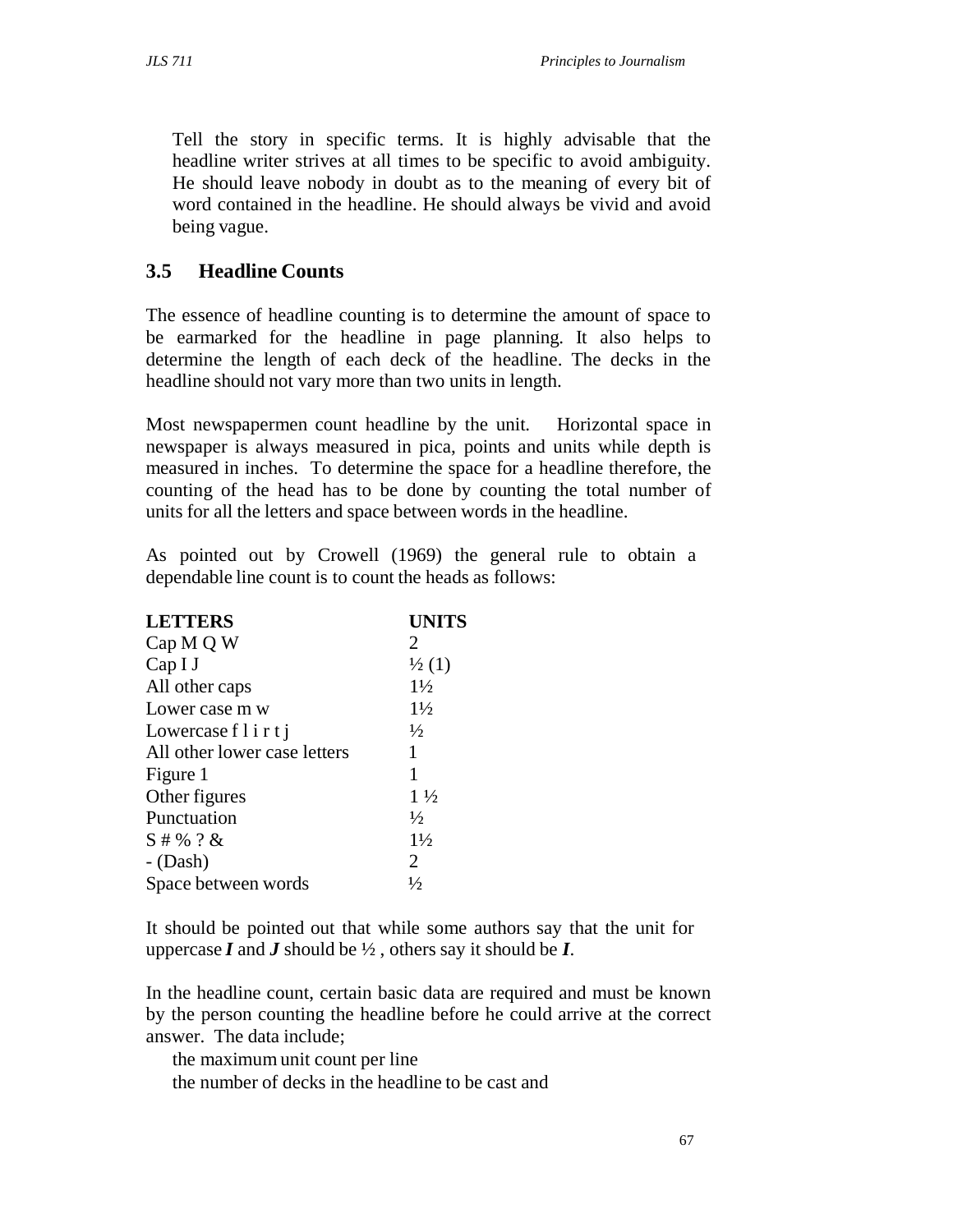Tell the story in specific terms. It is highly advisable that the headline writer strives at all times to be specific to avoid ambiguity. He should leave nobody in doubt as to the meaning of every bit of word contained in the headline. He should always be vivid and avoid being vague.

## 3.5 Headline Counts

The essence of headline counting is to determine the amount of space to be earmarked for the headline in page planning. It also helps to determine the length of each deck of the headline. The decks in the headline should not vary more than two units in length.

Most newspapermen count headline by the unit. Horizontal space in newspaper is always measured in pica, points and units while depth is measured in inches. To determine the space for a headline therefore, the counting of the head has to be done by counting the total number of units for all the letters and space between words in the headline.

As pointed out by Crowell (1969) the general rule to obtain a dependable line count is to count the heads as follows:

| LETTERS | UNITS |
|---|---|
| Cap M Q W | 2 |
| Cap I J | ½ (1) |
| All other caps | 1½ |
| Lower case m w | 1½ |
| Lowercase f l i r t j | ½ |
| All other lower case letters | 1 |
| Figure 1 | 1 |
| Other figures | 1 ½ |
| Punctuation | ½ |
| S # % ? & | 1½ |
| - (Dash) | 2 |
| Space between words | ½ |

It should be pointed out that while some authors say that the unit for uppercase ***I*** and ***J*** should be ½ , others say it should be ***I***.

In the headline count, certain basic data are required and must be known by the person counting the headline before he could arrive at the correct answer. The data include;

the maximum unit count per line

the number of decks in the headline to be cast and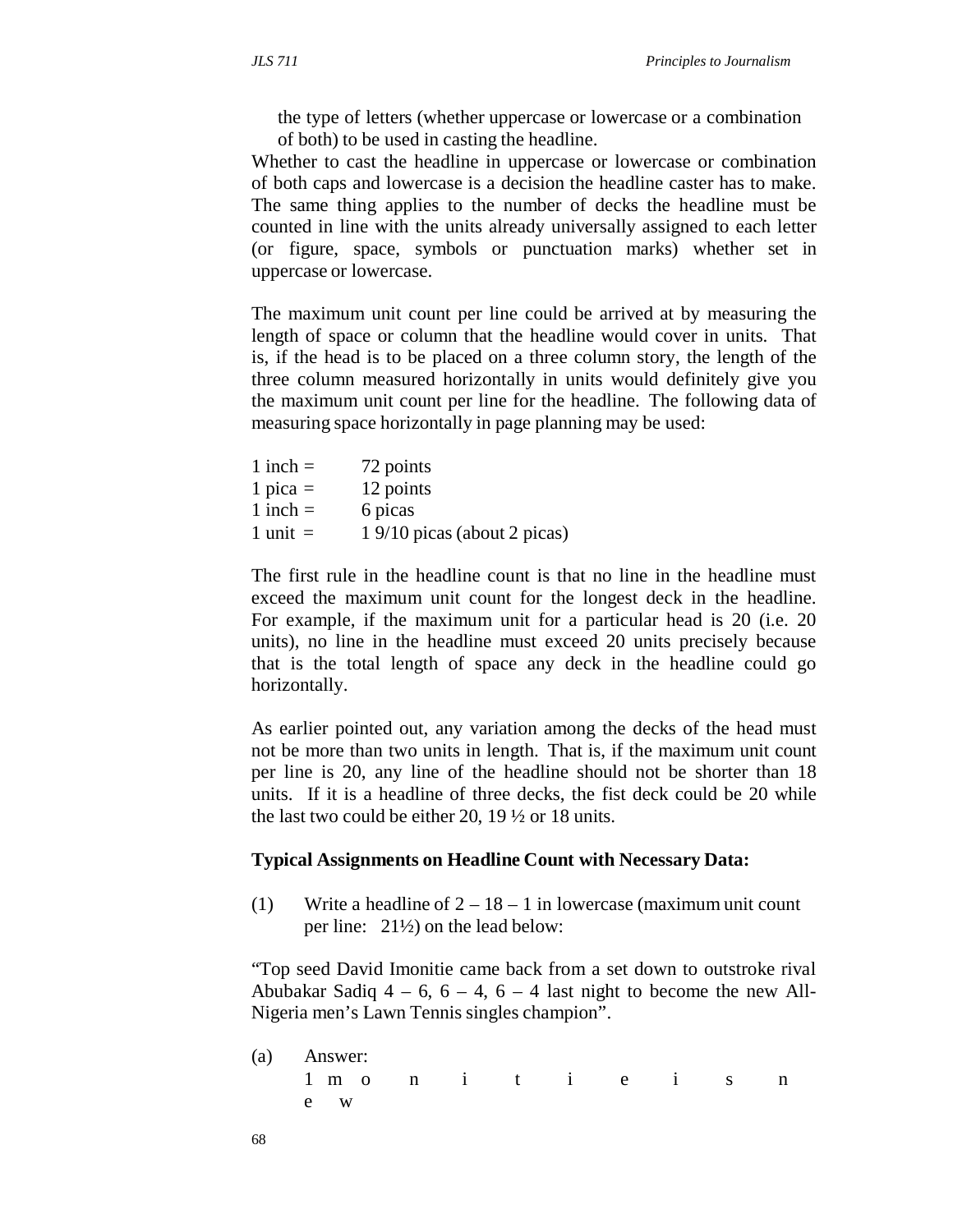the type of letters (whether uppercase or lowercase or a combination of both) to be used in casting the headline.

Whether to cast the headline in uppercase or lowercase or combination of both caps and lowercase is a decision the headline caster has to make. The same thing applies to the number of decks the headline must be counted in line with the units already universally assigned to each letter (or figure, space, symbols or punctuation marks) whether set in uppercase or lowercase.

The maximum unit count per line could be arrived at by measuring the length of space or column that the headline would cover in units. That is, if the head is to be placed on a three column story, the length of the three column measured horizontally in units would definitely give you the maximum unit count per line for the headline. The following data of measuring space horizontally in page planning may be used:

1 inch = 72 points
1 pica = 12 points
1 inch = 6 picas
1 unit = 1 9/10 picas (about 2 picas)

The first rule in the headline count is that no line in the headline must exceed the maximum unit count for the longest deck in the headline. For example, if the maximum unit for a particular head is 20 (i.e. 20 units), no line in the headline must exceed 20 units precisely because that is the total length of space any deck in the headline could go horizontally.

As earlier pointed out, any variation among the decks of the head must not be more than two units in length. That is, if the maximum unit count per line is 20, any line of the headline should not be shorter than 18 units. If it is a headline of three decks, the fist deck could be 20 while the last two could be either 20, 19 ½ or 18 units.

**Typical Assignments on Headline Count with Necessary Data:**

(1) Write a headline of 2 – 18 – 1 in lowercase (maximum unit count per line: 21½) on the lead below:

"Top seed David Imonitie came back from a set down to outstroke rival Abubakar Sadiq 4 – 6, 6 – 4, 6 – 4 last night to become the new All-Nigeria men's Lawn Tennis singles champion".

(a) Answer:
1 m o n i t i e i s n
e w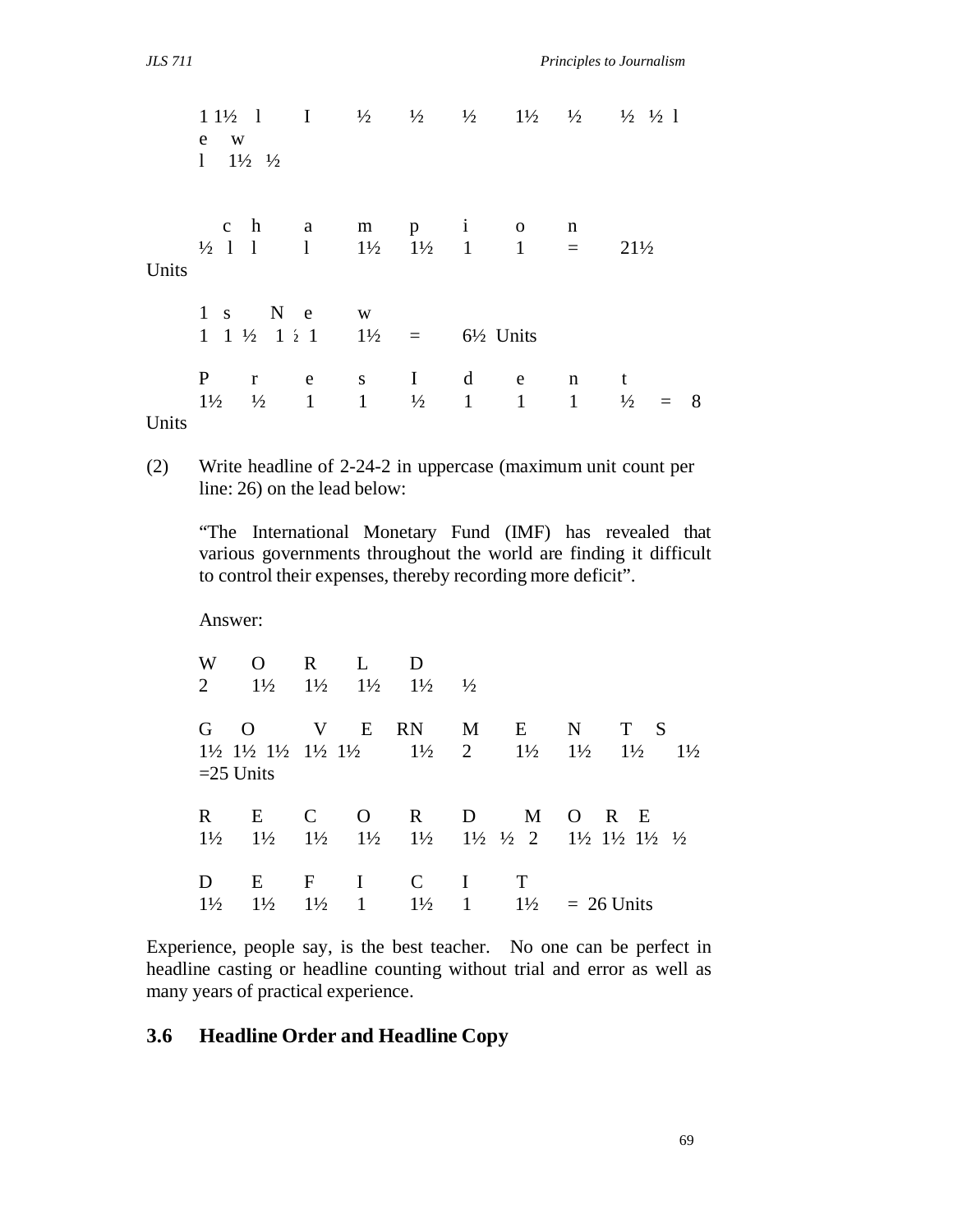1 1½ l I ½ ½ ½ 1½ ½ ½ ½ l
e w
l 1½ ½

c h a m p i o n
½ l l l 1½ 1½ 1 1 = 21½ Units

1 s N e w
1 1 ½ 1 ½ 1 1½ = 6½ Units

P r e s I d e n t
1½ ½ 1 1 ½ 1 1 1 ½ = 8 Units

(2) Write headline of 2-24-2 in uppercase (maximum unit count per line: 26) on the lead below:

"The International Monetary Fund (IMF) has revealed that various governments throughout the world are finding it difficult to control their expenses, thereby recording more deficit".

Answer:

W O R L D
2 1½ 1½ 1½ 1½ ½

G O V E RN M E N T S
1½ 1½ 1½ 1½ 1½ 1½ 2 1½ 1½ 1½ 1½
=25 Units

R E C O R D M O R E
1½ 1½ 1½ 1½ 1½ 1½ ½ 2 1½ 1½ 1½ ½

D E F I C I T
1½ 1½ 1½ 1 1½ 1 1½ = 26 Units

Experience, people say, is the best teacher. No one can be perfect in headline casting or headline counting without trial and error as well as many years of practical experience.

## 3.6 Headline Order and Headline Copy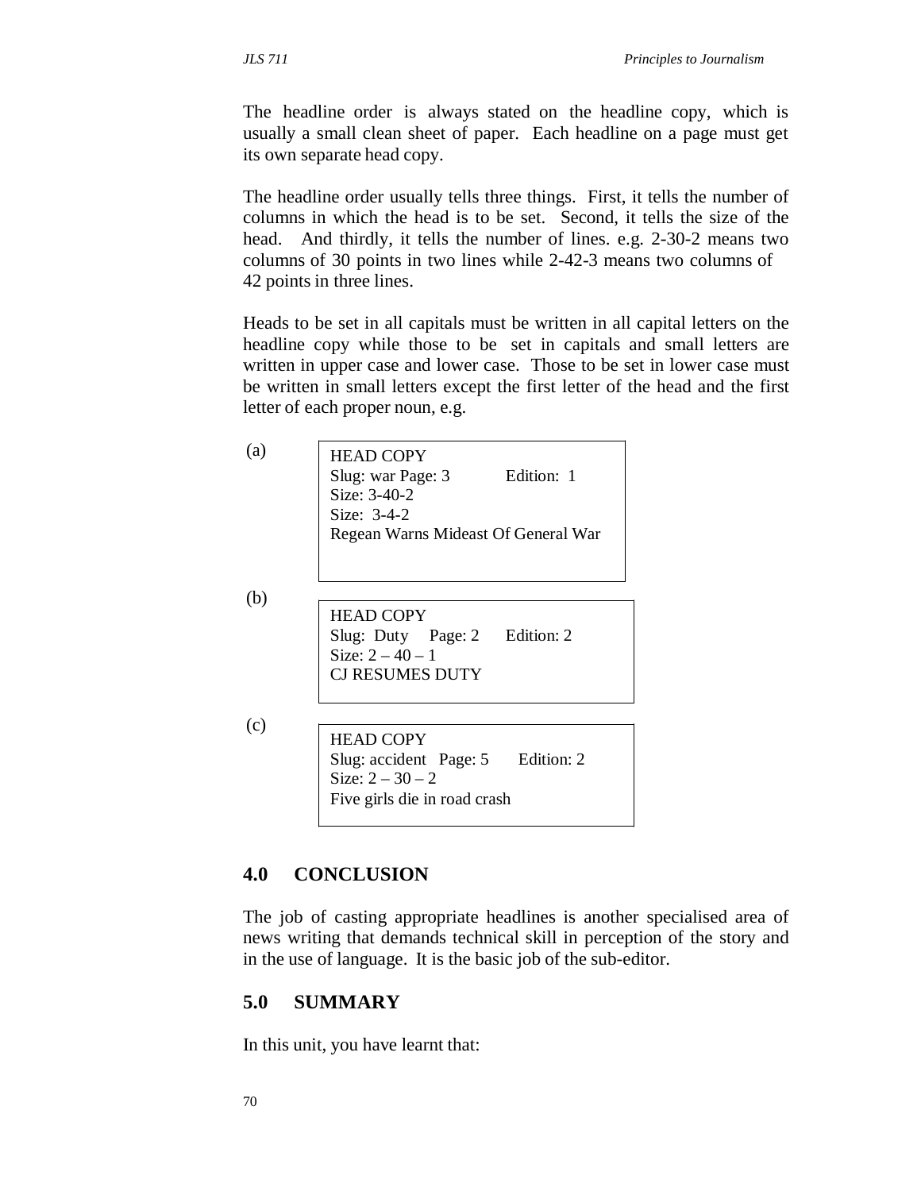The headline order is always stated on the headline copy, which is usually a small clean sheet of paper. Each headline on a page must get its own separate head copy.

The headline order usually tells three things. First, it tells the number of columns in which the head is to be set. Second, it tells the size of the head. And thirdly, it tells the number of lines. e.g. 2-30-2 means two columns of 30 points in two lines while 2-42-3 means two columns of 42 points in three lines.

Heads to be set in all capitals must be written in all capital letters on the headline copy while those to be set in capitals and small letters are written in upper case and lower case. Those to be set in lower case must be written in small letters except the first letter of the head and the first letter of each proper noun, e.g.

(a)

```
HEAD COPY
Slug: war Page: 3          Edition: 1
Size: 3-40-2
Size: 3-4-2
Regean Warns Mideast Of General War
```

(b)

```
HEAD COPY
Slug: Duty    Page: 2     Edition: 2
Size: 2 – 40 – 1
CJ RESUMES DUTY
```

(c)

```
HEAD COPY
Slug: accident  Page: 5     Edition: 2
Size: 2 – 30 – 2
Five girls die in road crash
```

## 4.0 CONCLUSION

The job of casting appropriate headlines is another specialised area of news writing that demands technical skill in perception of the story and in the use of language. It is the basic job of the sub-editor.

## 5.0 SUMMARY

In this unit, you have learnt that: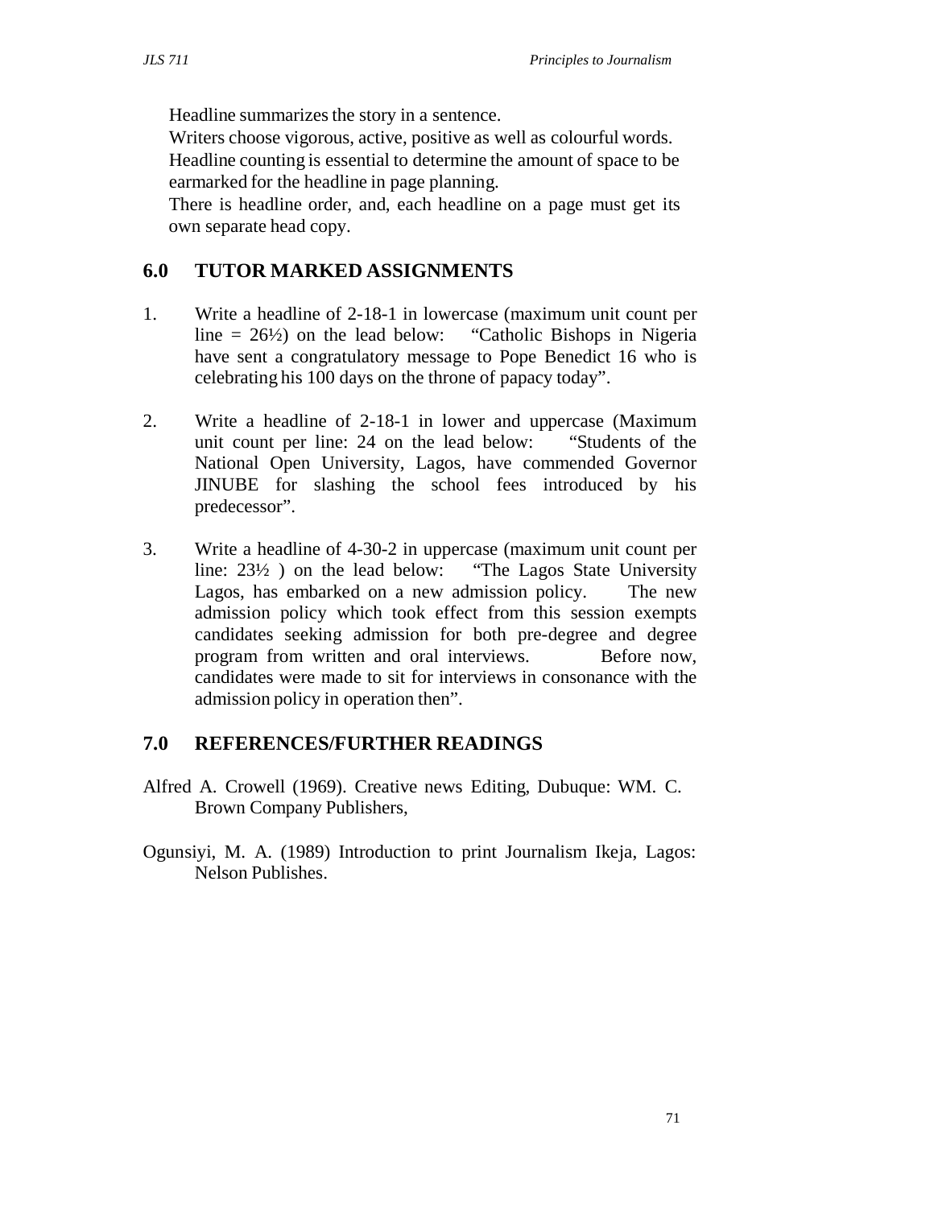Headline summarizes the story in a sentence.
Writers choose vigorous, active, positive as well as colourful words.
Headline counting is essential to determine the amount of space to be earmarked for the headline in page planning.
There is headline order, and, each headline on a page must get its own separate head copy.

## 6.0 TUTOR MARKED ASSIGNMENTS

1. Write a headline of 2-18-1 in lowercase (maximum unit count per line = 26½) on the lead below: "Catholic Bishops in Nigeria have sent a congratulatory message to Pope Benedict 16 who is celebrating his 100 days on the throne of papacy today".

2. Write a headline of 2-18-1 in lower and uppercase (Maximum unit count per line: 24 on the lead below: "Students of the National Open University, Lagos, have commended Governor JINUBE for slashing the school fees introduced by his predecessor".

3. Write a headline of 4-30-2 in uppercase (maximum unit count per line: 23½ ) on the lead below: "The Lagos State University Lagos, has embarked on a new admission policy. The new admission policy which took effect from this session exempts candidates seeking admission for both pre-degree and degree program from written and oral interviews. Before now, candidates were made to sit for interviews in consonance with the admission policy in operation then".

## 7.0 REFERENCES/FURTHER READINGS

Alfred A. Crowell (1969). Creative news Editing, Dubuque: WM. C. Brown Company Publishers,

Ogunsiyi, M. A. (1989) Introduction to print Journalism Ikeja, Lagos: Nelson Publishes.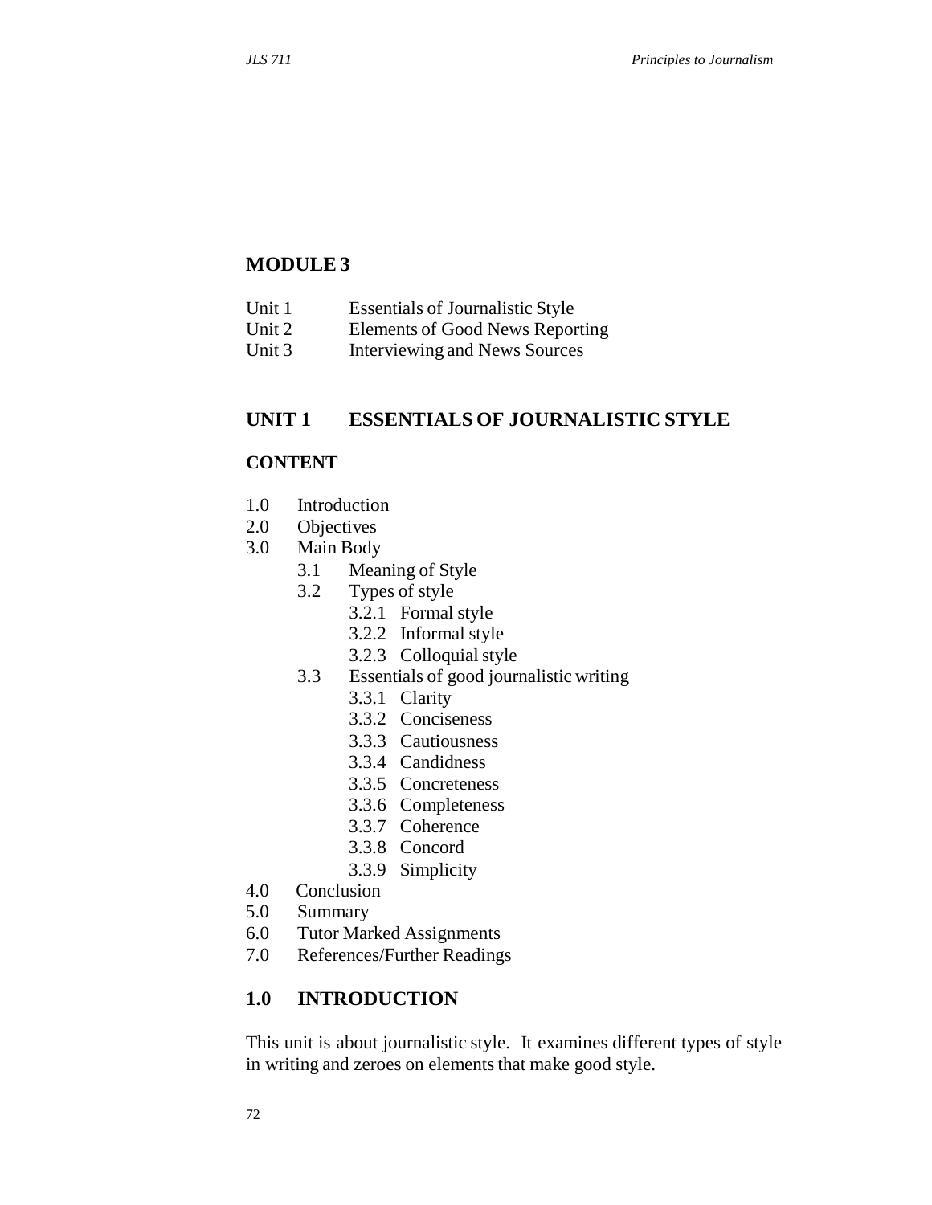# MODULE 3

| | |
|---|---|
| Unit 1 | Essentials of Journalistic Style |
| Unit 2 | Elements of Good News Reporting |
| Unit 3 | Interviewing and News Sources |

## UNIT 1 ESSENTIALS OF JOURNALISTIC STYLE

### CONTENT

- 1.0 Introduction
- 2.0 Objectives
- 3.0 Main Body
    - 3.1 Meaning of Style
    - 3.2 Types of style
        - 3.2.1 Formal style
        - 3.2.2 Informal style
        - 3.2.3 Colloquial style
    - 3.3 Essentials of good journalistic writing
        - 3.3.1 Clarity
        - 3.3.2 Conciseness
        - 3.3.3 Cautiousness
        - 3.3.4 Candidness
        - 3.3.5 Concreteness
        - 3.3.6 Completeness
        - 3.3.7 Coherence
        - 3.3.8 Concord
        - 3.3.9 Simplicity
- 4.0 Conclusion
- 5.0 Summary
- 6.0 Tutor Marked Assignments
- 7.0 References/Further Readings

## 1.0 INTRODUCTION

This unit is about journalistic style. It examines different types of style in writing and zeroes on elements that make good style.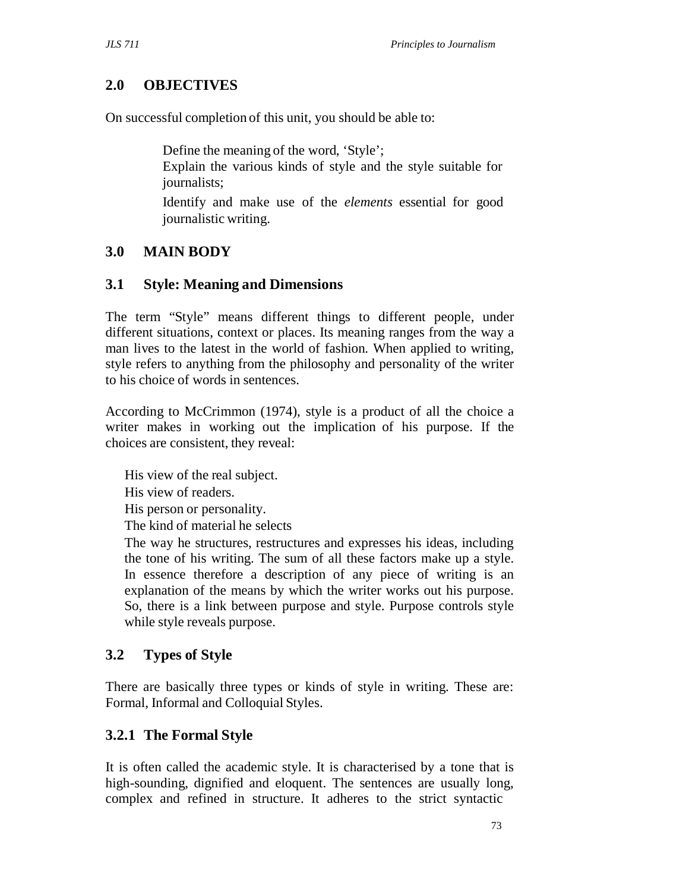## 2.0 OBJECTIVES

On successful completion of this unit, you should be able to:

- Define the meaning of the word, 'Style';
- Explain the various kinds of style and the style suitable for journalists;
- Identify and make use of the *elements* essential for good journalistic writing.

## 3.0 MAIN BODY

### 3.1 Style: Meaning and Dimensions

The term "Style" means different things to different people, under different situations, context or places. Its meaning ranges from the way a man lives to the latest in the world of fashion. When applied to writing, style refers to anything from the philosophy and personality of the writer to his choice of words in sentences.

According to McCrimmon (1974), style is a product of all the choice a writer makes in working out the implication of his purpose. If the choices are consistent, they reveal:

- His view of the real subject.
- His view of readers.
- His person or personality.
- The kind of material he selects
- The way he structures, restructures and expresses his ideas, including the tone of his writing. The sum of all these factors make up a style. In essence therefore a description of any piece of writing is an explanation of the means by which the writer works out his purpose. So, there is a link between purpose and style. Purpose controls style while style reveals purpose.

### 3.2 Types of Style

There are basically three types or kinds of style in writing. These are: Formal, Informal and Colloquial Styles.

#### 3.2.1 The Formal Style

It is often called the academic style. It is characterised by a tone that is high-sounding, dignified and eloquent. The sentences are usually long, complex and refined in structure. It adheres to the strict syntactic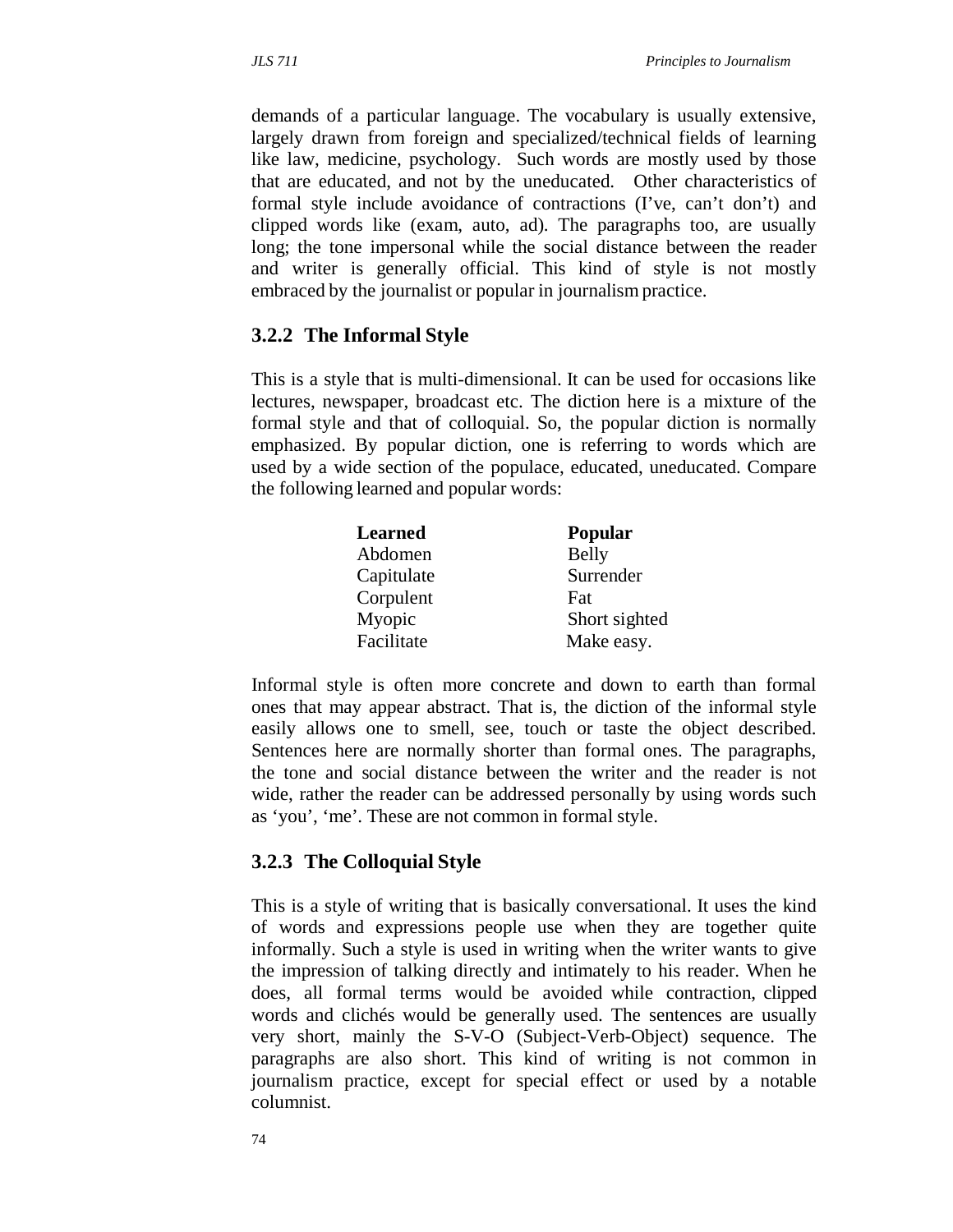demands of a particular language. The vocabulary is usually extensive, largely drawn from foreign and specialized/technical fields of learning like law, medicine, psychology. Such words are mostly used by those that are educated, and not by the uneducated. Other characteristics of formal style include avoidance of contractions (I've, can't don't) and clipped words like (exam, auto, ad). The paragraphs too, are usually long; the tone impersonal while the social distance between the reader and writer is generally official. This kind of style is not mostly embraced by the journalist or popular in journalism practice.

### 3.2.2 The Informal Style

This is a style that is multi-dimensional. It can be used for occasions like lectures, newspaper, broadcast etc. The diction here is a mixture of the formal style and that of colloquial. So, the popular diction is normally emphasized. By popular diction, one is referring to words which are used by a wide section of the populace, educated, uneducated. Compare the following learned and popular words:

| **Learned** | **Popular** |
|---|---|
| Abdomen | Belly |
| Capitulate | Surrender |
| Corpulent | Fat |
| Myopic | Short sighted |
| Facilitate | Make easy. |

Informal style is often more concrete and down to earth than formal ones that may appear abstract. That is, the diction of the informal style easily allows one to smell, see, touch or taste the object described. Sentences here are normally shorter than formal ones. The paragraphs, the tone and social distance between the writer and the reader is not wide, rather the reader can be addressed personally by using words such as 'you', 'me'. These are not common in formal style.

### 3.2.3 The Colloquial Style

This is a style of writing that is basically conversational. It uses the kind of words and expressions people use when they are together quite informally. Such a style is used in writing when the writer wants to give the impression of talking directly and intimately to his reader. When he does, all formal terms would be avoided while contraction, clipped words and clichés would be generally used. The sentences are usually very short, mainly the S-V-O (Subject-Verb-Object) sequence. The paragraphs are also short. This kind of writing is not common in journalism practice, except for special effect or used by a notable columnist.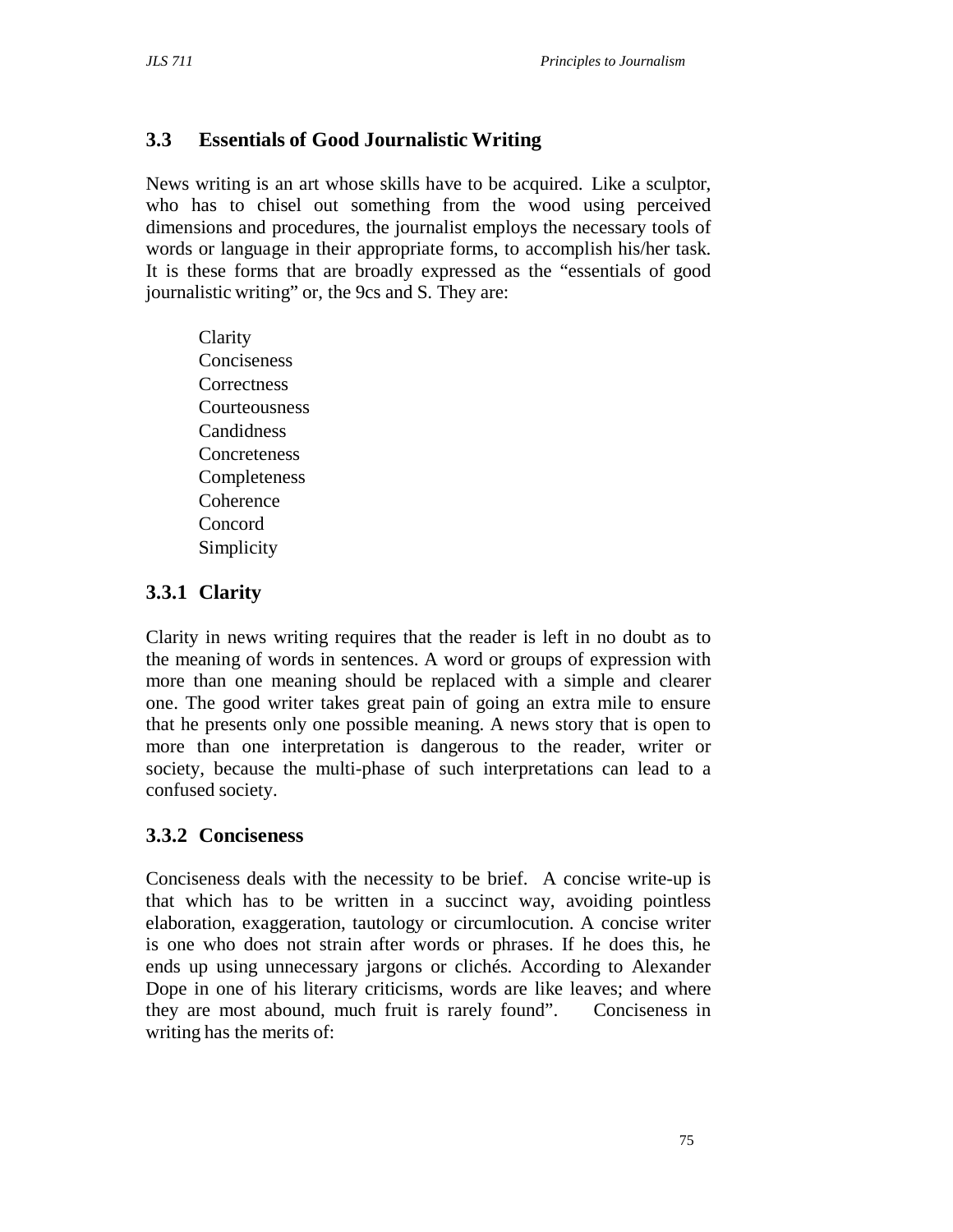## 3.3 Essentials of Good Journalistic Writing

News writing is an art whose skills have to be acquired. Like a sculptor, who has to chisel out something from the wood using perceived dimensions and procedures, the journalist employs the necessary tools of words or language in their appropriate forms, to accomplish his/her task. It is these forms that are broadly expressed as the "essentials of good journalistic writing" or, the 9cs and S. They are:

Clarity
Conciseness
Correctness
Courteousness
Candidness
Concreteness
Completeness
Coherence
Concord
Simplicity

### 3.3.1 Clarity

Clarity in news writing requires that the reader is left in no doubt as to the meaning of words in sentences. A word or groups of expression with more than one meaning should be replaced with a simple and clearer one. The good writer takes great pain of going an extra mile to ensure that he presents only one possible meaning. A news story that is open to more than one interpretation is dangerous to the reader, writer or society, because the multi-phase of such interpretations can lead to a confused society.

### 3.3.2 Conciseness

Conciseness deals with the necessity to be brief. A concise write-up is that which has to be written in a succinct way, avoiding pointless elaboration, exaggeration, tautology or circumlocution. A concise writer is one who does not strain after words or phrases. If he does this, he ends up using unnecessary jargons or clichés. According to Alexander Dope in one of his literary criticisms, words are like leaves; and where they are most abound, much fruit is rarely found". Conciseness in writing has the merits of: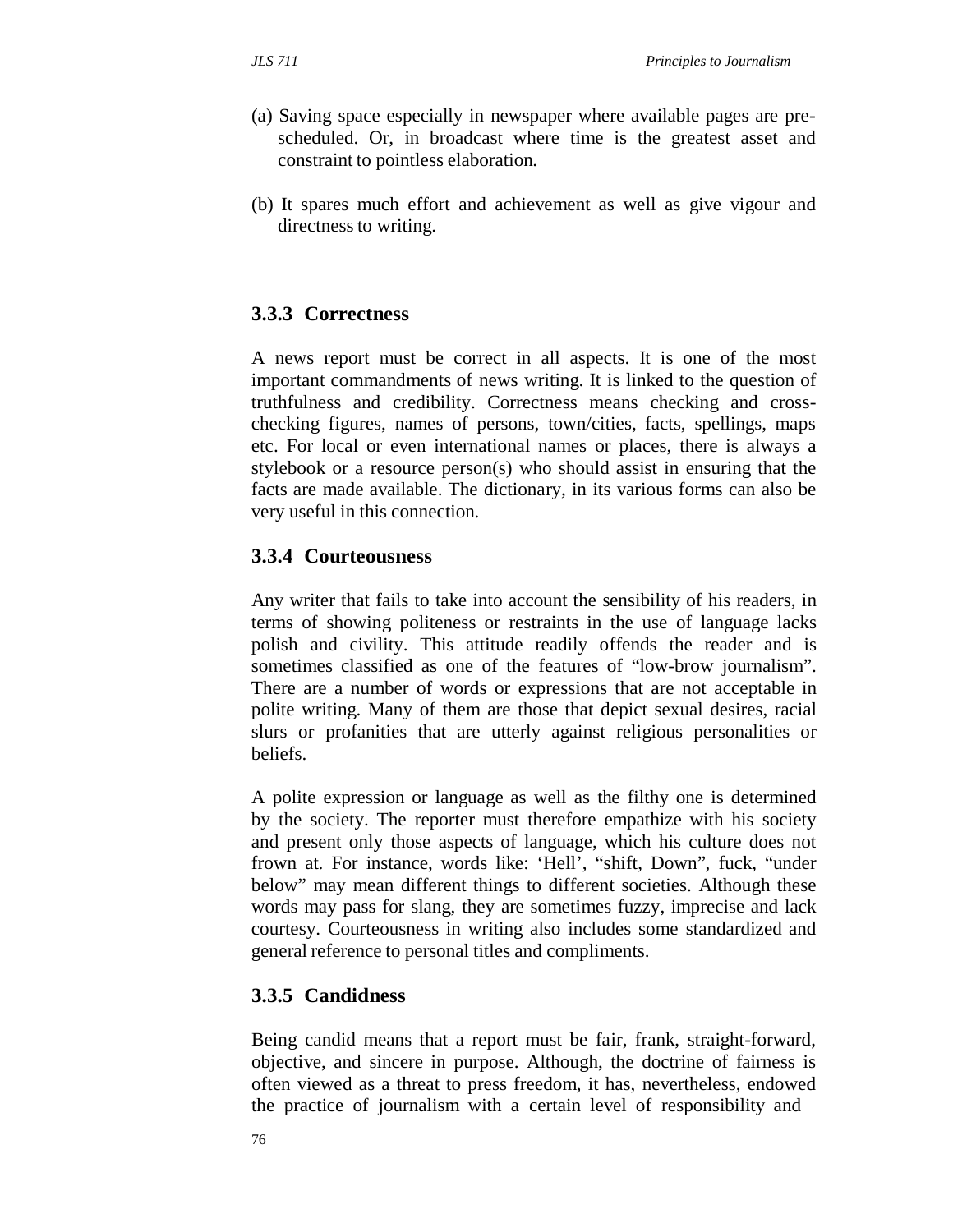(a) Saving space especially in newspaper where available pages are pre-scheduled. Or, in broadcast where time is the greatest asset and constraint to pointless elaboration.

(b) It spares much effort and achievement as well as give vigour and directness to writing.

### 3.3.3 Correctness

A news report must be correct in all aspects. It is one of the most important commandments of news writing. It is linked to the question of truthfulness and credibility. Correctness means checking and cross-checking figures, names of persons, town/cities, facts, spellings, maps etc. For local or even international names or places, there is always a stylebook or a resource person(s) who should assist in ensuring that the facts are made available. The dictionary, in its various forms can also be very useful in this connection.

### 3.3.4 Courteousness

Any writer that fails to take into account the sensibility of his readers, in terms of showing politeness or restraints in the use of language lacks polish and civility. This attitude readily offends the reader and is sometimes classified as one of the features of "low-brow journalism". There are a number of words or expressions that are not acceptable in polite writing. Many of them are those that depict sexual desires, racial slurs or profanities that are utterly against religious personalities or beliefs.

A polite expression or language as well as the filthy one is determined by the society. The reporter must therefore empathize with his society and present only those aspects of language, which his culture does not frown at. For instance, words like: 'Hell', "shift, Down", fuck, "under below" may mean different things to different societies. Although these words may pass for slang, they are sometimes fuzzy, imprecise and lack courtesy. Courteousness in writing also includes some standardized and general reference to personal titles and compliments.

### 3.3.5 Candidness

Being candid means that a report must be fair, frank, straight-forward, objective, and sincere in purpose. Although, the doctrine of fairness is often viewed as a threat to press freedom, it has, nevertheless, endowed the practice of journalism with a certain level of responsibility and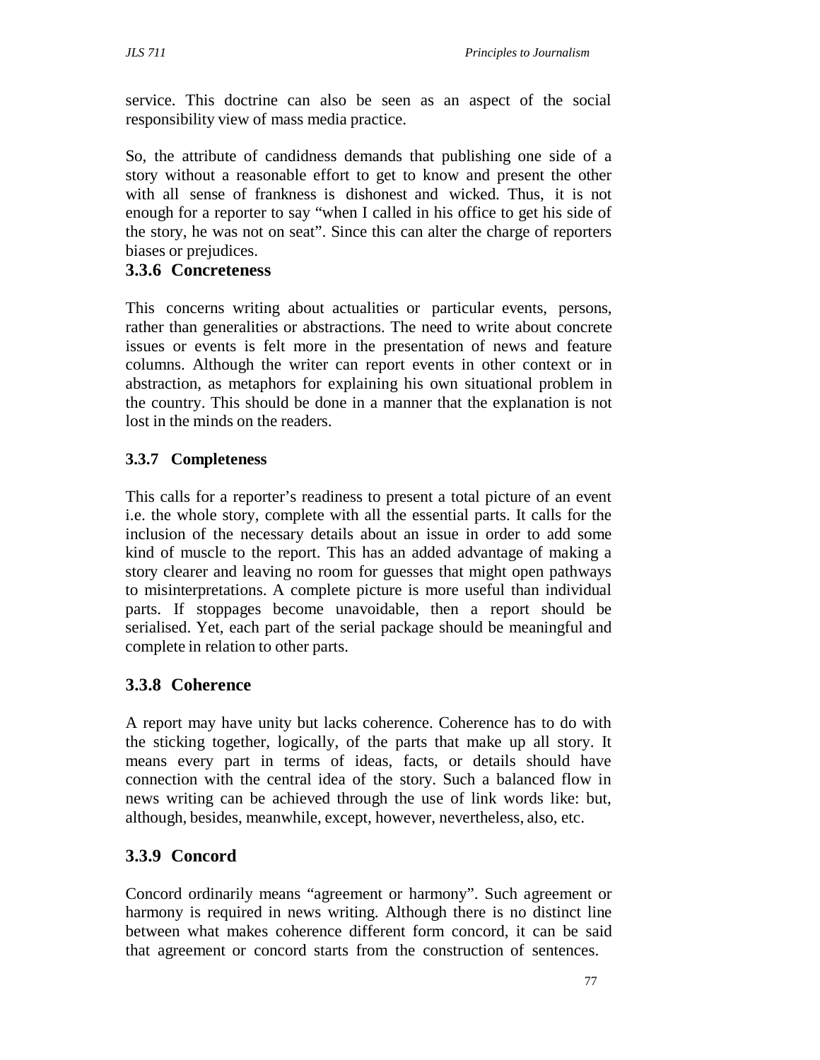service. This doctrine can also be seen as an aspect of the social responsibility view of mass media practice.

So, the attribute of candidness demands that publishing one side of a story without a reasonable effort to get to know and present the other with all sense of frankness is dishonest and wicked. Thus, it is not enough for a reporter to say "when I called in his office to get his side of the story, he was not on seat". Since this can alter the charge of reporters biases or prejudices.

### 3.3.6 Concreteness

This concerns writing about actualities or particular events, persons, rather than generalities or abstractions. The need to write about concrete issues or events is felt more in the presentation of news and feature columns. Although the writer can report events in other context or in abstraction, as metaphors for explaining his own situational problem in the country. This should be done in a manner that the explanation is not lost in the minds on the readers.

### 3.3.7 Completeness

This calls for a reporter's readiness to present a total picture of an event i.e. the whole story, complete with all the essential parts. It calls for the inclusion of the necessary details about an issue in order to add some kind of muscle to the report. This has an added advantage of making a story clearer and leaving no room for guesses that might open pathways to misinterpretations. A complete picture is more useful than individual parts. If stoppages become unavoidable, then a report should be serialised. Yet, each part of the serial package should be meaningful and complete in relation to other parts.

### 3.3.8 Coherence

A report may have unity but lacks coherence. Coherence has to do with the sticking together, logically, of the parts that make up all story. It means every part in terms of ideas, facts, or details should have connection with the central idea of the story. Such a balanced flow in news writing can be achieved through the use of link words like: but, although, besides, meanwhile, except, however, nevertheless, also, etc.

### 3.3.9 Concord

Concord ordinarily means "agreement or harmony". Such agreement or harmony is required in news writing. Although there is no distinct line between what makes coherence different form concord, it can be said that agreement or concord starts from the construction of sentences.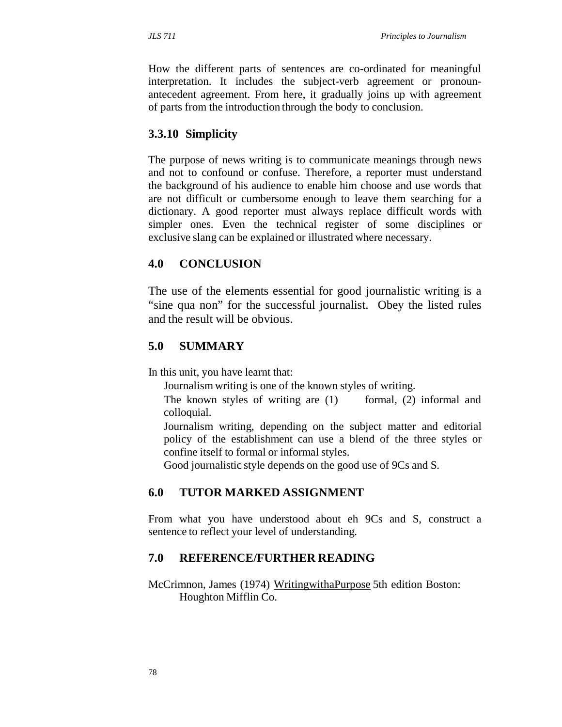How the different parts of sentences are co-ordinated for meaningful interpretation. It includes the subject-verb agreement or pronoun-antecedent agreement. From here, it gradually joins up with agreement of parts from the introduction through the body to conclusion.

### 3.3.10 Simplicity

The purpose of news writing is to communicate meanings through news and not to confound or confuse. Therefore, a reporter must understand the background of his audience to enable him choose and use words that are not difficult or cumbersome enough to leave them searching for a dictionary. A good reporter must always replace difficult words with simpler ones. Even the technical register of some disciplines or exclusive slang can be explained or illustrated where necessary.

## 4.0 CONCLUSION

The use of the elements essential for good journalistic writing is a "sine qua non" for the successful journalist. Obey the listed rules and the result will be obvious.

## 5.0 SUMMARY

In this unit, you have learnt that:

- Journalism writing is one of the known styles of writing.
- The known styles of writing are (1) formal, (2) informal and colloquial.
- Journalism writing, depending on the subject matter and editorial policy of the establishment can use a blend of the three styles or confine itself to formal or informal styles.
- Good journalistic style depends on the good use of 9Cs and S.

## 6.0 TUTOR MARKED ASSIGNMENT

From what you have understood about eh 9Cs and S, construct a sentence to reflect your level of understanding.

## 7.0 REFERENCE/FURTHER READING

McCrimnon, James (1974) Writing with a Purpose 5th edition Boston: Houghton Mifflin Co.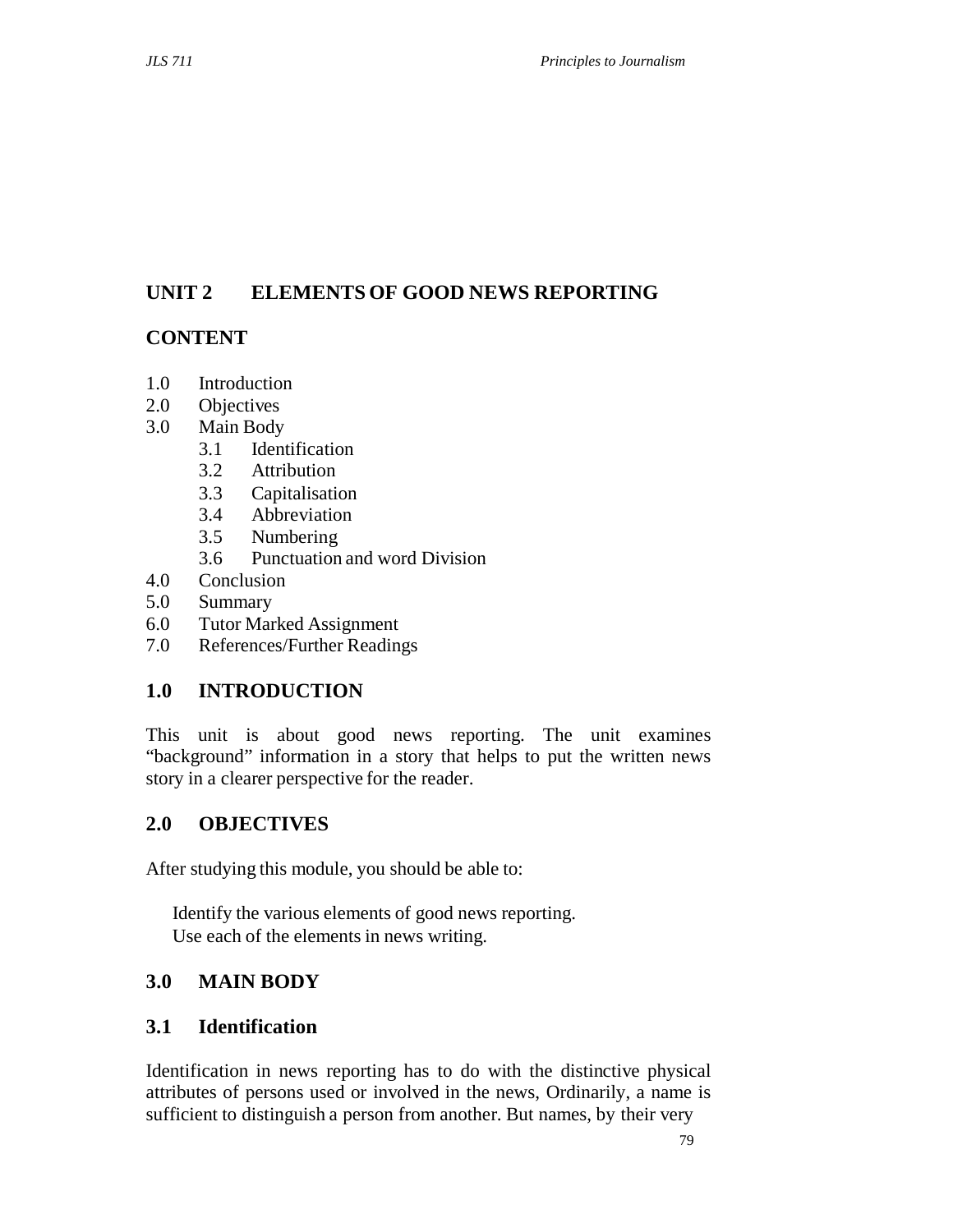## UNIT 2 ELEMENTS OF GOOD NEWS REPORTING

### CONTENT

1.0 Introduction
2.0 Objectives
3.0 Main Body
  3.1 Identification
  3.2 Attribution
  3.3 Capitalisation
  3.4 Abbreviation
  3.5 Numbering
  3.6 Punctuation and word Division
4.0 Conclusion
5.0 Summary
6.0 Tutor Marked Assignment
7.0 References/Further Readings

### 1.0 INTRODUCTION

This unit is about good news reporting. The unit examines "background" information in a story that helps to put the written news story in a clearer perspective for the reader.

### 2.0 OBJECTIVES

After studying this module, you should be able to:

- Identify the various elements of good news reporting.
- Use each of the elements in news writing.

### 3.0 MAIN BODY

### 3.1 Identification

Identification in news reporting has to do with the distinctive physical attributes of persons used or involved in the news, Ordinarily, a name is sufficient to distinguish a person from another. But names, by their very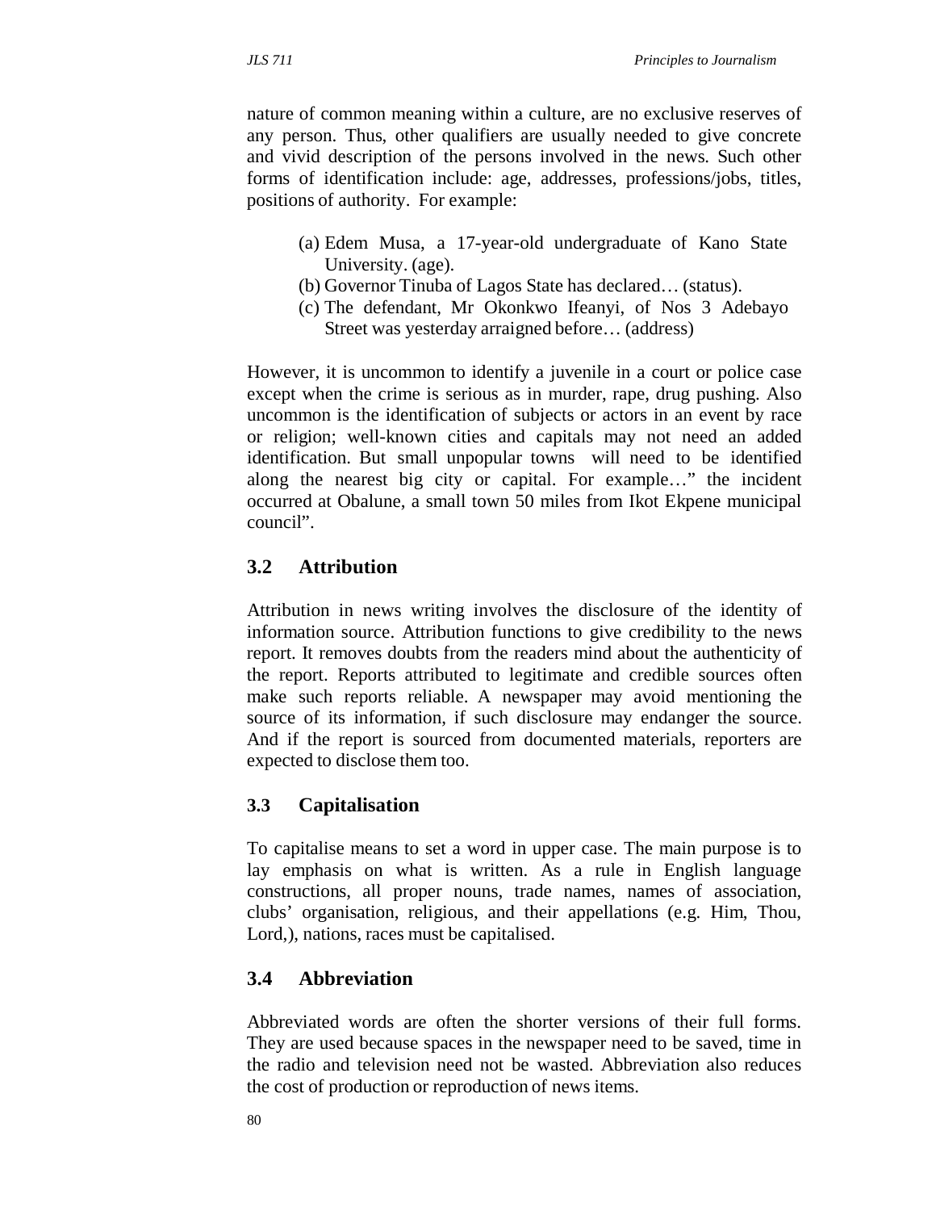nature of common meaning within a culture, are no exclusive reserves of any person. Thus, other qualifiers are usually needed to give concrete and vivid description of the persons involved in the news. Such other forms of identification include: age, addresses, professions/jobs, titles, positions of authority. For example:

(a) Edem Musa, a 17-year-old undergraduate of Kano State University. (age).
(b) Governor Tinuba of Lagos State has declared… (status).
(c) The defendant, Mr Okonkwo Ifeanyi, of Nos 3 Adebayo Street was yesterday arraigned before… (address)

However, it is uncommon to identify a juvenile in a court or police case except when the crime is serious as in murder, rape, drug pushing. Also uncommon is the identification of subjects or actors in an event by race or religion; well-known cities and capitals may not need an added identification. But small unpopular towns will need to be identified along the nearest big city or capital. For example…" the incident occurred at Obalune, a small town 50 miles from Ikot Ekpene municipal council".

## 3.2 Attribution

Attribution in news writing involves the disclosure of the identity of information source. Attribution functions to give credibility to the news report. It removes doubts from the readers mind about the authenticity of the report. Reports attributed to legitimate and credible sources often make such reports reliable. A newspaper may avoid mentioning the source of its information, if such disclosure may endanger the source. And if the report is sourced from documented materials, reporters are expected to disclose them too.

## 3.3 Capitalisation

To capitalise means to set a word in upper case. The main purpose is to lay emphasis on what is written. As a rule in English language constructions, all proper nouns, trade names, names of association, clubs' organisation, religious, and their appellations (e.g. Him, Thou, Lord,), nations, races must be capitalised.

## 3.4 Abbreviation

Abbreviated words are often the shorter versions of their full forms. They are used because spaces in the newspaper need to be saved, time in the radio and television need not be wasted. Abbreviation also reduces the cost of production or reproduction of news items.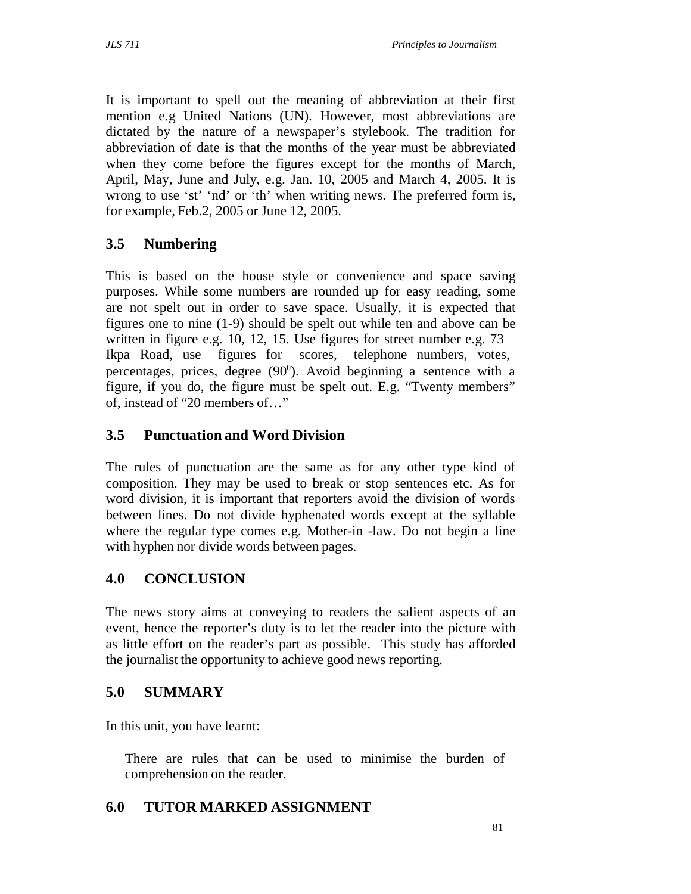It is important to spell out the meaning of abbreviation at their first mention e.g United Nations (UN). However, most abbreviations are dictated by the nature of a newspaper's stylebook. The tradition for abbreviation of date is that the months of the year must be abbreviated when they come before the figures except for the months of March, April, May, June and July, e.g. Jan. 10, 2005 and March 4, 2005. It is wrong to use 'st' 'nd' or 'th' when writing news. The preferred form is, for example, Feb.2, 2005 or June 12, 2005.

## 3.5 Numbering

This is based on the house style or convenience and space saving purposes. While some numbers are rounded up for easy reading, some are not spelt out in order to save space. Usually, it is expected that figures one to nine (1-9) should be spelt out while ten and above can be written in figure e.g. 10, 12, 15. Use figures for street number e.g. 73 Ikpa Road, use figures for scores, telephone numbers, votes, percentages, prices, degree ($90^0$). Avoid beginning a sentence with a figure, if you do, the figure must be spelt out. E.g. "Twenty members" of, instead of "20 members of…"

## 3.5 Punctuation and Word Division

The rules of punctuation are the same as for any other type kind of composition. They may be used to break or stop sentences etc. As for word division, it is important that reporters avoid the division of words between lines. Do not divide hyphenated words except at the syllable where the regular type comes e.g. Mother-in -law. Do not begin a line with hyphen nor divide words between pages.

## 4.0 CONCLUSION

The news story aims at conveying to readers the salient aspects of an event, hence the reporter's duty is to let the reader into the picture with as little effort on the reader's part as possible. This study has afforded the journalist the opportunity to achieve good news reporting.

## 5.0 SUMMARY

In this unit, you have learnt:

There are rules that can be used to minimise the burden of comprehension on the reader.

## 6.0 TUTOR MARKED ASSIGNMENT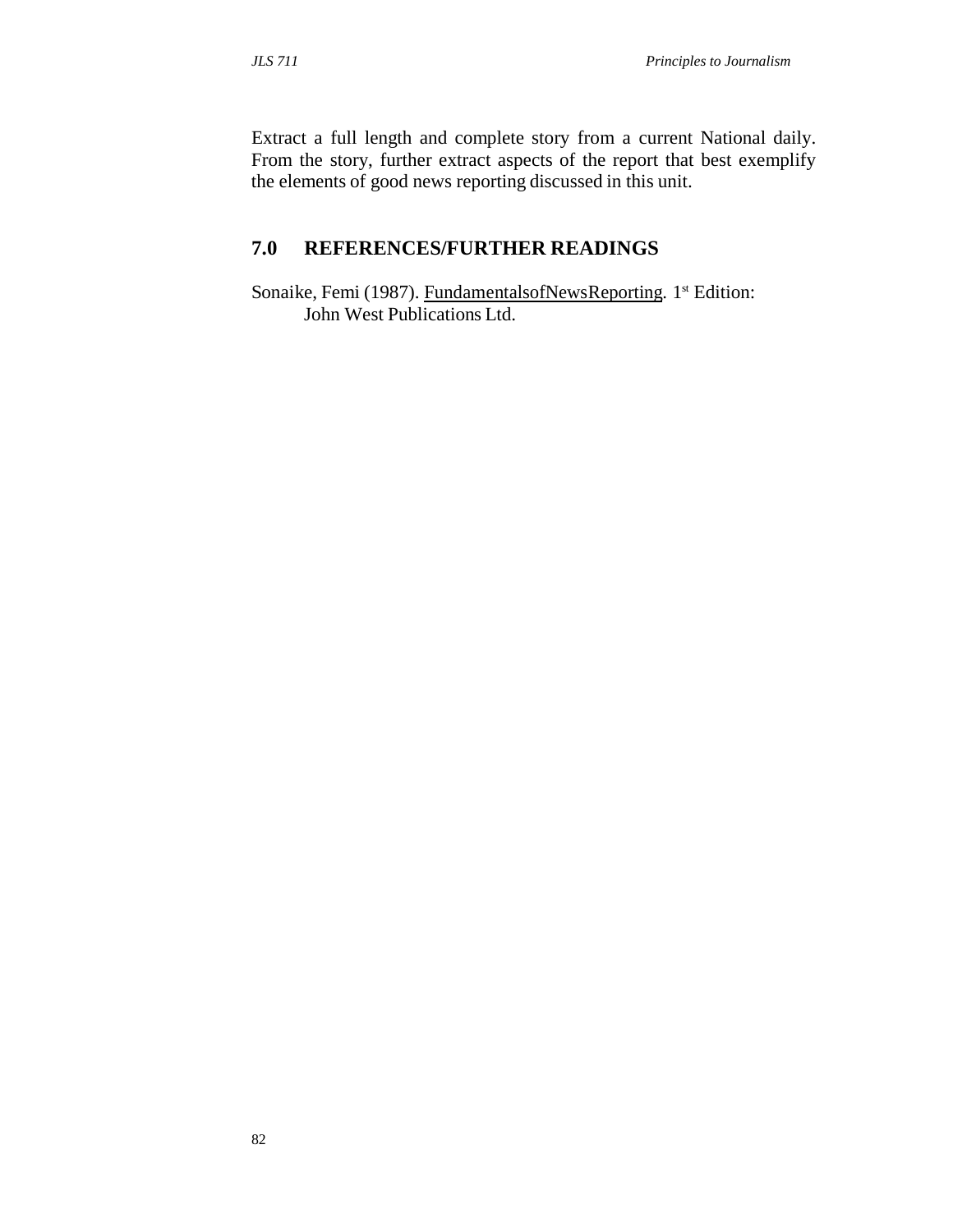Extract a full length and complete story from a current National daily. From the story, further extract aspects of the report that best exemplify the elements of good news reporting discussed in this unit.

## 7.0 REFERENCES/FURTHER READINGS

Sonaike, Femi (1987). FundamentalsofNewsReporting. 1st Edition: John West Publications Ltd.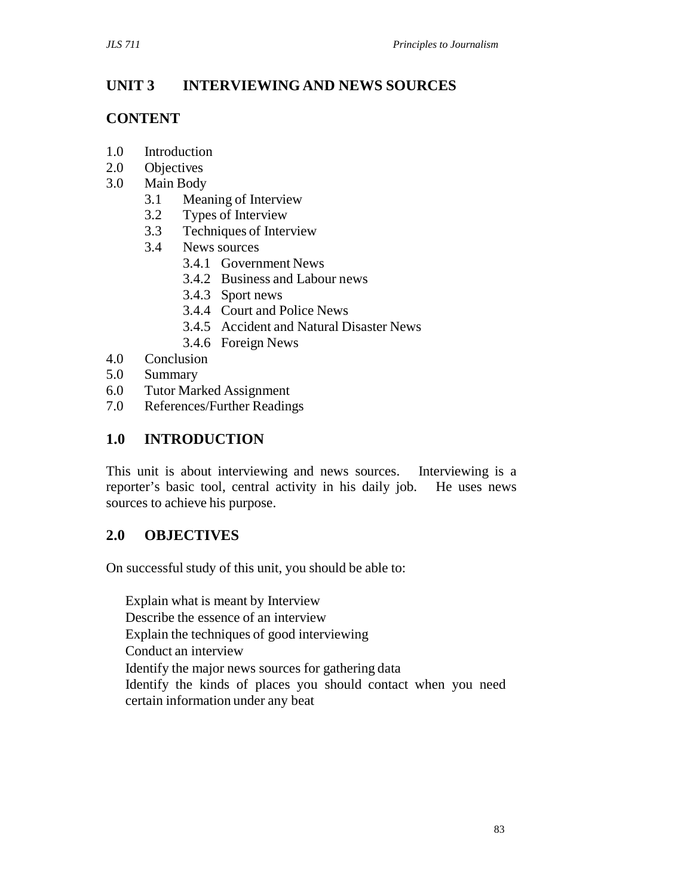# UNIT 3 INTERVIEWING AND NEWS SOURCES

## CONTENT

1.0 Introduction
2.0 Objectives
3.0 Main Body
 3.1 Meaning of Interview
 3.2 Types of Interview
 3.3 Techniques of Interview
 3.4 News sources
  3.4.1 Government News
  3.4.2 Business and Labour news
  3.4.3 Sport news
  3.4.4 Court and Police News
  3.4.5 Accident and Natural Disaster News
  3.4.6 Foreign News
4.0 Conclusion
5.0 Summary
6.0 Tutor Marked Assignment
7.0 References/Further Readings

## 1.0 INTRODUCTION

This unit is about interviewing and news sources. Interviewing is a reporter's basic tool, central activity in his daily job. He uses news sources to achieve his purpose.

## 2.0 OBJECTIVES

On successful study of this unit, you should be able to:

- Explain what is meant by Interview
- Describe the essence of an interview
- Explain the techniques of good interviewing
- Conduct an interview
- Identify the major news sources for gathering data
- Identify the kinds of places you should contact when you need certain information under any beat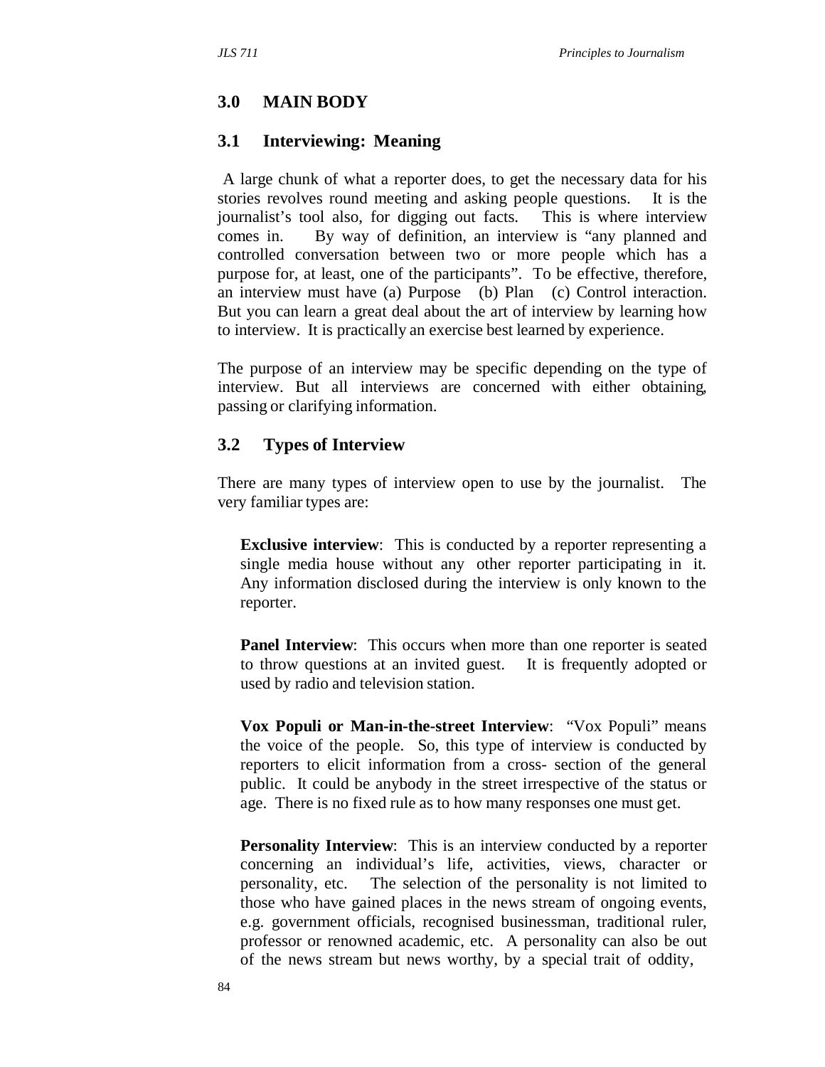## 3.0 MAIN BODY

### 3.1 Interviewing: Meaning

A large chunk of what a reporter does, to get the necessary data for his stories revolves round meeting and asking people questions. It is the journalist's tool also, for digging out facts. This is where interview comes in. By way of definition, an interview is "any planned and controlled conversation between two or more people which has a purpose for, at least, one of the participants". To be effective, therefore, an interview must have (a) Purpose (b) Plan (c) Control interaction. But you can learn a great deal about the art of interview by learning how to interview. It is practically an exercise best learned by experience.

The purpose of an interview may be specific depending on the type of interview. But all interviews are concerned with either obtaining, passing or clarifying information.

### 3.2 Types of Interview

There are many types of interview open to use by the journalist. The very familiar types are:

**Exclusive interview**: This is conducted by a reporter representing a single media house without any other reporter participating in it. Any information disclosed during the interview is only known to the reporter.

**Panel Interview**: This occurs when more than one reporter is seated to throw questions at an invited guest. It is frequently adopted or used by radio and television station.

**Vox Populi or Man-in-the-street Interview**: "Vox Populi" means the voice of the people. So, this type of interview is conducted by reporters to elicit information from a cross- section of the general public. It could be anybody in the street irrespective of the status or age. There is no fixed rule as to how many responses one must get.

**Personality Interview**: This is an interview conducted by a reporter concerning an individual's life, activities, views, character or personality, etc. The selection of the personality is not limited to those who have gained places in the news stream of ongoing events, e.g. government officials, recognised businessman, traditional ruler, professor or renowned academic, etc. A personality can also be out of the news stream but news worthy, by a special trait of oddity,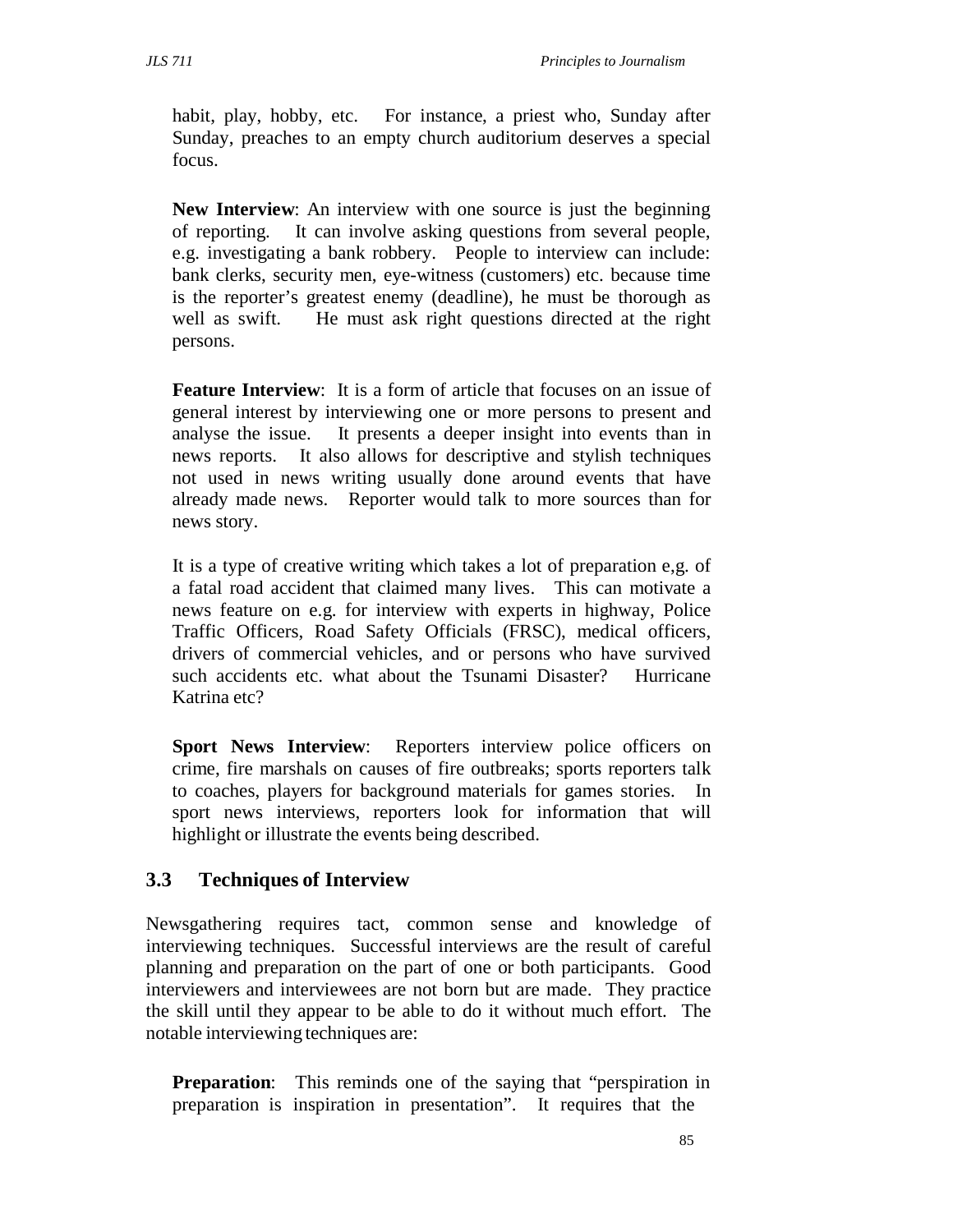habit, play, hobby, etc. For instance, a priest who, Sunday after Sunday, preaches to an empty church auditorium deserves a special focus.

**New Interview**: An interview with one source is just the beginning of reporting. It can involve asking questions from several people, e.g. investigating a bank robbery. People to interview can include: bank clerks, security men, eye-witness (customers) etc. because time is the reporter's greatest enemy (deadline), he must be thorough as well as swift. He must ask right questions directed at the right persons.

**Feature Interview**: It is a form of article that focuses on an issue of general interest by interviewing one or more persons to present and analyse the issue. It presents a deeper insight into events than in news reports. It also allows for descriptive and stylish techniques not used in news writing usually done around events that have already made news. Reporter would talk to more sources than for news story.

It is a type of creative writing which takes a lot of preparation e,g. of a fatal road accident that claimed many lives. This can motivate a news feature on e.g. for interview with experts in highway, Police Traffic Officers, Road Safety Officials (FRSC), medical officers, drivers of commercial vehicles, and or persons who have survived such accidents etc. what about the Tsunami Disaster? Hurricane Katrina etc?

**Sport News Interview**: Reporters interview police officers on crime, fire marshals on causes of fire outbreaks; sports reporters talk to coaches, players for background materials for games stories. In sport news interviews, reporters look for information that will highlight or illustrate the events being described.

### 3.3 Techniques of Interview

Newsgathering requires tact, common sense and knowledge of interviewing techniques. Successful interviews are the result of careful planning and preparation on the part of one or both participants. Good interviewers and interviewees are not born but are made. They practice the skill until they appear to be able to do it without much effort. The notable interviewing techniques are:

**Preparation**: This reminds one of the saying that "perspiration in preparation is inspiration in presentation". It requires that the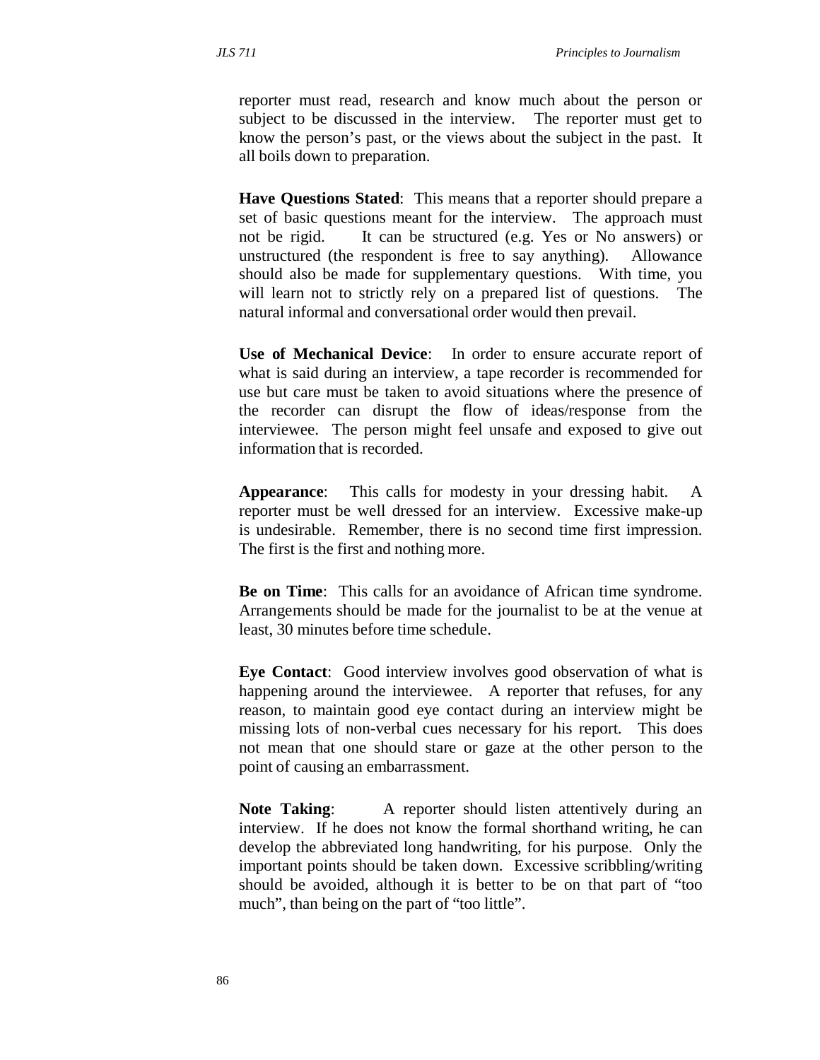reporter must read, research and know much about the person or subject to be discussed in the interview. The reporter must get to know the person's past, or the views about the subject in the past. It all boils down to preparation.

**Have Questions Stated**: This means that a reporter should prepare a set of basic questions meant for the interview. The approach must not be rigid. It can be structured (e.g. Yes or No answers) or unstructured (the respondent is free to say anything). Allowance should also be made for supplementary questions. With time, you will learn not to strictly rely on a prepared list of questions. The natural informal and conversational order would then prevail.

**Use of Mechanical Device**: In order to ensure accurate report of what is said during an interview, a tape recorder is recommended for use but care must be taken to avoid situations where the presence of the recorder can disrupt the flow of ideas/response from the interviewee. The person might feel unsafe and exposed to give out information that is recorded.

**Appearance**: This calls for modesty in your dressing habit. A reporter must be well dressed for an interview. Excessive make-up is undesirable. Remember, there is no second time first impression. The first is the first and nothing more.

**Be on Time**: This calls for an avoidance of African time syndrome. Arrangements should be made for the journalist to be at the venue at least, 30 minutes before time schedule.

**Eye Contact**: Good interview involves good observation of what is happening around the interviewee. A reporter that refuses, for any reason, to maintain good eye contact during an interview might be missing lots of non-verbal cues necessary for his report. This does not mean that one should stare or gaze at the other person to the point of causing an embarrassment.

**Note Taking**: A reporter should listen attentively during an interview. If he does not know the formal shorthand writing, he can develop the abbreviated long handwriting, for his purpose. Only the important points should be taken down. Excessive scribbling/writing should be avoided, although it is better to be on that part of "too much", than being on the part of "too little".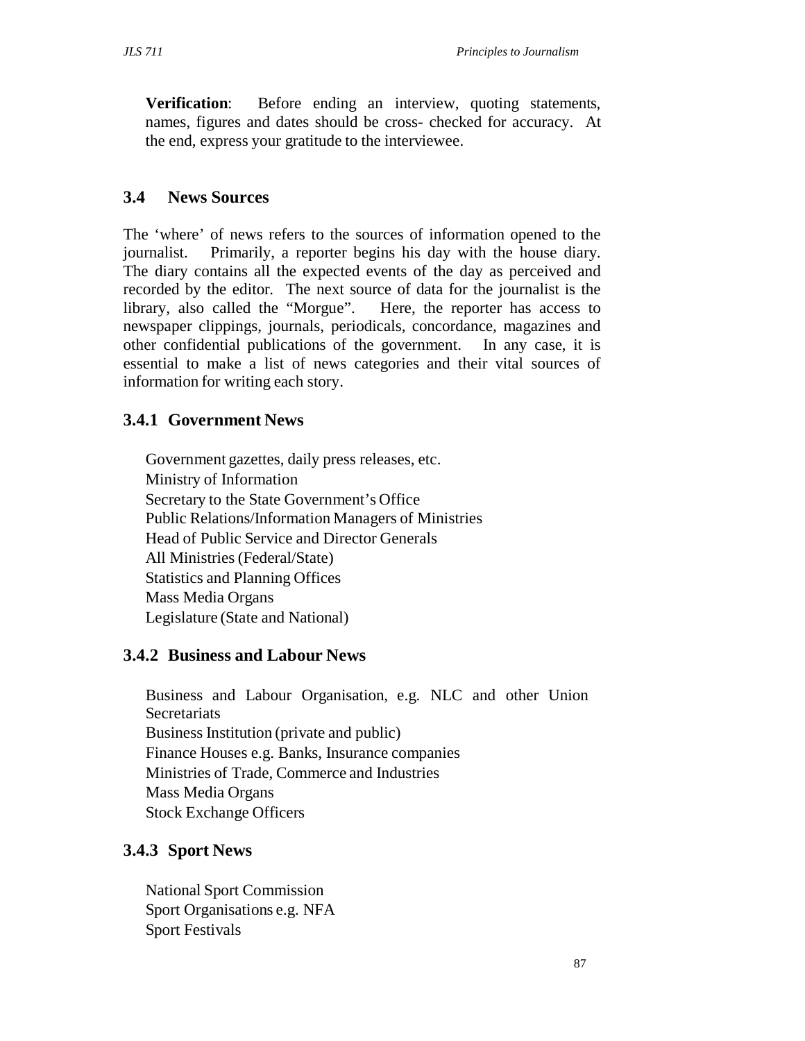**Verification**: Before ending an interview, quoting statements, names, figures and dates should be cross- checked for accuracy. At the end, express your gratitude to the interviewee.

## 3.4 News Sources

The 'where' of news refers to the sources of information opened to the journalist. Primarily, a reporter begins his day with the house diary. The diary contains all the expected events of the day as perceived and recorded by the editor. The next source of data for the journalist is the library, also called the "Morgue". Here, the reporter has access to newspaper clippings, journals, periodicals, concordance, magazines and other confidential publications of the government. In any case, it is essential to make a list of news categories and their vital sources of information for writing each story.

### 3.4.1 Government News

Government gazettes, daily press releases, etc.
Ministry of Information
Secretary to the State Government's Office
Public Relations/Information Managers of Ministries
Head of Public Service and Director Generals
All Ministries (Federal/State)
Statistics and Planning Offices
Mass Media Organs
Legislature (State and National)

### 3.4.2 Business and Labour News

Business and Labour Organisation, e.g. NLC and other Union Secretariats
Business Institution (private and public)
Finance Houses e.g. Banks, Insurance companies
Ministries of Trade, Commerce and Industries
Mass Media Organs
Stock Exchange Officers

### 3.4.3 Sport News

National Sport Commission
Sport Organisations e.g. NFA
Sport Festivals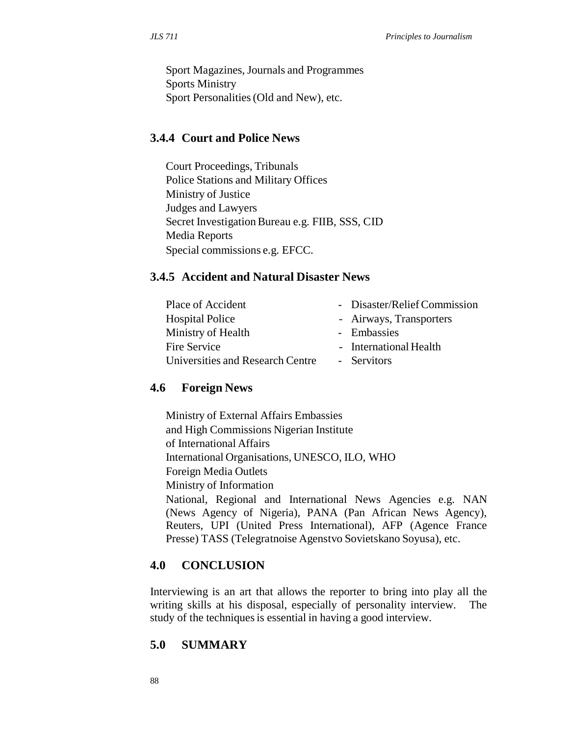Sport Magazines, Journals and Programmes
Sports Ministry
Sport Personalities (Old and New), etc.

### 3.4.4 Court and Police News

Court Proceedings, Tribunals
Police Stations and Military Offices
Ministry of Justice
Judges and Lawyers
Secret Investigation Bureau e.g. FIIB, SSS, CID
Media Reports
Special commissions e.g. EFCC.

### 3.4.5 Accident and Natural Disaster News

Place of Accident
Hospital Police
Ministry of Health
Fire Service
Universities and Research Centre

- Disaster/Relief Commission
- Airways, Transporters
- Embassies
- International Health
- Servitors

### 4.6 Foreign News

Ministry of External Affairs Embassies
and High Commissions Nigerian Institute
of International Affairs
International Organisations, UNESCO, ILO, WHO
Foreign Media Outlets
Ministry of Information
National, Regional and International News Agencies e.g. NAN (News Agency of Nigeria), PANA (Pan African News Agency), Reuters, UPI (United Press International), AFP (Agence France Presse) TASS (Telegratnoise Agenstvo Sovietskano Soyusa), etc.

## 4.0 CONCLUSION

Interviewing is an art that allows the reporter to bring into play all the writing skills at his disposal, especially of personality interview. The study of the techniques is essential in having a good interview.

## 5.0 SUMMARY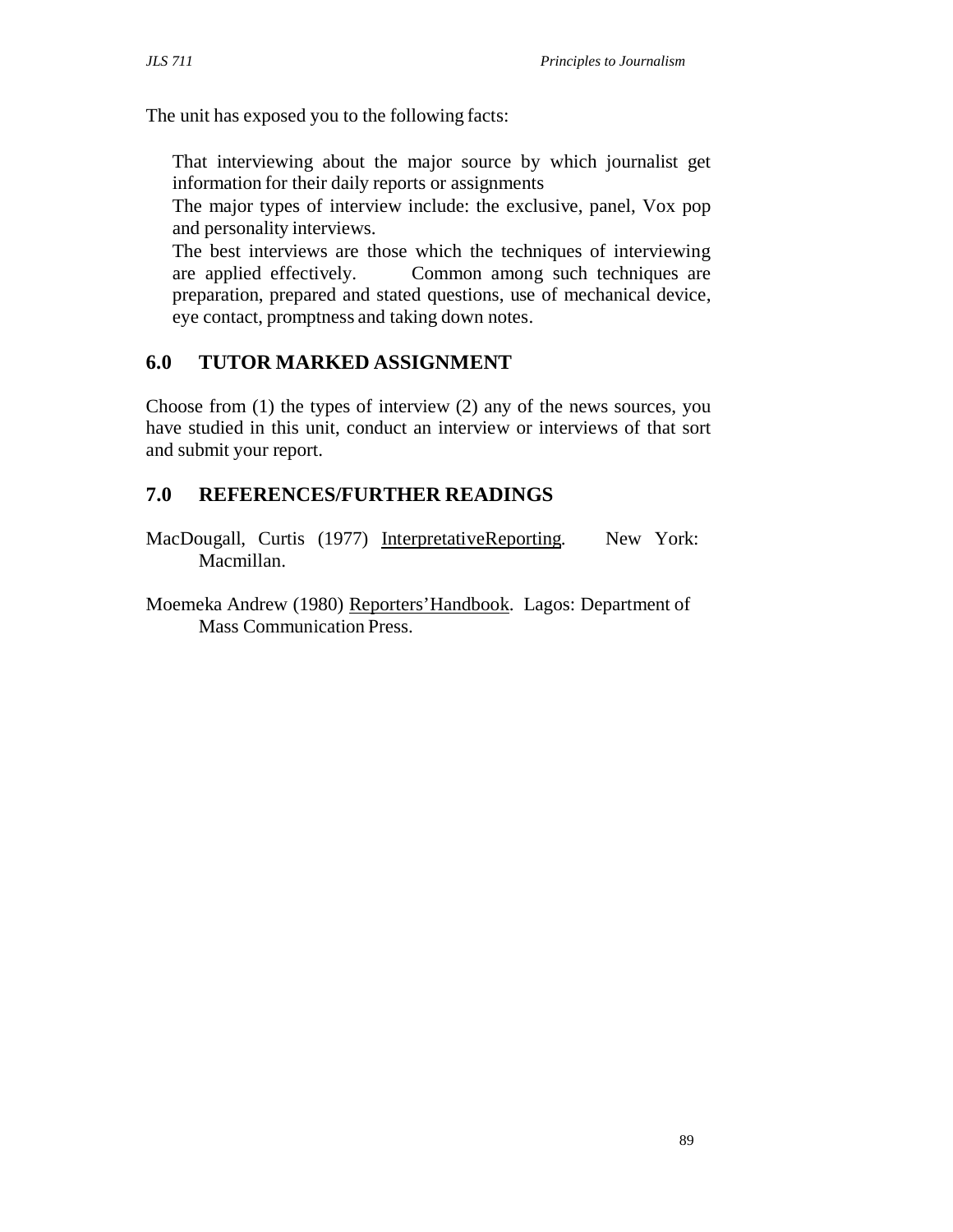The unit has exposed you to the following facts:

- That interviewing about the major source by which journalist get information for their daily reports or assignments
- The major types of interview include: the exclusive, panel, Vox pop and personality interviews.
- The best interviews are those which the techniques of interviewing are applied effectively. Common among such techniques are preparation, prepared and stated questions, use of mechanical device, eye contact, promptness and taking down notes.

## 6.0 TUTOR MARKED ASSIGNMENT

Choose from (1) the types of interview (2) any of the news sources, you have studied in this unit, conduct an interview or interviews of that sort and submit your report.

## 7.0 REFERENCES/FURTHER READINGS

MacDougall, Curtis (1977) InterpretativeReporting. New York: Macmillan.

Moemeka Andrew (1980) Reporters'Handbook. Lagos: Department of Mass Communication Press.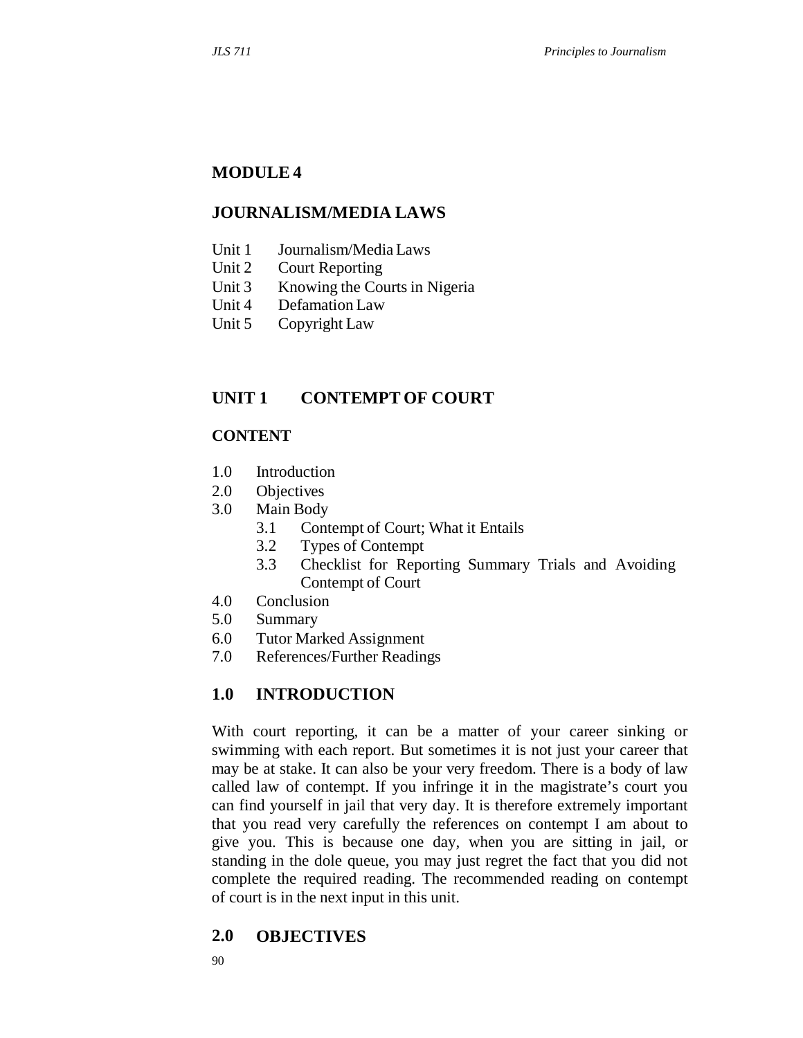## MODULE 4

## JOURNALISM/MEDIA LAWS

Unit 1 Journalism/Media Laws
Unit 2 Court Reporting
Unit 3 Knowing the Courts in Nigeria
Unit 4 Defamation Law
Unit 5 Copyright Law

## UNIT 1 CONTEMPT OF COURT

### CONTENT

1.0 Introduction
2.0 Objectives
3.0 Main Body
   3.1 Contempt of Court; What it Entails
   3.2 Types of Contempt
   3.3 Checklist for Reporting Summary Trials and Avoiding Contempt of Court
4.0 Conclusion
5.0 Summary
6.0 Tutor Marked Assignment
7.0 References/Further Readings

## 1.0 INTRODUCTION

With court reporting, it can be a matter of your career sinking or swimming with each report. But sometimes it is not just your career that may be at stake. It can also be your very freedom. There is a body of law called law of contempt. If you infringe it in the magistrate's court you can find yourself in jail that very day. It is therefore extremely important that you read very carefully the references on contempt I am about to give you. This is because one day, when you are sitting in jail, or standing in the dole queue, you may just regret the fact that you did not complete the required reading. The recommended reading on contempt of court is in the next input in this unit.

## 2.0 OBJECTIVES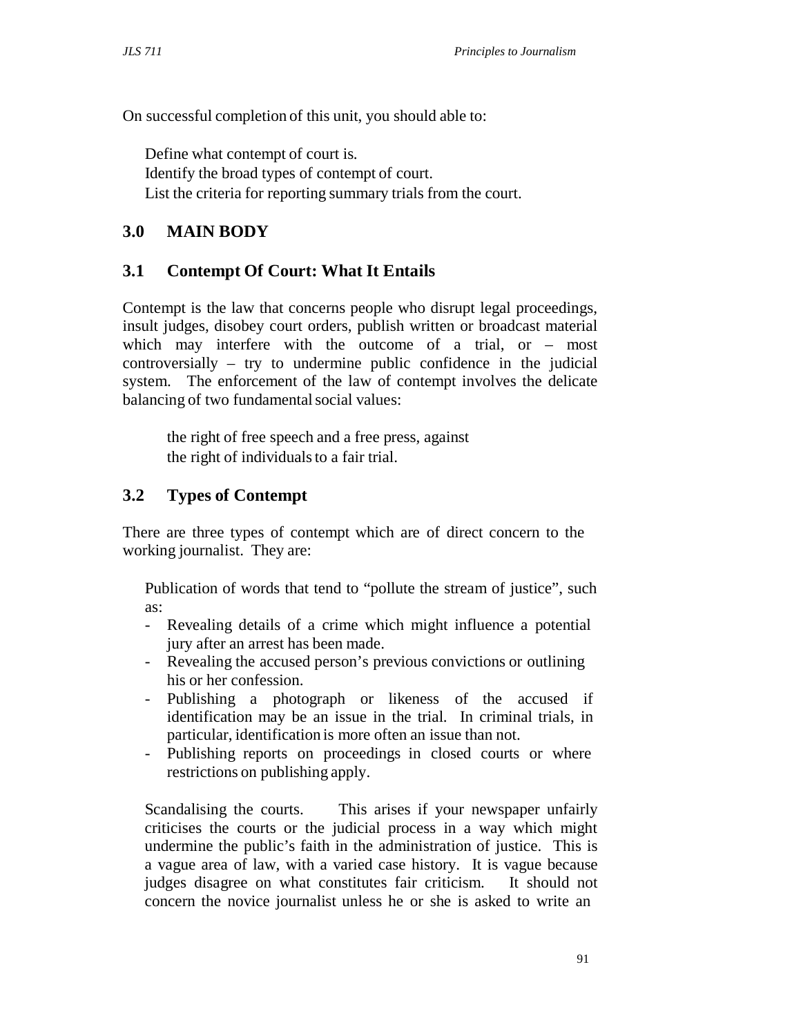On successful completion of this unit, you should able to:

- Define what contempt of court is.
- Identify the broad types of contempt of court.
- List the criteria for reporting summary trials from the court.

## 3.0 MAIN BODY

### 3.1 Contempt Of Court: What It Entails

Contempt is the law that concerns people who disrupt legal proceedings, insult judges, disobey court orders, publish written or broadcast material which may interfere with the outcome of a trial, or – most controversially – try to undermine public confidence in the judicial system. The enforcement of the law of contempt involves the delicate balancing of two fundamental social values:

- the right of free speech and a free press, against
- the right of individuals to a fair trial.

### 3.2 Types of Contempt

There are three types of contempt which are of direct concern to the working journalist. They are:

- Publication of words that tend to "pollute the stream of justice", such as:
  - Revealing details of a crime which might influence a potential jury after an arrest has been made.
  - Revealing the accused person's previous convictions or outlining his or her confession.
  - Publishing a photograph or likeness of the accused if identification may be an issue in the trial. In criminal trials, in particular, identification is more often an issue than not.
  - Publishing reports on proceedings in closed courts or where restrictions on publishing apply.
- Scandalising the courts. This arises if your newspaper unfairly criticises the courts or the judicial process in a way which might undermine the public's faith in the administration of justice. This is a vague area of law, with a varied case history. It is vague because judges disagree on what constitutes fair criticism. It should not concern the novice journalist unless he or she is asked to write an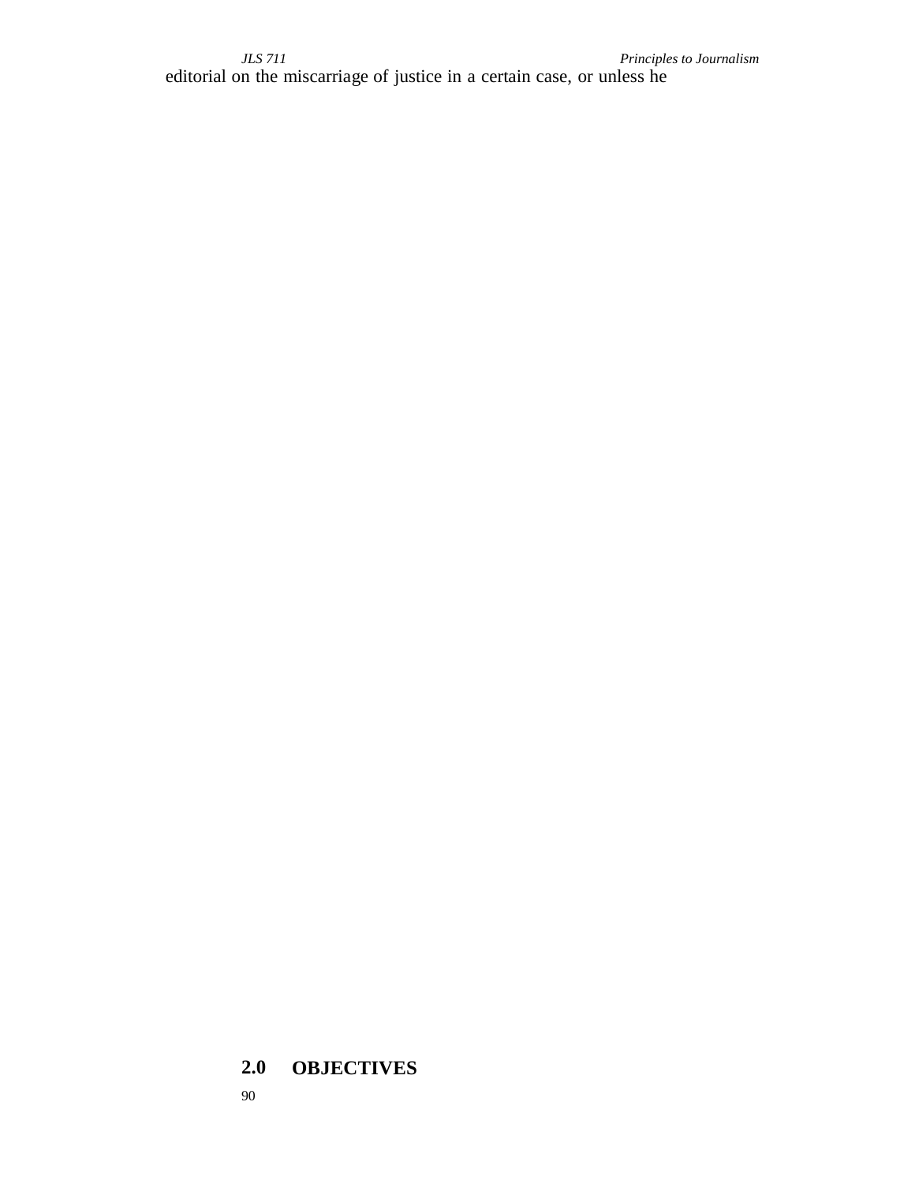editorial on the miscarriage of justice in a certain case, or unless he

## 2.0 OBJECTIVES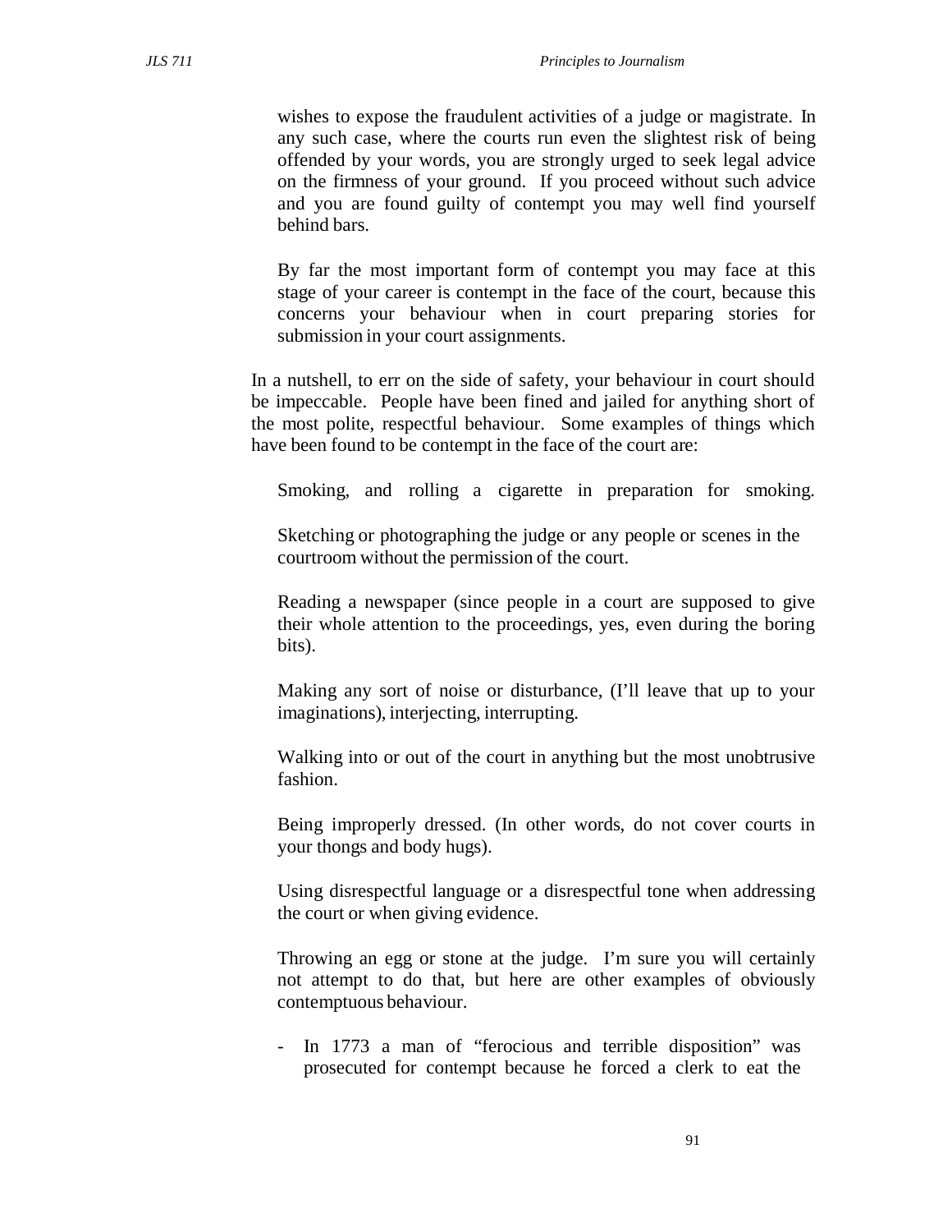wishes to expose the fraudulent activities of a judge or magistrate. In any such case, where the courts run even the slightest risk of being offended by your words, you are strongly urged to seek legal advice on the firmness of your ground. If you proceed without such advice and you are found guilty of contempt you may well find yourself behind bars.

By far the most important form of contempt you may face at this stage of your career is contempt in the face of the court, because this concerns your behaviour when in court preparing stories for submission in your court assignments.

In a nutshell, to err on the side of safety, your behaviour in court should be impeccable. People have been fined and jailed for anything short of the most polite, respectful behaviour. Some examples of things which have been found to be contempt in the face of the court are:

Smoking, and rolling a cigarette in preparation for smoking.

Sketching or photographing the judge or any people or scenes in the courtroom without the permission of the court.

Reading a newspaper (since people in a court are supposed to give their whole attention to the proceedings, yes, even during the boring bits).

Making any sort of noise or disturbance, (I'll leave that up to your imaginations), interjecting, interrupting.

Walking into or out of the court in anything but the most unobtrusive fashion.

Being improperly dressed. (In other words, do not cover courts in your thongs and body hugs).

Using disrespectful language or a disrespectful tone when addressing the court or when giving evidence.

Throwing an egg or stone at the judge. I'm sure you will certainly not attempt to do that, but here are other examples of obviously contemptuous behaviour.

- In 1773 a man of "ferocious and terrible disposition" was prosecuted for contempt because he forced a clerk to eat the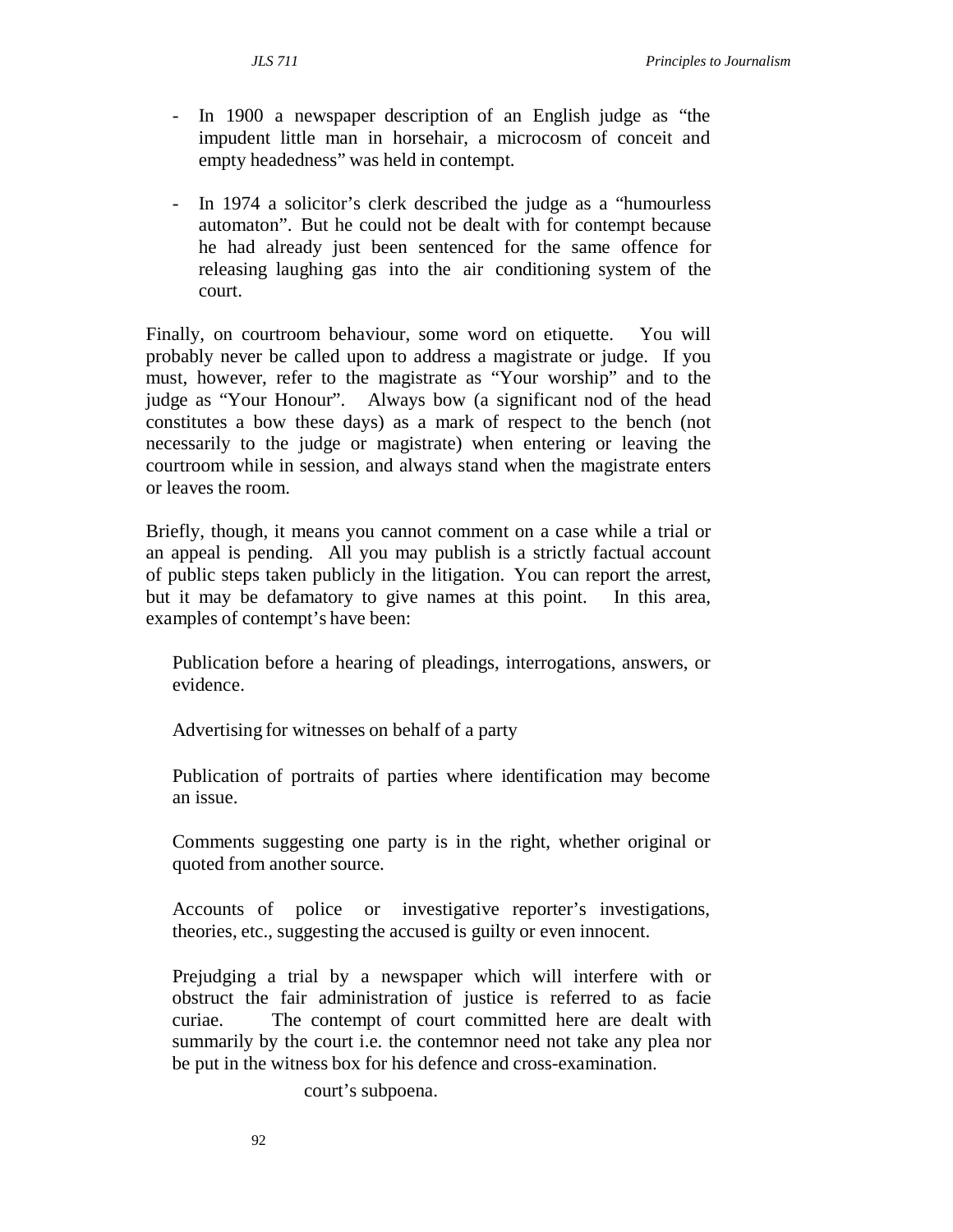- In 1900 a newspaper description of an English judge as "the impudent little man in horsehair, a microcosm of conceit and empty headedness" was held in contempt.

- In 1974 a solicitor's clerk described the judge as a "humourless automaton". But he could not be dealt with for contempt because he had already just been sentenced for the same offence for releasing laughing gas into the air conditioning system of the court.

Finally, on courtroom behaviour, some word on etiquette. You will probably never be called upon to address a magistrate or judge. If you must, however, refer to the magistrate as "Your worship" and to the judge as "Your Honour". Always bow (a significant nod of the head constitutes a bow these days) as a mark of respect to the bench (not necessarily to the judge or magistrate) when entering or leaving the courtroom while in session, and always stand when the magistrate enters or leaves the room.

Briefly, though, it means you cannot comment on a case while a trial or an appeal is pending. All you may publish is a strictly factual account of public steps taken publicly in the litigation. You can report the arrest, but it may be defamatory to give names at this point. In this area, examples of contempt's have been:

Publication before a hearing of pleadings, interrogations, answers, or evidence.

Advertising for witnesses on behalf of a party

Publication of portraits of parties where identification may become an issue.

Comments suggesting one party is in the right, whether original or quoted from another source.

Accounts of police or investigative reporter's investigations, theories, etc., suggesting the accused is guilty or even innocent.

Prejudging a trial by a newspaper which will interfere with or obstruct the fair administration of justice is referred to as facie curiae. The contempt of court committed here are dealt with summarily by the court i.e. the contemnor need not take any plea nor be put in the witness box for his defence and cross-examination.

court's subpoena.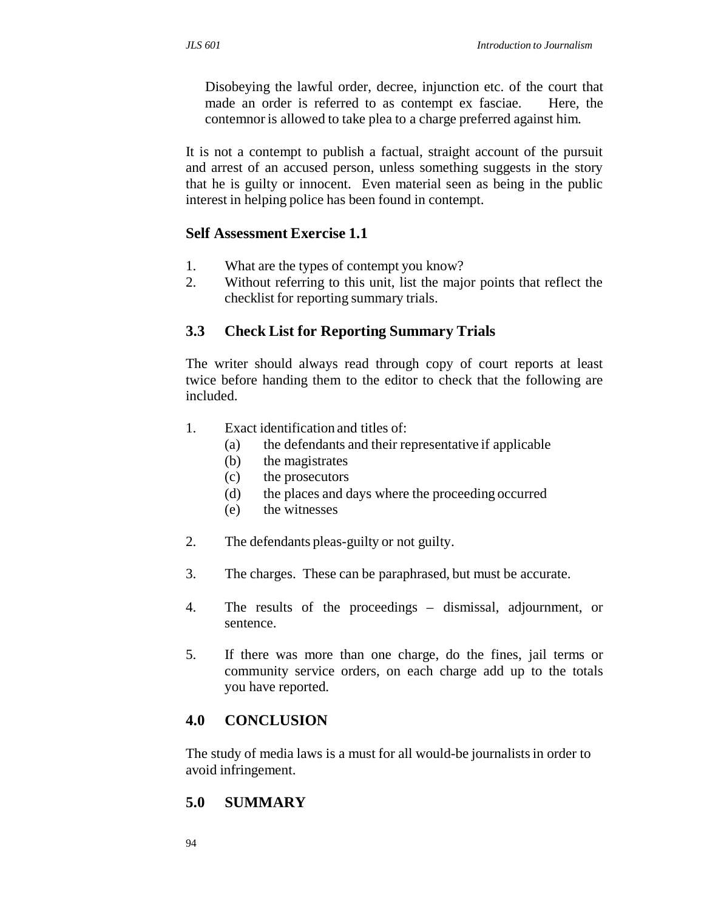Disobeying the lawful order, decree, injunction etc. of the court that made an order is referred to as contempt ex fasciae. Here, the contemnor is allowed to take plea to a charge preferred against him.

It is not a contempt to publish a factual, straight account of the pursuit and arrest of an accused person, unless something suggests in the story that he is guilty or innocent. Even material seen as being in the public interest in helping police has been found in contempt.

### Self Assessment Exercise 1.1

1. What are the types of contempt you know?
2. Without referring to this unit, list the major points that reflect the checklist for reporting summary trials.

## 3.3 Check List for Reporting Summary Trials

The writer should always read through copy of court reports at least twice before handing them to the editor to check that the following are included.

1. Exact identification and titles of:
   (a) the defendants and their representative if applicable
   (b) the magistrates
   (c) the prosecutors
   (d) the places and days where the proceeding occurred
   (e) the witnesses

2. The defendants pleas-guilty or not guilty.

3. The charges. These can be paraphrased, but must be accurate.

4. The results of the proceedings – dismissal, adjournment, or sentence.

5. If there was more than one charge, do the fines, jail terms or community service orders, on each charge add up to the totals you have reported.

## 4.0 CONCLUSION

The study of media laws is a must for all would-be journalists in order to avoid infringement.

## 5.0 SUMMARY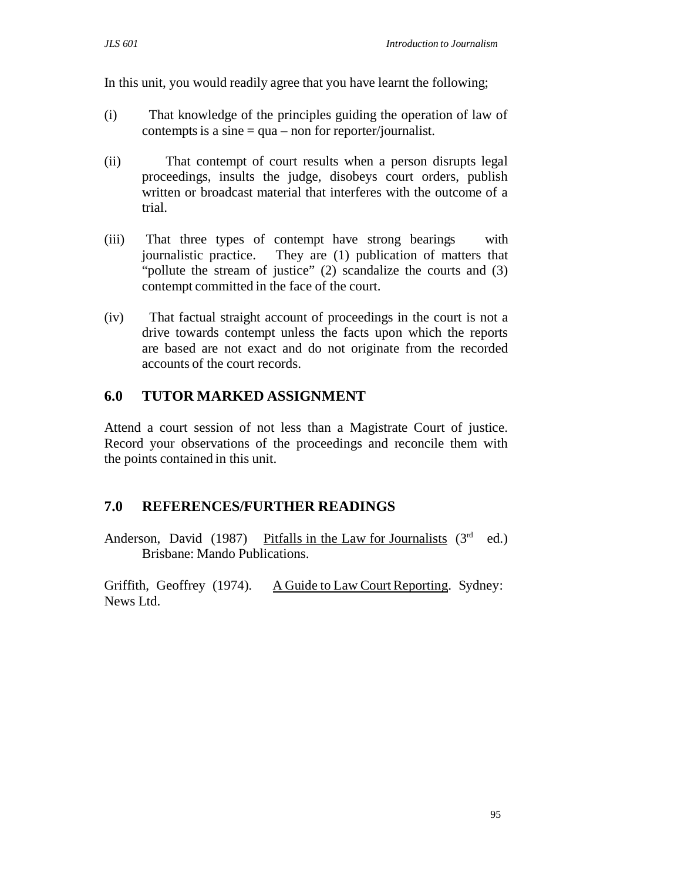In this unit, you would readily agree that you have learnt the following;

(i) That knowledge of the principles guiding the operation of law of contempts is a sine = qua – non for reporter/journalist.

(ii) That contempt of court results when a person disrupts legal proceedings, insults the judge, disobeys court orders, publish written or broadcast material that interferes with the outcome of a trial.

(iii) That three types of contempt have strong bearings with journalistic practice. They are (1) publication of matters that "pollute the stream of justice" (2) scandalize the courts and (3) contempt committed in the face of the court.

(iv) That factual straight account of proceedings in the court is not a drive towards contempt unless the facts upon which the reports are based are not exact and do not originate from the recorded accounts of the court records.

## 6.0 TUTOR MARKED ASSIGNMENT

Attend a court session of not less than a Magistrate Court of justice. Record your observations of the proceedings and reconcile them with the points contained in this unit.

## 7.0 REFERENCES/FURTHER READINGS

Anderson, David (1987) Pitfalls in the Law for Journalists (3rd ed.) Brisbane: Mando Publications.

Griffith, Geoffrey (1974). A Guide to Law Court Reporting. Sydney: News Ltd.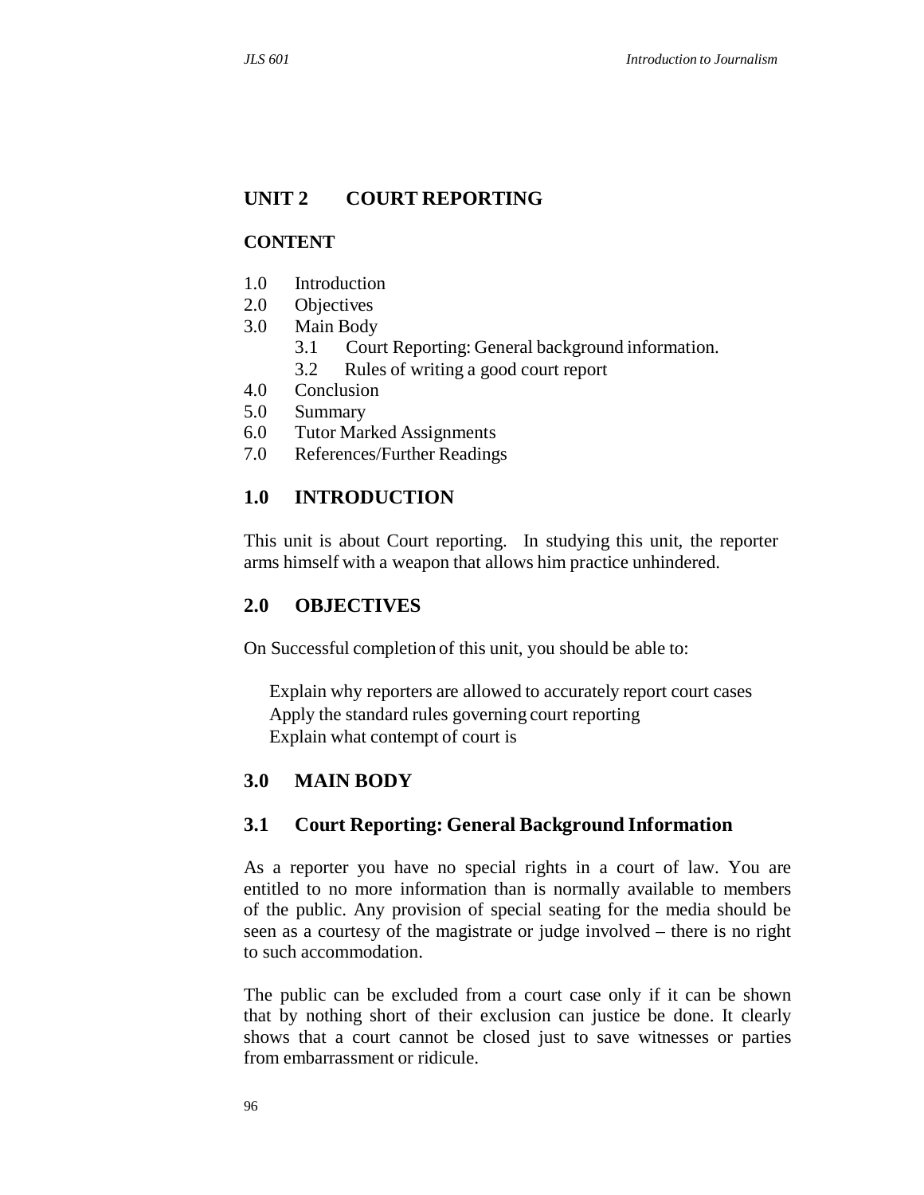## UNIT 2 COURT REPORTING

### CONTENT

1.0 Introduction
2.0 Objectives
3.0 Main Body
  3.1 Court Reporting: General background information.
  3.2 Rules of writing a good court report
4.0 Conclusion
5.0 Summary
6.0 Tutor Marked Assignments
7.0 References/Further Readings

### 1.0 INTRODUCTION

This unit is about Court reporting. In studying this unit, the reporter arms himself with a weapon that allows him practice unhindered.

### 2.0 OBJECTIVES

On Successful completion of this unit, you should be able to:

- Explain why reporters are allowed to accurately report court cases
- Apply the standard rules governing court reporting
- Explain what contempt of court is

### 3.0 MAIN BODY

### 3.1 Court Reporting: General Background Information

As a reporter you have no special rights in a court of law. You are entitled to no more information than is normally available to members of the public. Any provision of special seating for the media should be seen as a courtesy of the magistrate or judge involved – there is no right to such accommodation.

The public can be excluded from a court case only if it can be shown that by nothing short of their exclusion can justice be done. It clearly shows that a court cannot be closed just to save witnesses or parties from embarrassment or ridicule.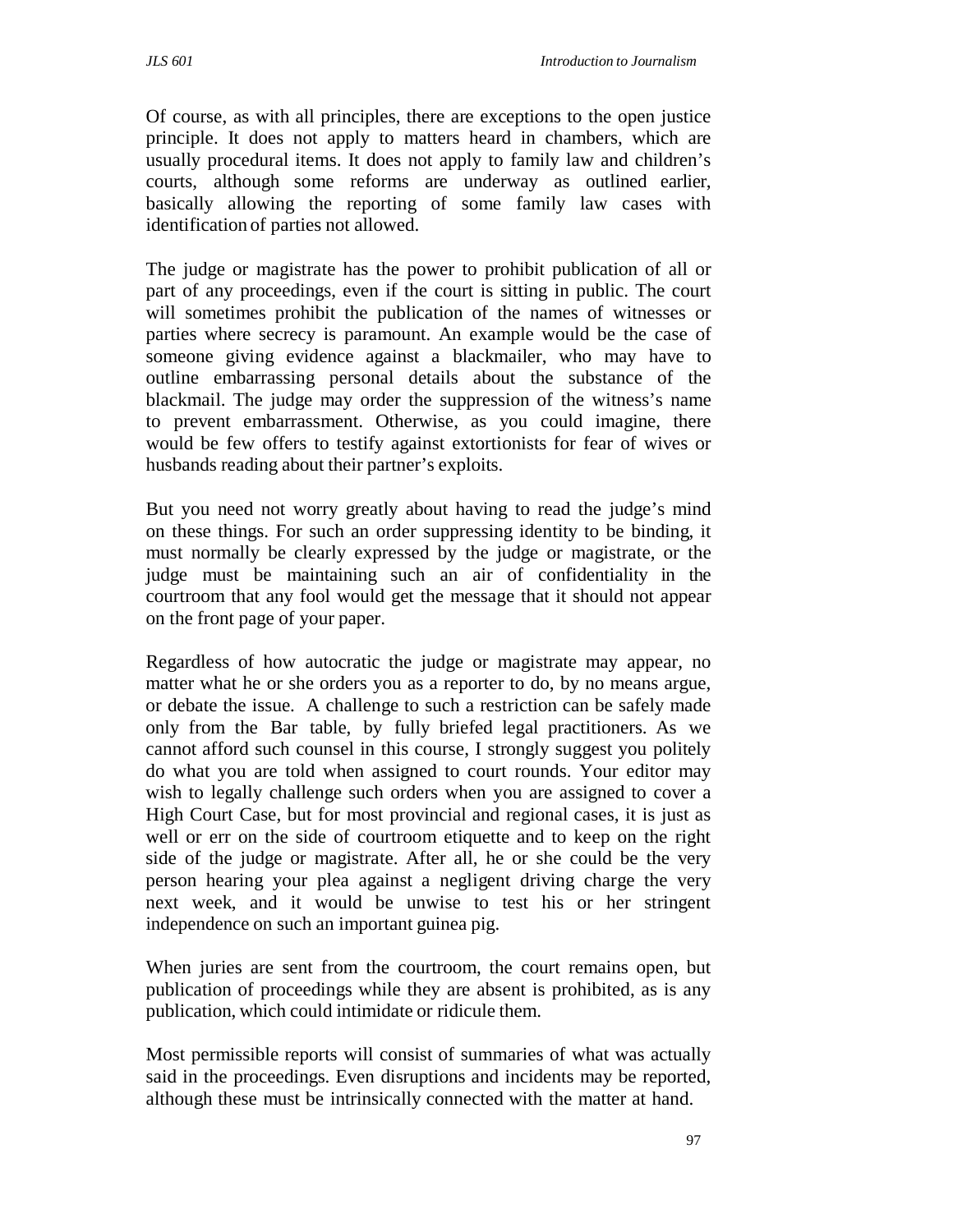Of course, as with all principles, there are exceptions to the open justice principle. It does not apply to matters heard in chambers, which are usually procedural items. It does not apply to family law and children's courts, although some reforms are underway as outlined earlier, basically allowing the reporting of some family law cases with identification of parties not allowed.

The judge or magistrate has the power to prohibit publication of all or part of any proceedings, even if the court is sitting in public. The court will sometimes prohibit the publication of the names of witnesses or parties where secrecy is paramount. An example would be the case of someone giving evidence against a blackmailer, who may have to outline embarrassing personal details about the substance of the blackmail. The judge may order the suppression of the witness's name to prevent embarrassment. Otherwise, as you could imagine, there would be few offers to testify against extortionists for fear of wives or husbands reading about their partner's exploits.

But you need not worry greatly about having to read the judge's mind on these things. For such an order suppressing identity to be binding, it must normally be clearly expressed by the judge or magistrate, or the judge must be maintaining such an air of confidentiality in the courtroom that any fool would get the message that it should not appear on the front page of your paper.

Regardless of how autocratic the judge or magistrate may appear, no matter what he or she orders you as a reporter to do, by no means argue, or debate the issue. A challenge to such a restriction can be safely made only from the Bar table, by fully briefed legal practitioners. As we cannot afford such counsel in this course, I strongly suggest you politely do what you are told when assigned to court rounds. Your editor may wish to legally challenge such orders when you are assigned to cover a High Court Case, but for most provincial and regional cases, it is just as well or err on the side of courtroom etiquette and to keep on the right side of the judge or magistrate. After all, he or she could be the very person hearing your plea against a negligent driving charge the very next week, and it would be unwise to test his or her stringent independence on such an important guinea pig.

When juries are sent from the courtroom, the court remains open, but publication of proceedings while they are absent is prohibited, as is any publication, which could intimidate or ridicule them.

Most permissible reports will consist of summaries of what was actually said in the proceedings. Even disruptions and incidents may be reported, although these must be intrinsically connected with the matter at hand.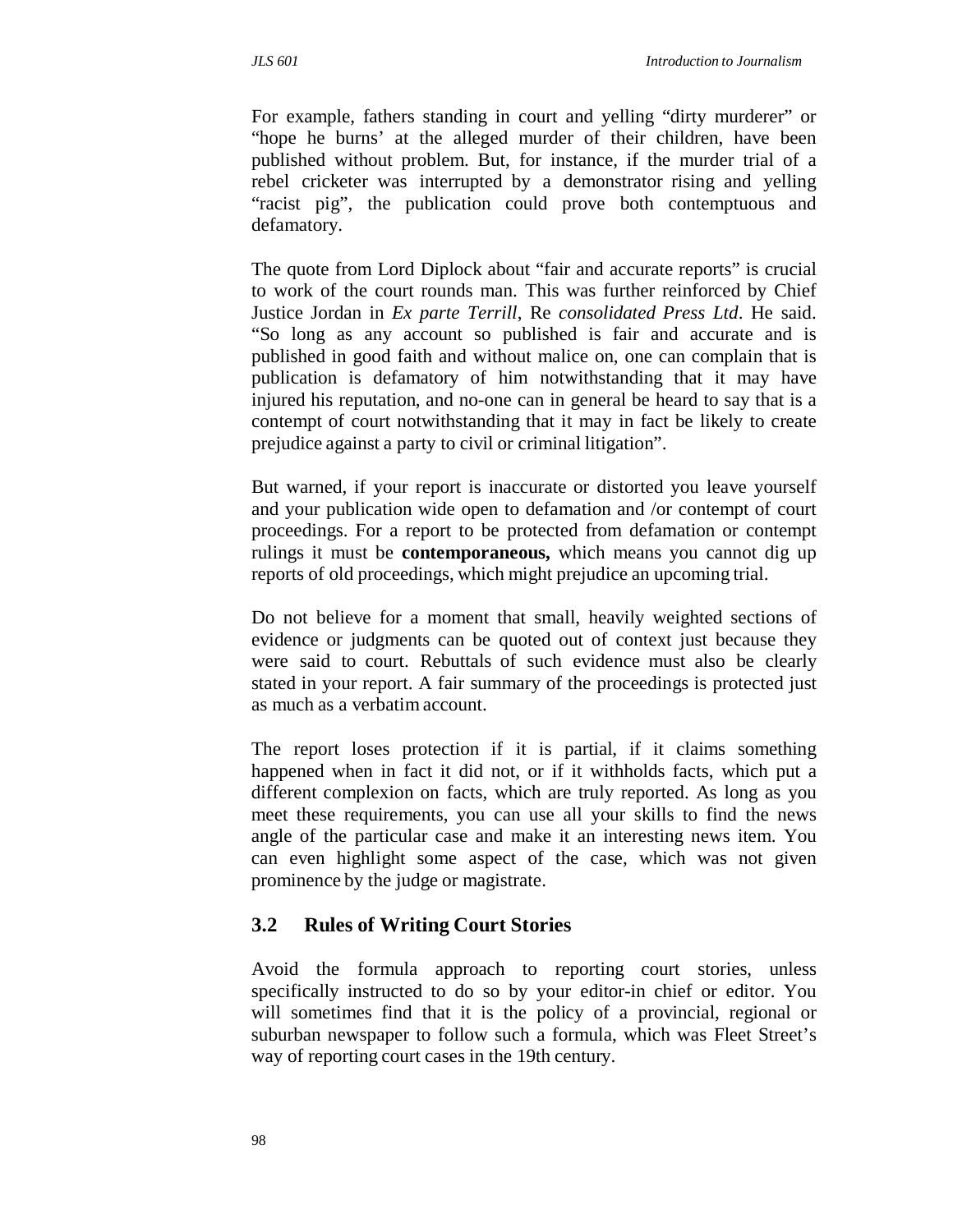For example, fathers standing in court and yelling "dirty murderer" or "hope he burns' at the alleged murder of their children, have been published without problem. But, for instance, if the murder trial of a rebel cricketer was interrupted by a demonstrator rising and yelling "racist pig", the publication could prove both contemptuous and defamatory.

The quote from Lord Diplock about "fair and accurate reports" is crucial to work of the court rounds man. This was further reinforced by Chief Justice Jordan in *Ex parte Terrill*, Re *consolidated Press Ltd*. He said. "So long as any account so published is fair and accurate and is published in good faith and without malice on, one can complain that is publication is defamatory of him notwithstanding that it may have injured his reputation, and no-one can in general be heard to say that is a contempt of court notwithstanding that it may in fact be likely to create prejudice against a party to civil or criminal litigation".

But warned, if your report is inaccurate or distorted you leave yourself and your publication wide open to defamation and /or contempt of court proceedings. For a report to be protected from defamation or contempt rulings it must be **contemporaneous,** which means you cannot dig up reports of old proceedings, which might prejudice an upcoming trial.

Do not believe for a moment that small, heavily weighted sections of evidence or judgments can be quoted out of context just because they were said to court. Rebuttals of such evidence must also be clearly stated in your report. A fair summary of the proceedings is protected just as much as a verbatim account.

The report loses protection if it is partial, if it claims something happened when in fact it did not, or if it withholds facts, which put a different complexion on facts, which are truly reported. As long as you meet these requirements, you can use all your skills to find the news angle of the particular case and make it an interesting news item. You can even highlight some aspect of the case, which was not given prominence by the judge or magistrate.

## 3.2 Rules of Writing Court Stories

Avoid the formula approach to reporting court stories, unless specifically instructed to do so by your editor-in chief or editor. You will sometimes find that it is the policy of a provincial, regional or suburban newspaper to follow such a formula, which was Fleet Street's way of reporting court cases in the 19th century.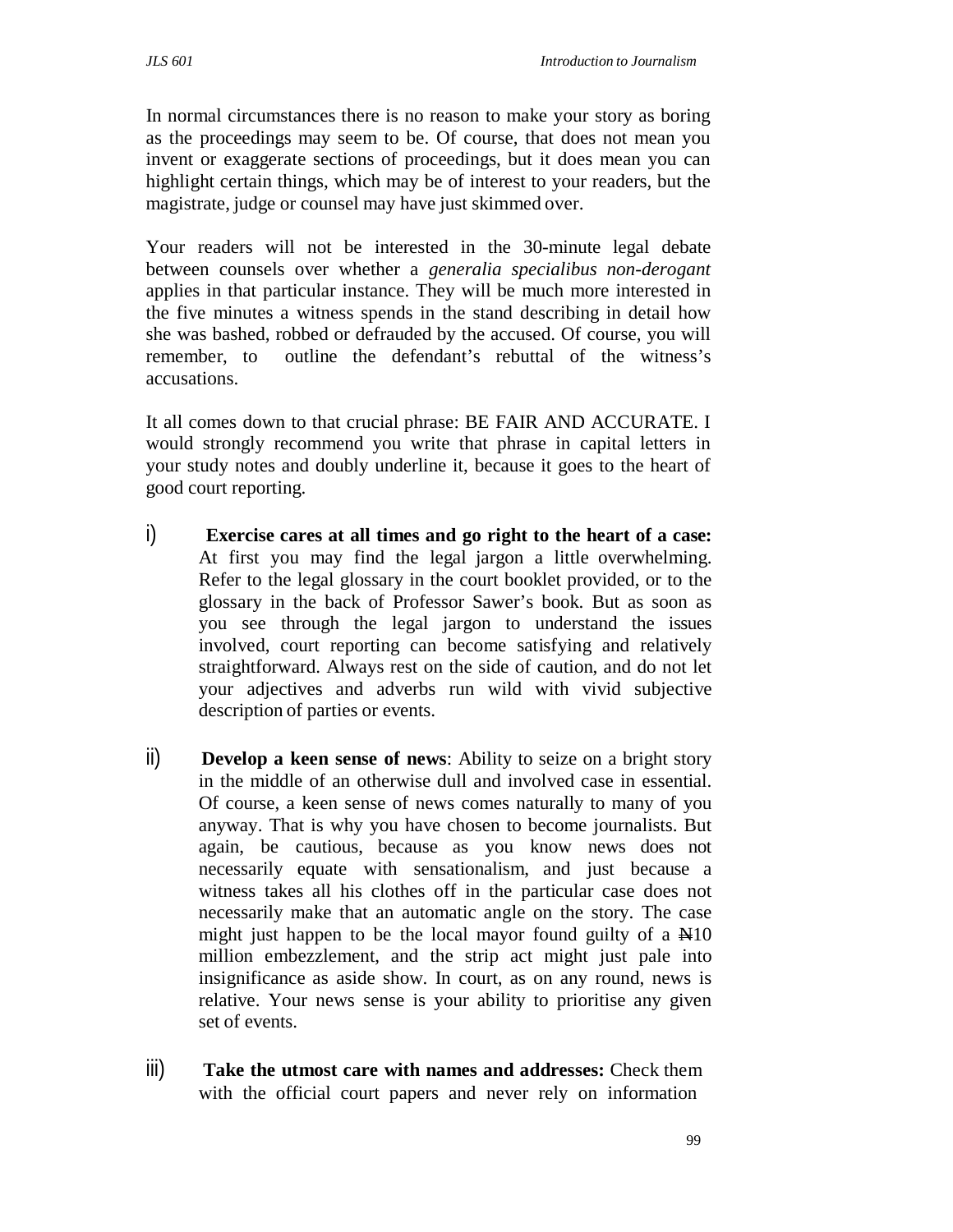In normal circumstances there is no reason to make your story as boring as the proceedings may seem to be. Of course, that does not mean you invent or exaggerate sections of proceedings, but it does mean you can highlight certain things, which may be of interest to your readers, but the magistrate, judge or counsel may have just skimmed over.

Your readers will not be interested in the 30-minute legal debate between counsels over whether a *generalia specialibus non-derogant* applies in that particular instance. They will be much more interested in the five minutes a witness spends in the stand describing in detail how she was bashed, robbed or defrauded by the accused. Of course, you will remember, to outline the defendant's rebuttal of the witness's accusations.

It all comes down to that crucial phrase: BE FAIR AND ACCURATE. I would strongly recommend you write that phrase in capital letters in your study notes and doubly underline it, because it goes to the heart of good court reporting.

i) **Exercise cares at all times and go right to the heart of a case:** At first you may find the legal jargon a little overwhelming. Refer to the legal glossary in the court booklet provided, or to the glossary in the back of Professor Sawer's book. But as soon as you see through the legal jargon to understand the issues involved, court reporting can become satisfying and relatively straightforward. Always rest on the side of caution, and do not let your adjectives and adverbs run wild with vivid subjective description of parties or events.

ii) **Develop a keen sense of news**: Ability to seize on a bright story in the middle of an otherwise dull and involved case in essential. Of course, a keen sense of news comes naturally to many of you anyway. That is why you have chosen to become journalists. But again, be cautious, because as you know news does not necessarily equate with sensationalism, and just because a witness takes all his clothes off in the particular case does not necessarily make that an automatic angle on the story. The case might just happen to be the local mayor found guilty of a ₦10 million embezzlement, and the strip act might just pale into insignificance as aside show. In court, as on any round, news is relative. Your news sense is your ability to prioritise any given set of events.

iii) **Take the utmost care with names and addresses:** Check them with the official court papers and never rely on information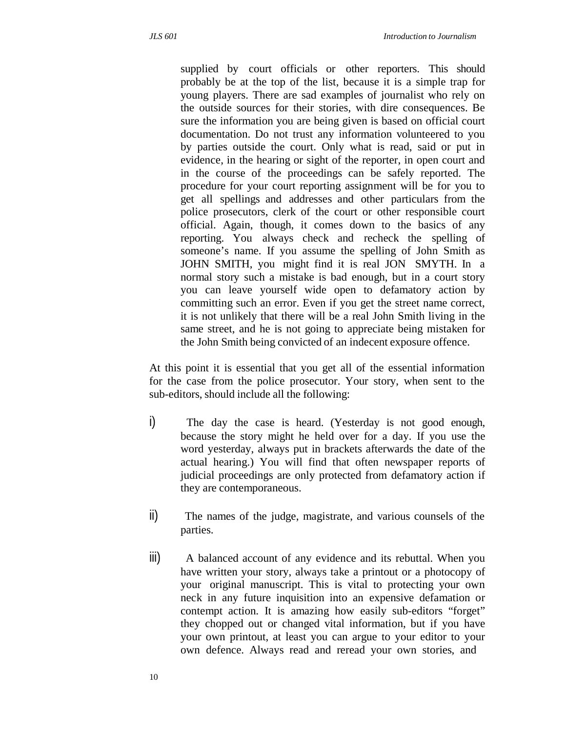supplied by court officials or other reporters. This should probably be at the top of the list, because it is a simple trap for young players. There are sad examples of journalist who rely on the outside sources for their stories, with dire consequences. Be sure the information you are being given is based on official court documentation. Do not trust any information volunteered to you by parties outside the court. Only what is read, said or put in evidence, in the hearing or sight of the reporter, in open court and in the course of the proceedings can be safely reported. The procedure for your court reporting assignment will be for you to get all spellings and addresses and other particulars from the police prosecutors, clerk of the court or other responsible court official. Again, though, it comes down to the basics of any reporting. You always check and recheck the spelling of someone's name. If you assume the spelling of John Smith as JOHN SMITH, you might find it is real JON SMYTH. In a normal story such a mistake is bad enough, but in a court story you can leave yourself wide open to defamatory action by committing such an error. Even if you get the street name correct, it is not unlikely that there will be a real John Smith living in the same street, and he is not going to appreciate being mistaken for the John Smith being convicted of an indecent exposure offence.

At this point it is essential that you get all of the essential information for the case from the police prosecutor. Your story, when sent to the sub-editors, should include all the following:

i) The day the case is heard. (Yesterday is not good enough, because the story might he held over for a day. If you use the word yesterday, always put in brackets afterwards the date of the actual hearing.) You will find that often newspaper reports of judicial proceedings are only protected from defamatory action if they are contemporaneous.

ii) The names of the judge, magistrate, and various counsels of the parties.

iii) A balanced account of any evidence and its rebuttal. When you have written your story, always take a printout or a photocopy of your original manuscript. This is vital to protecting your own neck in any future inquisition into an expensive defamation or contempt action. It is amazing how easily sub-editors "forget" they chopped out or changed vital information, but if you have your own printout, at least you can argue to your editor to your own defence. Always read and reread your own stories, and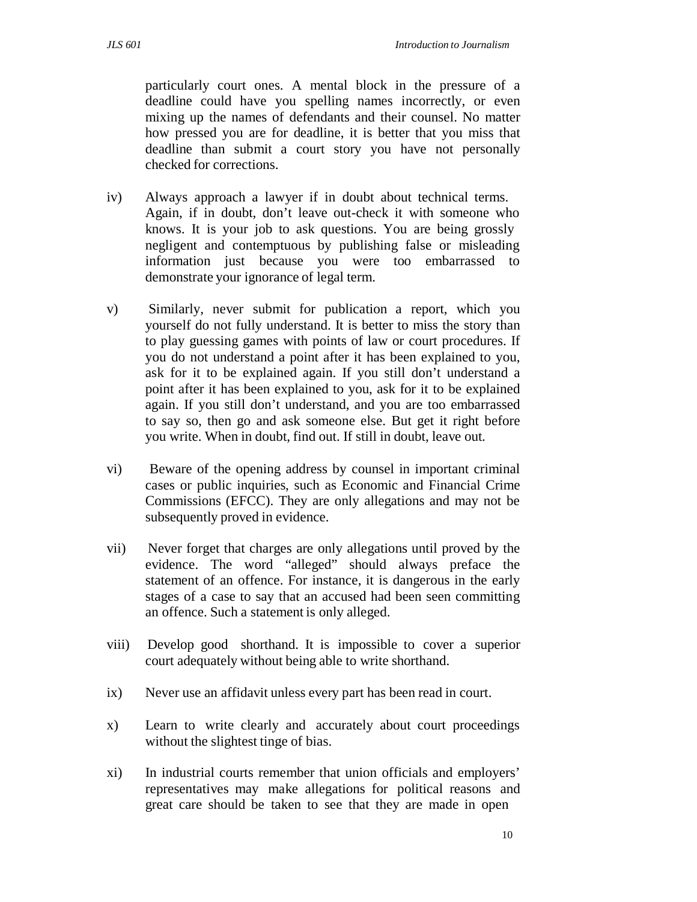particularly court ones. A mental block in the pressure of a deadline could have you spelling names incorrectly, or even mixing up the names of defendants and their counsel. No matter how pressed you are for deadline, it is better that you miss that deadline than submit a court story you have not personally checked for corrections.

iv) Always approach a lawyer if in doubt about technical terms. Again, if in doubt, don't leave out-check it with someone who knows. It is your job to ask questions. You are being grossly negligent and contemptuous by publishing false or misleading information just because you were too embarrassed to demonstrate your ignorance of legal term.

v) Similarly, never submit for publication a report, which you yourself do not fully understand. It is better to miss the story than to play guessing games with points of law or court procedures. If you do not understand a point after it has been explained to you, ask for it to be explained again. If you still don't understand a point after it has been explained to you, ask for it to be explained again. If you still don't understand, and you are too embarrassed to say so, then go and ask someone else. But get it right before you write. When in doubt, find out. If still in doubt, leave out.

vi) Beware of the opening address by counsel in important criminal cases or public inquiries, such as Economic and Financial Crime Commissions (EFCC). They are only allegations and may not be subsequently proved in evidence.

vii) Never forget that charges are only allegations until proved by the evidence. The word "alleged" should always preface the statement of an offence. For instance, it is dangerous in the early stages of a case to say that an accused had been seen committing an offence. Such a statement is only alleged.

viii) Develop good shorthand. It is impossible to cover a superior court adequately without being able to write shorthand.

ix) Never use an affidavit unless every part has been read in court.

x) Learn to write clearly and accurately about court proceedings without the slightest tinge of bias.

xi) In industrial courts remember that union officials and employers' representatives may make allegations for political reasons and great care should be taken to see that they are made in open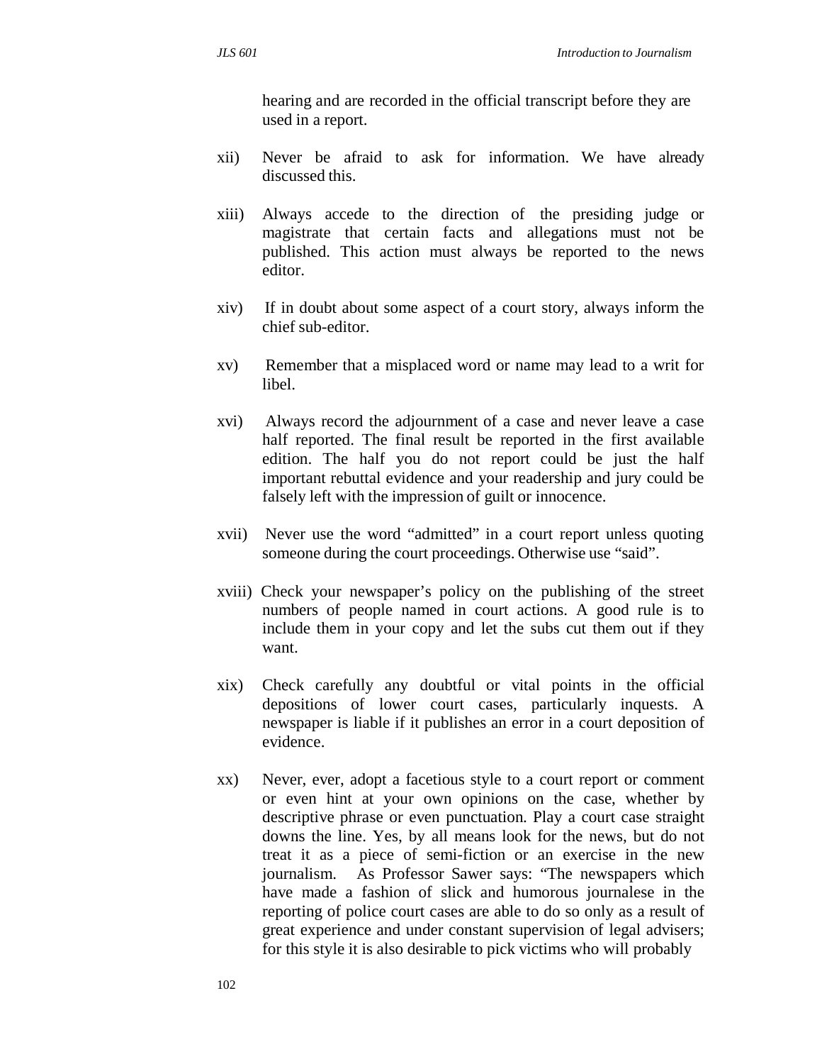hearing and are recorded in the official transcript before they are used in a report.

xii) Never be afraid to ask for information. We have already discussed this.

xiii) Always accede to the direction of the presiding judge or magistrate that certain facts and allegations must not be published. This action must always be reported to the news editor.

xiv) If in doubt about some aspect of a court story, always inform the chief sub-editor.

xv) Remember that a misplaced word or name may lead to a writ for libel.

xvi) Always record the adjournment of a case and never leave a case half reported. The final result be reported in the first available edition. The half you do not report could be just the half important rebuttal evidence and your readership and jury could be falsely left with the impression of guilt or innocence.

xvii) Never use the word "admitted" in a court report unless quoting someone during the court proceedings. Otherwise use "said".

xviii) Check your newspaper's policy on the publishing of the street numbers of people named in court actions. A good rule is to include them in your copy and let the subs cut them out if they want.

xix) Check carefully any doubtful or vital points in the official depositions of lower court cases, particularly inquests. A newspaper is liable if it publishes an error in a court deposition of evidence.

xx) Never, ever, adopt a facetious style to a court report or comment or even hint at your own opinions on the case, whether by descriptive phrase or even punctuation. Play a court case straight downs the line. Yes, by all means look for the news, but do not treat it as a piece of semi-fiction or an exercise in the new journalism. As Professor Sawer says: "The newspapers which have made a fashion of slick and humorous journalese in the reporting of police court cases are able to do so only as a result of great experience and under constant supervision of legal advisers; for this style it is also desirable to pick victims who will probably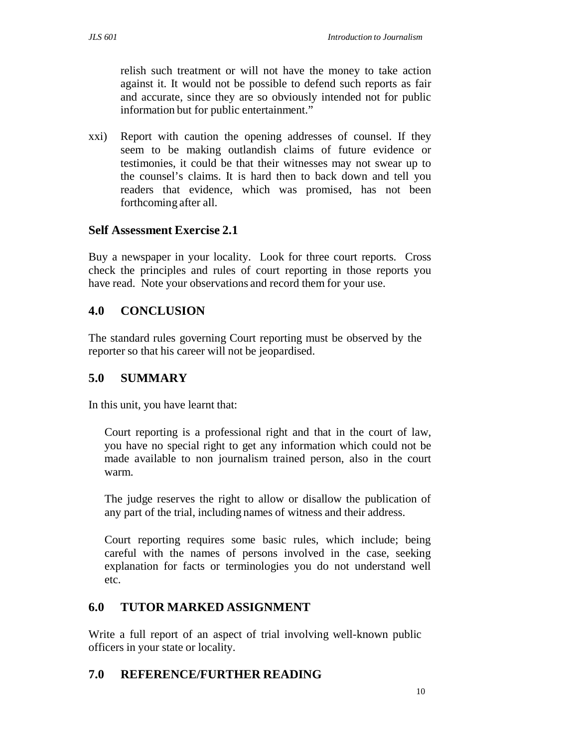relish such treatment or will not have the money to take action against it. It would not be possible to defend such reports as fair and accurate, since they are so obviously intended not for public information but for public entertainment."

xxi) Report with caution the opening addresses of counsel. If they seem to be making outlandish claims of future evidence or testimonies, it could be that their witnesses may not swear up to the counsel's claims. It is hard then to back down and tell you readers that evidence, which was promised, has not been forthcoming after all.

### Self Assessment Exercise 2.1

Buy a newspaper in your locality. Look for three court reports. Cross check the principles and rules of court reporting in those reports you have read. Note your observations and record them for your use.

## 4.0 CONCLUSION

The standard rules governing Court reporting must be observed by the reporter so that his career will not be jeopardised.

## 5.0 SUMMARY

In this unit, you have learnt that:

Court reporting is a professional right and that in the court of law, you have no special right to get any information which could not be made available to non journalism trained person, also in the court warm.

The judge reserves the right to allow or disallow the publication of any part of the trial, including names of witness and their address.

Court reporting requires some basic rules, which include; being careful with the names of persons involved in the case, seeking explanation for facts or terminologies you do not understand well etc.

## 6.0 TUTOR MARKED ASSIGNMENT

Write a full report of an aspect of trial involving well-known public officers in your state or locality.

## 7.0 REFERENCE/FURTHER READING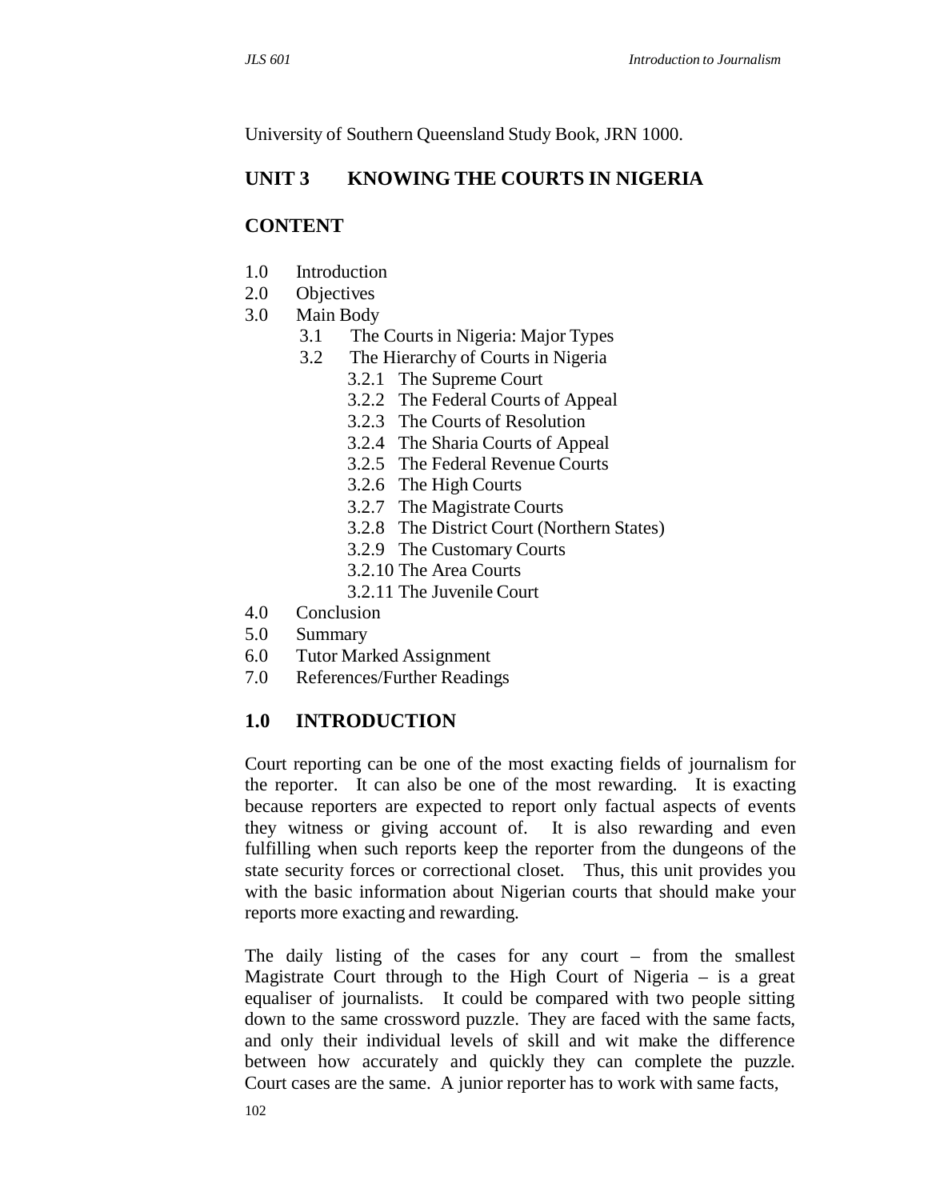University of Southern Queensland Study Book, JRN 1000.

## UNIT 3 KNOWING THE COURTS IN NIGERIA

### CONTENT

1.0 Introduction
2.0 Objectives
3.0 Main Body
  - 3.1 The Courts in Nigeria: Major Types
  - 3.2 The Hierarchy of Courts in Nigeria
    - 3.2.1 The Supreme Court
    - 3.2.2 The Federal Courts of Appeal
    - 3.2.3 The Courts of Resolution
    - 3.2.4 The Sharia Courts of Appeal
    - 3.2.5 The Federal Revenue Courts
    - 3.2.6 The High Courts
    - 3.2.7 The Magistrate Courts
    - 3.2.8 The District Court (Northern States)
    - 3.2.9 The Customary Courts
    - 3.2.10 The Area Courts
    - 3.2.11 The Juvenile Court

4.0 Conclusion
5.0 Summary
6.0 Tutor Marked Assignment
7.0 References/Further Readings

## 1.0 INTRODUCTION

Court reporting can be one of the most exacting fields of journalism for the reporter. It can also be one of the most rewarding. It is exacting because reporters are expected to report only factual aspects of events they witness or giving account of. It is also rewarding and even fulfilling when such reports keep the reporter from the dungeons of the state security forces or correctional closet. Thus, this unit provides you with the basic information about Nigerian courts that should make your reports more exacting and rewarding.

The daily listing of the cases for any court – from the smallest Magistrate Court through to the High Court of Nigeria – is a great equaliser of journalists. It could be compared with two people sitting down to the same crossword puzzle. They are faced with the same facts, and only their individual levels of skill and wit make the difference between how accurately and quickly they can complete the puzzle. Court cases are the same. A junior reporter has to work with same facts,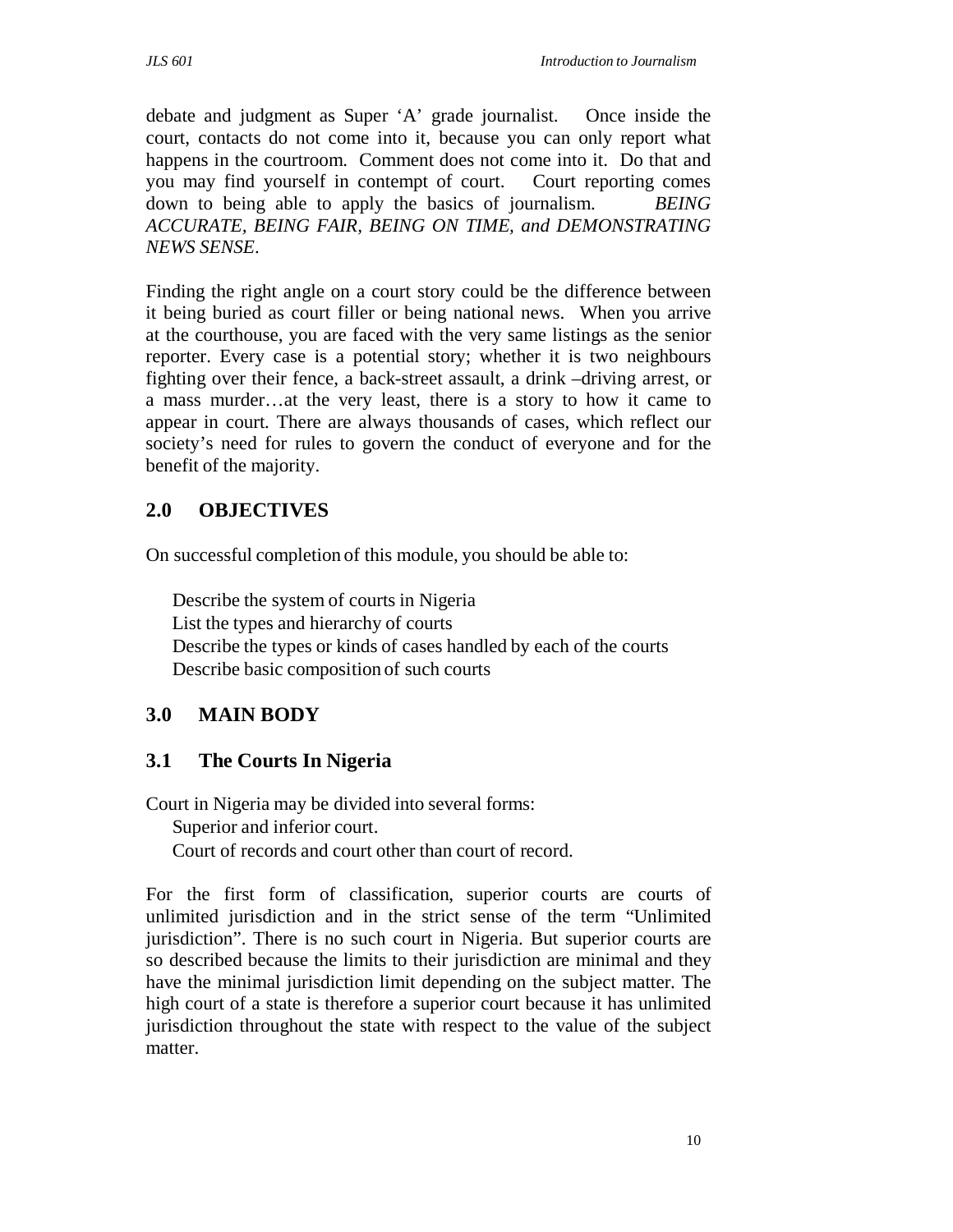debate and judgment as Super 'A' grade journalist. Once inside the court, contacts do not come into it, because you can only report what happens in the courtroom. Comment does not come into it. Do that and you may find yourself in contempt of court. Court reporting comes down to being able to apply the basics of journalism. *BEING ACCURATE, BEING FAIR, BEING ON TIME, and DEMONSTRATING NEWS SENSE*.

Finding the right angle on a court story could be the difference between it being buried as court filler or being national news. When you arrive at the courthouse, you are faced with the very same listings as the senior reporter. Every case is a potential story; whether it is two neighbours fighting over their fence, a back-street assault, a drink –driving arrest, or a mass murder…at the very least, there is a story to how it came to appear in court. There are always thousands of cases, which reflect our society's need for rules to govern the conduct of everyone and for the benefit of the majority.

## 2.0 OBJECTIVES

On successful completion of this module, you should be able to:

- Describe the system of courts in Nigeria
- List the types and hierarchy of courts
- Describe the types or kinds of cases handled by each of the courts
- Describe basic composition of such courts

## 3.0 MAIN BODY

### 3.1 The Courts In Nigeria

Court in Nigeria may be divided into several forms:

- Superior and inferior court.
- Court of records and court other than court of record.

For the first form of classification, superior courts are courts of unlimited jurisdiction and in the strict sense of the term "Unlimited jurisdiction". There is no such court in Nigeria. But superior courts are so described because the limits to their jurisdiction are minimal and they have the minimal jurisdiction limit depending on the subject matter. The high court of a state is therefore a superior court because it has unlimited jurisdiction throughout the state with respect to the value of the subject matter.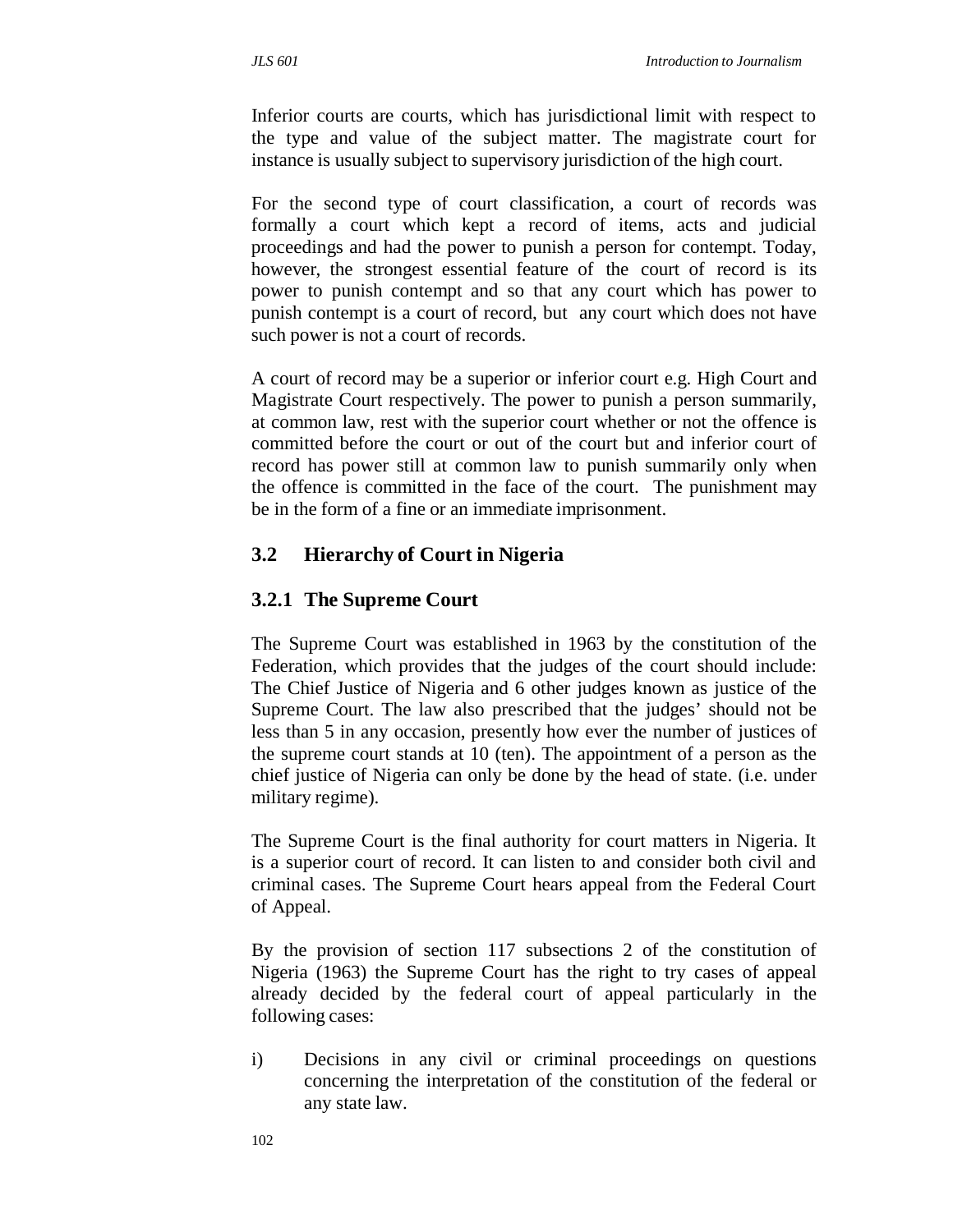Inferior courts are courts, which has jurisdictional limit with respect to the type and value of the subject matter. The magistrate court for instance is usually subject to supervisory jurisdiction of the high court.

For the second type of court classification, a court of records was formally a court which kept a record of items, acts and judicial proceedings and had the power to punish a person for contempt. Today, however, the strongest essential feature of the court of record is its power to punish contempt and so that any court which has power to punish contempt is a court of record, but any court which does not have such power is not a court of records.

A court of record may be a superior or inferior court e.g. High Court and Magistrate Court respectively. The power to punish a person summarily, at common law, rest with the superior court whether or not the offence is committed before the court or out of the court but and inferior court of record has power still at common law to punish summarily only when the offence is committed in the face of the court. The punishment may be in the form of a fine or an immediate imprisonment.

## 3.2 Hierarchy of Court in Nigeria

### 3.2.1 The Supreme Court

The Supreme Court was established in 1963 by the constitution of the Federation, which provides that the judges of the court should include: The Chief Justice of Nigeria and 6 other judges known as justice of the Supreme Court. The law also prescribed that the judges' should not be less than 5 in any occasion, presently how ever the number of justices of the supreme court stands at 10 (ten). The appointment of a person as the chief justice of Nigeria can only be done by the head of state. (i.e. under military regime).

The Supreme Court is the final authority for court matters in Nigeria. It is a superior court of record. It can listen to and consider both civil and criminal cases. The Supreme Court hears appeal from the Federal Court of Appeal.

By the provision of section 117 subsections 2 of the constitution of Nigeria (1963) the Supreme Court has the right to try cases of appeal already decided by the federal court of appeal particularly in the following cases:

i) Decisions in any civil or criminal proceedings on questions concerning the interpretation of the constitution of the federal or any state law.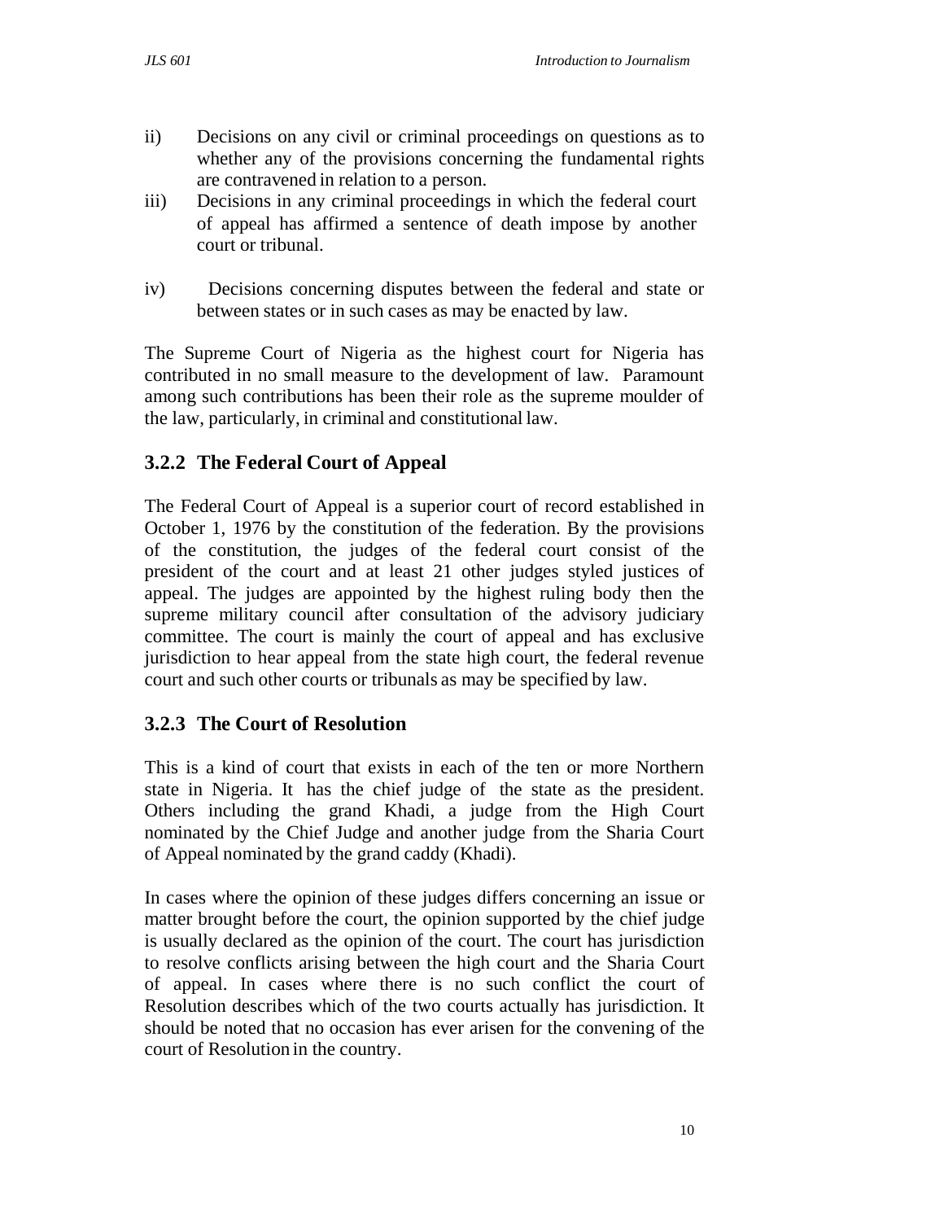ii) Decisions on any civil or criminal proceedings on questions as to whether any of the provisions concerning the fundamental rights are contravened in relation to a person.

iii) Decisions in any criminal proceedings in which the federal court of appeal has affirmed a sentence of death impose by another court or tribunal.

iv) Decisions concerning disputes between the federal and state or between states or in such cases as may be enacted by law.

The Supreme Court of Nigeria as the highest court for Nigeria has contributed in no small measure to the development of law. Paramount among such contributions has been their role as the supreme moulder of the law, particularly, in criminal and constitutional law.

### 3.2.2 The Federal Court of Appeal

The Federal Court of Appeal is a superior court of record established in October 1, 1976 by the constitution of the federation. By the provisions of the constitution, the judges of the federal court consist of the president of the court and at least 21 other judges styled justices of appeal. The judges are appointed by the highest ruling body then the supreme military council after consultation of the advisory judiciary committee. The court is mainly the court of appeal and has exclusive jurisdiction to hear appeal from the state high court, the federal revenue court and such other courts or tribunals as may be specified by law.

### 3.2.3 The Court of Resolution

This is a kind of court that exists in each of the ten or more Northern state in Nigeria. It has the chief judge of the state as the president. Others including the grand Khadi, a judge from the High Court nominated by the Chief Judge and another judge from the Sharia Court of Appeal nominated by the grand caddy (Khadi).

In cases where the opinion of these judges differs concerning an issue or matter brought before the court, the opinion supported by the chief judge is usually declared as the opinion of the court. The court has jurisdiction to resolve conflicts arising between the high court and the Sharia Court of appeal. In cases where there is no such conflict the court of Resolution describes which of the two courts actually has jurisdiction. It should be noted that no occasion has ever arisen for the convening of the court of Resolution in the country.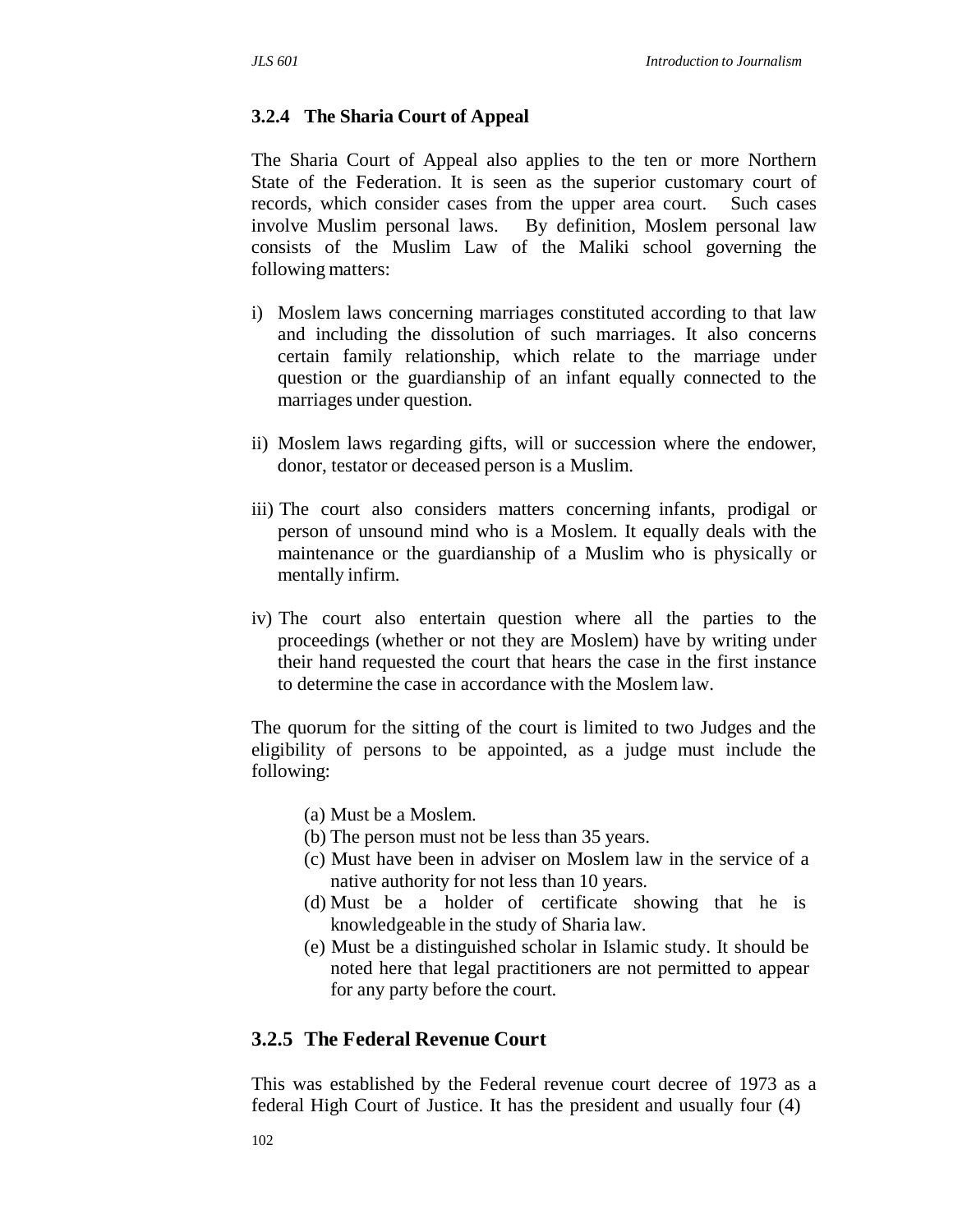### 3.2.4 The Sharia Court of Appeal

The Sharia Court of Appeal also applies to the ten or more Northern State of the Federation. It is seen as the superior customary court of records, which consider cases from the upper area court. Such cases involve Muslim personal laws. By definition, Moslem personal law consists of the Muslim Law of the Maliki school governing the following matters:

i) Moslem laws concerning marriages constituted according to that law and including the dissolution of such marriages. It also concerns certain family relationship, which relate to the marriage under question or the guardianship of an infant equally connected to the marriages under question.

ii) Moslem laws regarding gifts, will or succession where the endower, donor, testator or deceased person is a Muslim.

iii) The court also considers matters concerning infants, prodigal or person of unsound mind who is a Moslem. It equally deals with the maintenance or the guardianship of a Muslim who is physically or mentally infirm.

iv) The court also entertain question where all the parties to the proceedings (whether or not they are Moslem) have by writing under their hand requested the court that hears the case in the first instance to determine the case in accordance with the Moslem law.

The quorum for the sitting of the court is limited to two Judges and the eligibility of persons to be appointed, as a judge must include the following:

(a) Must be a Moslem.
(b) The person must not be less than 35 years.
(c) Must have been in adviser on Moslem law in the service of a native authority for not less than 10 years.
(d) Must be a holder of certificate showing that he is knowledgeable in the study of Sharia law.
(e) Must be a distinguished scholar in Islamic study. It should be noted here that legal practitioners are not permitted to appear for any party before the court.

### 3.2.5 The Federal Revenue Court

This was established by the Federal revenue court decree of 1973 as a federal High Court of Justice. It has the president and usually four (4)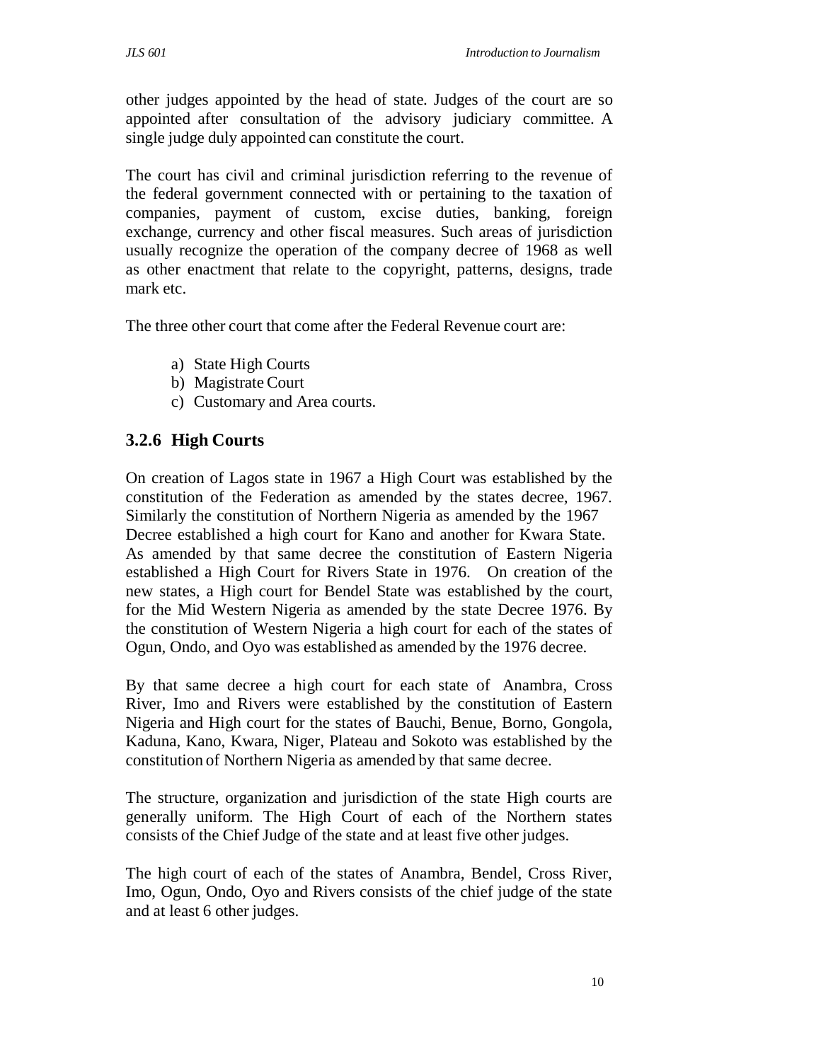other judges appointed by the head of state. Judges of the court are so appointed after consultation of the advisory judiciary committee. A single judge duly appointed can constitute the court.

The court has civil and criminal jurisdiction referring to the revenue of the federal government connected with or pertaining to the taxation of companies, payment of custom, excise duties, banking, foreign exchange, currency and other fiscal measures. Such areas of jurisdiction usually recognize the operation of the company decree of 1968 as well as other enactment that relate to the copyright, patterns, designs, trade mark etc.

The three other court that come after the Federal Revenue court are:

a) State High Courts
b) Magistrate Court
c) Customary and Area courts.

### 3.2.6 High Courts

On creation of Lagos state in 1967 a High Court was established by the constitution of the Federation as amended by the states decree, 1967. Similarly the constitution of Northern Nigeria as amended by the 1967 Decree established a high court for Kano and another for Kwara State. As amended by that same decree the constitution of Eastern Nigeria established a High Court for Rivers State in 1976. On creation of the new states, a High court for Bendel State was established by the court, for the Mid Western Nigeria as amended by the state Decree 1976. By the constitution of Western Nigeria a high court for each of the states of Ogun, Ondo, and Oyo was established as amended by the 1976 decree.

By that same decree a high court for each state of Anambra, Cross River, Imo and Rivers were established by the constitution of Eastern Nigeria and High court for the states of Bauchi, Benue, Borno, Gongola, Kaduna, Kano, Kwara, Niger, Plateau and Sokoto was established by the constitution of Northern Nigeria as amended by that same decree.

The structure, organization and jurisdiction of the state High courts are generally uniform. The High Court of each of the Northern states consists of the Chief Judge of the state and at least five other judges.

The high court of each of the states of Anambra, Bendel, Cross River, Imo, Ogun, Ondo, Oyo and Rivers consists of the chief judge of the state and at least 6 other judges.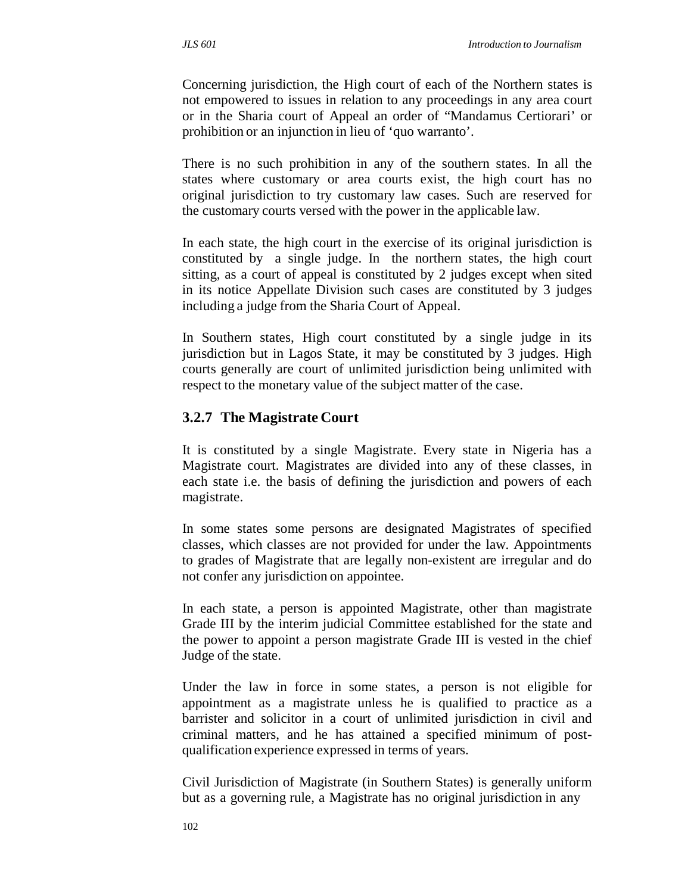Concerning jurisdiction, the High court of each of the Northern states is not empowered to issues in relation to any proceedings in any area court or in the Sharia court of Appeal an order of "Mandamus Certiorari' or prohibition or an injunction in lieu of 'quo warranto'.

There is no such prohibition in any of the southern states. In all the states where customary or area courts exist, the high court has no original jurisdiction to try customary law cases. Such are reserved for the customary courts versed with the power in the applicable law.

In each state, the high court in the exercise of its original jurisdiction is constituted by a single judge. In the northern states, the high court sitting, as a court of appeal is constituted by 2 judges except when sited in its notice Appellate Division such cases are constituted by 3 judges including a judge from the Sharia Court of Appeal.

In Southern states, High court constituted by a single judge in its jurisdiction but in Lagos State, it may be constituted by 3 judges. High courts generally are court of unlimited jurisdiction being unlimited with respect to the monetary value of the subject matter of the case.

### 3.2.7 The Magistrate Court

It is constituted by a single Magistrate. Every state in Nigeria has a Magistrate court. Magistrates are divided into any of these classes, in each state i.e. the basis of defining the jurisdiction and powers of each magistrate.

In some states some persons are designated Magistrates of specified classes, which classes are not provided for under the law. Appointments to grades of Magistrate that are legally non-existent are irregular and do not confer any jurisdiction on appointee.

In each state, a person is appointed Magistrate, other than magistrate Grade III by the interim judicial Committee established for the state and the power to appoint a person magistrate Grade III is vested in the chief Judge of the state.

Under the law in force in some states, a person is not eligible for appointment as a magistrate unless he is qualified to practice as a barrister and solicitor in a court of unlimited jurisdiction in civil and criminal matters, and he has attained a specified minimum of post-qualification experience expressed in terms of years.

Civil Jurisdiction of Magistrate (in Southern States) is generally uniform but as a governing rule, a Magistrate has no original jurisdiction in any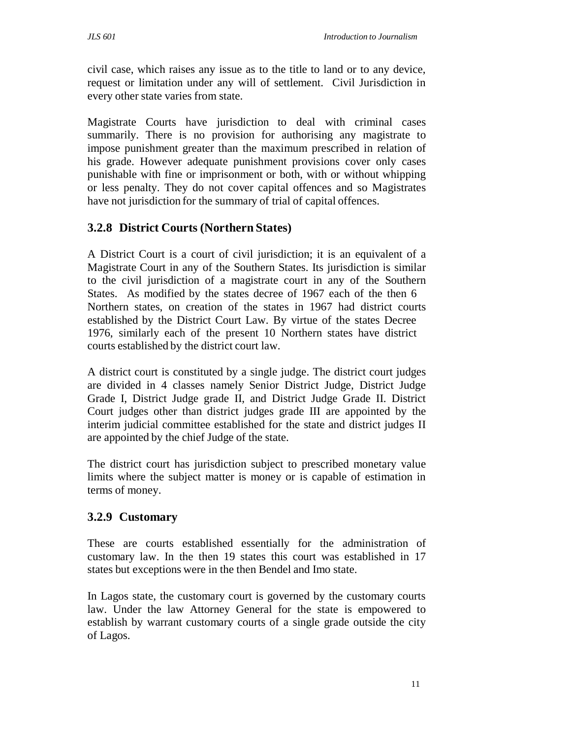civil case, which raises any issue as to the title to land or to any device, request or limitation under any will of settlement. Civil Jurisdiction in every other state varies from state.

Magistrate Courts have jurisdiction to deal with criminal cases summarily. There is no provision for authorising any magistrate to impose punishment greater than the maximum prescribed in relation of his grade. However adequate punishment provisions cover only cases punishable with fine or imprisonment or both, with or without whipping or less penalty. They do not cover capital offences and so Magistrates have not jurisdiction for the summary of trial of capital offences.

### 3.2.8 District Courts (Northern States)

A District Court is a court of civil jurisdiction; it is an equivalent of a Magistrate Court in any of the Southern States. Its jurisdiction is similar to the civil jurisdiction of a magistrate court in any of the Southern States. As modified by the states decree of 1967 each of the then 6 Northern states, on creation of the states in 1967 had district courts established by the District Court Law. By virtue of the states Decree 1976, similarly each of the present 10 Northern states have district courts established by the district court law.

A district court is constituted by a single judge. The district court judges are divided in 4 classes namely Senior District Judge, District Judge Grade I, District Judge grade II, and District Judge Grade II. District Court judges other than district judges grade III are appointed by the interim judicial committee established for the state and district judges II are appointed by the chief Judge of the state.

The district court has jurisdiction subject to prescribed monetary value limits where the subject matter is money or is capable of estimation in terms of money.

### 3.2.9 Customary

These are courts established essentially for the administration of customary law. In the then 19 states this court was established in 17 states but exceptions were in the then Bendel and Imo state.

In Lagos state, the customary court is governed by the customary courts law. Under the law Attorney General for the state is empowered to establish by warrant customary courts of a single grade outside the city of Lagos.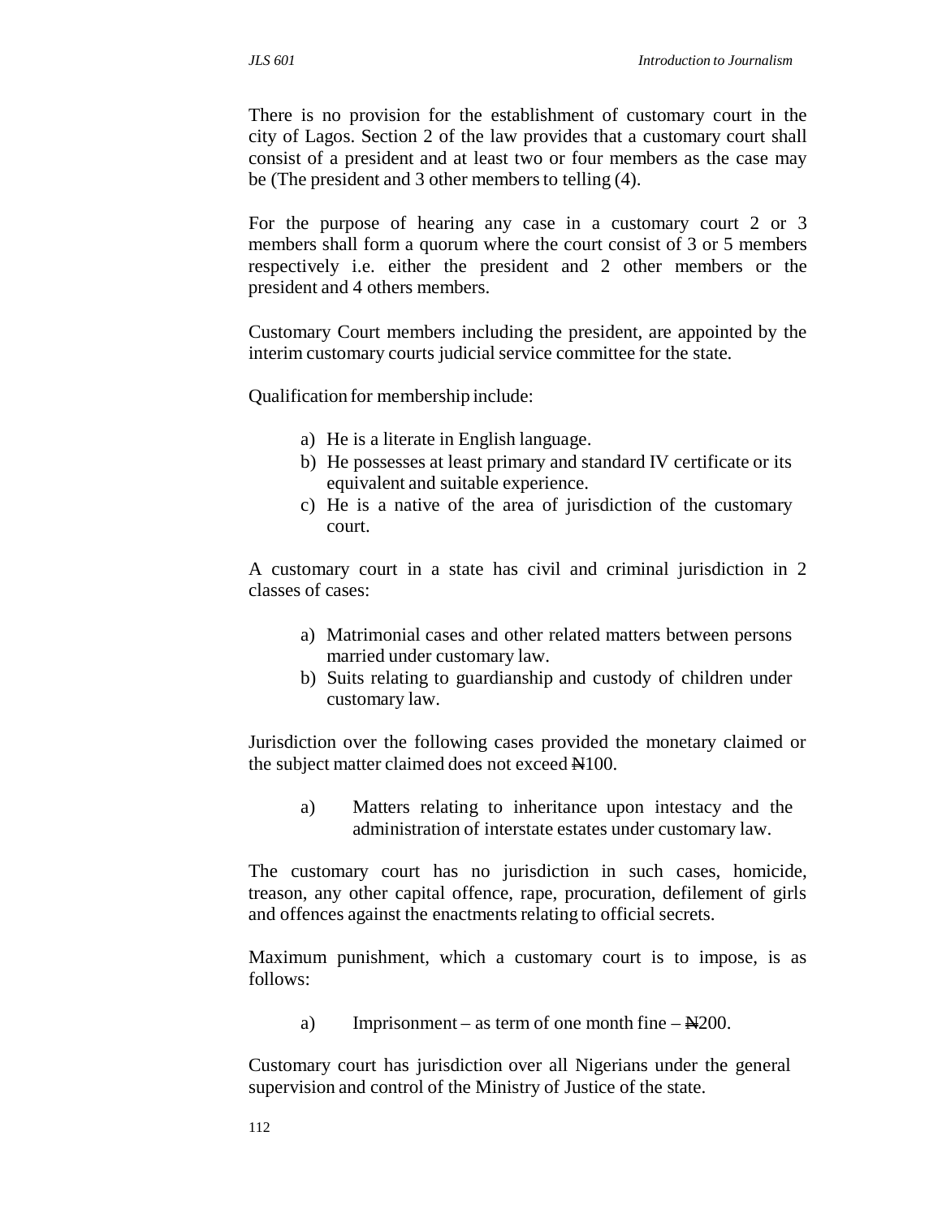There is no provision for the establishment of customary court in the city of Lagos. Section 2 of the law provides that a customary court shall consist of a president and at least two or four members as the case may be (The president and 3 other members to telling (4).

For the purpose of hearing any case in a customary court 2 or 3 members shall form a quorum where the court consist of 3 or 5 members respectively i.e. either the president and 2 other members or the president and 4 others members.

Customary Court members including the president, are appointed by the interim customary courts judicial service committee for the state.

Qualification for membership include:

a) He is a literate in English language.
b) He possesses at least primary and standard IV certificate or its equivalent and suitable experience.
c) He is a native of the area of jurisdiction of the customary court.

A customary court in a state has civil and criminal jurisdiction in 2 classes of cases:

a) Matrimonial cases and other related matters between persons married under customary law.
b) Suits relating to guardianship and custody of children under customary law.

Jurisdiction over the following cases provided the monetary claimed or the subject matter claimed does not exceed ₦100.

a) Matters relating to inheritance upon intestacy and the administration of interstate estates under customary law.

The customary court has no jurisdiction in such cases, homicide, treason, any other capital offence, rape, procuration, defilement of girls and offences against the enactments relating to official secrets.

Maximum punishment, which a customary court is to impose, is as follows:

a) Imprisonment – as term of one month fine – ₦200.

Customary court has jurisdiction over all Nigerians under the general supervision and control of the Ministry of Justice of the state.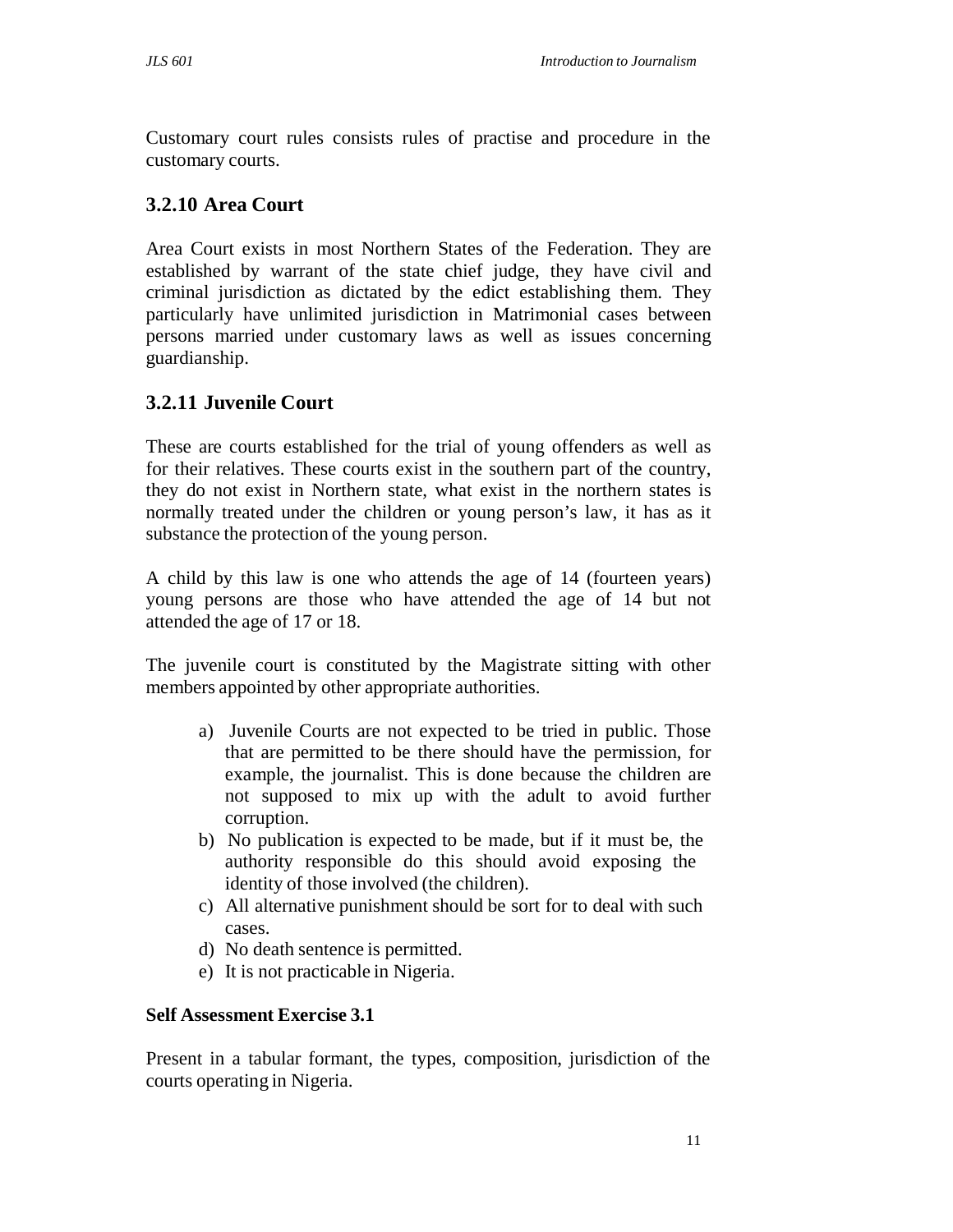Customary court rules consists rules of practise and procedure in the customary courts.

### 3.2.10 Area Court

Area Court exists in most Northern States of the Federation. They are established by warrant of the state chief judge, they have civil and criminal jurisdiction as dictated by the edict establishing them. They particularly have unlimited jurisdiction in Matrimonial cases between persons married under customary laws as well as issues concerning guardianship.

### 3.2.11 Juvenile Court

These are courts established for the trial of young offenders as well as for their relatives. These courts exist in the southern part of the country, they do not exist in Northern state, what exist in the northern states is normally treated under the children or young person's law, it has as it substance the protection of the young person.

A child by this law is one who attends the age of 14 (fourteen years) young persons are those who have attended the age of 14 but not attended the age of 17 or 18.

The juvenile court is constituted by the Magistrate sitting with other members appointed by other appropriate authorities.

a) Juvenile Courts are not expected to be tried in public. Those that are permitted to be there should have the permission, for example, the journalist. This is done because the children are not supposed to mix up with the adult to avoid further corruption.
b) No publication is expected to be made, but if it must be, the authority responsible do this should avoid exposing the identity of those involved (the children).
c) All alternative punishment should be sort for to deal with such cases.
d) No death sentence is permitted.
e) It is not practicable in Nigeria.

**Self Assessment Exercise 3.1**

Present in a tabular formant, the types, composition, jurisdiction of the courts operating in Nigeria.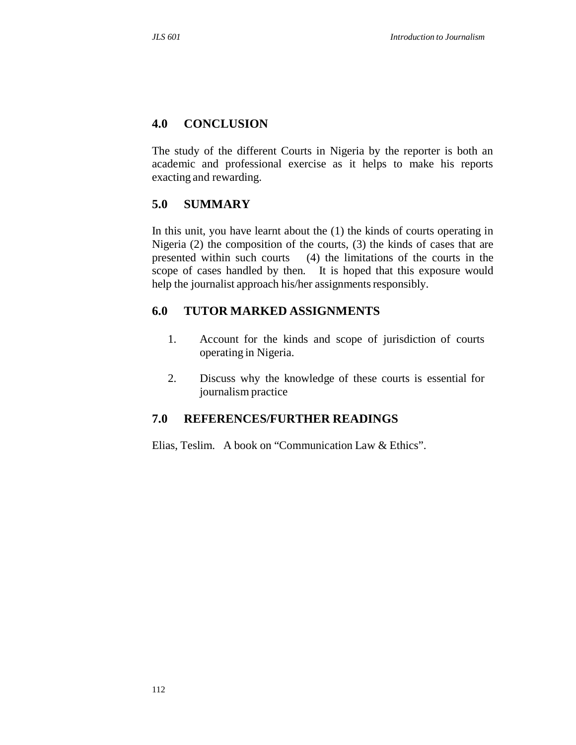## 4.0 CONCLUSION

The study of the different Courts in Nigeria by the reporter is both an academic and professional exercise as it helps to make his reports exacting and rewarding.

## 5.0 SUMMARY

In this unit, you have learnt about the (1) the kinds of courts operating in Nigeria (2) the composition of the courts, (3) the kinds of cases that are presented within such courts (4) the limitations of the courts in the scope of cases handled by then. It is hoped that this exposure would help the journalist approach his/her assignments responsibly.

## 6.0 TUTOR MARKED ASSIGNMENTS

1. Account for the kinds and scope of jurisdiction of courts operating in Nigeria.
2. Discuss why the knowledge of these courts is essential for journalism practice

## 7.0 REFERENCES/FURTHER READINGS

Elias, Teslim. A book on "Communication Law & Ethics".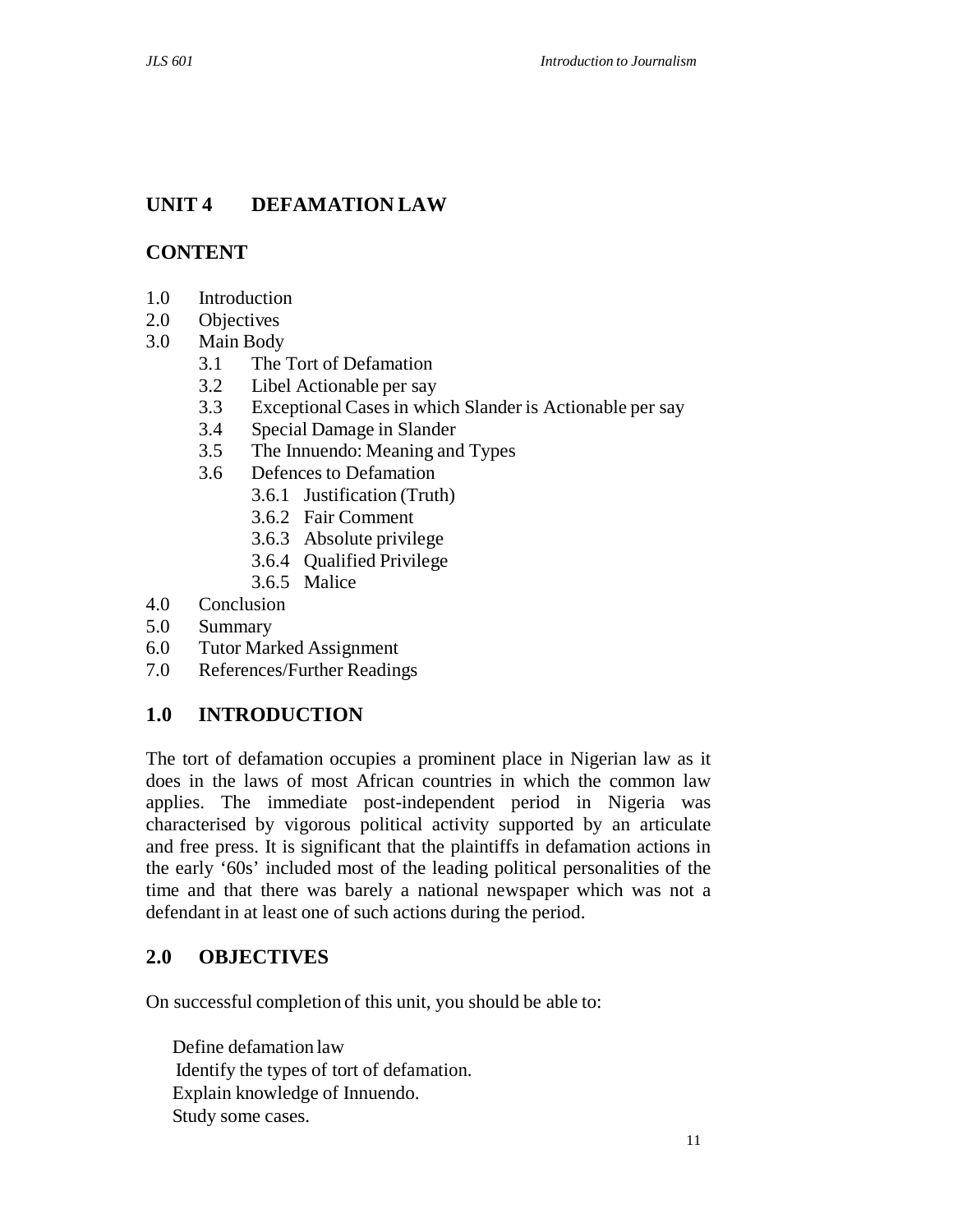## UNIT 4 DEFAMATION LAW

## CONTENT

1.0 Introduction
2.0 Objectives
3.0 Main Body
    3.1 The Tort of Defamation
    3.2 Libel Actionable per say
    3.3 Exceptional Cases in which Slander is Actionable per say
    3.4 Special Damage in Slander
    3.5 The Innuendo: Meaning and Types
    3.6 Defences to Defamation
        3.6.1 Justification (Truth)
        3.6.2 Fair Comment
        3.6.3 Absolute privilege
        3.6.4 Qualified Privilege
        3.6.5 Malice
4.0 Conclusion
5.0 Summary
6.0 Tutor Marked Assignment
7.0 References/Further Readings

## 1.0 INTRODUCTION

The tort of defamation occupies a prominent place in Nigerian law as it does in the laws of most African countries in which the common law applies. The immediate post-independent period in Nigeria was characterised by vigorous political activity supported by an articulate and free press. It is significant that the plaintiffs in defamation actions in the early '60s' included most of the leading political personalities of the time and that there was barely a national newspaper which was not a defendant in at least one of such actions during the period.

## 2.0 OBJECTIVES

On successful completion of this unit, you should be able to:

- Define defamation law
- Identify the types of tort of defamation.
- Explain knowledge of Innuendo.
- Study some cases.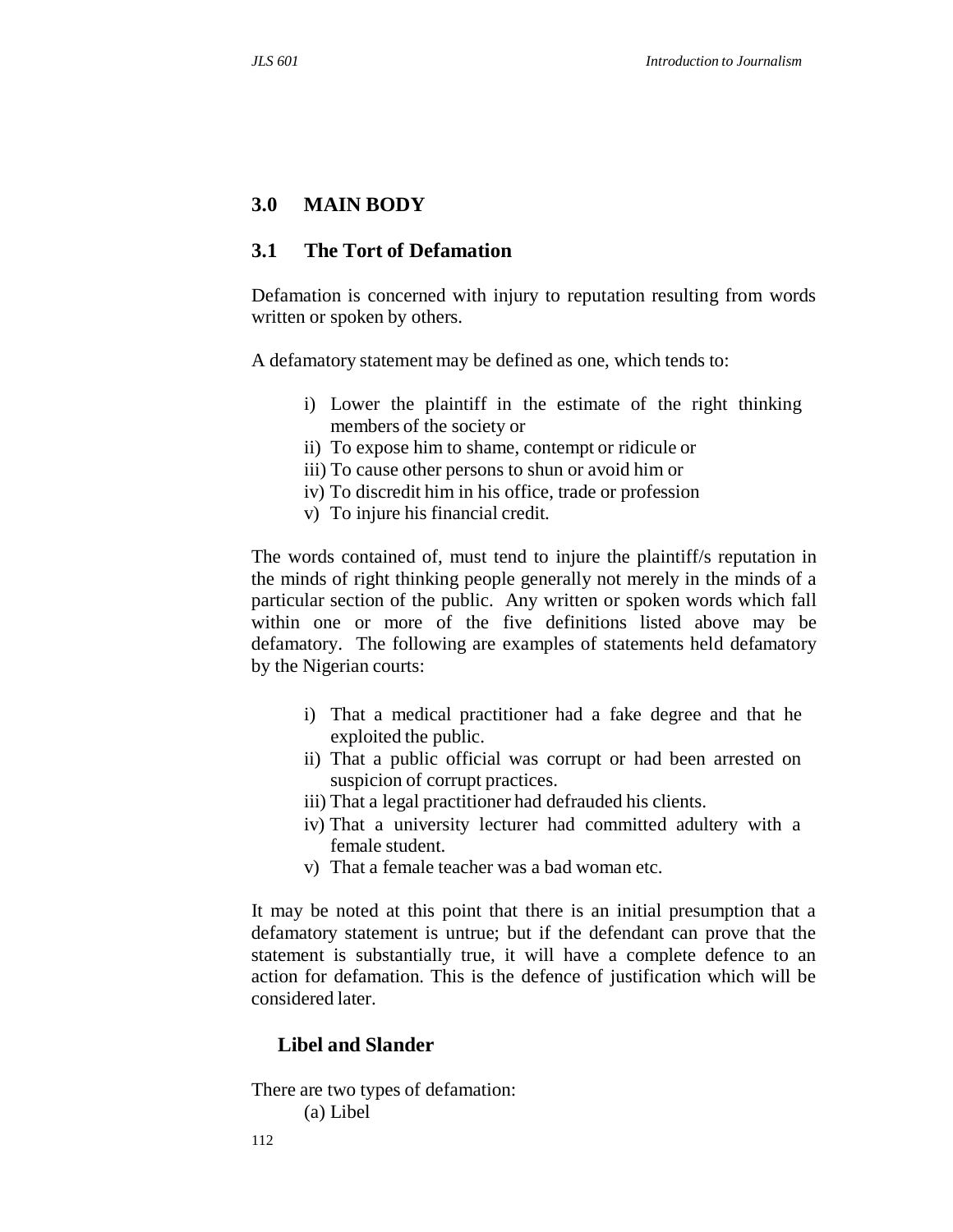## 3.0 MAIN BODY

### 3.1 The Tort of Defamation

Defamation is concerned with injury to reputation resulting from words written or spoken by others.

A defamatory statement may be defined as one, which tends to:

i) Lower the plaintiff in the estimate of the right thinking members of the society or
ii) To expose him to shame, contempt or ridicule or
iii) To cause other persons to shun or avoid him or
iv) To discredit him in his office, trade or profession
v) To injure his financial credit.

The words contained of, must tend to injure the plaintiff/s reputation in the minds of right thinking people generally not merely in the minds of a particular section of the public. Any written or spoken words which fall within one or more of the five definitions listed above may be defamatory. The following are examples of statements held defamatory by the Nigerian courts:

i) That a medical practitioner had a fake degree and that he exploited the public.
ii) That a public official was corrupt or had been arrested on suspicion of corrupt practices.
iii) That a legal practitioner had defrauded his clients.
iv) That a university lecturer had committed adultery with a female student.
v) That a female teacher was a bad woman etc.

It may be noted at this point that there is an initial presumption that a defamatory statement is untrue; but if the defendant can prove that the statement is substantially true, it will have a complete defence to an action for defamation. This is the defence of justification which will be considered later.

#### Libel and Slander

There are two types of defamation:

(a) Libel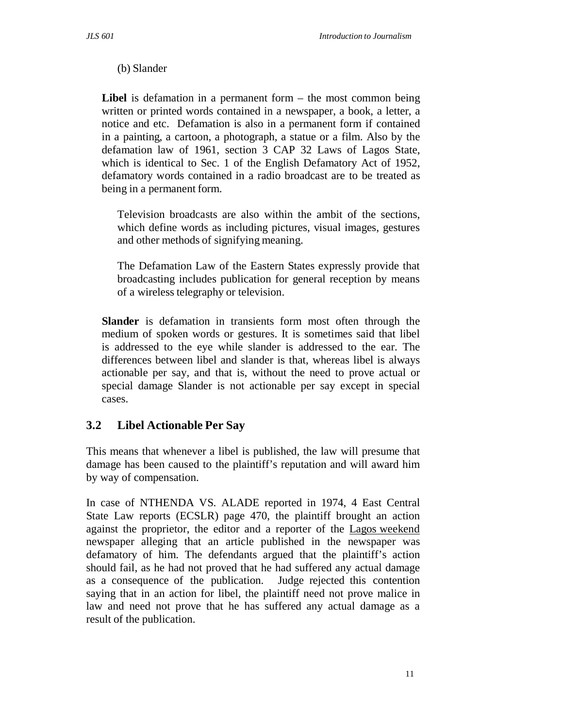(b) Slander

**Libel** is defamation in a permanent form – the most common being written or printed words contained in a newspaper, a book, a letter, a notice and etc. Defamation is also in a permanent form if contained in a painting, a cartoon, a photograph, a statue or a film. Also by the defamation law of 1961, section 3 CAP 32 Laws of Lagos State, which is identical to Sec. 1 of the English Defamatory Act of 1952, defamatory words contained in a radio broadcast are to be treated as being in a permanent form.

Television broadcasts are also within the ambit of the sections, which define words as including pictures, visual images, gestures and other methods of signifying meaning.

The Defamation Law of the Eastern States expressly provide that broadcasting includes publication for general reception by means of a wireless telegraphy or television.

**Slander** is defamation in transients form most often through the medium of spoken words or gestures. It is sometimes said that libel is addressed to the eye while slander is addressed to the ear. The differences between libel and slander is that, whereas libel is always actionable per say, and that is, without the need to prove actual or special damage Slander is not actionable per say except in special cases.

## 3.2 Libel Actionable Per Say

This means that whenever a libel is published, the law will presume that damage has been caused to the plaintiff's reputation and will award him by way of compensation.

In case of NTHENDA VS. ALADE reported in 1974, 4 East Central State Law reports (ECSLR) page 470, the plaintiff brought an action against the proprietor, the editor and a reporter of the Lagos weekend newspaper alleging that an article published in the newspaper was defamatory of him. The defendants argued that the plaintiff's action should fail, as he had not proved that he had suffered any actual damage as a consequence of the publication. Judge rejected this contention saying that in an action for libel, the plaintiff need not prove malice in law and need not prove that he has suffered any actual damage as a result of the publication.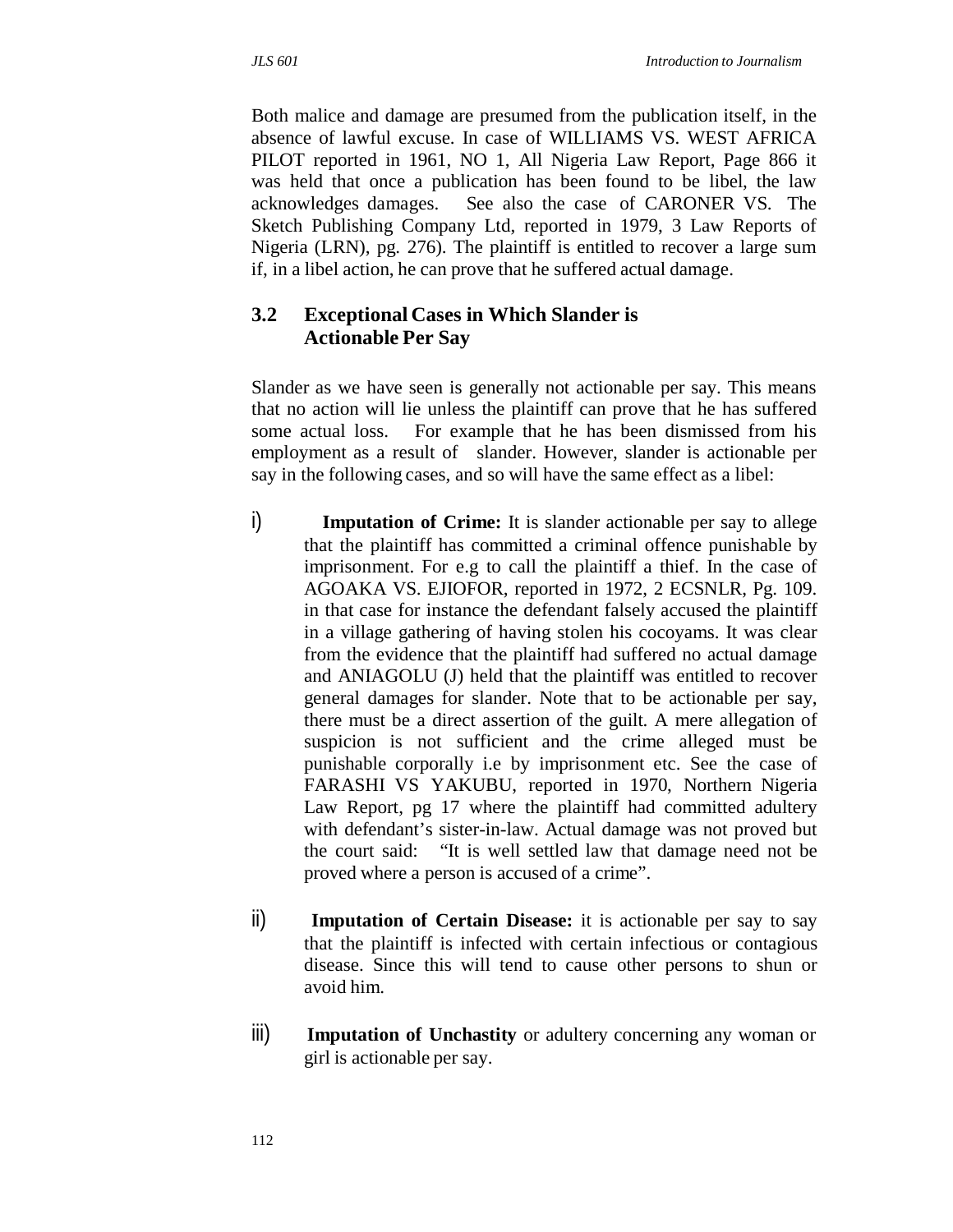Both malice and damage are presumed from the publication itself, in the absence of lawful excuse. In case of WILLIAMS VS. WEST AFRICA PILOT reported in 1961, NO 1, All Nigeria Law Report, Page 866 it was held that once a publication has been found to be libel, the law acknowledges damages. See also the case of CARONER VS. The Sketch Publishing Company Ltd, reported in 1979, 3 Law Reports of Nigeria (LRN), pg. 276). The plaintiff is entitled to recover a large sum if, in a libel action, he can prove that he suffered actual damage.

### 3.2 Exceptional Cases in Which Slander is Actionable Per Say

Slander as we have seen is generally not actionable per say. This means that no action will lie unless the plaintiff can prove that he has suffered some actual loss. For example that he has been dismissed from his employment as a result of slander. However, slander is actionable per say in the following cases, and so will have the same effect as a libel:

i) **Imputation of Crime:** It is slander actionable per say to allege that the plaintiff has committed a criminal offence punishable by imprisonment. For e.g to call the plaintiff a thief. In the case of AGOAKA VS. EJIOFOR, reported in 1972, 2 ECSNLR, Pg. 109. in that case for instance the defendant falsely accused the plaintiff in a village gathering of having stolen his cocoyams. It was clear from the evidence that the plaintiff had suffered no actual damage and ANIAGOLU (J) held that the plaintiff was entitled to recover general damages for slander. Note that to be actionable per say, there must be a direct assertion of the guilt. A mere allegation of suspicion is not sufficient and the crime alleged must be punishable corporally i.e by imprisonment etc. See the case of FARASHI VS YAKUBU, reported in 1970, Northern Nigeria Law Report, pg 17 where the plaintiff had committed adultery with defendant's sister-in-law. Actual damage was not proved but the court said: "It is well settled law that damage need not be proved where a person is accused of a crime".

ii) **Imputation of Certain Disease:** it is actionable per say to say that the plaintiff is infected with certain infectious or contagious disease. Since this will tend to cause other persons to shun or avoid him.

iii) **Imputation of Unchastity** or adultery concerning any woman or girl is actionable per say.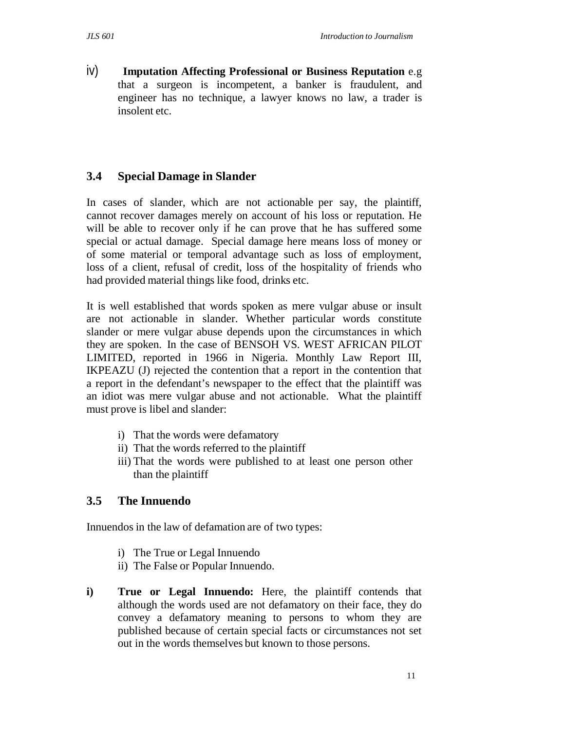iv) **Imputation Affecting Professional or Business Reputation** e.g that a surgeon is incompetent, a banker is fraudulent, and engineer has no technique, a lawyer knows no law, a trader is insolent etc.

## 3.4 Special Damage in Slander

In cases of slander, which are not actionable per say, the plaintiff, cannot recover damages merely on account of his loss or reputation. He will be able to recover only if he can prove that he has suffered some special or actual damage. Special damage here means loss of money or of some material or temporal advantage such as loss of employment, loss of a client, refusal of credit, loss of the hospitality of friends who had provided material things like food, drinks etc.

It is well established that words spoken as mere vulgar abuse or insult are not actionable in slander. Whether particular words constitute slander or mere vulgar abuse depends upon the circumstances in which they are spoken. In the case of BENSOH VS. WEST AFRICAN PILOT LIMITED, reported in 1966 in Nigeria. Monthly Law Report III, IKPEAZU (J) rejected the contention that a report in the contention that a report in the defendant's newspaper to the effect that the plaintiff was an idiot was mere vulgar abuse and not actionable. What the plaintiff must prove is libel and slander:

i) That the words were defamatory
ii) That the words referred to the plaintiff
iii) That the words were published to at least one person other than the plaintiff

## 3.5 The Innuendo

Innuendos in the law of defamation are of two types:

i) The True or Legal Innuendo
ii) The False or Popular Innuendo.

**i) True or Legal Innuendo:** Here, the plaintiff contends that although the words used are not defamatory on their face, they do convey a defamatory meaning to persons to whom they are published because of certain special facts or circumstances not set out in the words themselves but known to those persons.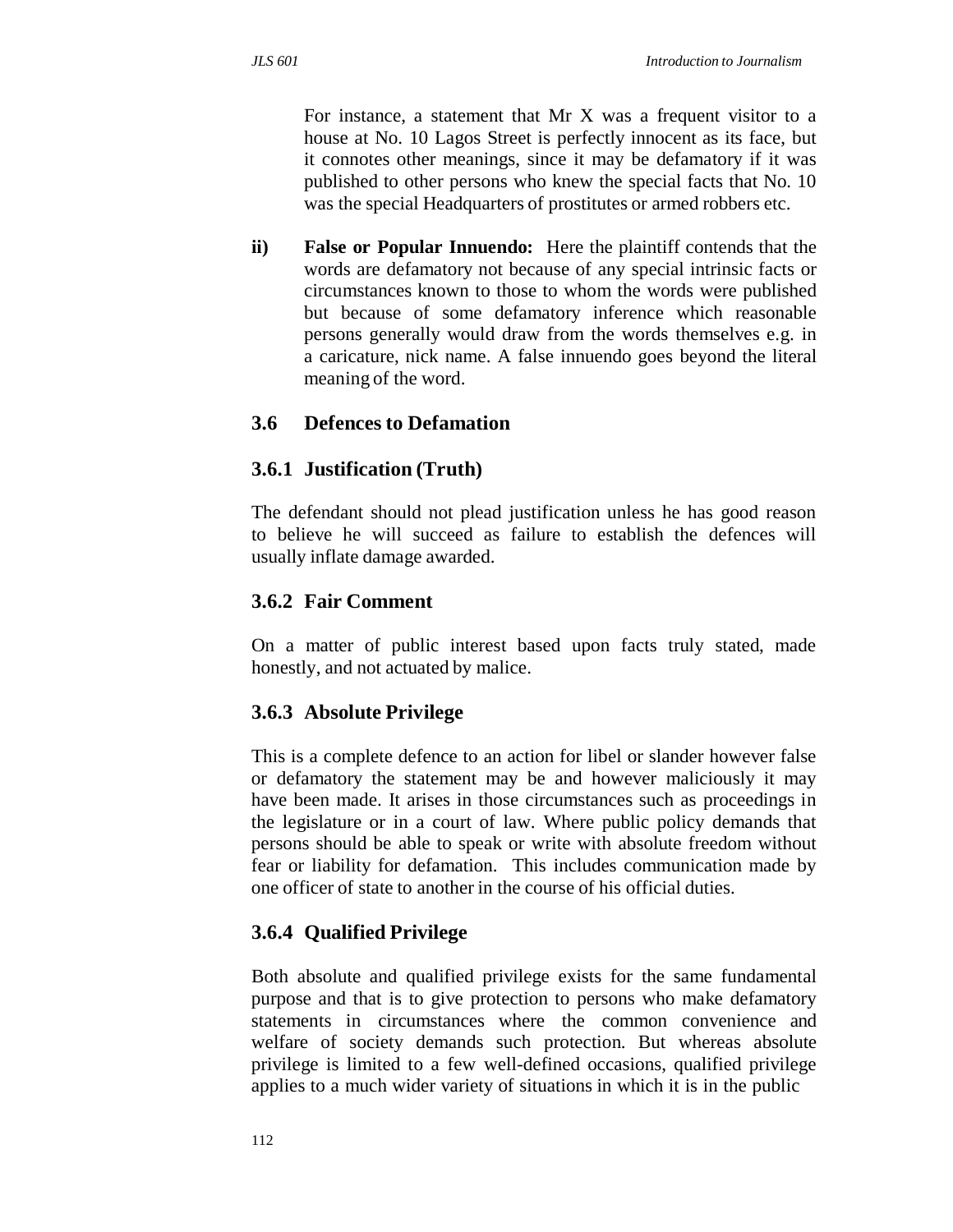For instance, a statement that Mr X was a frequent visitor to a house at No. 10 Lagos Street is perfectly innocent as its face, but it connotes other meanings, since it may be defamatory if it was published to other persons who knew the special facts that No. 10 was the special Headquarters of prostitutes or armed robbers etc.

**ii) False or Popular Innuendo:** Here the plaintiff contends that the words are defamatory not because of any special intrinsic facts or circumstances known to those to whom the words were published but because of some defamatory inference which reasonable persons generally would draw from the words themselves e.g. in a caricature, nick name. A false innuendo goes beyond the literal meaning of the word.

## 3.6 Defences to Defamation

### 3.6.1 Justification (Truth)

The defendant should not plead justification unless he has good reason to believe he will succeed as failure to establish the defences will usually inflate damage awarded.

### 3.6.2 Fair Comment

On a matter of public interest based upon facts truly stated, made honestly, and not actuated by malice.

### 3.6.3 Absolute Privilege

This is a complete defence to an action for libel or slander however false or defamatory the statement may be and however maliciously it may have been made. It arises in those circumstances such as proceedings in the legislature or in a court of law. Where public policy demands that persons should be able to speak or write with absolute freedom without fear or liability for defamation. This includes communication made by one officer of state to another in the course of his official duties.

### 3.6.4 Qualified Privilege

Both absolute and qualified privilege exists for the same fundamental purpose and that is to give protection to persons who make defamatory statements in circumstances where the common convenience and welfare of society demands such protection. But whereas absolute privilege is limited to a few well-defined occasions, qualified privilege applies to a much wider variety of situations in which it is in the public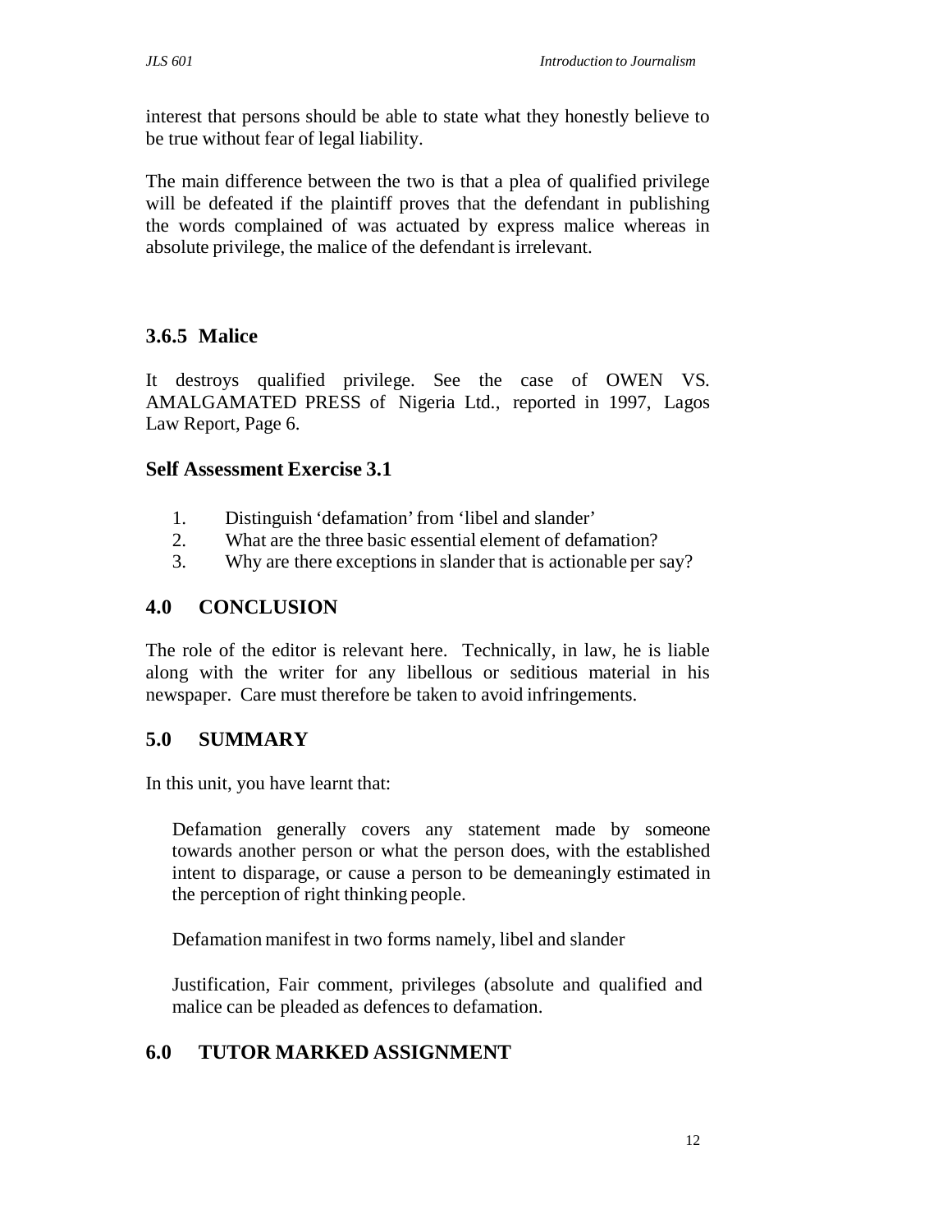interest that persons should be able to state what they honestly believe to be true without fear of legal liability.

The main difference between the two is that a plea of qualified privilege will be defeated if the plaintiff proves that the defendant in publishing the words complained of was actuated by express malice whereas in absolute privilege, the malice of the defendant is irrelevant.

### 3.6.5 Malice

It destroys qualified privilege. See the case of OWEN VS. AMALGAMATED PRESS of Nigeria Ltd., reported in 1997, Lagos Law Report, Page 6.

### Self Assessment Exercise 3.1

1. Distinguish 'defamation' from 'libel and slander'
2. What are the three basic essential element of defamation?
3. Why are there exceptions in slander that is actionable per say?

## 4.0 CONCLUSION

The role of the editor is relevant here. Technically, in law, he is liable along with the writer for any libellous or seditious material in his newspaper. Care must therefore be taken to avoid infringements.

## 5.0 SUMMARY

In this unit, you have learnt that:

Defamation generally covers any statement made by someone towards another person or what the person does, with the established intent to disparage, or cause a person to be demeaningly estimated in the perception of right thinking people.

Defamation manifest in two forms namely, libel and slander

Justification, Fair comment, privileges (absolute and qualified and malice can be pleaded as defences to defamation.

## 6.0 TUTOR MARKED ASSIGNMENT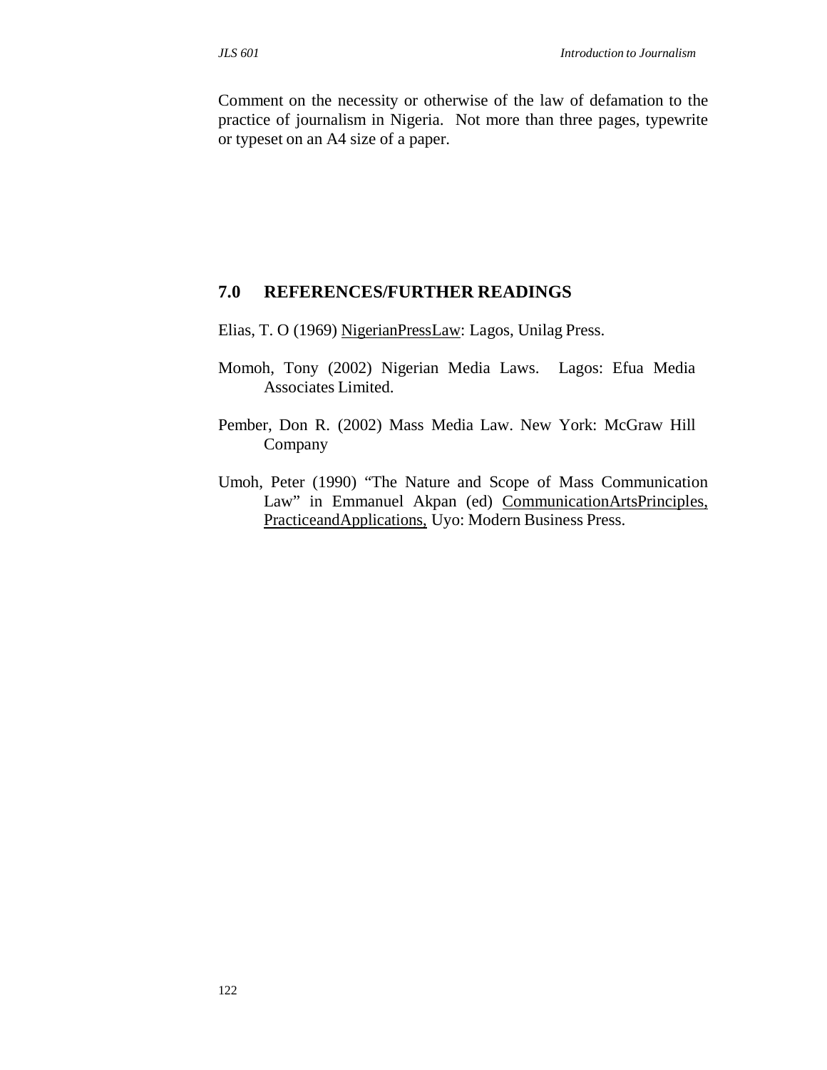Comment on the necessity or otherwise of the law of defamation to the practice of journalism in Nigeria. Not more than three pages, typewrite or typeset on an A4 size of a paper.

## 7.0 REFERENCES/FURTHER READINGS

Elias, T. O (1969) NigerianPressLaw: Lagos, Unilag Press.

Momoh, Tony (2002) Nigerian Media Laws. Lagos: Efua Media Associates Limited.

Pember, Don R. (2002) Mass Media Law. New York: McGraw Hill Company

Umoh, Peter (1990) "The Nature and Scope of Mass Communication Law" in Emmanuel Akpan (ed) CommunicationArtsPrinciples, PracticeandApplications, Uyo: Modern Business Press.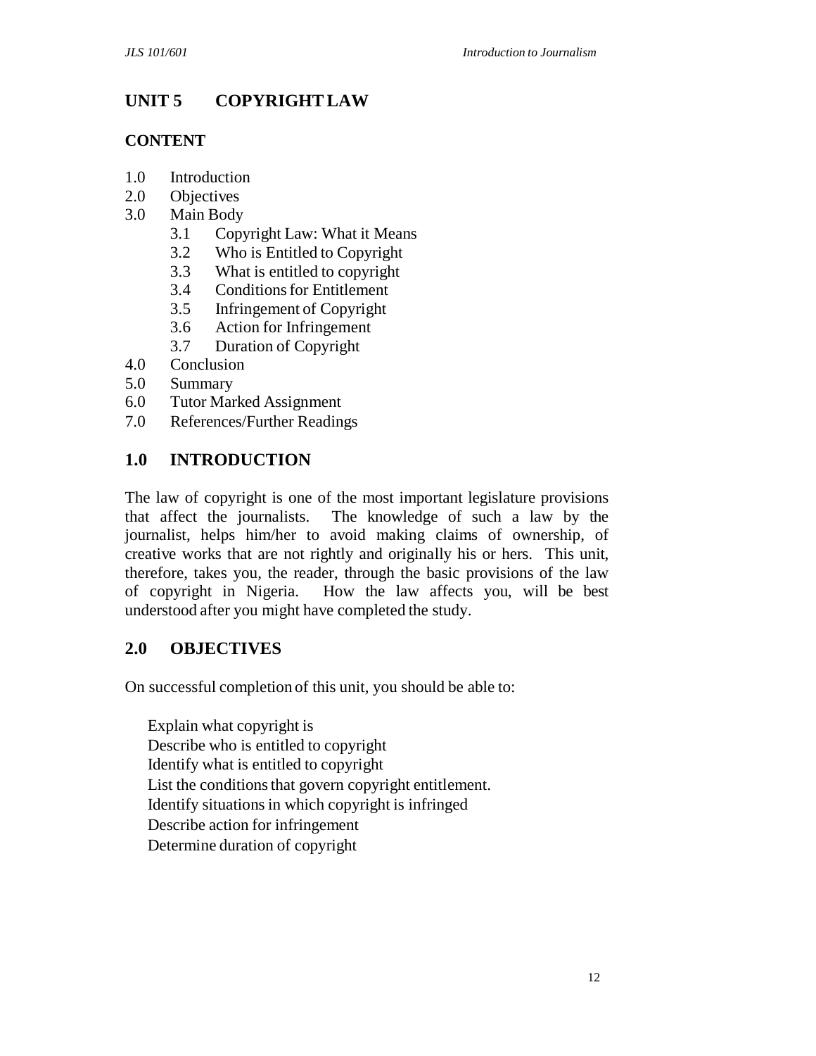# UNIT 5 COPYRIGHT LAW

## CONTENT

1.0 Introduction
2.0 Objectives
3.0 Main Body
  3.1 Copyright Law: What it Means
  3.2 Who is Entitled to Copyright
  3.3 What is entitled to copyright
  3.4 Conditions for Entitlement
  3.5 Infringement of Copyright
  3.6 Action for Infringement
  3.7 Duration of Copyright
4.0 Conclusion
5.0 Summary
6.0 Tutor Marked Assignment
7.0 References/Further Readings

## 1.0 INTRODUCTION

The law of copyright is one of the most important legislature provisions that affect the journalists. The knowledge of such a law by the journalist, helps him/her to avoid making claims of ownership, of creative works that are not rightly and originally his or hers. This unit, therefore, takes you, the reader, through the basic provisions of the law of copyright in Nigeria. How the law affects you, will be best understood after you might have completed the study.

## 2.0 OBJECTIVES

On successful completion of this unit, you should be able to:

- Explain what copyright is
- Describe who is entitled to copyright
- Identify what is entitled to copyright
- List the conditions that govern copyright entitlement.
- Identify situations in which copyright is infringed
- Describe action for infringement
- Determine duration of copyright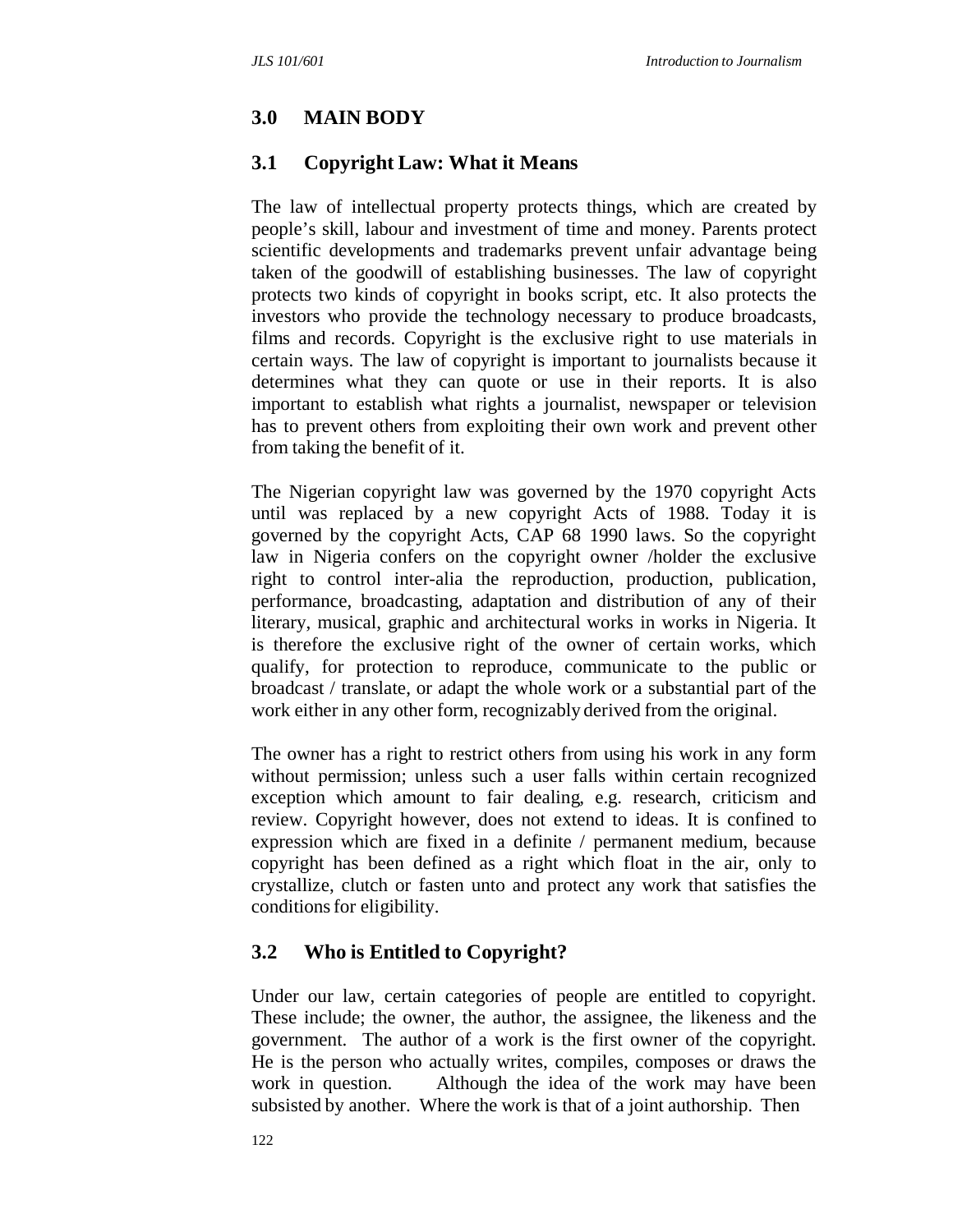## 3.0 MAIN BODY

### 3.1 Copyright Law: What it Means

The law of intellectual property protects things, which are created by people's skill, labour and investment of time and money. Parents protect scientific developments and trademarks prevent unfair advantage being taken of the goodwill of establishing businesses. The law of copyright protects two kinds of copyright in books script, etc. It also protects the investors who provide the technology necessary to produce broadcasts, films and records. Copyright is the exclusive right to use materials in certain ways. The law of copyright is important to journalists because it determines what they can quote or use in their reports. It is also important to establish what rights a journalist, newspaper or television has to prevent others from exploiting their own work and prevent other from taking the benefit of it.

The Nigerian copyright law was governed by the 1970 copyright Acts until was replaced by a new copyright Acts of 1988. Today it is governed by the copyright Acts, CAP 68 1990 laws. So the copyright law in Nigeria confers on the copyright owner /holder the exclusive right to control inter-alia the reproduction, production, publication, performance, broadcasting, adaptation and distribution of any of their literary, musical, graphic and architectural works in works in Nigeria. It is therefore the exclusive right of the owner of certain works, which qualify, for protection to reproduce, communicate to the public or broadcast / translate, or adapt the whole work or a substantial part of the work either in any other form, recognizably derived from the original.

The owner has a right to restrict others from using his work in any form without permission; unless such a user falls within certain recognized exception which amount to fair dealing, e.g. research, criticism and review. Copyright however, does not extend to ideas. It is confined to expression which are fixed in a definite / permanent medium, because copyright has been defined as a right which float in the air, only to crystallize, clutch or fasten unto and protect any work that satisfies the conditions for eligibility.

### 3.2 Who is Entitled to Copyright?

Under our law, certain categories of people are entitled to copyright. These include; the owner, the author, the assignee, the likeness and the government. The author of a work is the first owner of the copyright. He is the person who actually writes, compiles, composes or draws the work in question. Although the idea of the work may have been subsisted by another. Where the work is that of a joint authorship. Then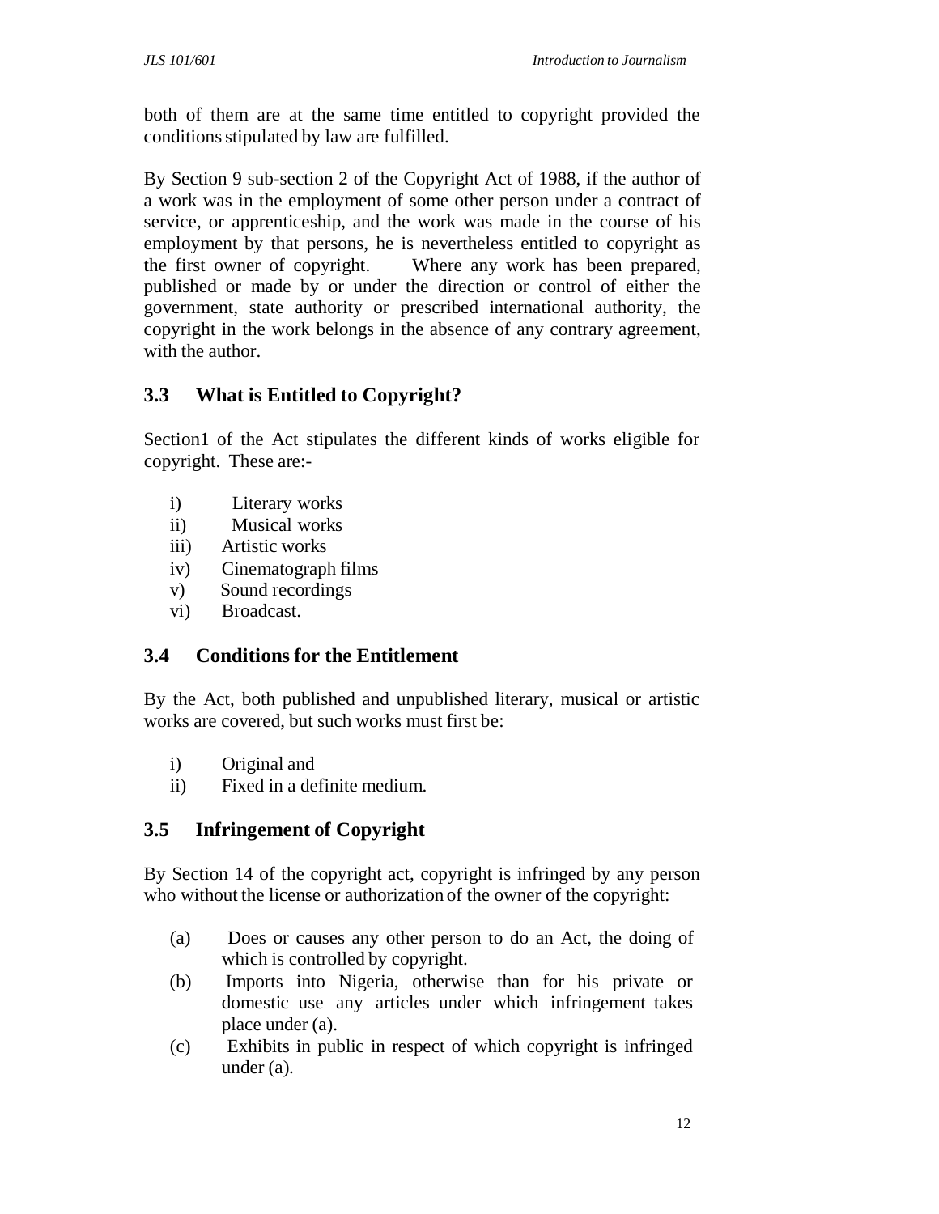both of them are at the same time entitled to copyright provided the conditions stipulated by law are fulfilled.

By Section 9 sub-section 2 of the Copyright Act of 1988, if the author of a work was in the employment of some other person under a contract of service, or apprenticeship, and the work was made in the course of his employment by that persons, he is nevertheless entitled to copyright as the first owner of copyright. Where any work has been prepared, published or made by or under the direction or control of either the government, state authority or prescribed international authority, the copyright in the work belongs in the absence of any contrary agreement, with the author.

## 3.3 What is Entitled to Copyright?

Section1 of the Act stipulates the different kinds of works eligible for copyright. These are:-

i) Literary works
ii) Musical works
iii) Artistic works
iv) Cinematograph films
v) Sound recordings
vi) Broadcast.

## 3.4 Conditions for the Entitlement

By the Act, both published and unpublished literary, musical or artistic works are covered, but such works must first be:

i) Original and
ii) Fixed in a definite medium.

## 3.5 Infringement of Copyright

By Section 14 of the copyright act, copyright is infringed by any person who without the license or authorization of the owner of the copyright:

(a) Does or causes any other person to do an Act, the doing of which is controlled by copyright.
(b) Imports into Nigeria, otherwise than for his private or domestic use any articles under which infringement takes place under (a).
(c) Exhibits in public in respect of which copyright is infringed under (a).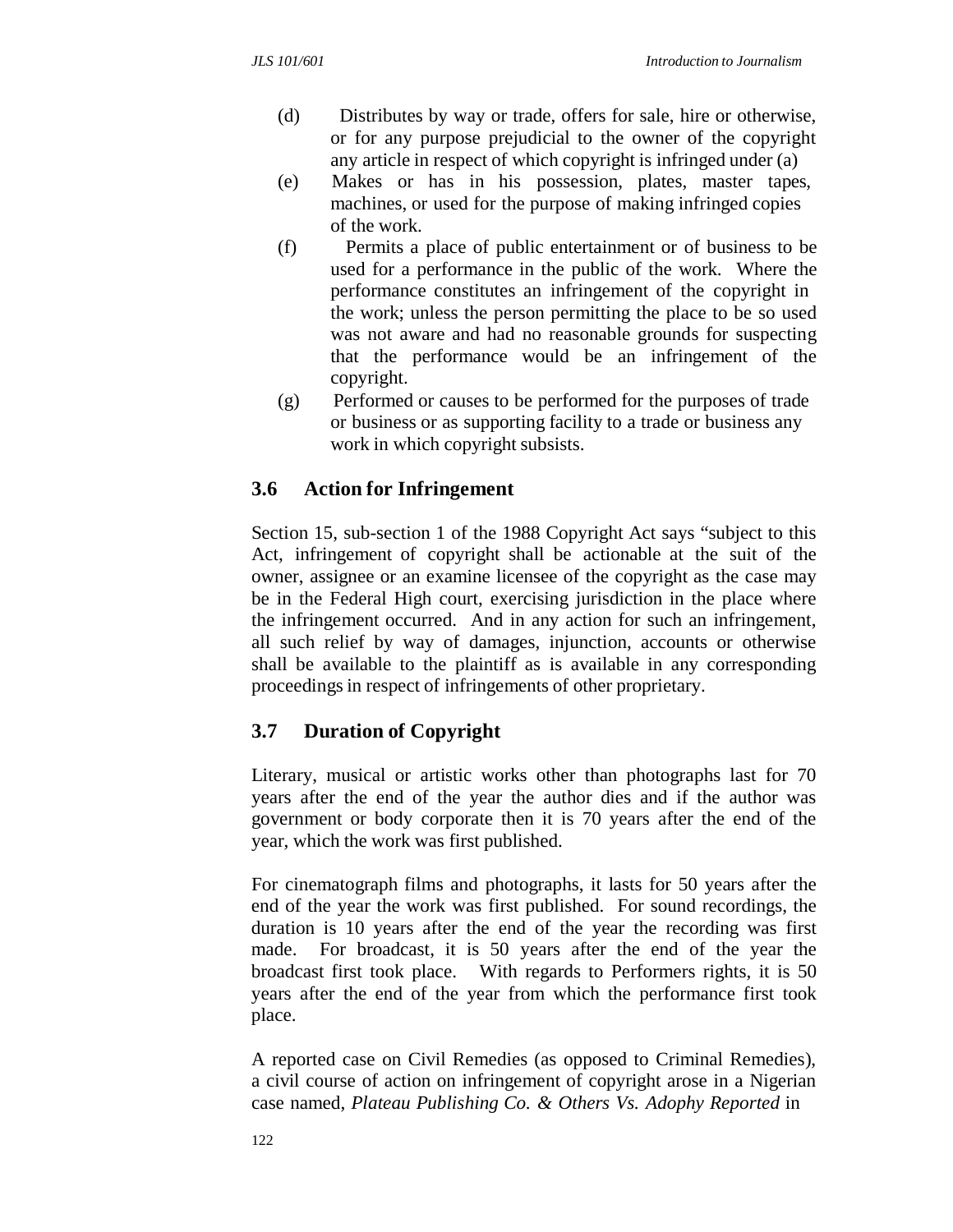(d) Distributes by way or trade, offers for sale, hire or otherwise, or for any purpose prejudicial to the owner of the copyright any article in respect of which copyright is infringed under (a)

(e) Makes or has in his possession, plates, master tapes, machines, or used for the purpose of making infringed copies of the work.

(f) Permits a place of public entertainment or of business to be used for a performance in the public of the work. Where the performance constitutes an infringement of the copyright in the work; unless the person permitting the place to be so used was not aware and had no reasonable grounds for suspecting that the performance would be an infringement of the copyright.

(g) Performed or causes to be performed for the purposes of trade or business or as supporting facility to a trade or business any work in which copyright subsists.

## 3.6 Action for Infringement

Section 15, sub-section 1 of the 1988 Copyright Act says "subject to this Act, infringement of copyright shall be actionable at the suit of the owner, assignee or an examine licensee of the copyright as the case may be in the Federal High court, exercising jurisdiction in the place where the infringement occurred. And in any action for such an infringement, all such relief by way of damages, injunction, accounts or otherwise shall be available to the plaintiff as is available in any corresponding proceedings in respect of infringements of other proprietary.

## 3.7 Duration of Copyright

Literary, musical or artistic works other than photographs last for 70 years after the end of the year the author dies and if the author was government or body corporate then it is 70 years after the end of the year, which the work was first published.

For cinematograph films and photographs, it lasts for 50 years after the end of the year the work was first published. For sound recordings, the duration is 10 years after the end of the year the recording was first made. For broadcast, it is 50 years after the end of the year the broadcast first took place. With regards to Performers rights, it is 50 years after the end of the year from which the performance first took place.

A reported case on Civil Remedies (as opposed to Criminal Remedies), a civil course of action on infringement of copyright arose in a Nigerian case named, *Plateau Publishing Co. & Others Vs. Adophy Reported* in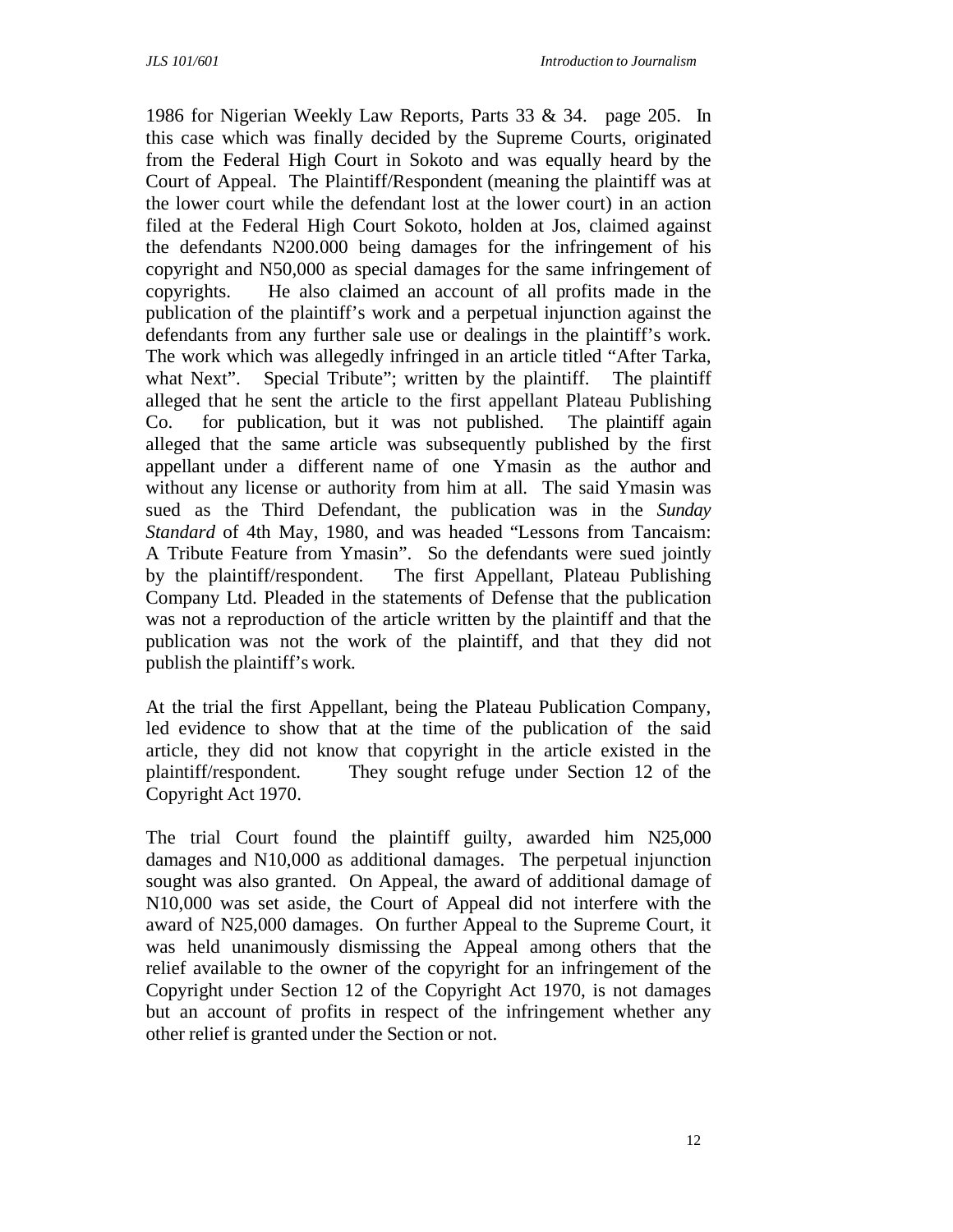1986 for Nigerian Weekly Law Reports, Parts 33 & 34. page 205. In this case which was finally decided by the Supreme Courts, originated from the Federal High Court in Sokoto and was equally heard by the Court of Appeal. The Plaintiff/Respondent (meaning the plaintiff was at the lower court while the defendant lost at the lower court) in an action filed at the Federal High Court Sokoto, holden at Jos, claimed against the defendants N200.000 being damages for the infringement of his copyright and N50,000 as special damages for the same infringement of copyrights. He also claimed an account of all profits made in the publication of the plaintiff's work and a perpetual injunction against the defendants from any further sale use or dealings in the plaintiff's work. The work which was allegedly infringed in an article titled "After Tarka, what Next". Special Tribute"; written by the plaintiff. The plaintiff alleged that he sent the article to the first appellant Plateau Publishing Co. for publication, but it was not published. The plaintiff again alleged that the same article was subsequently published by the first appellant under a different name of one Ymasin as the author and without any license or authority from him at all. The said Ymasin was sued as the Third Defendant, the publication was in the *Sunday Standard* of 4th May, 1980, and was headed "Lessons from Tancaism: A Tribute Feature from Ymasin". So the defendants were sued jointly by the plaintiff/respondent. The first Appellant, Plateau Publishing Company Ltd. Pleaded in the statements of Defense that the publication was not a reproduction of the article written by the plaintiff and that the publication was not the work of the plaintiff, and that they did not publish the plaintiff's work.

At the trial the first Appellant, being the Plateau Publication Company, led evidence to show that at the time of the publication of the said article, they did not know that copyright in the article existed in the plaintiff/respondent. They sought refuge under Section 12 of the Copyright Act 1970.

The trial Court found the plaintiff guilty, awarded him N25,000 damages and N10,000 as additional damages. The perpetual injunction sought was also granted. On Appeal, the award of additional damage of N10,000 was set aside, the Court of Appeal did not interfere with the award of N25,000 damages. On further Appeal to the Supreme Court, it was held unanimously dismissing the Appeal among others that the relief available to the owner of the copyright for an infringement of the Copyright under Section 12 of the Copyright Act 1970, is not damages but an account of profits in respect of the infringement whether any other relief is granted under the Section or not.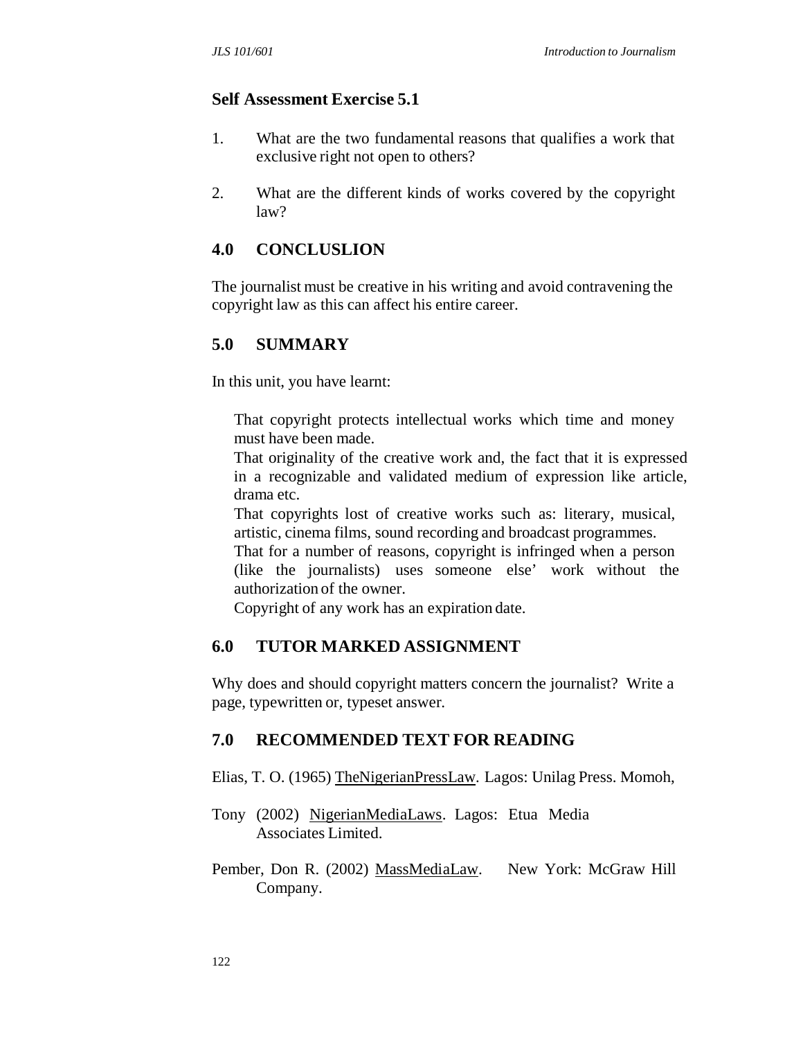### Self Assessment Exercise 5.1

1. What are the two fundamental reasons that qualifies a work that exclusive right not open to others?

2. What are the different kinds of works covered by the copyright law?

## 4.0 CONCLUSLION

The journalist must be creative in his writing and avoid contravening the copyright law as this can affect his entire career.

## 5.0 SUMMARY

In this unit, you have learnt:

- That copyright protects intellectual works which time and money must have been made.
- That originality of the creative work and, the fact that it is expressed in a recognizable and validated medium of expression like article, drama etc.
- That copyrights lost of creative works such as: literary, musical, artistic, cinema films, sound recording and broadcast programmes.
- That for a number of reasons, copyright is infringed when a person (like the journalists) uses someone else' work without the authorization of the owner.
- Copyright of any work has an expiration date.

## 6.0 TUTOR MARKED ASSIGNMENT

Why does and should copyright matters concern the journalist? Write a page, typewritten or, typeset answer.

## 7.0 RECOMMENDED TEXT FOR READING

Elias, T. O. (1965) TheNigerianPressLaw. Lagos: Unilag Press. Momoh,

Tony (2002) NigerianMediaLaws. Lagos: Etua Media Associates Limited.

Pember, Don R. (2002) MassMediaLaw. New York: McGraw Hill Company.